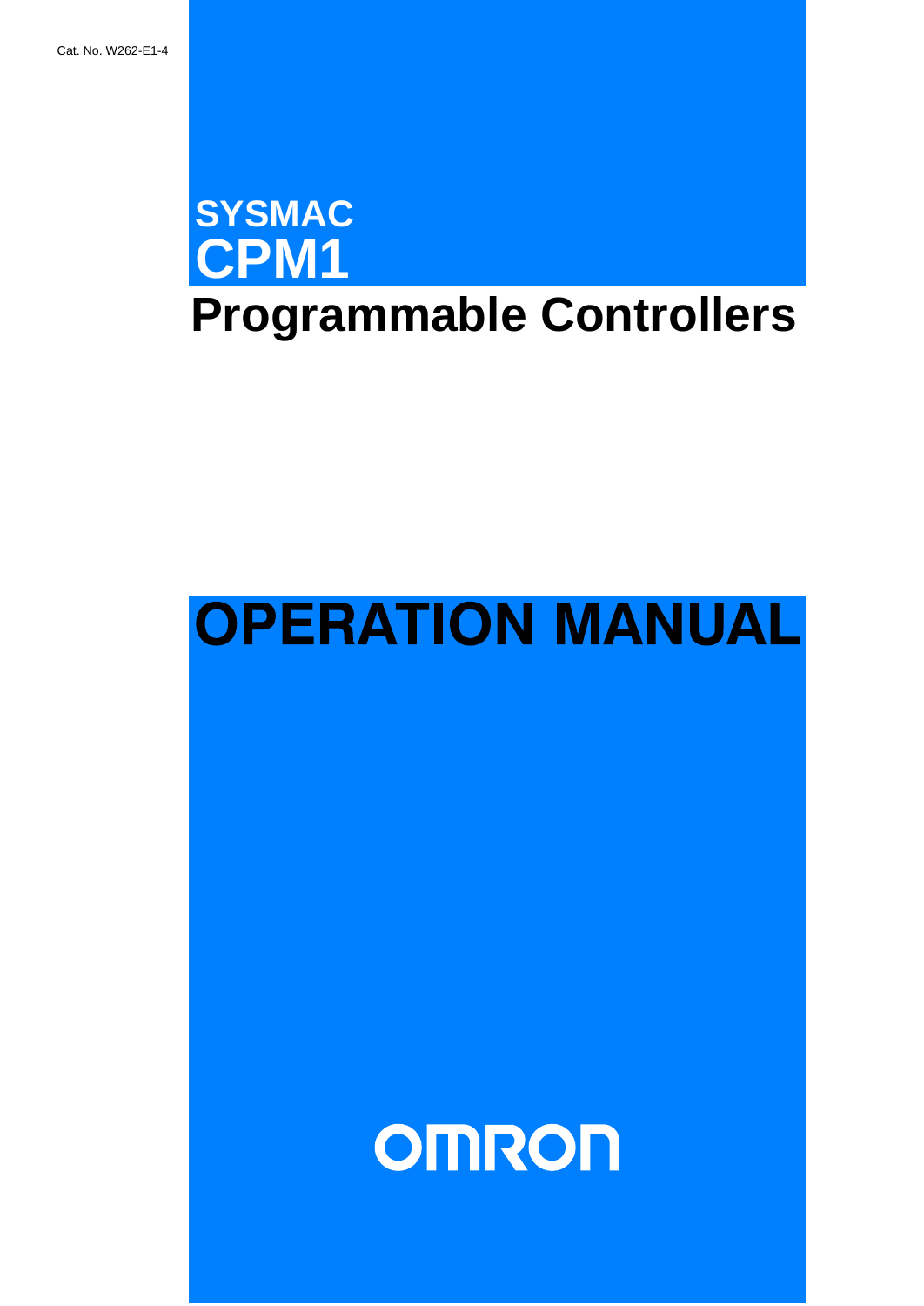Cat. No. W262-E1-4

# SYSMAC
# CPM1
# Programmable Controllers

# OPERATION MANUAL

OMRON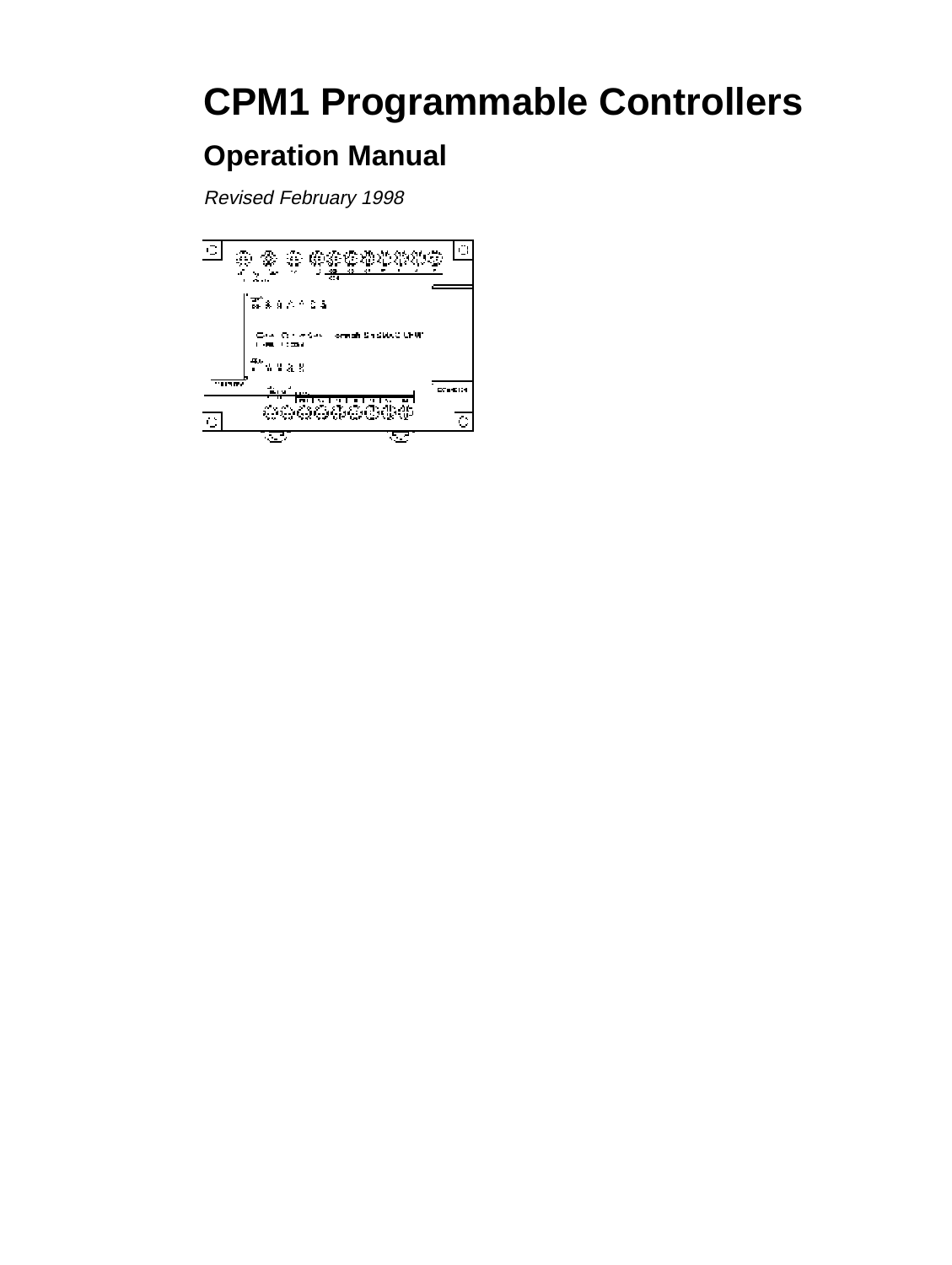# CPM1 Programmable Controllers

## Operation Manual

*Revised February 1998*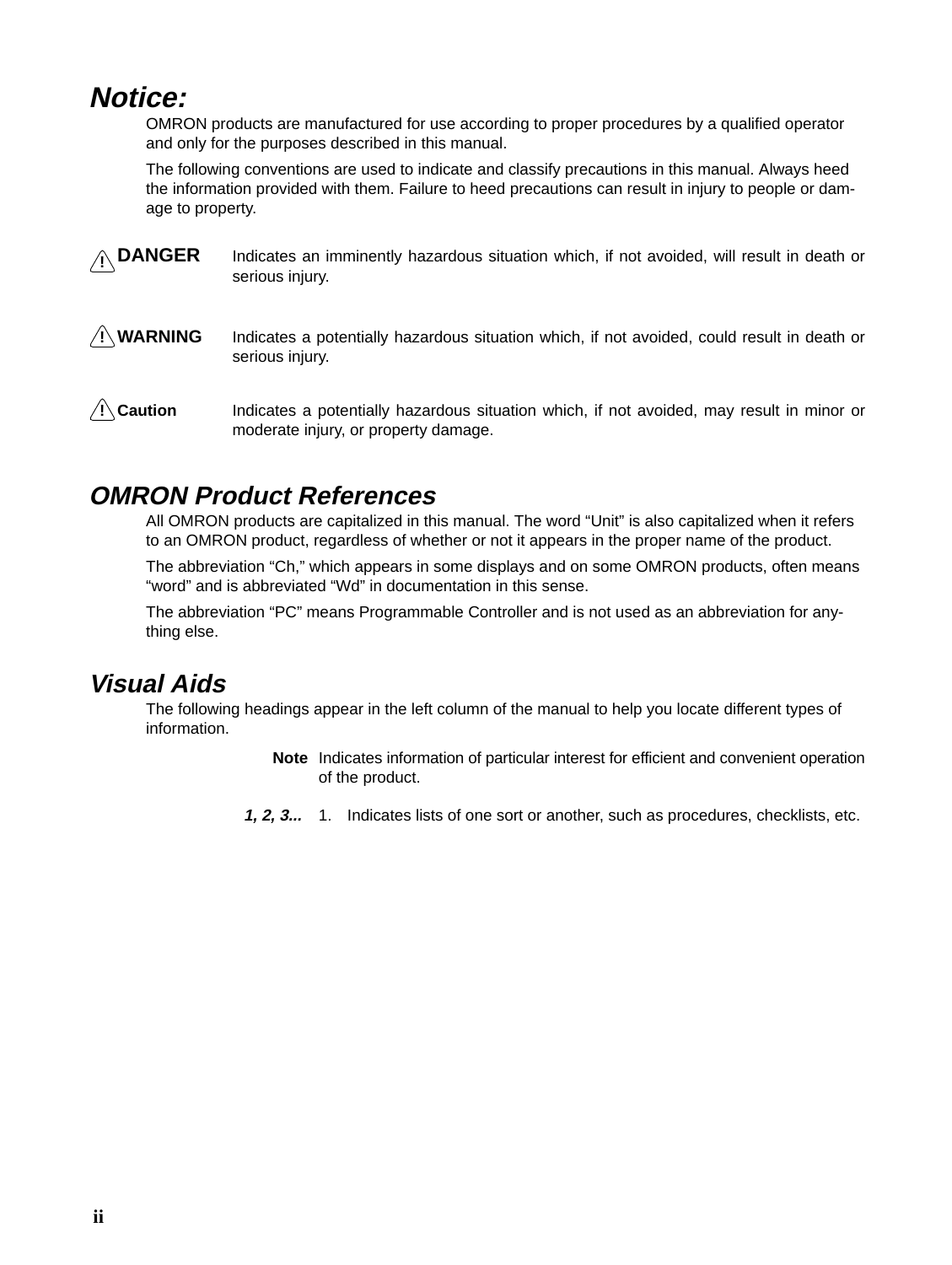## Notice:

OMRON products are manufactured for use according to proper procedures by a qualified operator and only for the purposes described in this manual.

The following conventions are used to indicate and classify precautions in this manual. Always heed the information provided with them. Failure to heed precautions can result in injury to people or damage to property.

**! DANGER** Indicates an imminently hazardous situation which, if not avoided, will result in death or serious injury.

**! WARNING** Indicates a potentially hazardous situation which, if not avoided, could result in death or serious injury.

**! Caution** Indicates a potentially hazardous situation which, if not avoided, may result in minor or moderate injury, or property damage.

## OMRON Product References

All OMRON products are capitalized in this manual. The word “Unit” is also capitalized when it refers to an OMRON product, regardless of whether or not it appears in the proper name of the product.

The abbreviation “Ch,” which appears in some displays and on some OMRON products, often means “word” and is abbreviated “Wd” in documentation in this sense.

The abbreviation “PC” means Programmable Controller and is not used as an abbreviation for anything else.

## Visual Aids

The following headings appear in the left column of the manual to help you locate different types of information.

**Note** Indicates information of particular interest for efficient and convenient operation of the product.

***1, 2, 3...*** 1. Indicates lists of one sort or another, such as procedures, checklists, etc.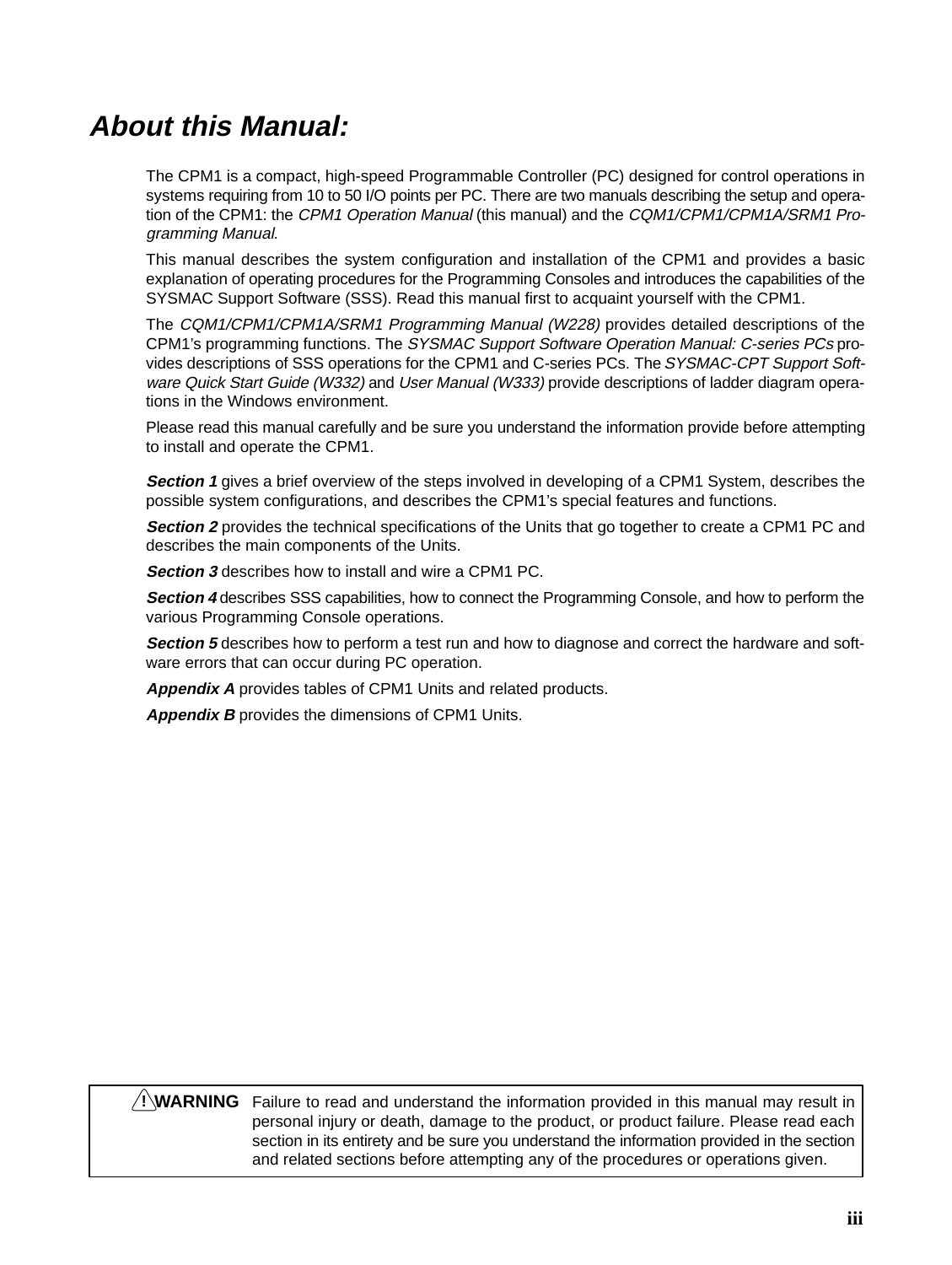# *About this Manual:*

The CPM1 is a compact, high-speed Programmable Controller (PC) designed for control operations in systems requiring from 10 to 50 I/O points per PC. There are two manuals describing the setup and operation of the CPM1: the *CPM1 Operation Manual* (this manual) and the *CQM1/CPM1/CPM1A/SRM1 Programming Manual*.

This manual describes the system configuration and installation of the CPM1 and provides a basic explanation of operating procedures for the Programming Consoles and introduces the capabilities of the SYSMAC Support Software (SSS). Read this manual first to acquaint yourself with the CPM1.

The *CQM1/CPM1/CPM1A/SRM1 Programming Manual (W228)* provides detailed descriptions of the CPM1's programming functions. The *SYSMAC Support Software Operation Manual: C-series PCs* provides descriptions of SSS operations for the CPM1 and C-series PCs. The *SYSMAC-CPT Support Software Quick Start Guide (W332)* and *User Manual (W333)* provide descriptions of ladder diagram operations in the Windows environment.

Please read this manual carefully and be sure you understand the information provide before attempting to install and operate the CPM1.

***Section 1*** gives a brief overview of the steps involved in developing of a CPM1 System, describes the possible system configurations, and describes the CPM1's special features and functions.

***Section 2*** provides the technical specifications of the Units that go together to create a CPM1 PC and describes the main components of the Units.

***Section 3*** describes how to install and wire a CPM1 PC.

***Section 4*** describes SSS capabilities, how to connect the Programming Console, and how to perform the various Programming Console operations.

***Section 5*** describes how to perform a test run and how to diagnose and correct the hardware and software errors that can occur during PC operation.

***Appendix A*** provides tables of CPM1 Units and related products.

***Appendix B*** provides the dimensions of CPM1 Units.

**! WARNING** Failure to read and understand the information provided in this manual may result in personal injury or death, damage to the product, or product failure. Please read each section in its entirety and be sure you understand the information provided in the section and related sections before attempting any of the procedures or operations given.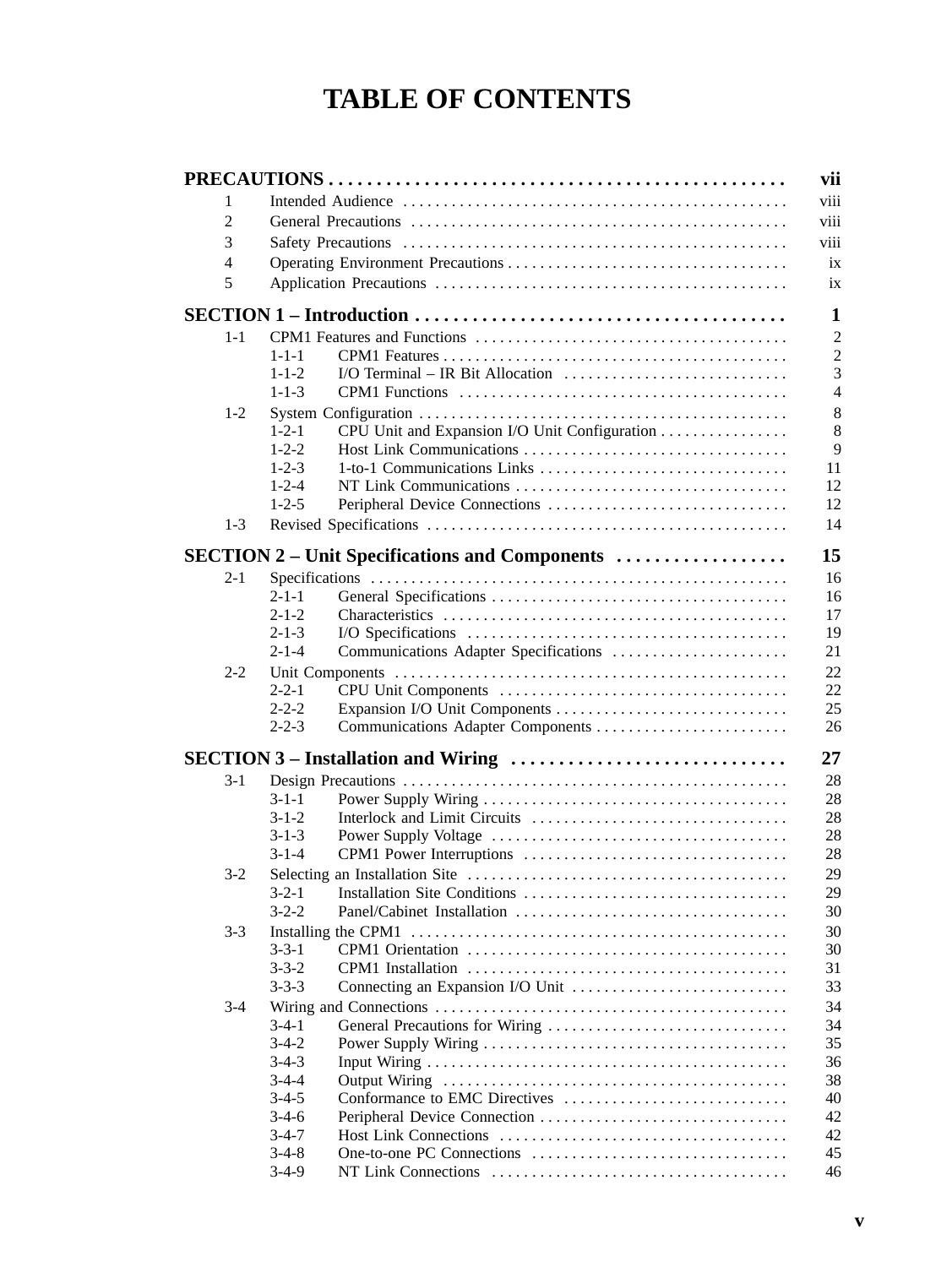# TABLE OF CONTENTS

**PRECAUTIONS** ... **vii**

- 1 Intended Audience ... viii
- 2 General Precautions ... viii
- 3 Safety Precautions ... viii
- 4 Operating Environment Precautions ... ix
- 5 Application Precautions ... ix

**SECTION 1 – Introduction** ... **1**

- 1-1 CPM1 Features and Functions ... 2
  - 1-1-1 CPM1 Features ... 2
  - 1-1-2 I/O Terminal – IR Bit Allocation ... 3
  - 1-1-3 CPM1 Functions ... 4
- 1-2 System Configuration ... 8
  - 1-2-1 CPU Unit and Expansion I/O Unit Configuration ... 8
  - 1-2-2 Host Link Communications ... 9
  - 1-2-3 1-to-1 Communications Links ... 11
  - 1-2-4 NT Link Communications ... 12
  - 1-2-5 Peripheral Device Connections ... 12
- 1-3 Revised Specifications ... 14

**SECTION 2 – Unit Specifications and Components** ... **15**

- 2-1 Specifications ... 16
  - 2-1-1 General Specifications ... 16
  - 2-1-2 Characteristics ... 17
  - 2-1-3 I/O Specifications ... 19
  - 2-1-4 Communications Adapter Specifications ... 21
- 2-2 Unit Components ... 22
  - 2-2-1 CPU Unit Components ... 22
  - 2-2-2 Expansion I/O Unit Components ... 25
  - 2-2-3 Communications Adapter Components ... 26

**SECTION 3 – Installation and Wiring** ... **27**

- 3-1 Design Precautions ... 28
  - 3-1-1 Power Supply Wiring ... 28
  - 3-1-2 Interlock and Limit Circuits ... 28
  - 3-1-3 Power Supply Voltage ... 28
  - 3-1-4 CPM1 Power Interruptions ... 28
- 3-2 Selecting an Installation Site ... 29
  - 3-2-1 Installation Site Conditions ... 29
  - 3-2-2 Panel/Cabinet Installation ... 30
- 3-3 Installing the CPM1 ... 30
  - 3-3-1 CPM1 Orientation ... 30
  - 3-3-2 CPM1 Installation ... 31
  - 3-3-3 Connecting an Expansion I/O Unit ... 33
- 3-4 Wiring and Connections ... 34
  - 3-4-1 General Precautions for Wiring ... 34
  - 3-4-2 Power Supply Wiring ... 35
  - 3-4-3 Input Wiring ... 36
  - 3-4-4 Output Wiring ... 38
  - 3-4-5 Conformance to EMC Directives ... 40
  - 3-4-6 Peripheral Device Connection ... 42
  - 3-4-7 Host Link Connections ... 42
  - 3-4-8 One-to-one PC Connections ... 45
  - 3-4-9 NT Link Connections ... 46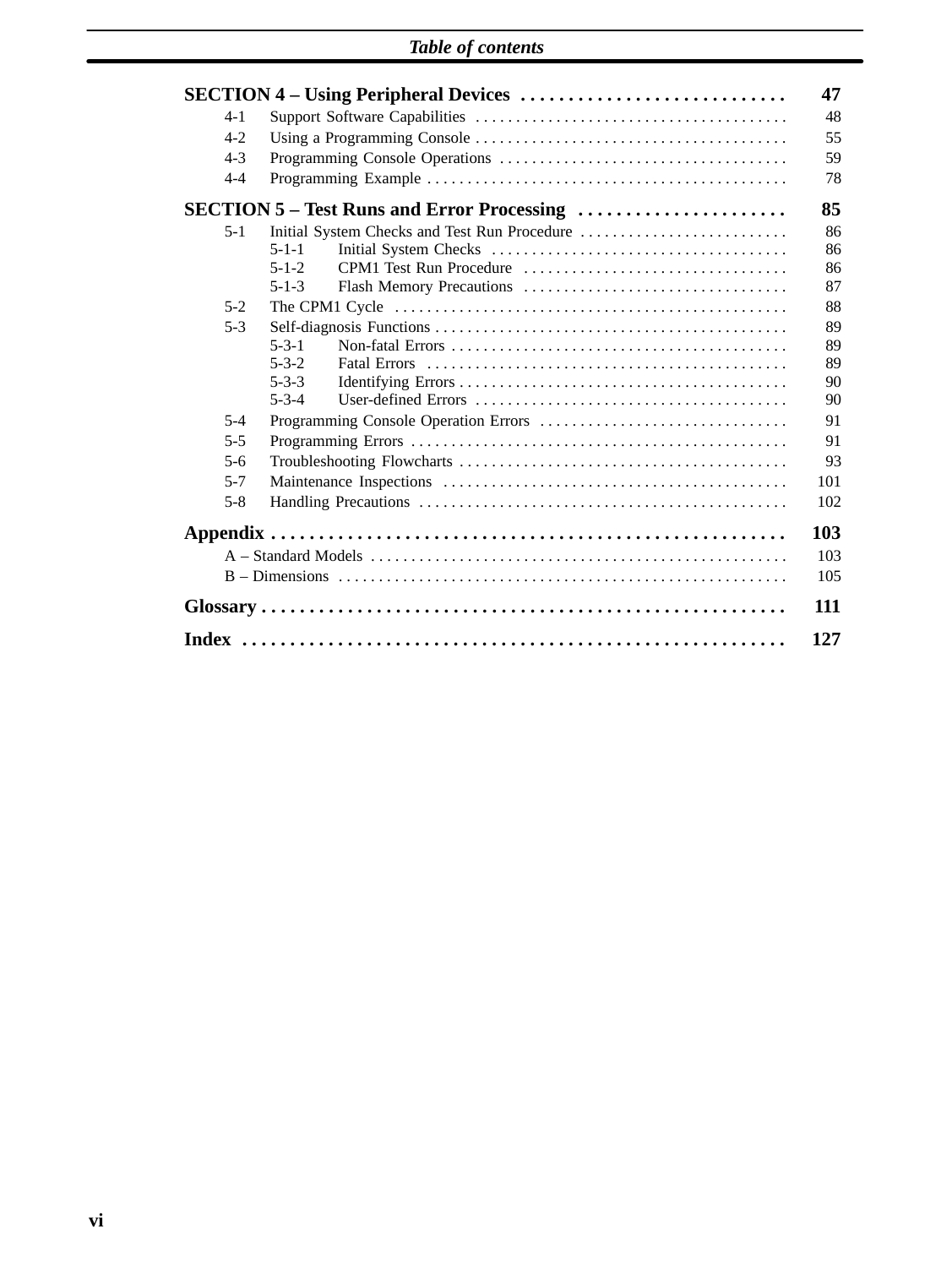**SECTION 4 – Using Peripheral Devices** . . . . . . . . . . . . . . . . . . . . . . . . . . . . **47**

4-1 Support Software Capabilities . . . . . . . . . . . . . . . . . . . . . . . . . . . . . . . . . . . . . . . 48
4-2 Using a Programming Console . . . . . . . . . . . . . . . . . . . . . . . . . . . . . . . . . . . . . . . 55
4-3 Programming Console Operations . . . . . . . . . . . . . . . . . . . . . . . . . . . . . . . . . . . . 59
4-4 Programming Example . . . . . . . . . . . . . . . . . . . . . . . . . . . . . . . . . . . . . . . . . . . . 78

**SECTION 5 – Test Runs and Error Processing** . . . . . . . . . . . . . . . . . . . . . . **85**

5-1 Initial System Checks and Test Run Procedure . . . . . . . . . . . . . . . . . . . . . . . . . . 86
 5-1-1 Initial System Checks . . . . . . . . . . . . . . . . . . . . . . . . . . . . . . . . . . . . . 86
 5-1-2 CPM1 Test Run Procedure . . . . . . . . . . . . . . . . . . . . . . . . . . . . . . . . . 86
 5-1-3 Flash Memory Precautions . . . . . . . . . . . . . . . . . . . . . . . . . . . . . . . . . 87
5-2 The CPM1 Cycle . . . . . . . . . . . . . . . . . . . . . . . . . . . . . . . . . . . . . . . . . . . . . . . . 88
5-3 Self-diagnosis Functions . . . . . . . . . . . . . . . . . . . . . . . . . . . . . . . . . . . . . . . . . . . 89
 5-3-1 Non-fatal Errors . . . . . . . . . . . . . . . . . . . . . . . . . . . . . . . . . . . . . . . . . 89
 5-3-2 Fatal Errors . . . . . . . . . . . . . . . . . . . . . . . . . . . . . . . . . . . . . . . . . . . . 89
 5-3-3 Identifying Errors . . . . . . . . . . . . . . . . . . . . . . . . . . . . . . . . . . . . . . . . 90
 5-3-4 User-defined Errors . . . . . . . . . . . . . . . . . . . . . . . . . . . . . . . . . . . . . . 90
5-4 Programming Console Operation Errors . . . . . . . . . . . . . . . . . . . . . . . . . . . . . . . 91
5-5 Programming Errors . . . . . . . . . . . . . . . . . . . . . . . . . . . . . . . . . . . . . . . . . . . . . . 91
5-6 Troubleshooting Flowcharts . . . . . . . . . . . . . . . . . . . . . . . . . . . . . . . . . . . . . . . . 93
5-7 Maintenance Inspections . . . . . . . . . . . . . . . . . . . . . . . . . . . . . . . . . . . . . . . . . . 101
5-8 Handling Precautions . . . . . . . . . . . . . . . . . . . . . . . . . . . . . . . . . . . . . . . . . . . . 102

**Appendix** . . . . . . . . . . . . . . . . . . . . . . . . . . . . . . . . . . . . . . . . . . . . . . . . . . . . . **103**

A – Standard Models . . . . . . . . . . . . . . . . . . . . . . . . . . . . . . . . . . . . . . . . . . . . . . . . . 103
B – Dimensions . . . . . . . . . . . . . . . . . . . . . . . . . . . . . . . . . . . . . . . . . . . . . . . . . . . . . 105

**Glossary** . . . . . . . . . . . . . . . . . . . . . . . . . . . . . . . . . . . . . . . . . . . . . . . . . . . . . . **111**

**Index** . . . . . . . . . . . . . . . . . . . . . . . . . . . . . . . . . . . . . . . . . . . . . . . . . . . . . . . . **127**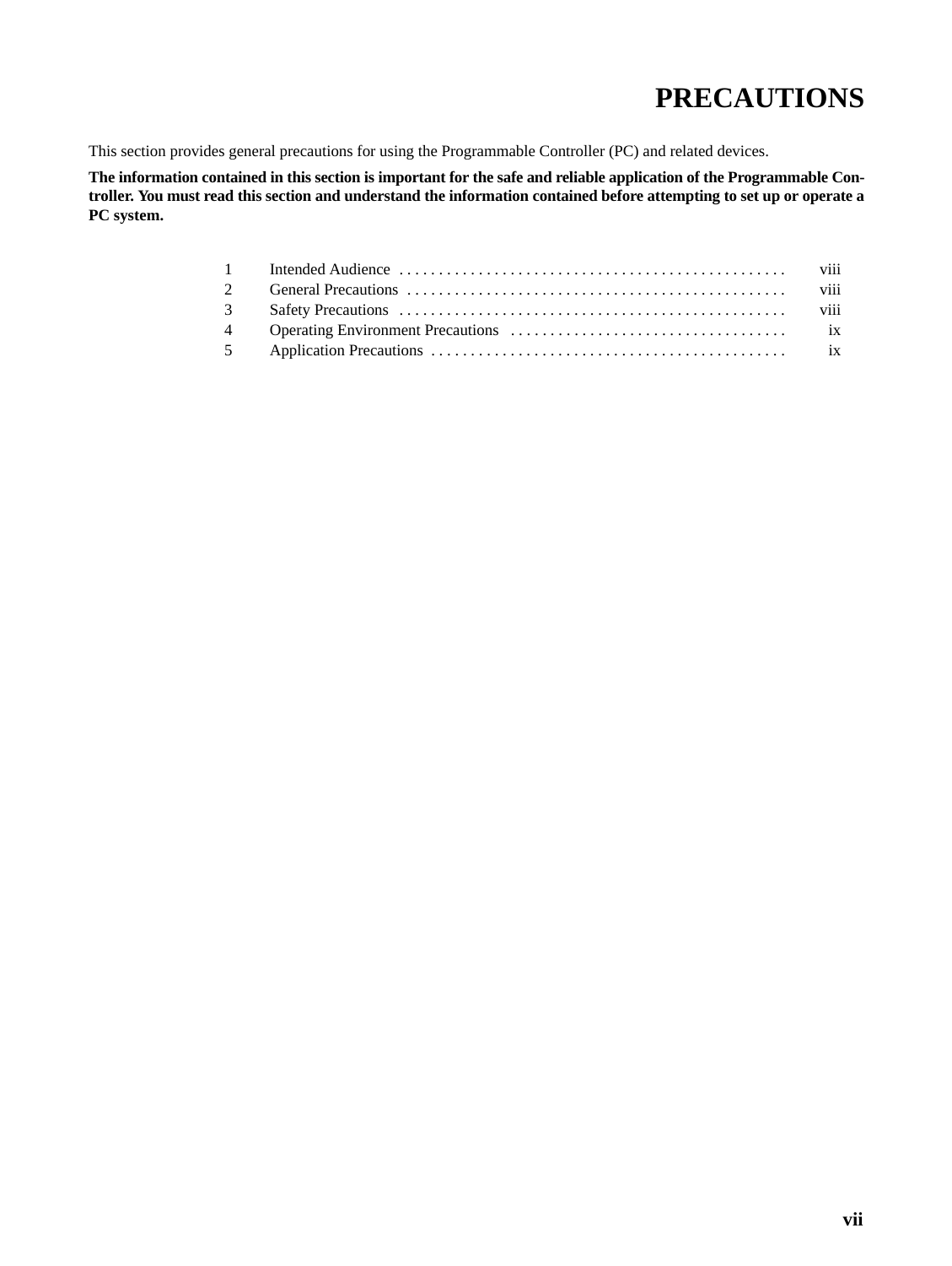# PRECAUTIONS

This section provides general precautions for using the Programmable Controller (PC) and related devices.

**The information contained in this section is important for the safe and reliable application of the Programmable Controller. You must read this section and understand the information contained before attempting to set up or operate a PC system.**

| | | |
|---|---|---|
| 1 | Intended Audience | viii |
| 2 | General Precautions | viii |
| 3 | Safety Precautions | viii |
| 4 | Operating Environment Precautions | ix |
| 5 | Application Precautions | ix |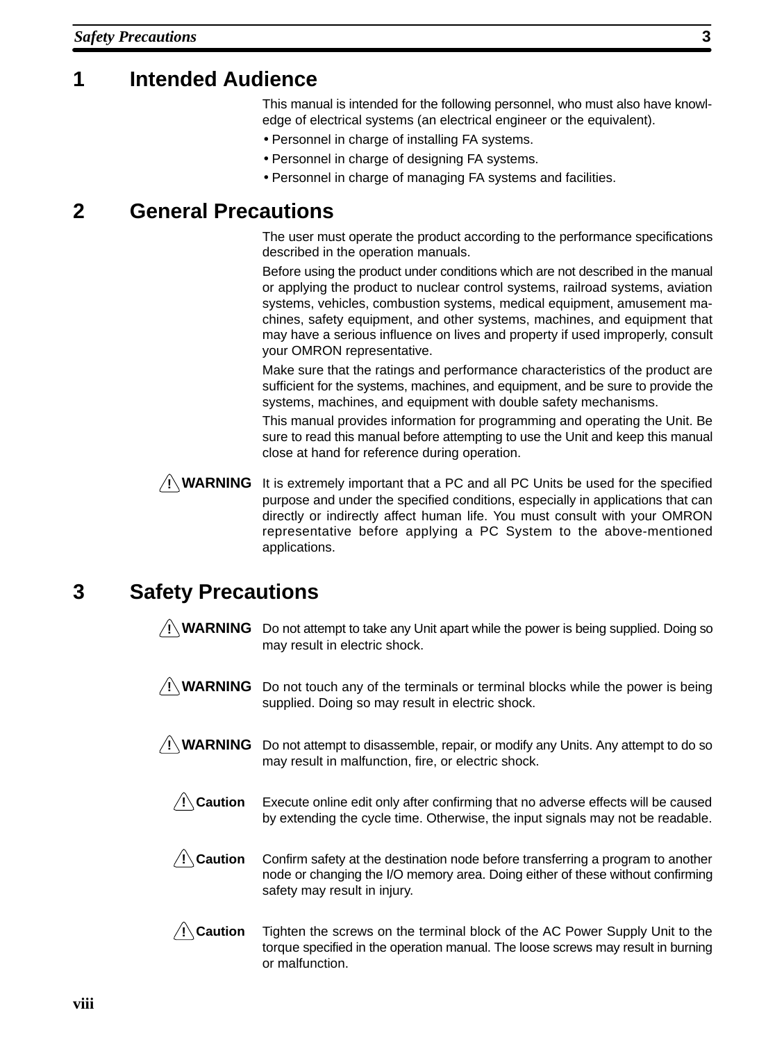## 1 Intended Audience

This manual is intended for the following personnel, who must also have knowledge of electrical systems (an electrical engineer or the equivalent).

- Personnel in charge of installing FA systems.
- Personnel in charge of designing FA systems.
- Personnel in charge of managing FA systems and facilities.

## 2 General Precautions

The user must operate the product according to the performance specifications described in the operation manuals.

Before using the product under conditions which are not described in the manual or applying the product to nuclear control systems, railroad systems, aviation systems, vehicles, combustion systems, medical equipment, amusement machines, safety equipment, and other systems, machines, and equipment that may have a serious influence on lives and property if used improperly, consult your OMRON representative.

Make sure that the ratings and performance characteristics of the product are sufficient for the systems, machines, and equipment, and be sure to provide the systems, machines, and equipment with double safety mechanisms.

This manual provides information for programming and operating the Unit. Be sure to read this manual before attempting to use the Unit and keep this manual close at hand for reference during operation.

**⚠ WARNING** It is extremely important that a PC and all PC Units be used for the specified purpose and under the specified conditions, especially in applications that can directly or indirectly affect human life. You must consult with your OMRON representative before applying a PC System to the above-mentioned applications.

## 3 Safety Precautions

**⚠ WARNING** Do not attempt to take any Unit apart while the power is being supplied. Doing so may result in electric shock.

**⚠ WARNING** Do not touch any of the terminals or terminal blocks while the power is being supplied. Doing so may result in electric shock.

**⚠ WARNING** Do not attempt to disassemble, repair, or modify any Units. Any attempt to do so may result in malfunction, fire, or electric shock.

**⚠ Caution** Execute online edit only after confirming that no adverse effects will be caused by extending the cycle time. Otherwise, the input signals may not be readable.

**⚠ Caution** Confirm safety at the destination node before transferring a program to another node or changing the I/O memory area. Doing either of these without confirming safety may result in injury.

**⚠ Caution** Tighten the screws on the terminal block of the AC Power Supply Unit to the torque specified in the operation manual. The loose screws may result in burning or malfunction.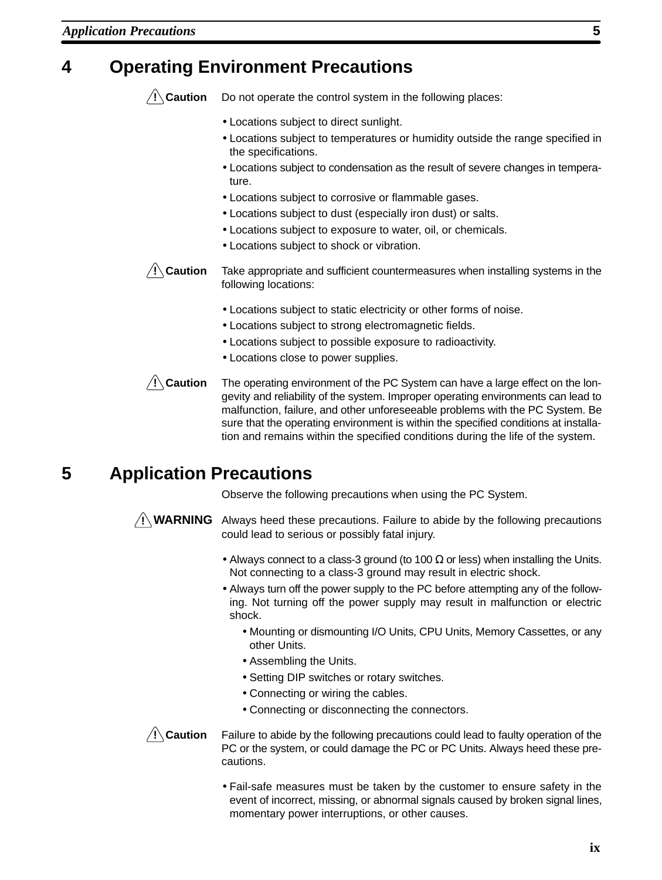## 4 Operating Environment Precautions

**⚠ Caution** Do not operate the control system in the following places:

- Locations subject to direct sunlight.
- Locations subject to temperatures or humidity outside the range specified in the specifications.
- Locations subject to condensation as the result of severe changes in temperature.
- Locations subject to corrosive or flammable gases.
- Locations subject to dust (especially iron dust) or salts.
- Locations subject to exposure to water, oil, or chemicals.
- Locations subject to shock or vibration.

**⚠ Caution** Take appropriate and sufficient countermeasures when installing systems in the following locations:

- Locations subject to static electricity or other forms of noise.
- Locations subject to strong electromagnetic fields.
- Locations subject to possible exposure to radioactivity.
- Locations close to power supplies.

**⚠ Caution** The operating environment of the PC System can have a large effect on the longevity and reliability of the system. Improper operating environments can lead to malfunction, failure, and other unforeseeable problems with the PC System. Be sure that the operating environment is within the specified conditions at installation and remains within the specified conditions during the life of the system.

## 5 Application Precautions

Observe the following precautions when using the PC System.

**⚠ WARNING** Always heed these precautions. Failure to abide by the following precautions could lead to serious or possibly fatal injury.

- Always connect to a class-3 ground (to 100 Ω or less) when installing the Units. Not connecting to a class-3 ground may result in electric shock.
- Always turn off the power supply to the PC before attempting any of the following. Not turning off the power supply may result in malfunction or electric shock.
    - Mounting or dismounting I/O Units, CPU Units, Memory Cassettes, or any other Units.
    - Assembling the Units.
    - Setting DIP switches or rotary switches.
    - Connecting or wiring the cables.
    - Connecting or disconnecting the connectors.

**⚠ Caution** Failure to abide by the following precautions could lead to faulty operation of the PC or the system, or could damage the PC or PC Units. Always heed these precautions.

- Fail-safe measures must be taken by the customer to ensure safety in the event of incorrect, missing, or abnormal signals caused by broken signal lines, momentary power interruptions, or other causes.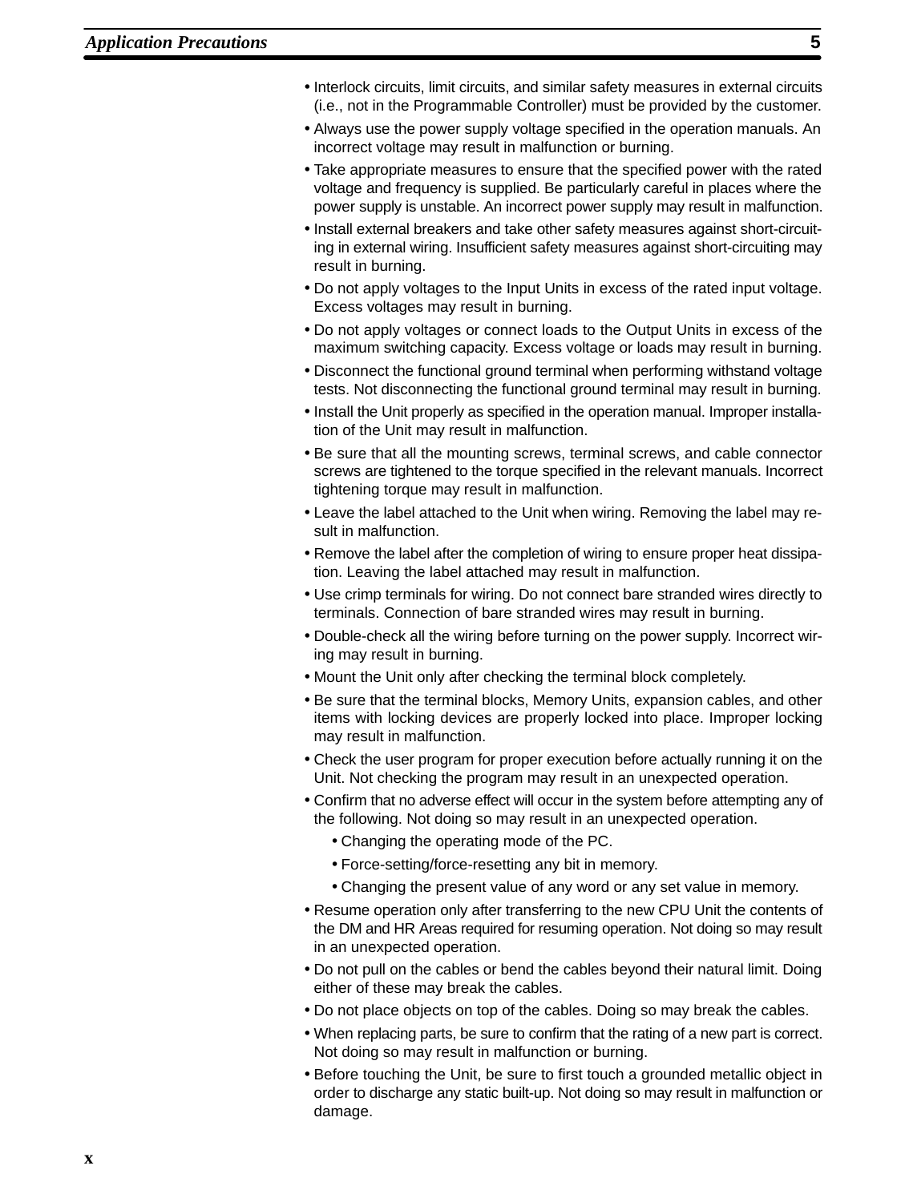- Interlock circuits, limit circuits, and similar safety measures in external circuits (i.e., not in the Programmable Controller) must be provided by the customer.
- Always use the power supply voltage specified in the operation manuals. An incorrect voltage may result in malfunction or burning.
- Take appropriate measures to ensure that the specified power with the rated voltage and frequency is supplied. Be particularly careful in places where the power supply is unstable. An incorrect power supply may result in malfunction.
- Install external breakers and take other safety measures against short-circuiting in external wiring. Insufficient safety measures against short-circuiting may result in burning.
- Do not apply voltages to the Input Units in excess of the rated input voltage. Excess voltages may result in burning.
- Do not apply voltages or connect loads to the Output Units in excess of the maximum switching capacity. Excess voltage or loads may result in burning.
- Disconnect the functional ground terminal when performing withstand voltage tests. Not disconnecting the functional ground terminal may result in burning.
- Install the Unit properly as specified in the operation manual. Improper installation of the Unit may result in malfunction.
- Be sure that all the mounting screws, terminal screws, and cable connector screws are tightened to the torque specified in the relevant manuals. Incorrect tightening torque may result in malfunction.
- Leave the label attached to the Unit when wiring. Removing the label may result in malfunction.
- Remove the label after the completion of wiring to ensure proper heat dissipation. Leaving the label attached may result in malfunction.
- Use crimp terminals for wiring. Do not connect bare stranded wires directly to terminals. Connection of bare stranded wires may result in burning.
- Double-check all the wiring before turning on the power supply. Incorrect wiring may result in burning.
- Mount the Unit only after checking the terminal block completely.
- Be sure that the terminal blocks, Memory Units, expansion cables, and other items with locking devices are properly locked into place. Improper locking may result in malfunction.
- Check the user program for proper execution before actually running it on the Unit. Not checking the program may result in an unexpected operation.
- Confirm that no adverse effect will occur in the system before attempting any of the following. Not doing so may result in an unexpected operation.
  - Changing the operating mode of the PC.
  - Force-setting/force-resetting any bit in memory.
  - Changing the present value of any word or any set value in memory.
- Resume operation only after transferring to the new CPU Unit the contents of the DM and HR Areas required for resuming operation. Not doing so may result in an unexpected operation.
- Do not pull on the cables or bend the cables beyond their natural limit. Doing either of these may break the cables.
- Do not place objects on top of the cables. Doing so may break the cables.
- When replacing parts, be sure to confirm that the rating of a new part is correct. Not doing so may result in malfunction or burning.
- Before touching the Unit, be sure to first touch a grounded metallic object in order to discharge any static built-up. Not doing so may result in malfunction or damage.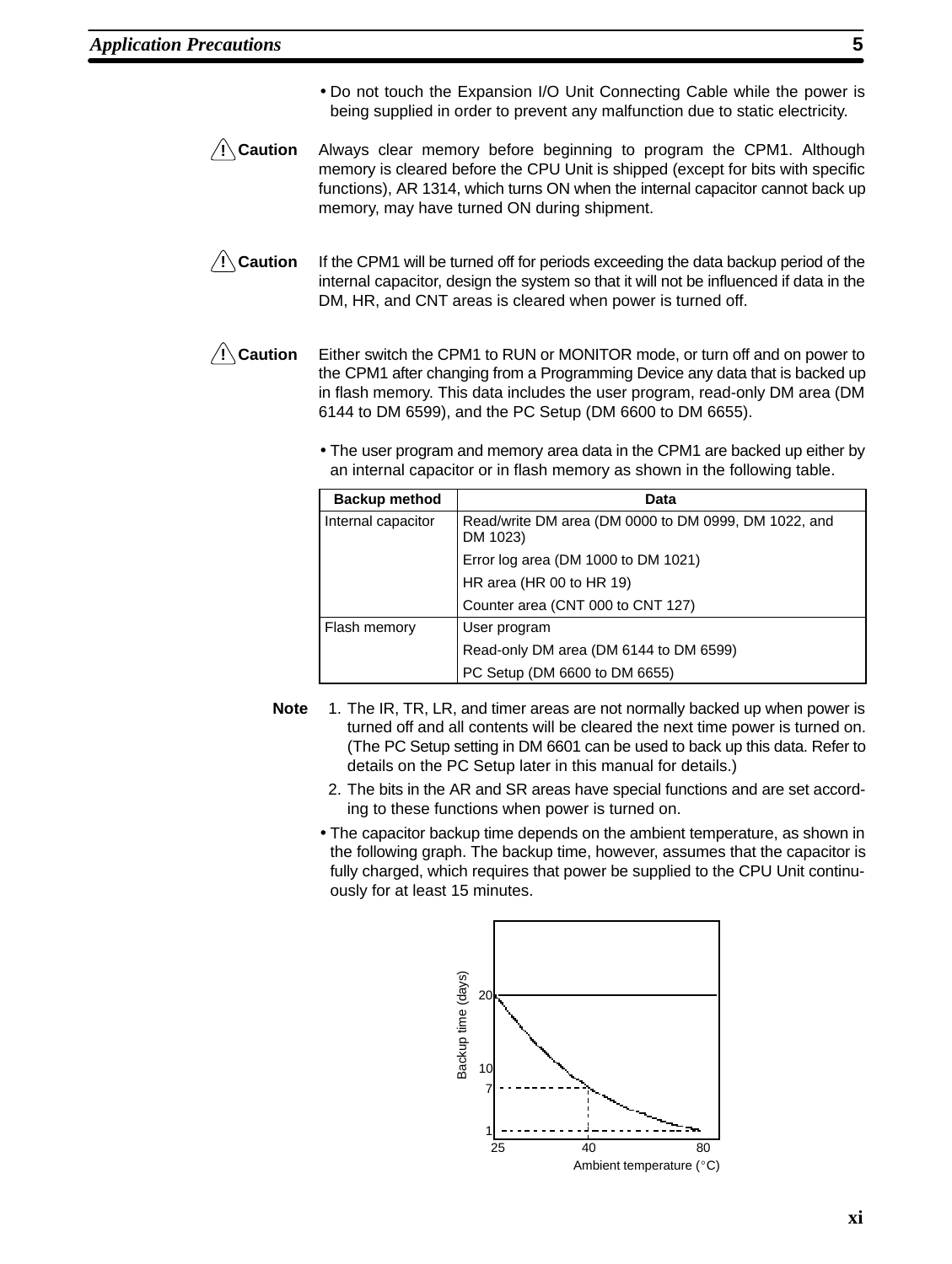- Do not touch the Expansion I/O Unit Connecting Cable while the power is being supplied in order to prevent any malfunction due to static electricity.

**⚠ Caution** Always clear memory before beginning to program the CPM1. Although memory is cleared before the CPU Unit is shipped (except for bits with specific functions), AR 1314, which turns ON when the internal capacitor cannot back up memory, may have turned ON during shipment.

**⚠ Caution** If the CPM1 will be turned off for periods exceeding the data backup period of the internal capacitor, design the system so that it will not be influenced if data in the DM, HR, and CNT areas is cleared when power is turned off.

**⚠ Caution** Either switch the CPM1 to RUN or MONITOR mode, or turn off and on power to the CPM1 after changing from a Programming Device any data that is backed up in flash memory. This data includes the user program, read-only DM area (DM 6144 to DM 6599), and the PC Setup (DM 6600 to DM 6655).

- The user program and memory area data in the CPM1 are backed up either by an internal capacitor or in flash memory as shown in the following table.

| Backup method | Data |
|---|---|
| Internal capacitor | Read/write DM area (DM 0000 to DM 0999, DM 1022, and DM 1023) |
| | Error log area (DM 1000 to DM 1021) |
| | HR area (HR 00 to HR 19) |
| | Counter area (CNT 000 to CNT 127) |
| Flash memory | User program |
| | Read-only DM area (DM 6144 to DM 6599) |
| | PC Setup (DM 6600 to DM 6655) |

**Note** 1. The IR, TR, LR, and timer areas are not normally backed up when power is turned off and all contents will be cleared the next time power is turned on. (The PC Setup setting in DM 6601 can be used to back up this data. Refer to details on the PC Setup later in this manual for details.)

2. The bits in the AR and SR areas have special functions and are set according to these functions when power is turned on.

- The capacitor backup time depends on the ambient temperature, as shown in the following graph. The backup time, however, assumes that the capacitor is fully charged, which requires that power be supplied to the CPU Unit continuously for at least 15 minutes.

Backup time (days): 20, 10, 7, 1

Ambient temperature (°C): 25, 40, 80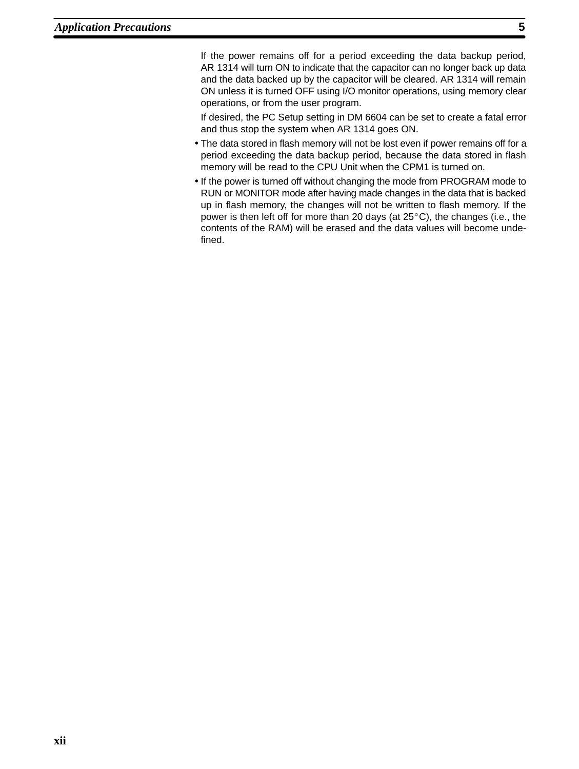If the power remains off for a period exceeding the data backup period, AR 1314 will turn ON to indicate that the capacitor can no longer back up data and the data backed up by the capacitor will be cleared. AR 1314 will remain ON unless it is turned OFF using I/O monitor operations, using memory clear operations, or from the user program.

If desired, the PC Setup setting in DM 6604 can be set to create a fatal error and thus stop the system when AR 1314 goes ON.

- The data stored in flash memory will not be lost even if power remains off for a period exceeding the data backup period, because the data stored in flash memory will be read to the CPU Unit when the CPM1 is turned on.
- If the power is turned off without changing the mode from PROGRAM mode to RUN or MONITOR mode after having made changes in the data that is backed up in flash memory, the changes will not be written to flash memory. If the power is then left off for more than 20 days (at 25°C), the changes (i.e., the contents of the RAM) will be erased and the data values will become undefined.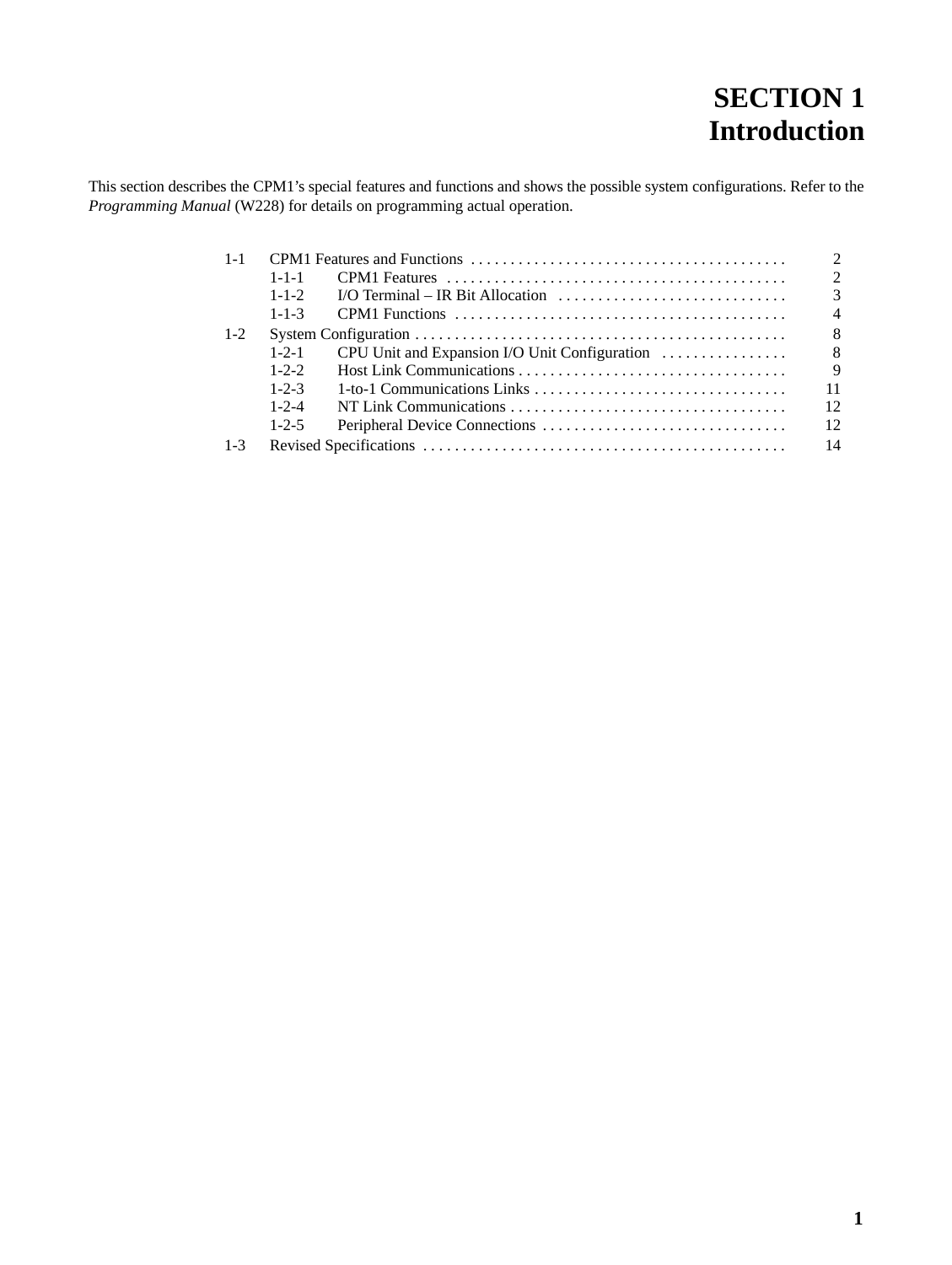# SECTION 1
# Introduction

This section describes the CPM1's special features and functions and shows the possible system configurations. Refer to the *Programming Manual* (W228) for details on programming actual operation.

| | | | |
|---|---|---|---|
| 1-1 | CPM1 Features and Functions | | 2 |
| | 1-1-1 | CPM1 Features | 2 |
| | 1-1-2 | I/O Terminal – IR Bit Allocation | 3 |
| | 1-1-3 | CPM1 Functions | 4 |
| 1-2 | System Configuration | | 8 |
| | 1-2-1 | CPU Unit and Expansion I/O Unit Configuration | 8 |
| | 1-2-2 | Host Link Communications | 9 |
| | 1-2-3 | 1-to-1 Communications Links | 11 |
| | 1-2-4 | NT Link Communications | 12 |
| | 1-2-5 | Peripheral Device Connections | 12 |
| 1-3 | Revised Specifications | | 14 |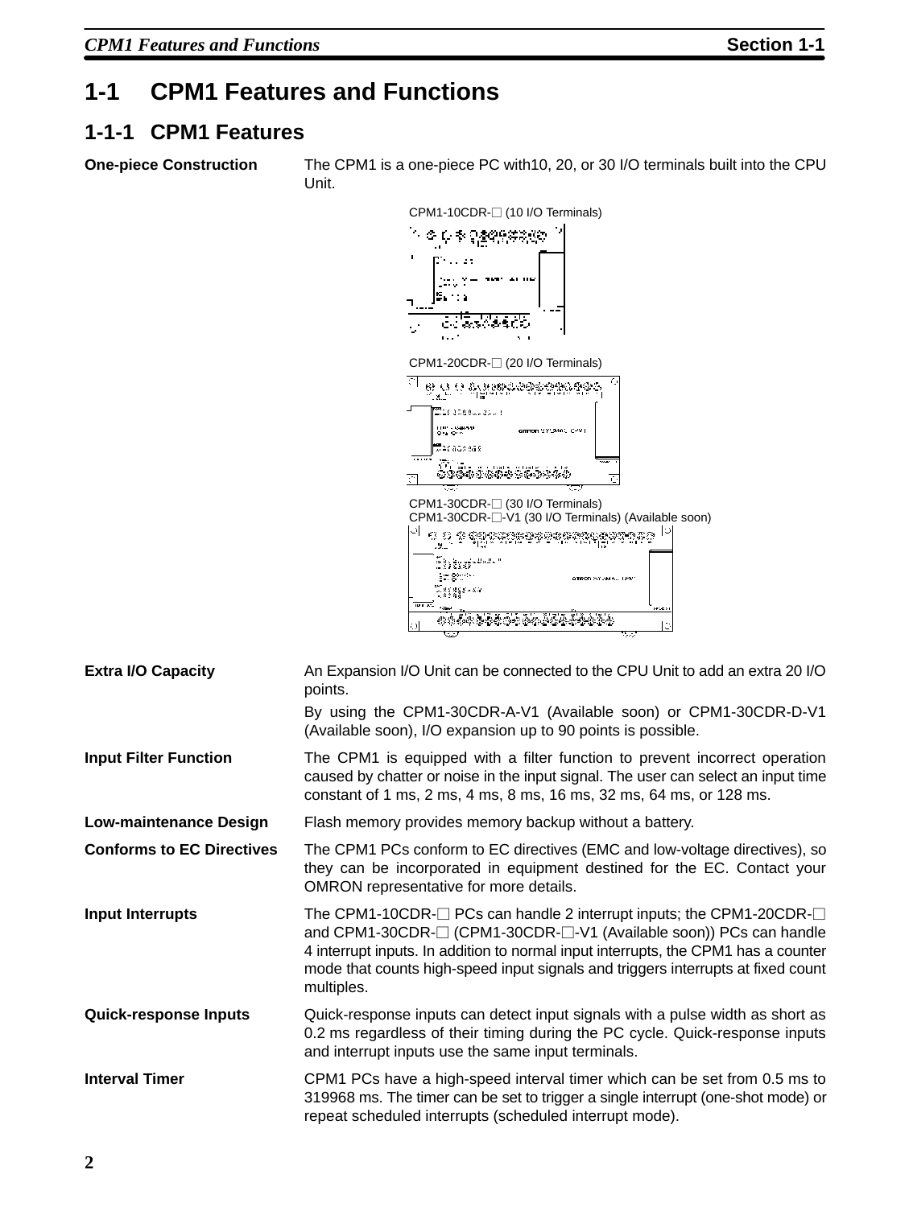# 1-1 CPM1 Features and Functions

## 1-1-1 CPM1 Features

**One-piece Construction**

The CPM1 is a one-piece PC with10, 20, or 30 I/O terminals built into the CPU Unit.

CPM1-10CDR-□ (10 I/O Terminals)

CPM1-20CDR-□ (20 I/O Terminals)

CPM1-30CDR-□ (30 I/O Terminals)
CPM1-30CDR-□-V1 (30 I/O Terminals) (Available soon)

**Extra I/O Capacity**

An Expansion I/O Unit can be connected to the CPU Unit to add an extra 20 I/O points.

By using the CPM1-30CDR-A-V1 (Available soon) or CPM1-30CDR-D-V1 (Available soon), I/O expansion up to 90 points is possible.

**Input Filter Function**

The CPM1 is equipped with a filter function to prevent incorrect operation caused by chatter or noise in the input signal. The user can select an input time constant of 1 ms, 2 ms, 4 ms, 8 ms, 16 ms, 32 ms, 64 ms, or 128 ms.

**Low-maintenance Design**

Flash memory provides memory backup without a battery.

**Conforms to EC Directives**

The CPM1 PCs conform to EC directives (EMC and low-voltage directives), so they can be incorporated in equipment destined for the EC. Contact your OMRON representative for more details.

**Input Interrupts**

The CPM1-10CDR-□ PCs can handle 2 interrupt inputs; the CPM1-20CDR-□ and CPM1-30CDR-□ (CPM1-30CDR-□-V1 (Available soon)) PCs can handle 4 interrupt inputs. In addition to normal input interrupts, the CPM1 has a counter mode that counts high-speed input signals and triggers interrupts at fixed count multiples.

**Quick-response Inputs**

Quick-response inputs can detect input signals with a pulse width as short as 0.2 ms regardless of their timing during the PC cycle. Quick-response inputs and interrupt inputs use the same input terminals.

**Interval Timer**

CPM1 PCs have a high-speed interval timer which can be set from 0.5 ms to 319968 ms. The timer can be set to trigger a single interrupt (one-shot mode) or repeat scheduled interrupts (scheduled interrupt mode).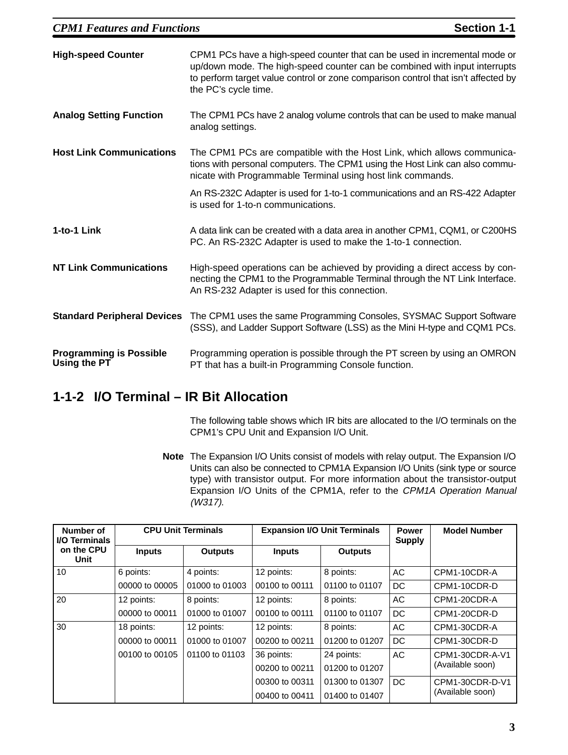**High-speed Counter**

CPM1 PCs have a high-speed counter that can be used in incremental mode or up/down mode. The high-speed counter can be combined with input interrupts to perform target value control or zone comparison control that isn't affected by the PC's cycle time.

**Analog Setting Function**

The CPM1 PCs have 2 analog volume controls that can be used to make manual analog settings.

**Host Link Communications**

The CPM1 PCs are compatible with the Host Link, which allows communications with personal computers. The CPM1 using the Host Link can also communicate with Programmable Terminal using host link commands.

An RS-232C Adapter is used for 1-to-1 communications and an RS-422 Adapter is used for 1-to-n communications.

**1-to-1 Link**

A data link can be created with a data area in another CPM1, CQM1, or C200HS PC. An RS-232C Adapter is used to make the 1-to-1 connection.

**NT Link Communications**

High-speed operations can be achieved by providing a direct access by connecting the CPM1 to the Programmable Terminal through the NT Link Interface. An RS-232 Adapter is used for this connection.

**Standard Peripheral Devices**

The CPM1 uses the same Programming Consoles, SYSMAC Support Software (SSS), and Ladder Support Software (LSS) as the Mini H-type and CQM1 PCs.

**Programming is Possible Using the PT**

Programming operation is possible through the PT screen by using an OMRON PT that has a built-in Programming Console function.

## 1-1-2 I/O Terminal – IR Bit Allocation

The following table shows which IR bits are allocated to the I/O terminals on the CPM1's CPU Unit and Expansion I/O Unit.

**Note** The Expansion I/O Units consist of models with relay output. The Expansion I/O Units can also be connected to CPM1A Expansion I/O Units (sink type or source type) with transistor output. For more information about the transistor-output Expansion I/O Units of the CPM1A, refer to the *CPM1A Operation Manual (W317)*.

| Number of I/O Terminals on the CPU Unit | CPU Unit Terminals | | Expansion I/O Unit Terminals | | Power Supply | Model Number |
|---|---|---|---|---|---|---|
| | Inputs | Outputs | Inputs | Outputs | | |
| 10 | 6 points: 00000 to 00005 | 4 points: 01000 to 01003 | 12 points: 00100 to 00111 | 8 points: 01100 to 01107 | AC | CPM1-10CDR-A |
| | | | | | DC | CPM1-10CDR-D |
| 20 | 12 points: 00000 to 00011 | 8 points: 01000 to 01007 | 12 points: 00100 to 00111 | 8 points: 01100 to 01107 | AC | CPM1-20CDR-A |
| | | | | | DC | CPM1-20CDR-D |
| 30 | 18 points: 00000 to 00011 00100 to 00105 | 12 points: 01000 to 01007 01100 to 01103 | 12 points: 00200 to 00211 | 8 points: 01200 to 01207 | AC | CPM1-30CDR-A |
| | | | | | DC | CPM1-30CDR-D |
| | | | 36 points: 00200 to 00211 00300 to 00311 00400 to 00411 | 24 points: 01200 to 01207 01300 to 01307 01400 to 01407 | AC | CPM1-30CDR-A-V1 (Available soon) |
| | | | | | DC | CPM1-30CDR-D-V1 (Available soon) |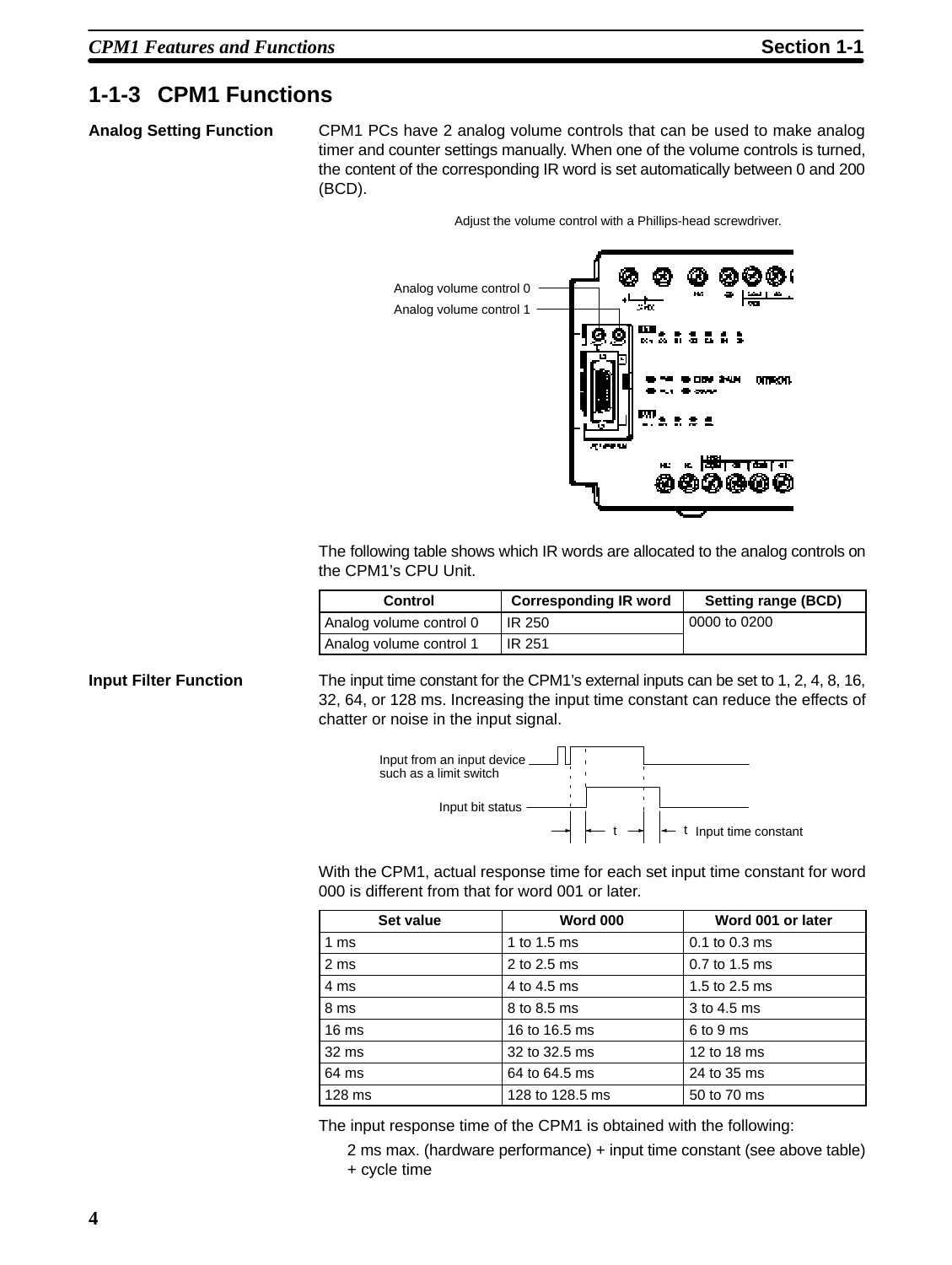## 1-1-3 CPM1 Functions

**Analog Setting Function**

CPM1 PCs have 2 analog volume controls that can be used to make analog timer and counter settings manually. When one of the volume controls is turned, the content of the corresponding IR word is set automatically between 0 and 200 (BCD).

Adjust the volume control with a Phillips-head screwdriver.

Analog volume control 0

Analog volume control 1

The following table shows which IR words are allocated to the analog controls on the CPM1's CPU Unit.

| Control | Corresponding IR word | Setting range (BCD) |
|---|---|---|
| Analog volume control 0 | IR 250 | 0000 to 0200 |
| Analog volume control 1 | IR 251 | |

**Input Filter Function**

The input time constant for the CPM1's external inputs can be set to 1, 2, 4, 8, 16, 32, 64, or 128 ms. Increasing the input time constant can reduce the effects of chatter or noise in the input signal.

Input from an input device such as a limit switch

Input bit status

t Input time constant

With the CPM1, actual response time for each set input time constant for word 000 is different from that for word 001 or later.

| Set value | Word 000 | Word 001 or later |
|---|---|---|
| 1 ms | 1 to 1.5 ms | 0.1 to 0.3 ms |
| 2 ms | 2 to 2.5 ms | 0.7 to 1.5 ms |
| 4 ms | 4 to 4.5 ms | 1.5 to 2.5 ms |
| 8 ms | 8 to 8.5 ms | 3 to 4.5 ms |
| 16 ms | 16 to 16.5 ms | 6 to 9 ms |
| 32 ms | 32 to 32.5 ms | 12 to 18 ms |
| 64 ms | 64 to 64.5 ms | 24 to 35 ms |
| 128 ms | 128 to 128.5 ms | 50 to 70 ms |

The input response time of the CPM1 is obtained with the following:

2 ms max. (hardware performance) + input time constant (see above table) + cycle time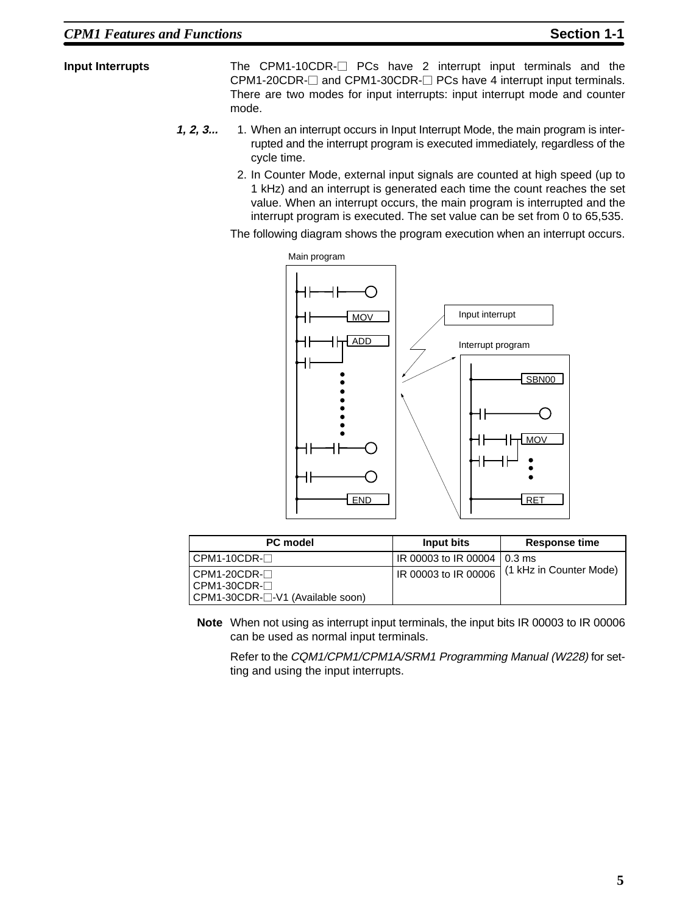### Input Interrupts

The CPM1-10CDR-□ PCs have 2 interrupt input terminals and the CPM1-20CDR-□ and CPM1-30CDR-□ PCs have 4 interrupt input terminals. There are two modes for input interrupts: input interrupt mode and counter mode.

1. When an interrupt occurs in Input Interrupt Mode, the main program is interrupted and the interrupt program is executed immediately, regardless of the cycle time.
2. In Counter Mode, external input signals are counted at high speed (up to 1 kHz) and an interrupt is generated each time the count reaches the set value. When an interrupt occurs, the main program is interrupted and the interrupt program is executed. The set value can be set from 0 to 65,535.

The following diagram shows the program execution when an interrupt occurs.

Main program

Input interrupt

Interrupt program

MOV
ADD
END

SBN00
MOV
RET

| PC model | Input bits | Response time |
|---|---|---|
| CPM1-10CDR-□ | IR 00003 to IR 00004 | 0.3 ms<br>(1 kHz in Counter Mode) |
| CPM1-20CDR-□<br>CPM1-30CDR-□<br>CPM1-30CDR-□-V1 (Available soon) | IR 00003 to IR 00006 | |

**Note** When not using as interrupt input terminals, the input bits IR 00003 to IR 00006 can be used as normal input terminals.

Refer to the *CQM1/CPM1/CPM1A/SRM1 Programming Manual (W228)* for setting and using the input interrupts.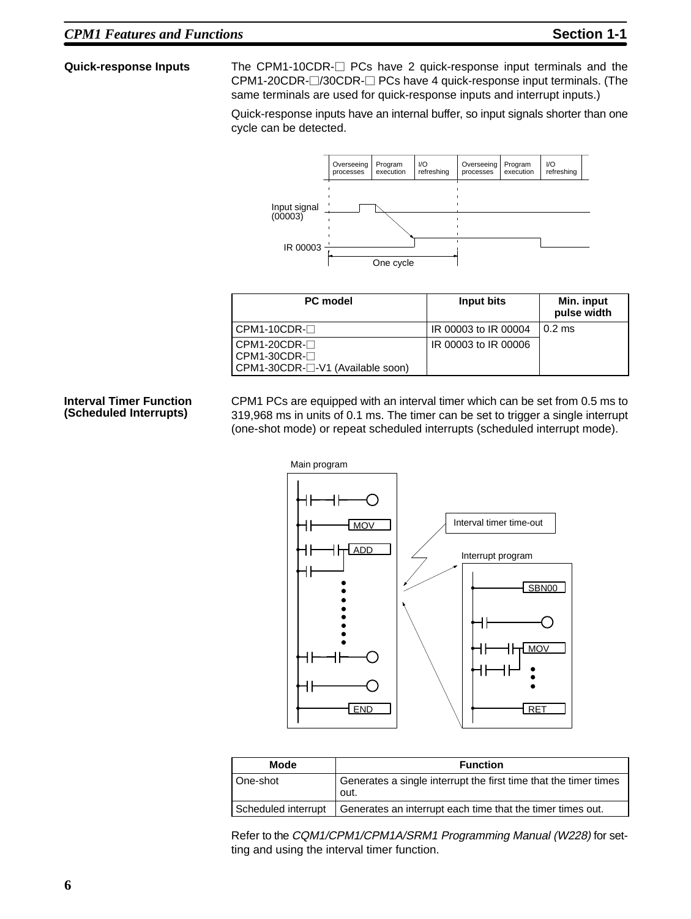### Quick-response Inputs

The CPM1-10CDR-□ PCs have 2 quick-response input terminals and the CPM1-20CDR-□/30CDR-□ PCs have 4 quick-response input terminals. (The same terminals are used for quick-response inputs and interrupt inputs.)

Quick-response inputs have an internal buffer, so input signals shorter than one cycle can be detected.

| PC model | Input bits | Min. input pulse width |
|---|---|---|
| CPM1-10CDR-□ | IR 00003 to IR 00004 | 0.2 ms |
| CPM1-20CDR-□<br>CPM1-30CDR-□<br>CPM1-30CDR-□-V1 (Available soon) | IR 00003 to IR 00006 | |

### Interval Timer Function (Scheduled Interrupts)

CPM1 PCs are equipped with an interval timer which can be set from 0.5 ms to 319,968 ms in units of 0.1 ms. The timer can be set to trigger a single interrupt (one-shot mode) or repeat scheduled interrupts (scheduled interrupt mode).

| Mode | Function |
|---|---|
| One-shot | Generates a single interrupt the first time that the timer times out. |
| Scheduled interrupt | Generates an interrupt each time that the timer times out. |

Refer to the *CQM1/CPM1/CPM1A/SRM1 Programming Manual (W228)* for setting and using the interval timer function.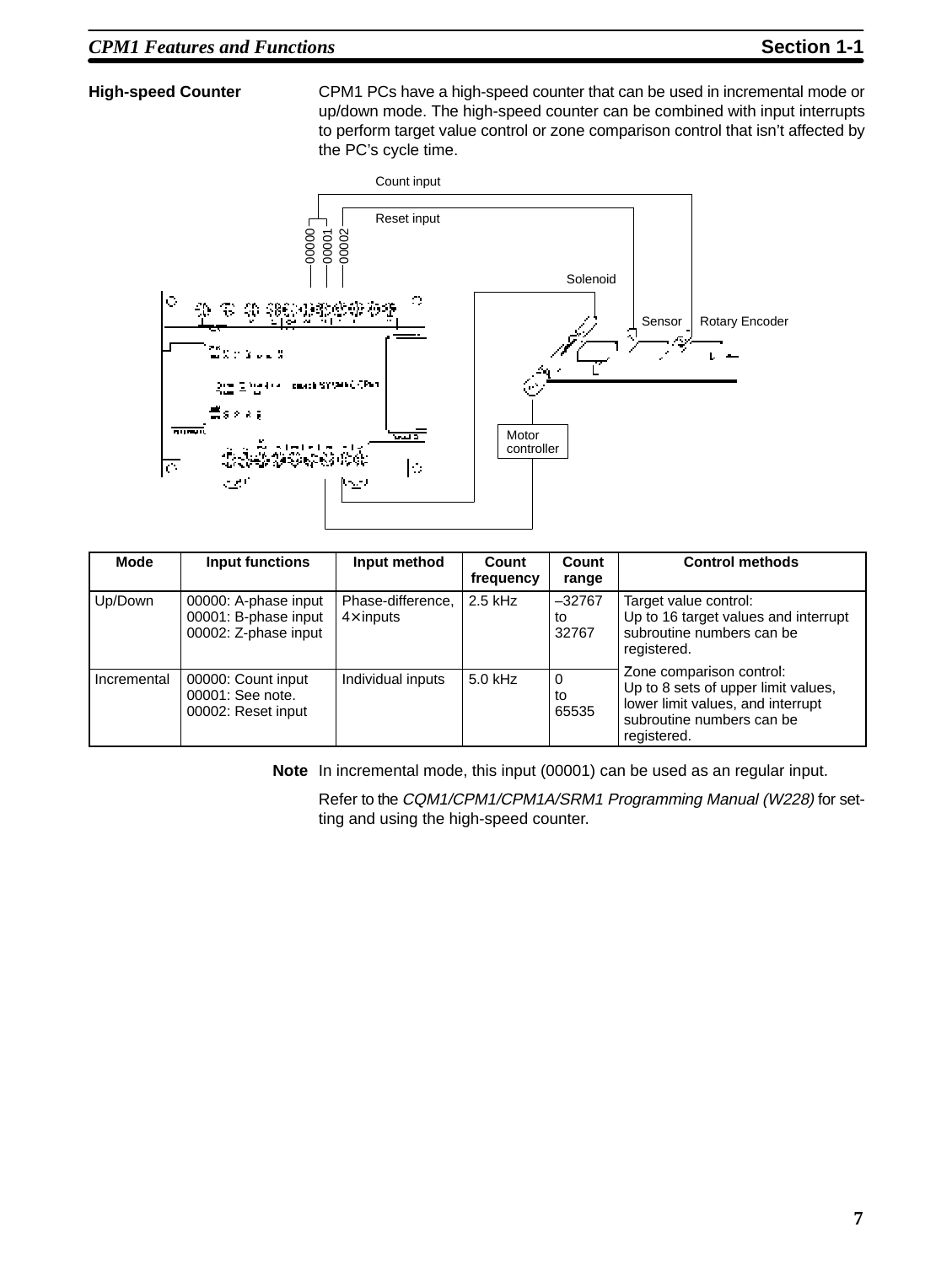### High-speed Counter

CPM1 PCs have a high-speed counter that can be used in incremental mode or up/down mode. The high-speed counter can be combined with input interrupts to perform target value control or zone comparison control that isn't affected by the PC's cycle time.

| Mode | Input functions | Input method | Count frequency | Count range | Control methods |
|---|---|---|---|---|---|
| Up/Down | 00000: A-phase input<br>00001: B-phase input<br>00002: Z-phase input | Phase-difference, 4×inputs | 2.5 kHz | –32767 to 32767 | Target value control:<br>Up to 16 target values and interrupt subroutine numbers can be registered.<br><br>Zone comparison control:<br>Up to 8 sets of upper limit values, lower limit values, and interrupt subroutine numbers can be registered. |
| Incremental | 00000: Count input<br>00001: See note.<br>00002: Reset input | Individual inputs | 5.0 kHz | 0 to 65535 | |

**Note** In incremental mode, this input (00001) can be used as an regular input.

Refer to the *CQM1/CPM1/CPM1A/SRM1 Programming Manual (W228)* for setting and using the high-speed counter.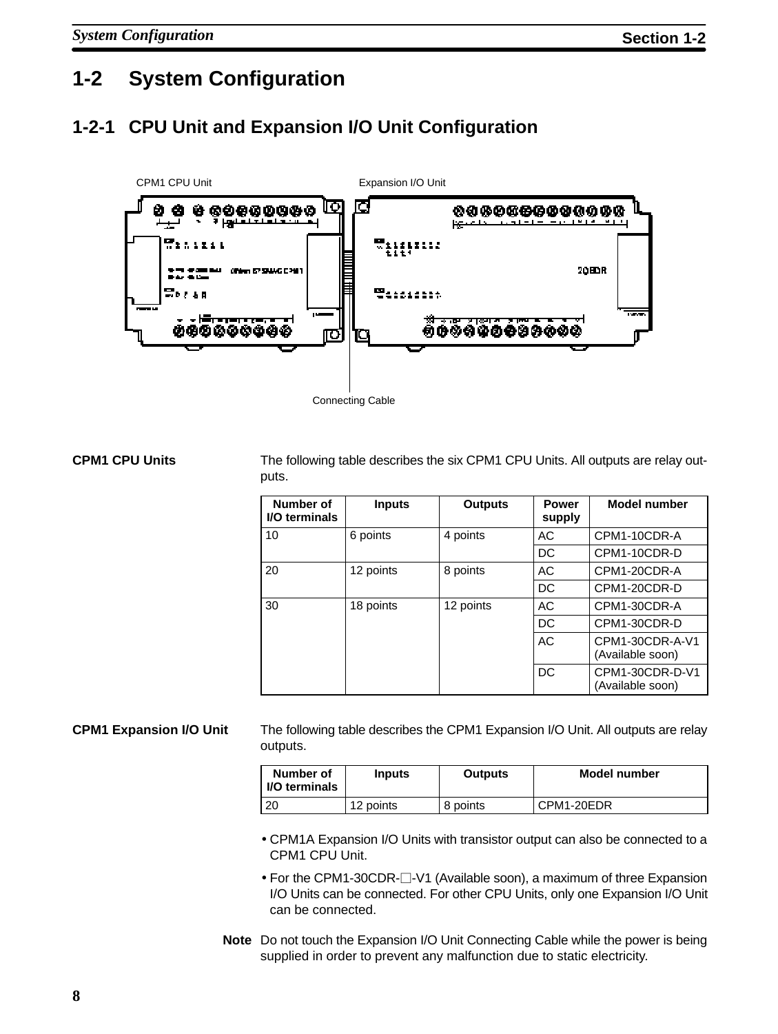# 1-2 System Configuration

## 1-2-1 CPU Unit and Expansion I/O Unit Configuration

CPM1 CPU Unit

Expansion I/O Unit

Connecting Cable

**CPM1 CPU Units**

The following table describes the six CPM1 CPU Units. All outputs are relay outputs.

| Number of I/O terminals | Inputs | Outputs | Power supply | Model number |
|---|---|---|---|---|
| 10 | 6 points | 4 points | AC | CPM1-10CDR-A |
| | | | DC | CPM1-10CDR-D |
| 20 | 12 points | 8 points | AC | CPM1-20CDR-A |
| | | | DC | CPM1-20CDR-D |
| 30 | 18 points | 12 points | AC | CPM1-30CDR-A |
| | | | DC | CPM1-30CDR-D |
| | | | AC | CPM1-30CDR-A-V1 (Available soon) |
| | | | DC | CPM1-30CDR-D-V1 (Available soon) |

**CPM1 Expansion I/O Unit**

The following table describes the CPM1 Expansion I/O Unit. All outputs are relay outputs.

| Number of I/O terminals | Inputs | Outputs | Model number |
|---|---|---|---|
| 20 | 12 points | 8 points | CPM1-20EDR |

- CPM1A Expansion I/O Units with transistor output can also be connected to a CPM1 CPU Unit.
- For the CPM1-30CDR-□-V1 (Available soon), a maximum of three Expansion I/O Units can be connected. For other CPU Units, only one Expansion I/O Unit can be connected.

**Note** Do not touch the Expansion I/O Unit Connecting Cable while the power is being supplied in order to prevent any malfunction due to static electricity.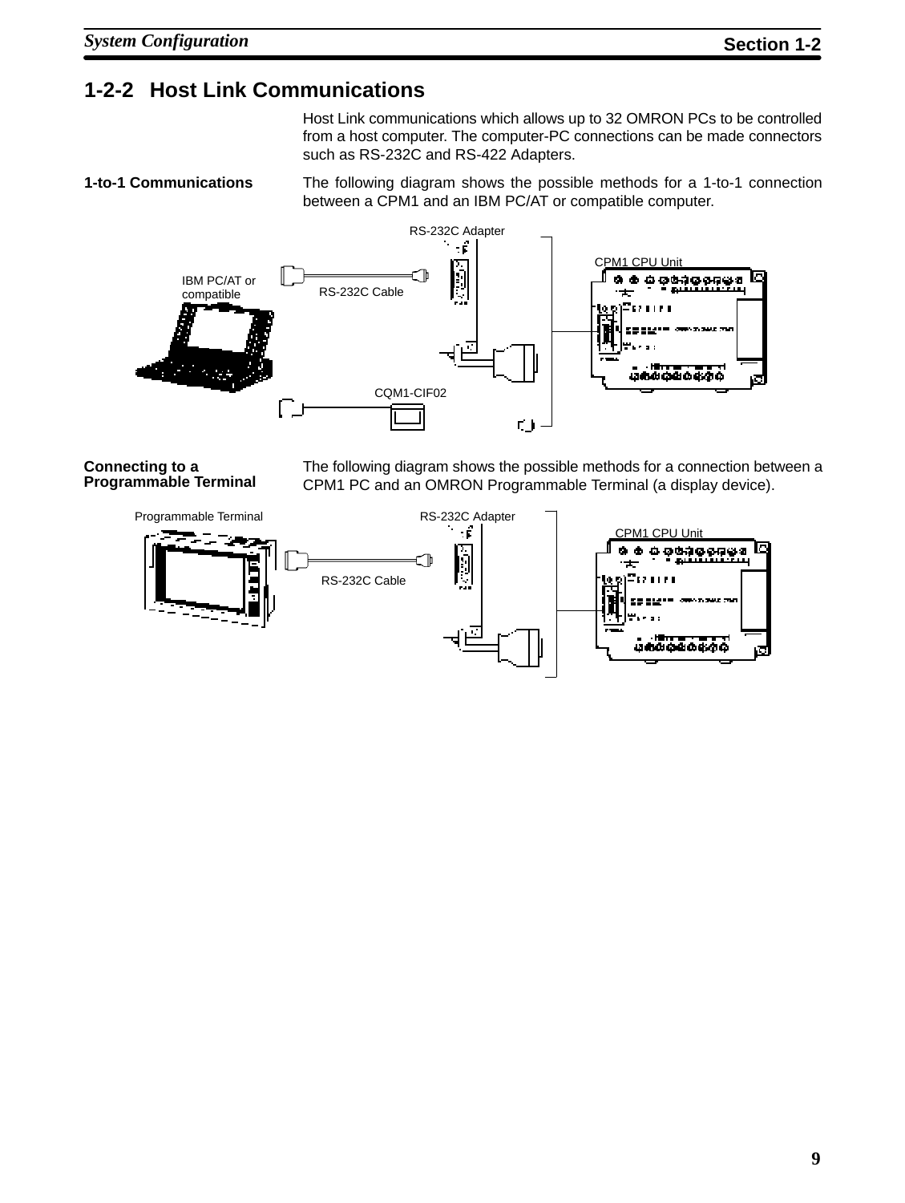## 1-2-2 Host Link Communications

Host Link communications which allows up to 32 OMRON PCs to be controlled from a host computer. The computer-PC connections can be made connectors such as RS-232C and RS-422 Adapters.

**1-to-1 Communications**

The following diagram shows the possible methods for a 1-to-1 connection between a CPM1 and an IBM PC/AT or compatible computer.

RS-232C Adapter

CPM1 CPU Unit

IBM PC/AT or compatible

RS-232C Cable

CQM1-CIF02

**Connecting to a Programmable Terminal**

The following diagram shows the possible methods for a connection between a CPM1 PC and an OMRON Programmable Terminal (a display device).

Programmable Terminal

RS-232C Adapter

CPM1 CPU Unit

RS-232C Cable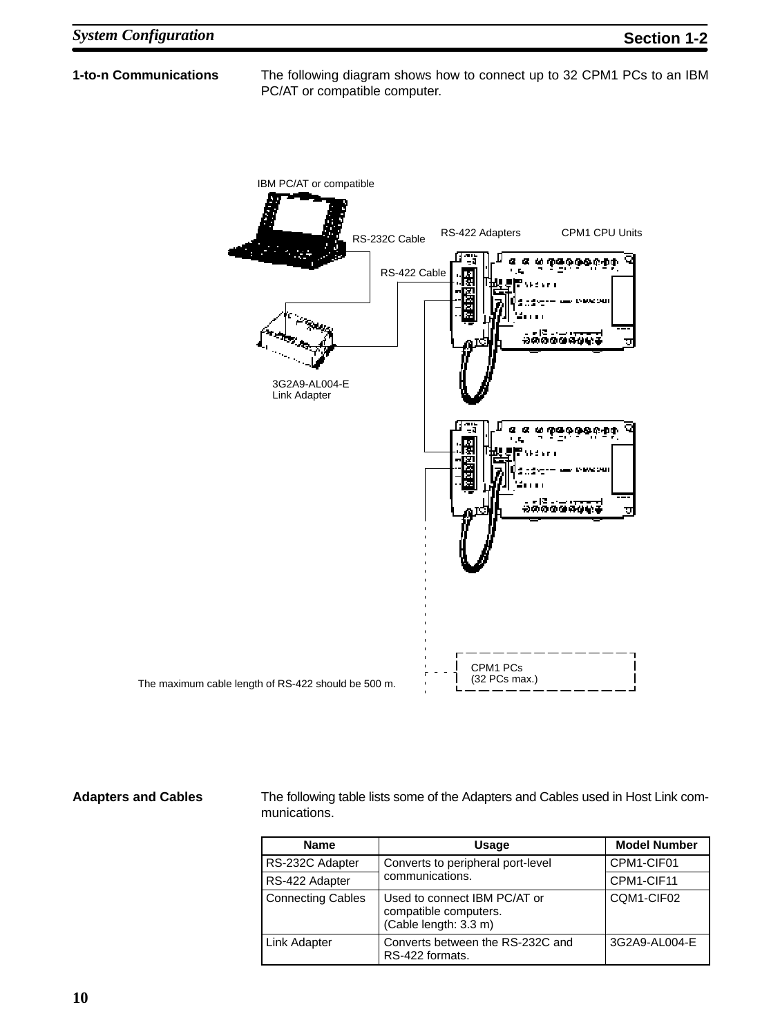**1-to-n Communications**

The following diagram shows how to connect up to 32 CPM1 PCs to an IBM PC/AT or compatible computer.

IBM PC/AT or compatible

RS-232C Cable

RS-422 Adapters

CPM1 CPU Units

RS-422 Cable

3G2A9-AL004-E Link Adapter

CPM1 PCs (32 PCs max.)

The maximum cable length of RS-422 should be 500 m.

**Adapters and Cables**

The following table lists some of the Adapters and Cables used in Host Link communications.

| Name | Usage | Model Number |
|---|---|---|
| RS-232C Adapter | Converts to peripheral port-level communications. | CPM1-CIF01 |
| RS-422 Adapter | | CPM1-CIF11 |
| Connecting Cables | Used to connect IBM PC/AT or compatible computers. (Cable length: 3.3 m) | CQM1-CIF02 |
| Link Adapter | Converts between the RS-232C and RS-422 formats. | 3G2A9-AL004-E |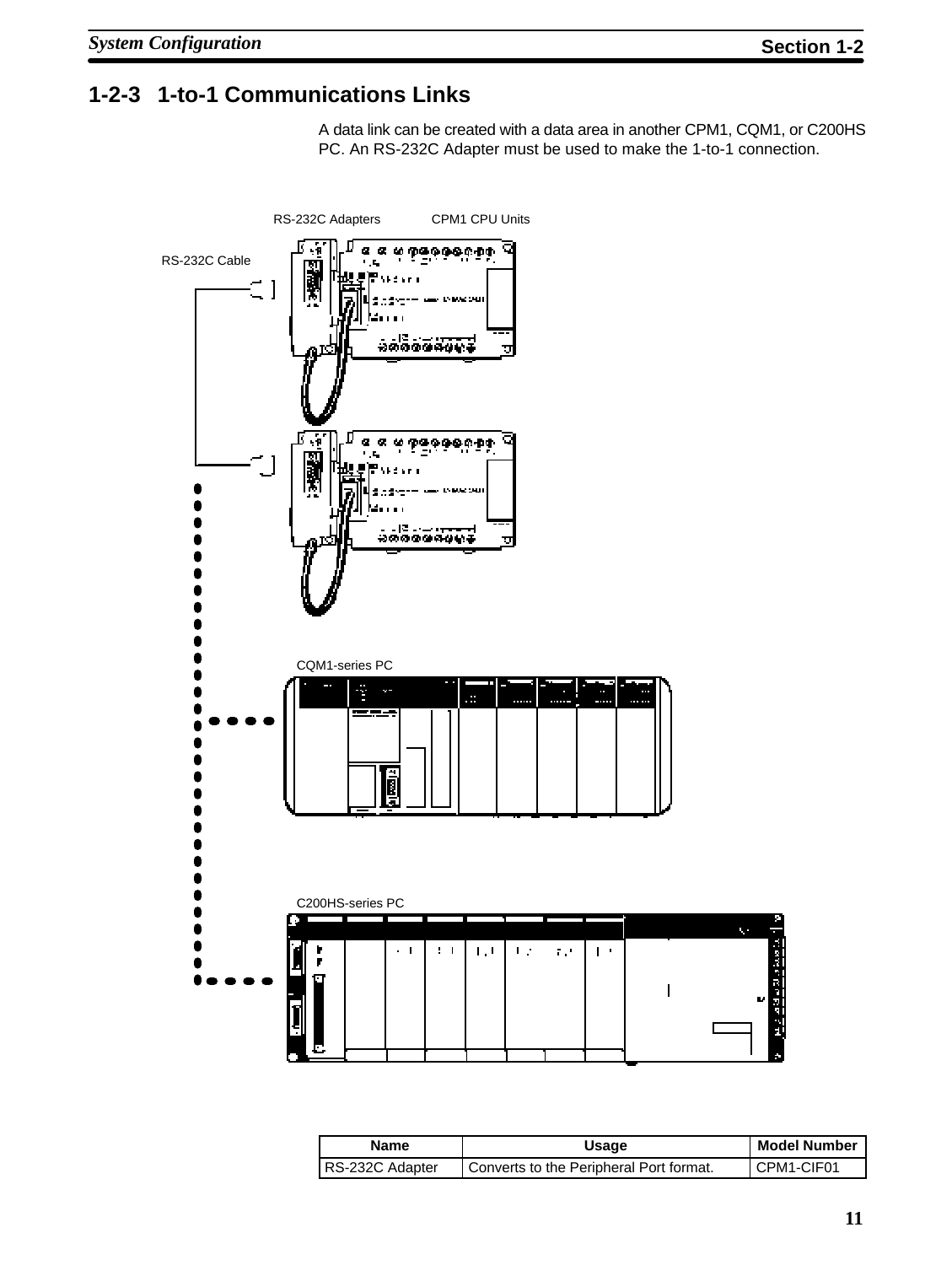### 1-2-3 1-to-1 Communications Links

A data link can be created with a data area in another CPM1, CQM1, or C200HS PC. An RS-232C Adapter must be used to make the 1-to-1 connection.

RS-232C Adapters

CPM1 CPU Units

RS-232C Cable

CQM1-series PC

C200HS-series PC

| Name | Usage | Model Number |
|---|---|---|
| RS-232C Adapter | Converts to the Peripheral Port format. | CPM1-CIF01 |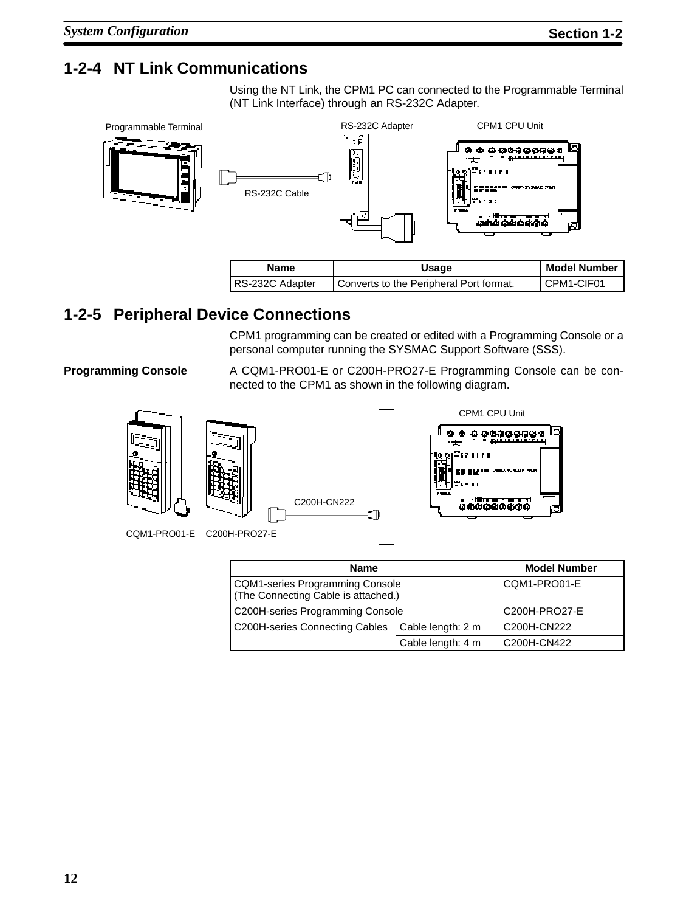## 1-2-4 NT Link Communications

Using the NT Link, the CPM1 PC can connected to the Programmable Terminal (NT Link Interface) through an RS-232C Adapter.

Programmable Terminal

RS-232C Adapter

CPM1 CPU Unit

RS-232C Cable

| Name | Usage | Model Number |
|---|---|---|
| RS-232C Adapter | Converts to the Peripheral Port format. | CPM1-CIF01 |

## 1-2-5 Peripheral Device Connections

CPM1 programming can be created or edited with a Programming Console or a personal computer running the SYSMAC Support Software (SSS).

**Programming Console**

A CQM1-PRO01-E or C200H-PRO27-E Programming Console can be connected to the CPM1 as shown in the following diagram.

CPM1 CPU Unit

C200H-CN222

CQM1-PRO01-E C200H-PRO27-E

| Name | | Model Number |
|---|---|---|
| CQM1-series Programming Console (The Connecting Cable is attached.) | | CQM1-PRO01-E |
| C200H-series Programming Console | | C200H-PRO27-E |
| C200H-series Connecting Cables | Cable length: 2 m | C200H-CN222 |
| | Cable length: 4 m | C200H-CN422 |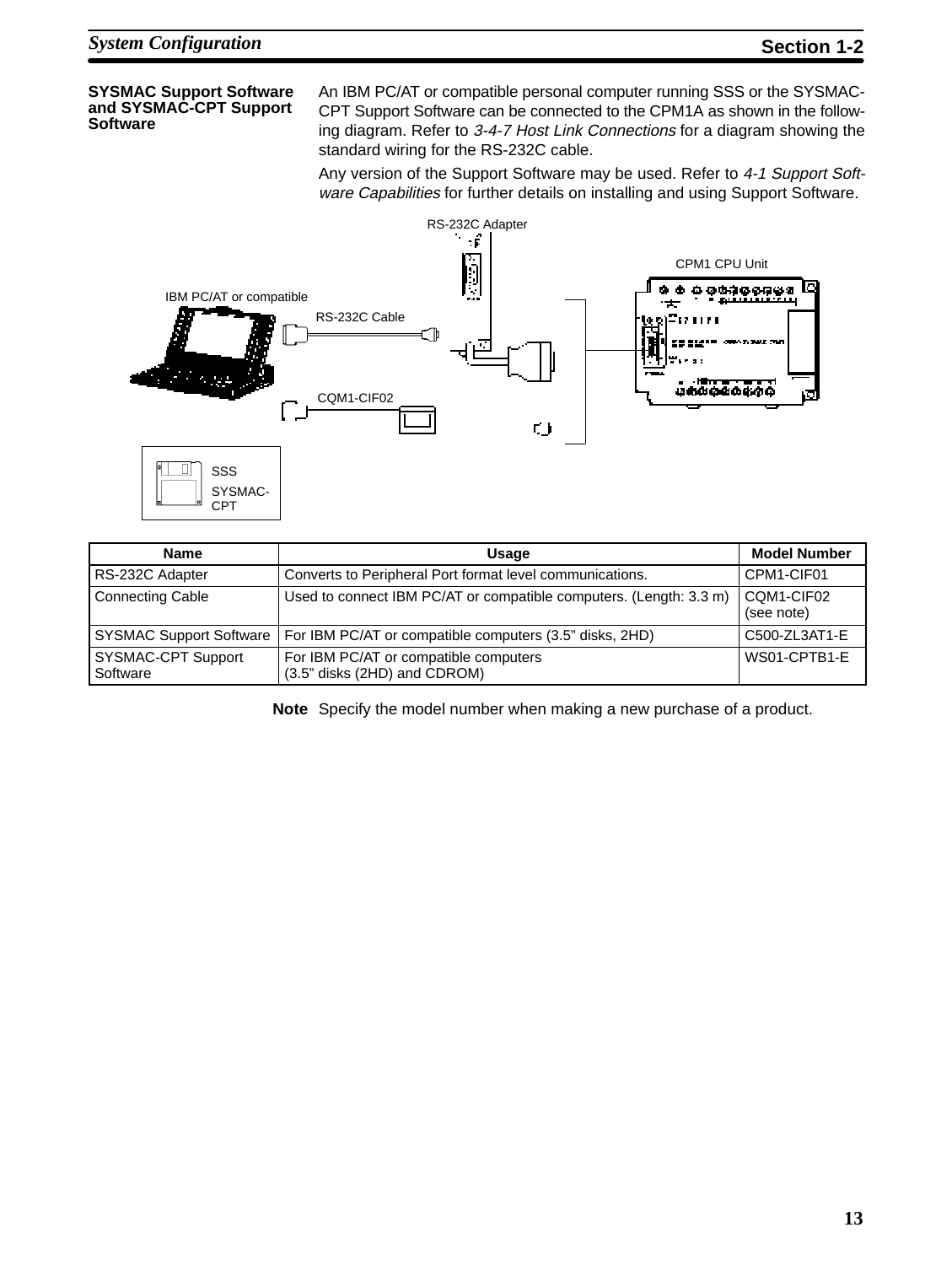### SYSMAC Support Software and SYSMAC-CPT Support Software

An IBM PC/AT or compatible personal computer running SSS or the SYSMAC-CPT Support Software can be connected to the CPM1A as shown in the following diagram. Refer to *3-4-7 Host Link Connections* for a diagram showing the standard wiring for the RS-232C cable.

Any version of the Support Software may be used. Refer to *4-1 Support Software Capabilities* for further details on installing and using Support Software.

RS-232C Adapter

CPM1 CPU Unit

IBM PC/AT or compatible

RS-232C Cable

CQM1-CIF02

SSS

SYSMAC-CPT

| Name | Usage | Model Number |
|---|---|---|
| RS-232C Adapter | Converts to Peripheral Port format level communications. | CPM1-CIF01 |
| Connecting Cable | Used to connect IBM PC/AT or compatible computers. (Length: 3.3 m) | CQM1-CIF02 (see note) |
| SYSMAC Support Software | For IBM PC/AT or compatible computers (3.5” disks, 2HD) | C500-ZL3AT1-E |
| SYSMAC-CPT Support Software | For IBM PC/AT or compatible computers (3.5” disks (2HD) and CDROM) | WS01-CPTB1-E |

**Note** Specify the model number when making a new purchase of a product.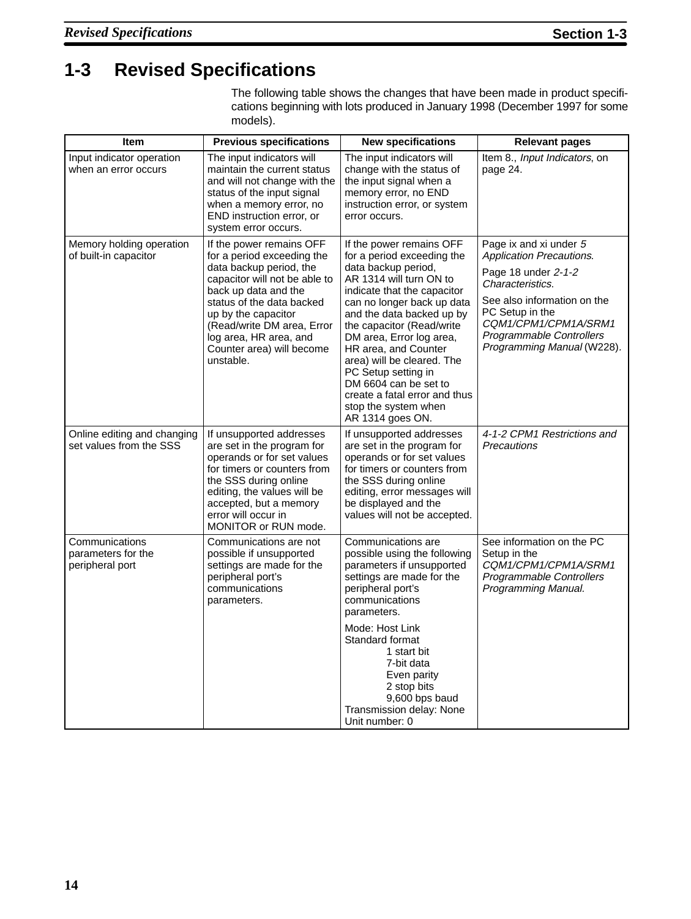## 1-3 Revised Specifications

The following table shows the changes that have been made in product specifications beginning with lots produced in January 1998 (December 1997 for some models).

| Item | Previous specifications | New specifications | Relevant pages |
|---|---|---|---|
| Input indicator operation when an error occurs | The input indicators will maintain the current status and will not change with the status of the input signal when a memory error, no END instruction error, or system error occurs. | The input indicators will change with the status of the input signal when a memory error, no END instruction error, or system error occurs. | Item 8., *Input Indicators*, on page 24. |
| Memory holding operation of built-in capacitor | If the power remains OFF for a period exceeding the data backup period, the capacitor will not be able to back up data and the status of the data backed up by the capacitor (Read/write DM area, Error log area, HR area, and Counter area) will become unstable. | If the power remains OFF for a period exceeding the data backup period, AR 1314 will turn ON to indicate that the capacitor can no longer back up data and the data backed up by the capacitor (Read/write DM area, Error log area, HR area, and Counter area) will be cleared. The PC Setup setting in DM 6604 can be set to create a fatal error and thus stop the system when AR 1314 goes ON. | Page ix and xi under *5 Application Precautions*.<br>Page 18 under *2-1-2 Characteristics*.<br>See also information on the PC Setup in the *CQM1/CPM1/CPM1A/SRM1 Programmable Controllers Programming Manual* (W228). |
| Online editing and changing set values from the SSS | If unsupported addresses are set in the program for operands or for set values for timers or counters from the SSS during online editing, the values will be accepted, but a memory error will occur in MONITOR or RUN mode. | If unsupported addresses are set in the program for operands or for set values for timers or counters from the SSS during online editing, error messages will be displayed and the values will not be accepted. | *4-1-2 CPM1 Restrictions and Precautions* |
| Communications parameters for the peripheral port | Communications are not possible if unsupported settings are made for the peripheral port's communications parameters. | Communications are possible using the following parameters if unsupported settings are made for the peripheral port's communications parameters.<br>Mode: Host Link<br>Standard format<br>1 start bit<br>7-bit data<br>Even parity<br>2 stop bits<br>9,600 bps baud<br>Transmission delay: None<br>Unit number: 0 | See information on the PC Setup in the *CQM1/CPM1/CPM1A/SRM1 Programmable Controllers Programming Manual.* |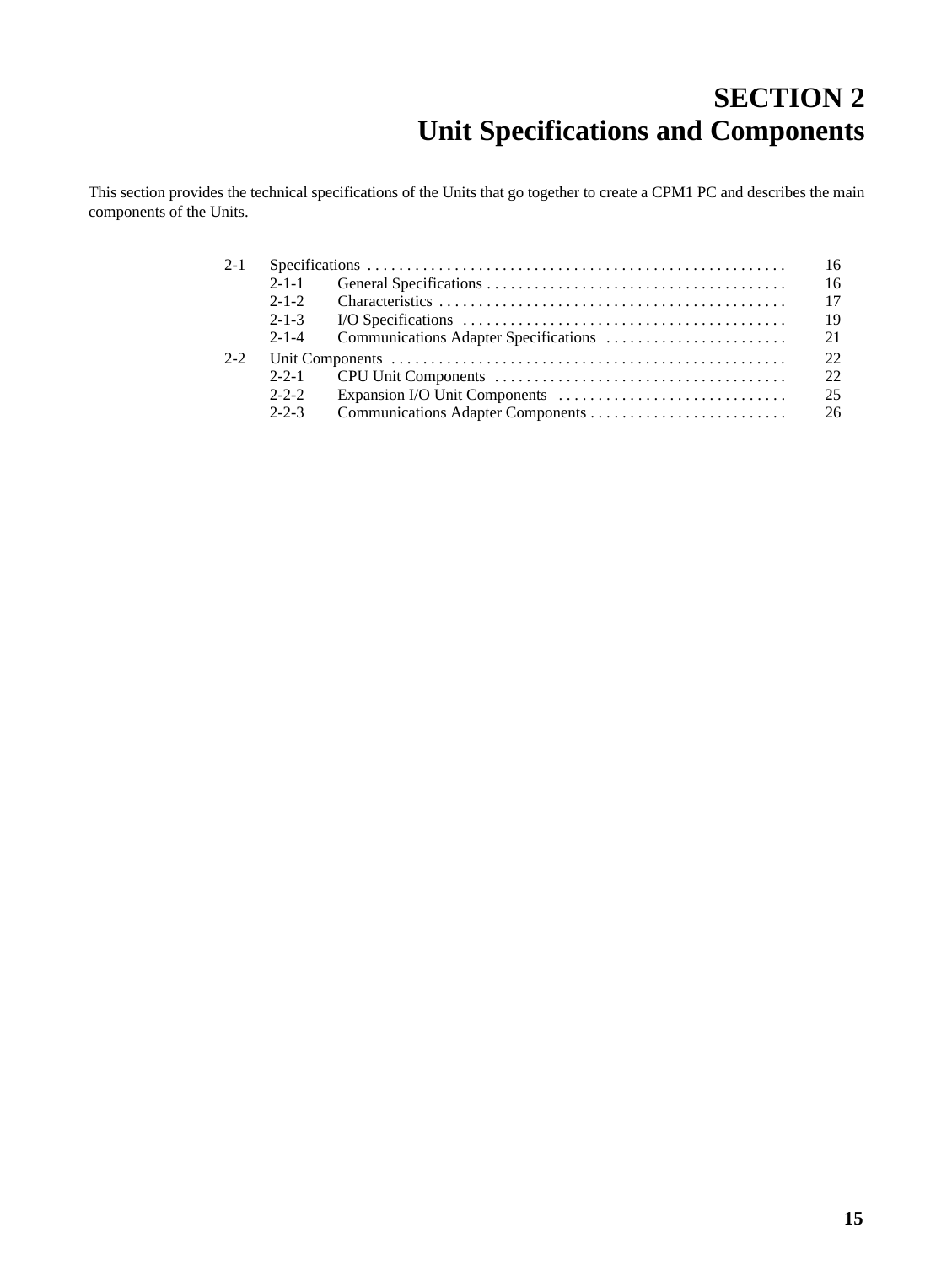# SECTION 2
# Unit Specifications and Components

This section provides the technical specifications of the Units that go together to create a CPM1 PC and describes the main components of the Units.

| | | | |
|---|---|---|---|
| 2-1 | Specifications | | 16 |
| | 2-1-1 | General Specifications | 16 |
| | 2-1-2 | Characteristics | 17 |
| | 2-1-3 | I/O Specifications | 19 |
| | 2-1-4 | Communications Adapter Specifications | 21 |
| 2-2 | Unit Components | | 22 |
| | 2-2-1 | CPU Unit Components | 22 |
| | 2-2-2 | Expansion I/O Unit Components | 25 |
| | 2-2-3 | Communications Adapter Components | 26 |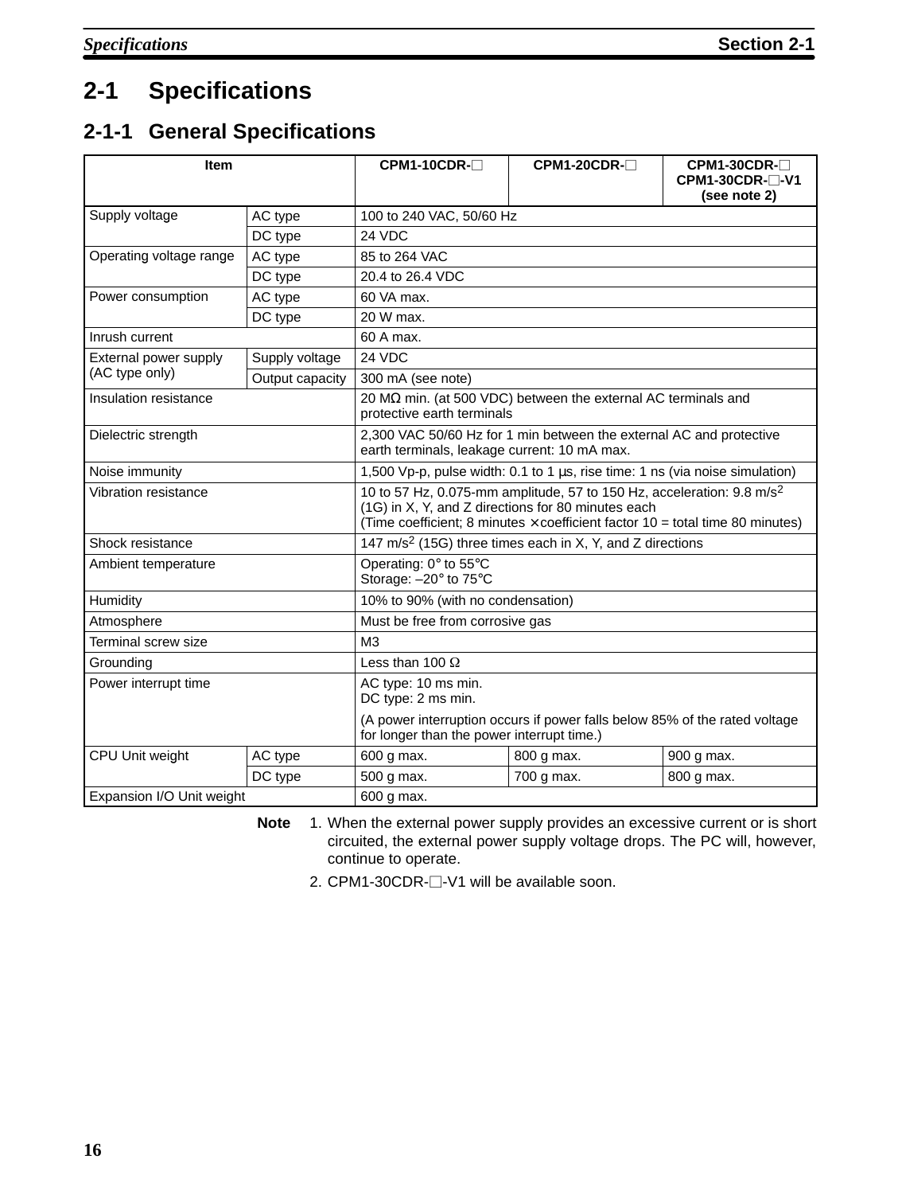# 2-1 Specifications

## 2-1-1 General Specifications

| Item | | CPM1-10CDR-□ | CPM1-20CDR-□ | CPM1-30CDR-□ CPM1-30CDR-□-V1 (see note 2) |
|---|---|---|---|---|
| Supply voltage | AC type | 100 to 240 VAC, 50/60 Hz | | |
| | DC type | 24 VDC | | |
| Operating voltage range | AC type | 85 to 264 VAC | | |
| | DC type | 20.4 to 26.4 VDC | | |
| Power consumption | AC type | 60 VA max. | | |
| | DC type | 20 W max. | | |
| Inrush current | | 60 A max. | | |
| External power supply (AC type only) | Supply voltage | 24 VDC | | |
| | Output capacity | 300 mA (see note) | | |
| Insulation resistance | | 20 MΩ min. (at 500 VDC) between the external AC terminals and protective earth terminals | | |
| Dielectric strength | | 2,300 VAC 50/60 Hz for 1 min between the external AC and protective earth terminals, leakage current: 10 mA max. | | |
| Noise immunity | | 1,500 Vp-p, pulse width: 0.1 to 1 µs, rise time: 1 ns (via noise simulation) | | |
| Vibration resistance | | 10 to 57 Hz, 0.075-mm amplitude, 57 to 150 Hz, acceleration: 9.8 $m/s^2$ (1G) in X, Y, and Z directions for 80 minutes each (Time coefficient; 8 minutes × coefficient factor 10 = total time 80 minutes) | | |
| Shock resistance | | 147 $m/s^2$ (15G) three times each in X, Y, and Z directions | | |
| Ambient temperature | | Operating: 0° to 55°C Storage: –20° to 75°C | | |
| Humidity | | 10% to 90% (with no condensation) | | |
| Atmosphere | | Must be free from corrosive gas | | |
| Terminal screw size | | M3 | | |
| Grounding | | Less than 100 Ω | | |
| Power interrupt time | | AC type: 10 ms min. DC type: 2 ms min. (A power interruption occurs if power falls below 85% of the rated voltage for longer than the power interrupt time.) | | |
| CPU Unit weight | AC type | 600 g max. | 800 g max. | 900 g max. |
| | DC type | 500 g max. | 700 g max. | 800 g max. |
| Expansion I/O Unit weight | | 600 g max. | | |

**Note** 1. When the external power supply provides an excessive current or is short circuited, the external power supply voltage drops. The PC will, however, continue to operate.

2. CPM1-30CDR-□-V1 will be available soon.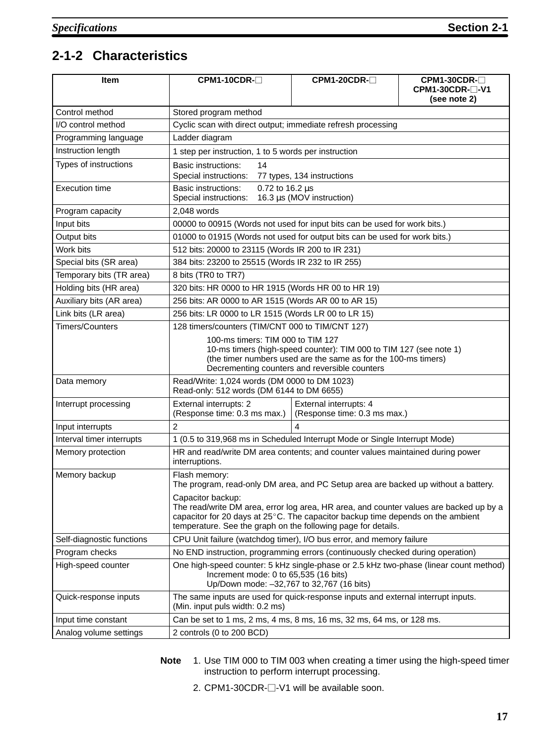## 2-1-2 Characteristics

| Item | CPM1-10CDR-□ | CPM1-20CDR-□ | CPM1-30CDR-□<br>CPM1-30CDR-□-V1<br>(see note 2) |
|---|---|---|---|
| Control method | Stored program method | | |
| I/O control method | Cyclic scan with direct output; immediate refresh processing | | |
| Programming language | Ladder diagram | | |
| Instruction length | 1 step per instruction, 1 to 5 words per instruction | | |
| Types of instructions | Basic instructions: 14<br>Special instructions: 77 types, 134 instructions | | |
| Execution time | Basic instructions: 0.72 to 16.2 µs<br>Special instructions: 16.3 µs (MOV instruction) | | |
| Program capacity | 2,048 words | | |
| Input bits | 00000 to 00915 (Words not used for input bits can be used for work bits.) | | |
| Output bits | 01000 to 01915 (Words not used for output bits can be used for work bits.) | | |
| Work bits | 512 bits: 20000 to 23115 (Words IR 200 to IR 231) | | |
| Special bits (SR area) | 384 bits: 23200 to 25515 (Words IR 232 to IR 255) | | |
| Temporary bits (TR area) | 8 bits (TR0 to TR7) | | |
| Holding bits (HR area) | 320 bits: HR 0000 to HR 1915 (Words HR 00 to HR 19) | | |
| Auxiliary bits (AR area) | 256 bits: AR 0000 to AR 1515 (Words AR 00 to AR 15) | | |
| Link bits (LR area) | 256 bits: LR 0000 to LR 1515 (Words LR 00 to LR 15) | | |
| Timers/Counters | 128 timers/counters (TIM/CNT 000 to TIM/CNT 127)<br>100-ms timers: TIM 000 to TIM 127<br>10-ms timers (high-speed counter): TIM 000 to TIM 127 (see note 1)<br>(the timer numbers used are the same as for the 100-ms timers)<br>Decrementing counters and reversible counters | | |
| Data memory | Read/Write: 1,024 words (DM 0000 to DM 1023)<br>Read-only: 512 words (DM 6144 to DM 6655) | | |
| Interrupt processing | External interrupts: 2<br>(Response time: 0.3 ms max.) | External interrupts: 4<br>(Response time: 0.3 ms max.) | |
| Input interrupts | 2 | 4 | |
| Interval timer interrupts | 1 (0.5 to 319,968 ms in Scheduled Interrupt Mode or Single Interrupt Mode) | | |
| Memory protection | HR and read/write DM area contents; and counter values maintained during power interruptions. | | |
| Memory backup | Flash memory:<br>The program, read-only DM area, and PC Setup area are backed up without a battery.<br>Capacitor backup:<br>The read/write DM area, error log area, HR area, and counter values are backed up by a capacitor for 20 days at 25°C. The capacitor backup time depends on the ambient temperature. See the graph on the following page for details. | | |
| Self-diagnostic functions | CPU Unit failure (watchdog timer), I/O bus error, and memory failure | | |
| Program checks | No END instruction, programming errors (continuously checked during operation) | | |
| High-speed counter | One high-speed counter: 5 kHz single-phase or 2.5 kHz two-phase (linear count method)<br>Increment mode: 0 to 65,535 (16 bits)<br>Up/Down mode: –32,767 to 32,767 (16 bits) | | |
| Quick-response inputs | The same inputs are used for quick-response inputs and external interrupt inputs.<br>(Min. input puls width: 0.2 ms) | | |
| Input time constant | Can be set to 1 ms, 2 ms, 4 ms, 8 ms, 16 ms, 32 ms, 64 ms, or 128 ms. | | |
| Analog volume settings | 2 controls (0 to 200 BCD) | | |

**Note**
1. Use TIM 000 to TIM 003 when creating a timer using the high-speed timer instruction to perform interrupt processing.
2. CPM1-30CDR-□-V1 will be available soon.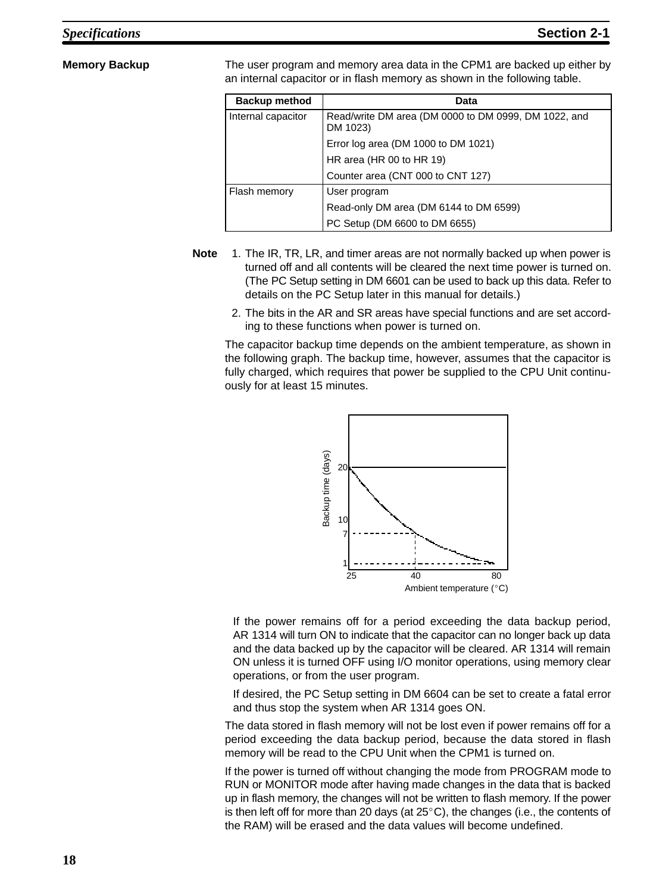### Memory Backup

The user program and memory area data in the CPM1 are backed up either by an internal capacitor or in flash memory as shown in the following table.

| Backup method | Data |
|---|---|
| Internal capacitor | Read/write DM area (DM 0000 to DM 0999, DM 1022, and DM 1023) |
| | Error log area (DM 1000 to DM 1021) |
| | HR area (HR 00 to HR 19) |
| | Counter area (CNT 000 to CNT 127) |
| Flash memory | User program |
| | Read-only DM area (DM 6144 to DM 6599) |
| | PC Setup (DM 6600 to DM 6655) |

**Note**

1. The IR, TR, LR, and timer areas are not normally backed up when power is turned off and all contents will be cleared the next time power is turned on. (The PC Setup setting in DM 6601 can be used to back up this data. Refer to details on the PC Setup later in this manual for details.)
2. The bits in the AR and SR areas have special functions and are set according to these functions when power is turned on.

The capacitor backup time depends on the ambient temperature, as shown in the following graph. The backup time, however, assumes that the capacitor is fully charged, which requires that power be supplied to the CPU Unit continuously for at least 15 minutes.

If the power remains off for a period exceeding the data backup period, AR 1314 will turn ON to indicate that the capacitor can no longer back up data and the data backed up by the capacitor will be cleared. AR 1314 will remain ON unless it is turned OFF using I/O monitor operations, using memory clear operations, or from the user program.

If desired, the PC Setup setting in DM 6604 can be set to create a fatal error and thus stop the system when AR 1314 goes ON.

The data stored in flash memory will not be lost even if power remains off for a period exceeding the data backup period, because the data stored in flash memory will be read to the CPU Unit when the CPM1 is turned on.

If the power is turned off without changing the mode from PROGRAM mode to RUN or MONITOR mode after having made changes in the data that is backed up in flash memory, the changes will not be written to flash memory. If the power is then left off for more than 20 days (at 25°C), the changes (i.e., the contents of the RAM) will be erased and the data values will become undefined.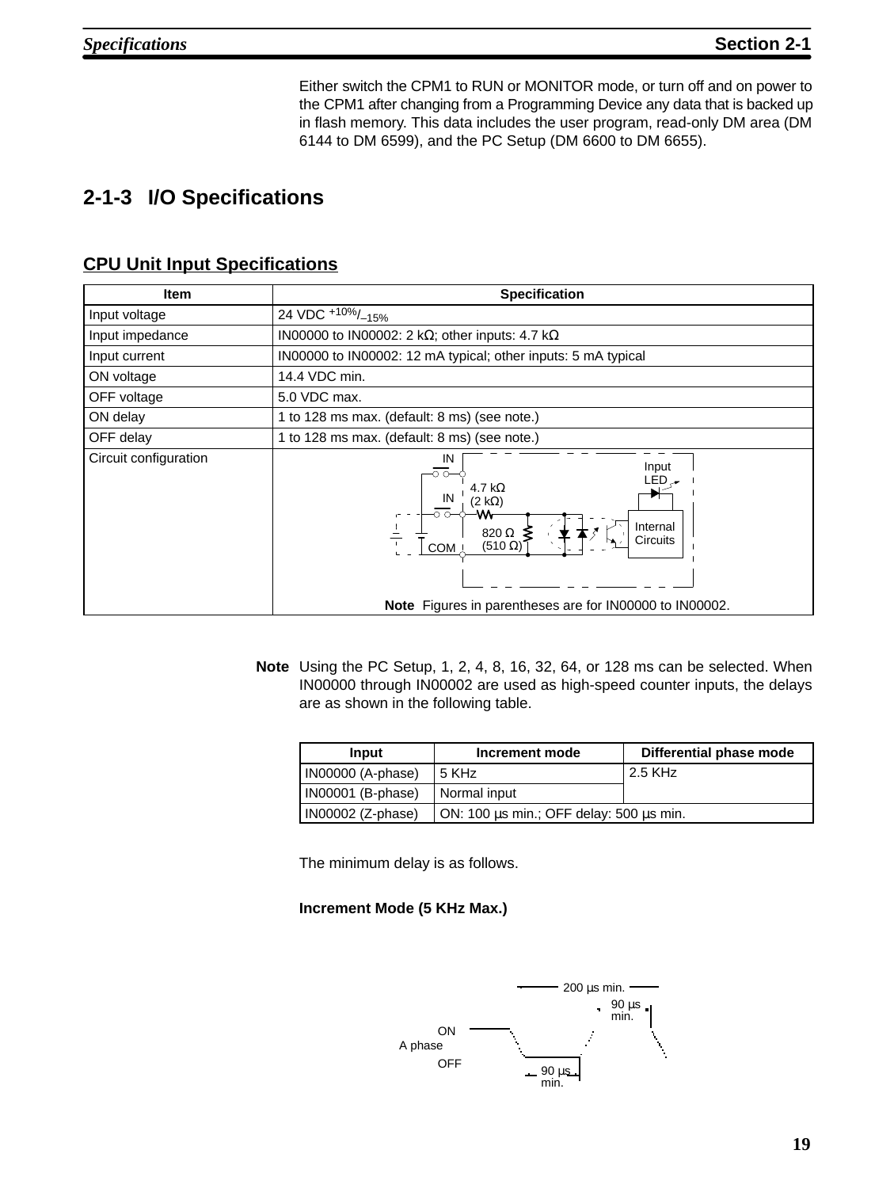Either switch the CPM1 to RUN or MONITOR mode, or turn off and on power to the CPM1 after changing from a Programming Device any data that is backed up in flash memory. This data includes the user program, read-only DM area (DM 6144 to DM 6599), and the PC Setup (DM 6600 to DM 6655).

## 2-1-3 I/O Specifications

### CPU Unit Input Specifications

| Item | Specification |
|---|---|
| Input voltage | 24 VDC $^{+10\%}/_{-15\%}$ |
| Input impedance | IN00000 to IN00002: 2 kΩ; other inputs: 4.7 kΩ |
| Input current | IN00000 to IN00002: 12 mA typical; other inputs: 5 mA typical |
| ON voltage | 14.4 VDC min. |
| OFF voltage | 5.0 VDC max. |
| ON delay | 1 to 128 ms max. (default: 8 ms) (see note.) |
| OFF delay | 1 to 128 ms max. (default: 8 ms) (see note.) |
| Circuit configuration | IN, IN, COM; 4.7 kΩ (2 kΩ); 820 Ω (510 Ω); Input LED; Internal Circuits<br>**Note** Figures in parentheses are for IN00000 to IN00002. |

**Note** Using the PC Setup, 1, 2, 4, 8, 16, 32, 64, or 128 ms can be selected. When IN00000 through IN00002 are used as high-speed counter inputs, the delays are as shown in the following table.

| Input | Increment mode | Differential phase mode |
|---|---|---|
| IN00000 (A-phase) | 5 KHz | 2.5 KHz |
| IN00001 (B-phase) | Normal input | |
| IN00002 (Z-phase) | ON: 100 µs min.; OFF delay: 500 µs min. | |

The minimum delay is as follows.

**Increment Mode (5 KHz Max.)**

A phase: ON / OFF; 200 µs min.; 90 µs min.; 90 µs min.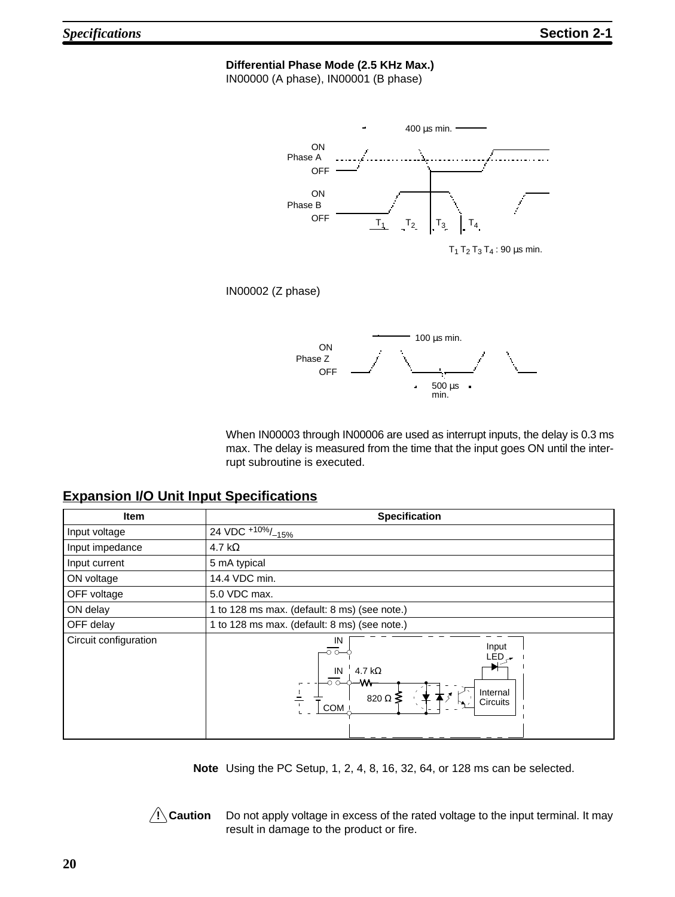**Differential Phase Mode (2.5 KHz Max.)**
IN00000 (A phase), IN00001 (B phase)

400 µs min.

ON
Phase A
OFF

ON
Phase B
OFF

$T_1$ $T_2$ $T_3$ $T_4$

$T_1$ $T_2$ $T_3$ $T_4$ : 90 µs min.

IN00002 (Z phase)

100 µs min.

ON
Phase Z
OFF

500 µs min.

When IN00003 through IN00006 are used as interrupt inputs, the delay is 0.3 ms max. The delay is measured from the time that the input goes ON until the interrupt subroutine is executed.

## Expansion I/O Unit Input Specifications

| Item | Specification |
|---|---|
| Input voltage | 24 VDC $^{+10\%}/_{-15\%}$ |
| Input impedance | 4.7 kΩ |
| Input current | 5 mA typical |
| ON voltage | 14.4 VDC min. |
| OFF voltage | 5.0 VDC max. |
| ON delay | 1 to 128 ms max. (default: 8 ms) (see note.) |
| OFF delay | 1 to 128 ms max. (default: 8 ms) (see note.) |
| Circuit configuration | IN, IN, COM, 4.7 kΩ, 820 Ω, Input LED, Internal Circuits |

**Note** Using the PC Setup, 1, 2, 4, 8, 16, 32, 64, or 128 ms can be selected.

**⚠ Caution** Do not apply voltage in excess of the rated voltage to the input terminal. It may result in damage to the product or fire.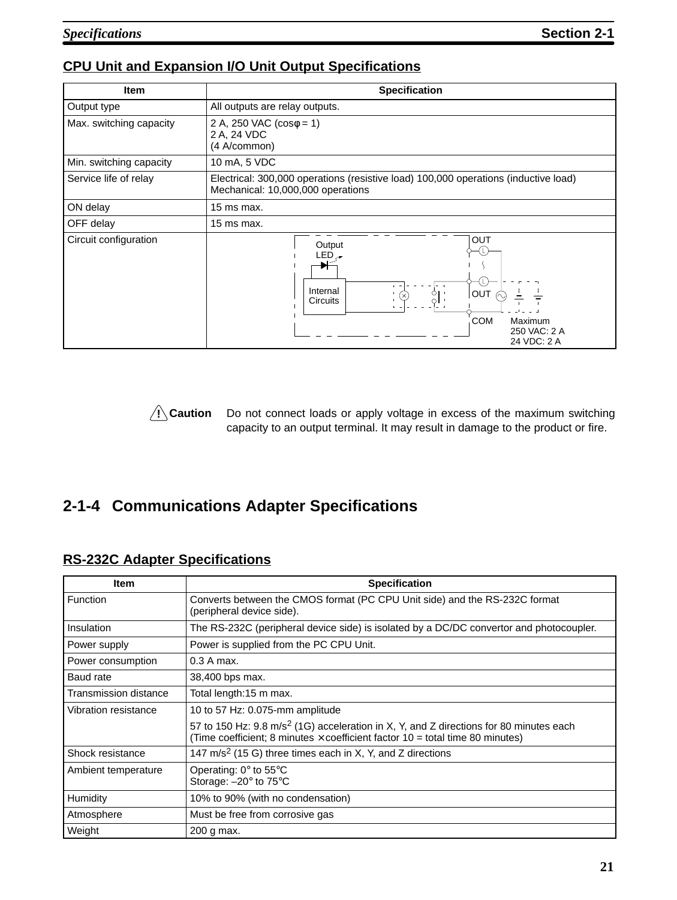## CPU Unit and Expansion I/O Unit Output Specifications

| Item | Specification |
|---|---|
| Output type | All outputs are relay outputs. |
| Max. switching capacity | 2 A, 250 VAC (cosφ = 1)<br>2 A, 24 VDC<br>(4 A/common) |
| Min. switching capacity | 10 mA, 5 VDC |
| Service life of relay | Electrical: 300,000 operations (resistive load) 100,000 operations (inductive load)<br>Mechanical: 10,000,000 operations |
| ON delay | 15 ms max. |
| OFF delay | 15 ms max. |
| Circuit configuration | Output LED, Internal Circuits, OUT, L, OUT, COM<br>Maximum<br>250 VAC: 2 A<br>24 VDC: 2 A |

**⚠ Caution** Do not connect loads or apply voltage in excess of the maximum switching capacity to an output terminal. It may result in damage to the product or fire.

## 2-1-4 Communications Adapter Specifications

### RS-232C Adapter Specifications

| Item | Specification |
|---|---|
| Function | Converts between the CMOS format (PC CPU Unit side) and the RS-232C format (peripheral device side). |
| Insulation | The RS-232C (peripheral device side) is isolated by a DC/DC convertor and photocoupler. |
| Power supply | Power is supplied from the PC CPU Unit. |
| Power consumption | 0.3 A max. |
| Baud rate | 38,400 bps max. |
| Transmission distance | Total length:15 m max. |
| Vibration resistance | 10 to 57 Hz: 0.075-mm amplitude<br>57 to 150 Hz: 9.8 $m/s^2$ (1G) acceleration in X, Y, and Z directions for 80 minutes each<br>(Time coefficient; 8 minutes × coefficient factor 10 = total time 80 minutes) |
| Shock resistance | 147 $m/s^2$ (15 G) three times each in X, Y, and Z directions |
| Ambient temperature | Operating: 0° to 55°C<br>Storage: –20° to 75°C |
| Humidity | 10% to 90% (with no condensation) |
| Atmosphere | Must be free from corrosive gas |
| Weight | 200 g max. |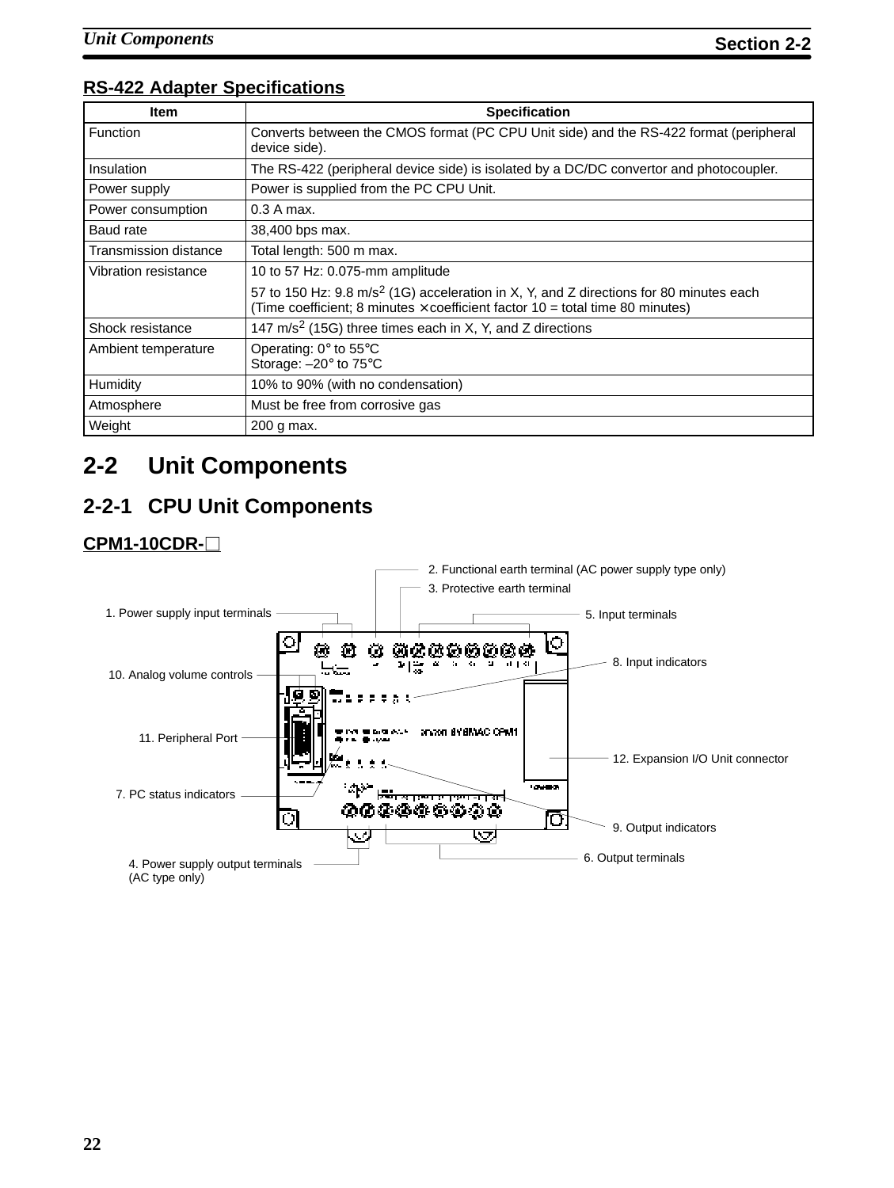### RS-422 Adapter Specifications

| Item | Specification |
|---|---|
| Function | Converts between the CMOS format (PC CPU Unit side) and the RS-422 format (peripheral device side). |
| Insulation | The RS-422 (peripheral device side) is isolated by a DC/DC convertor and photocoupler. |
| Power supply | Power is supplied from the PC CPU Unit. |
| Power consumption | 0.3 A max. |
| Baud rate | 38,400 bps max. |
| Transmission distance | Total length: 500 m max. |
| Vibration resistance | 10 to 57 Hz: 0.075-mm amplitude<br>57 to 150 Hz: 9.8 m/s$^2$ (1G) acceleration in X, Y, and Z directions for 80 minutes each (Time coefficient; 8 minutes × coefficient factor 10 = total time 80 minutes) |
| Shock resistance | 147 m/s$^2$ (15G) three times each in X, Y, and Z directions |
| Ambient temperature | Operating: 0° to 55°C<br>Storage: –20° to 75°C |
| Humidity | 10% to 90% (with no condensation) |
| Atmosphere | Must be free from corrosive gas |
| Weight | 200 g max. |

# 2-2 Unit Components

## 2-2-1 CPU Unit Components

### CPM1-10CDR-□

1. Power supply input terminals
2. Functional earth terminal (AC power supply type only)
3. Protective earth terminal
4. Power supply output terminals (AC type only)
5. Input terminals
6. Output terminals
7. PC status indicators
8. Input indicators
9. Output indicators
10. Analog volume controls
11. Peripheral Port
12. Expansion I/O Unit connector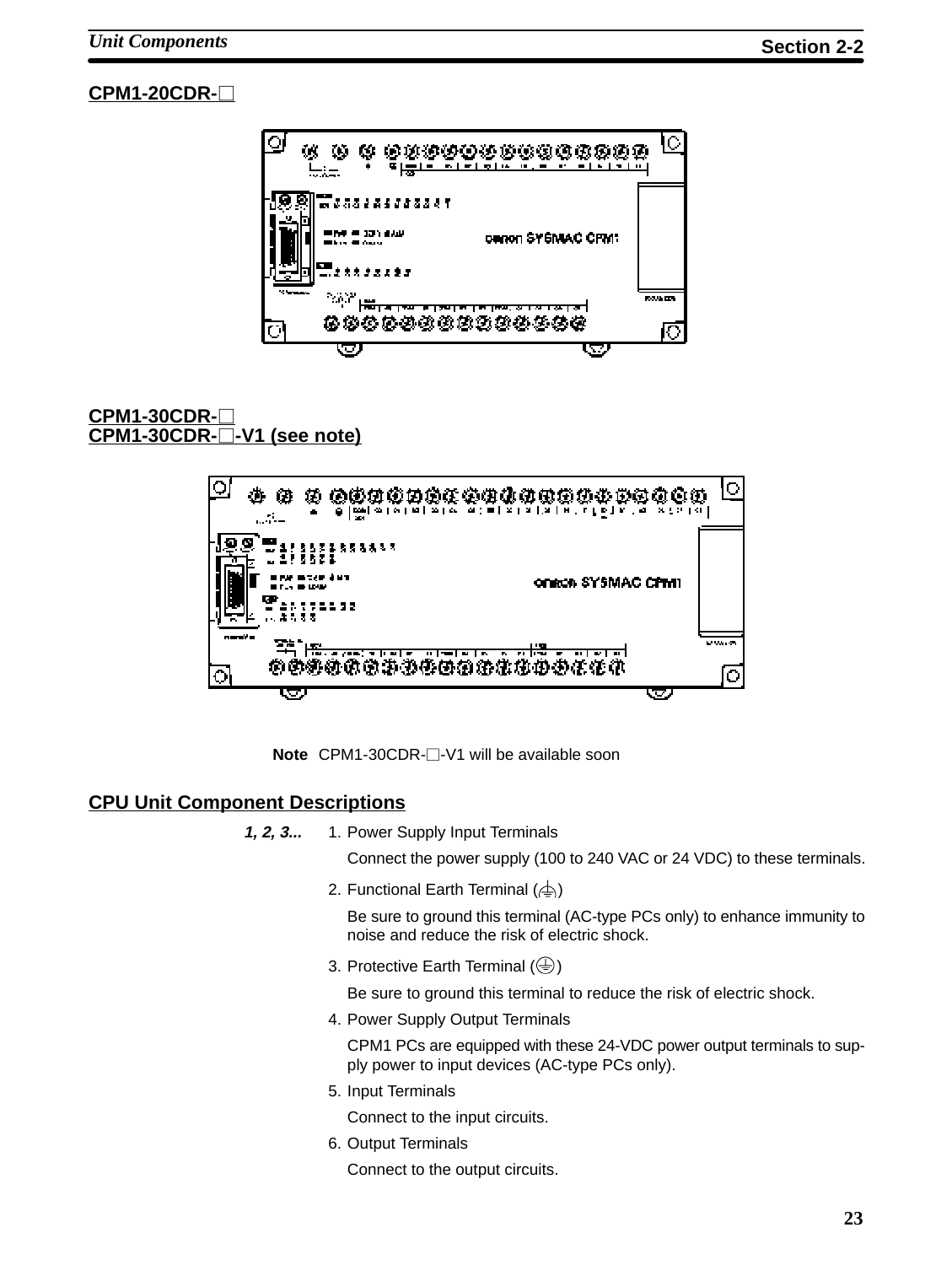## CPM1-20CDR-☐

## CPM1-30CDR-☐
## CPM1-30CDR-☐-V1 (see note)

**Note** CPM1-30CDR-☐-V1 will be available soon

## CPU Unit Component Descriptions

*1, 2, 3...*

1. Power Supply Input Terminals

   Connect the power supply (100 to 240 VAC or 24 VDC) to these terminals.

2. Functional Earth Terminal (⏚)

   Be sure to ground this terminal (AC-type PCs only) to enhance immunity to noise and reduce the risk of electric shock.

3. Protective Earth Terminal (⊜)

   Be sure to ground this terminal to reduce the risk of electric shock.

4. Power Supply Output Terminals

   CPM1 PCs are equipped with these 24-VDC power output terminals to supply power to input devices (AC-type PCs only).

5. Input Terminals

   Connect to the input circuits.

6. Output Terminals

   Connect to the output circuits.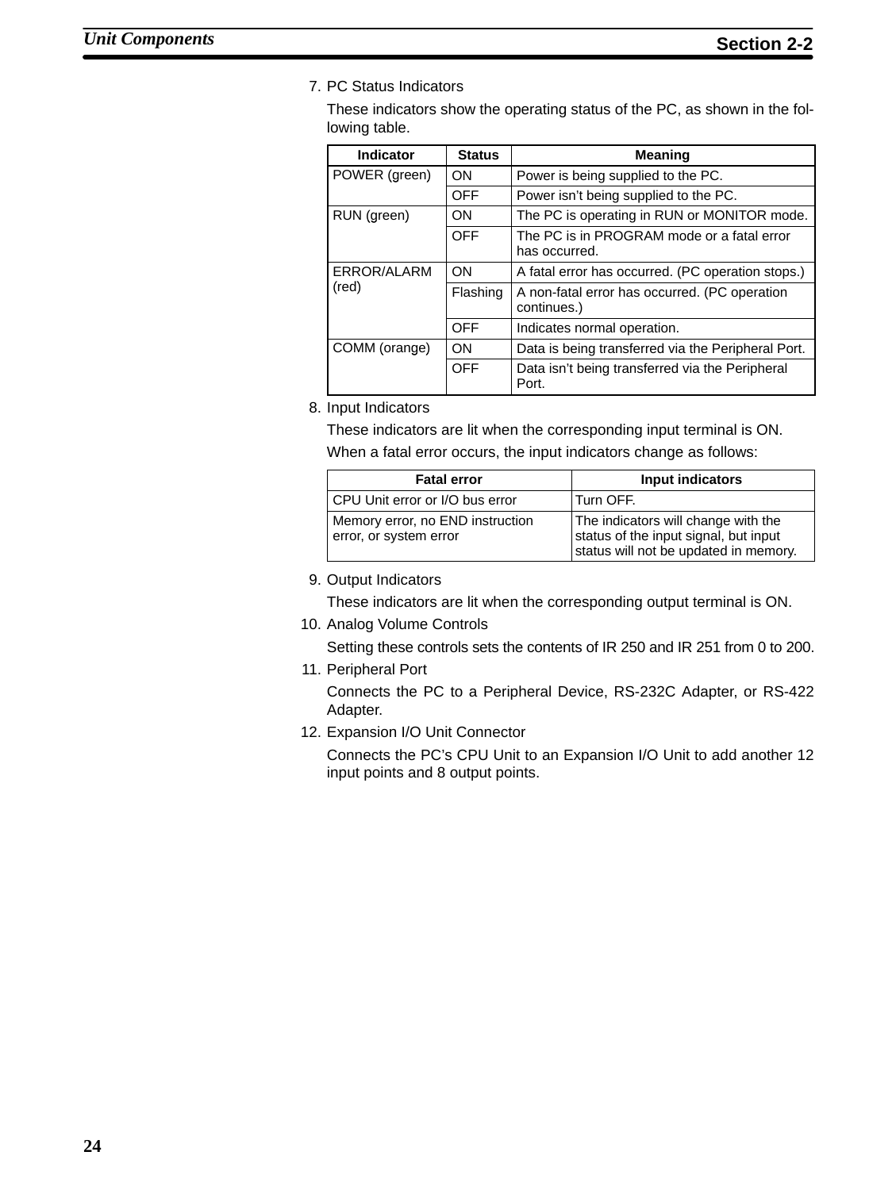7. PC Status Indicators

   These indicators show the operating status of the PC, as shown in the following table.

| Indicator | Status | Meaning |
|---|---|---|
| POWER (green) | ON | Power is being supplied to the PC. |
| | OFF | Power isn't being supplied to the PC. |
| RUN (green) | ON | The PC is operating in RUN or MONITOR mode. |
| | OFF | The PC is in PROGRAM mode or a fatal error has occurred. |
| ERROR/ALARM (red) | ON | A fatal error has occurred. (PC operation stops.) |
| | Flashing | A non-fatal error has occurred. (PC operation continues.) |
| | OFF | Indicates normal operation. |
| COMM (orange) | ON | Data is being transferred via the Peripheral Port. |
| | OFF | Data isn't being transferred via the Peripheral Port. |

8. Input Indicators

   These indicators are lit when the corresponding input terminal is ON.

   When a fatal error occurs, the input indicators change as follows:

| Fatal error | Input indicators |
|---|---|
| CPU Unit error or I/O bus error | Turn OFF. |
| Memory error, no END instruction error, or system error | The indicators will change with the status of the input signal, but input status will not be updated in memory. |

9. Output Indicators

   These indicators are lit when the corresponding output terminal is ON.

10. Analog Volume Controls

    Setting these controls sets the contents of IR 250 and IR 251 from 0 to 200.

11. Peripheral Port

    Connects the PC to a Peripheral Device, RS-232C Adapter, or RS-422 Adapter.

12. Expansion I/O Unit Connector

    Connects the PC's CPU Unit to an Expansion I/O Unit to add another 12 input points and 8 output points.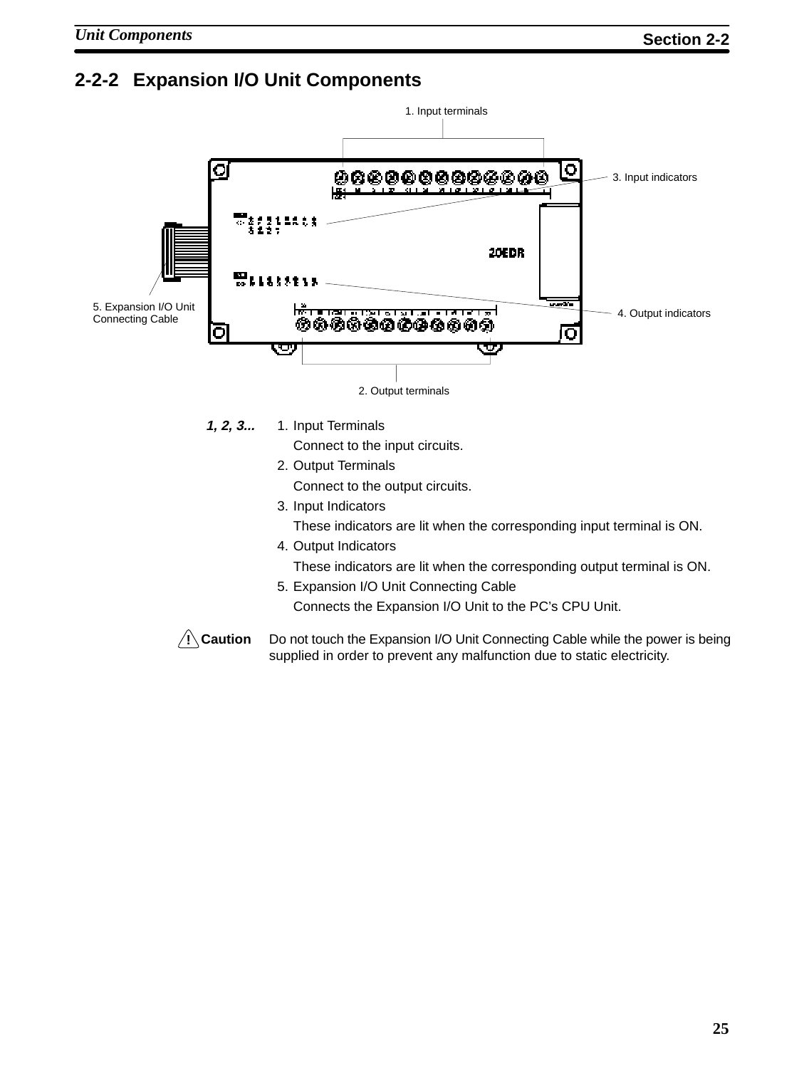## 2-2-2 Expansion I/O Unit Components

1. Input terminals

3. Input indicators

4. Output indicators

5. Expansion I/O Unit Connecting Cable

2. Output terminals

***1, 2, 3...***

1. Input Terminals

   Connect to the input circuits.

2. Output Terminals

   Connect to the output circuits.

3. Input Indicators

   These indicators are lit when the corresponding input terminal is ON.

4. Output Indicators

   These indicators are lit when the corresponding output terminal is ON.

5. Expansion I/O Unit Connecting Cable

   Connects the Expansion I/O Unit to the PC's CPU Unit.

**! Caution** Do not touch the Expansion I/O Unit Connecting Cable while the power is being supplied in order to prevent any malfunction due to static electricity.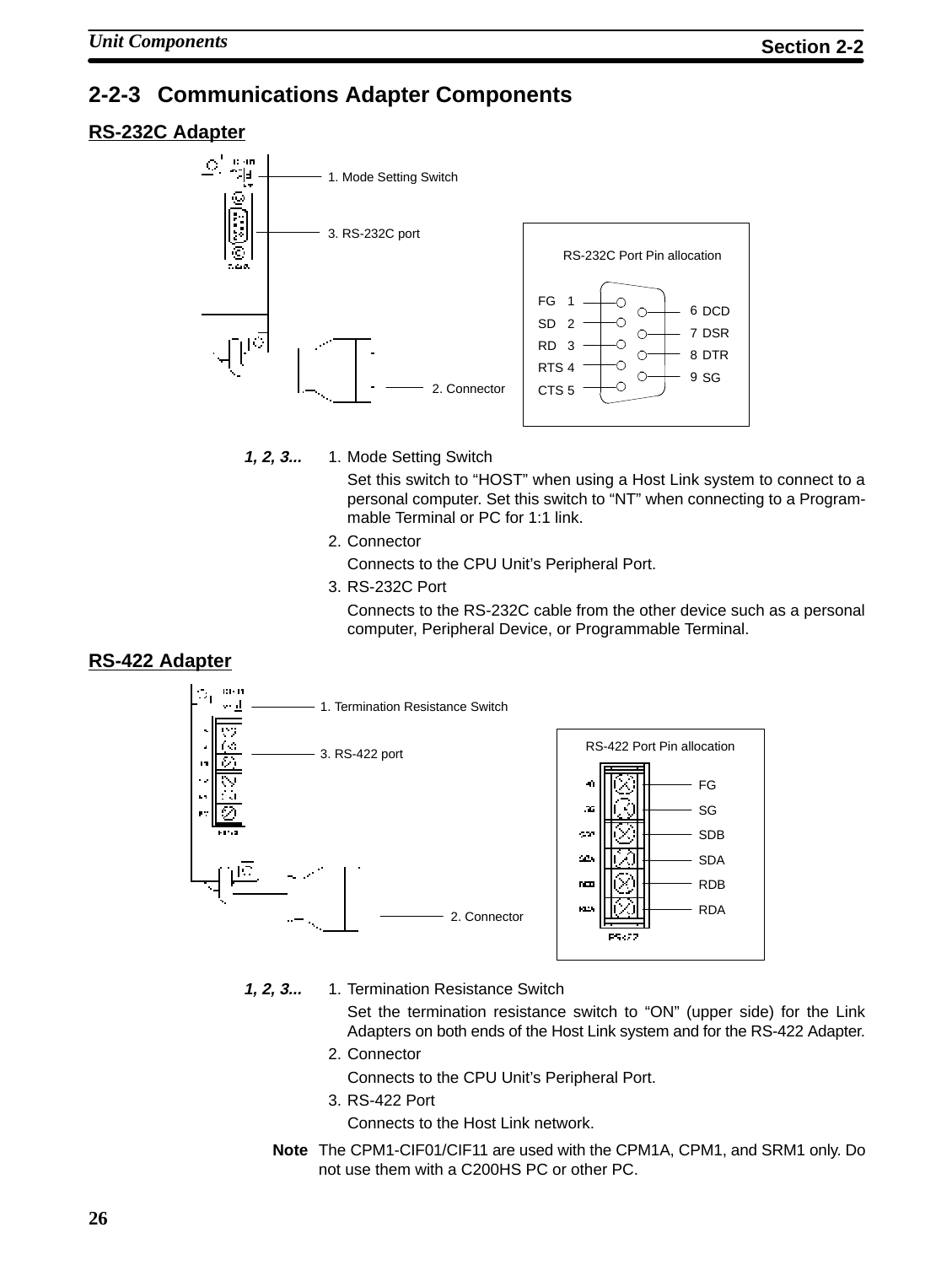## 2-2-3 Communications Adapter Components

### RS-232C Adapter

1. Mode Setting Switch
3. RS-232C port
2. Connector

RS-232C Port Pin allocation

| Pin | Signal | Pin | Signal |
|---|---|---|---|
| 1 | FG | 6 | DCD |
| 2 | SD | 7 | DSR |
| 3 | RD | 8 | DTR |
| 4 | RTS | 9 | SG |
| 5 | CTS | | |

*1, 2, 3...*

1. Mode Setting Switch

   Set this switch to "HOST" when using a Host Link system to connect to a personal computer. Set this switch to "NT" when connecting to a Programmable Terminal or PC for 1:1 link.

2. Connector

   Connects to the CPU Unit's Peripheral Port.

3. RS-232C Port

   Connects to the RS-232C cable from the other device such as a personal computer, Peripheral Device, or Programmable Terminal.

### RS-422 Adapter

1. Termination Resistance Switch
3. RS-422 port
2. Connector

RS-422 Port Pin allocation

- FG
- SG
- SDB
- SDA
- RDB
- RDA

*1, 2, 3...*

1. Termination Resistance Switch

   Set the termination resistance switch to "ON" (upper side) for the Link Adapters on both ends of the Host Link system and for the RS-422 Adapter.

2. Connector

   Connects to the CPU Unit's Peripheral Port.

3. RS-422 Port

   Connects to the Host Link network.

**Note** The CPM1-CIF01/CIF11 are used with the CPM1A, CPM1, and SRM1 only. Do not use them with a C200HS PC or other PC.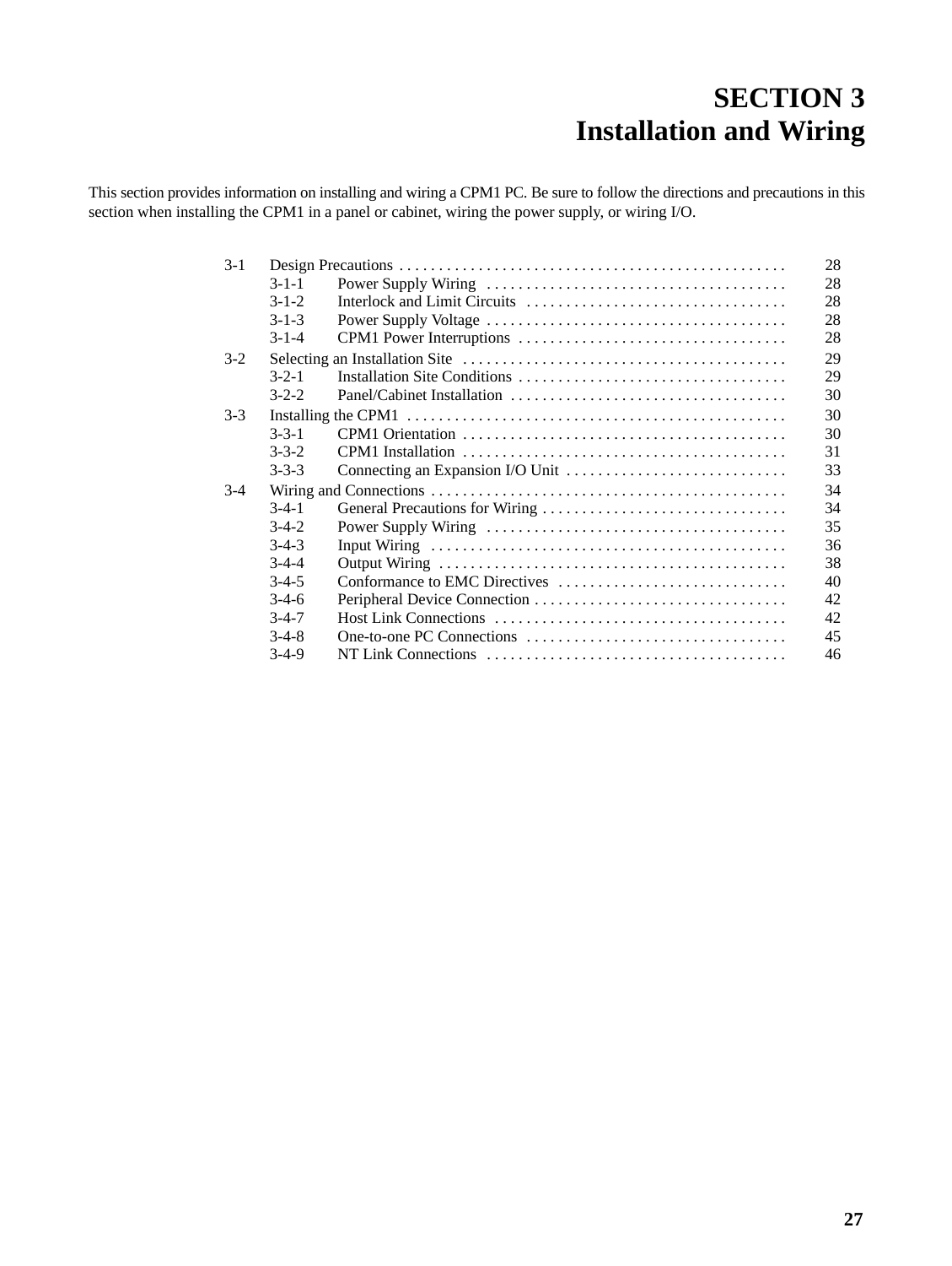# SECTION 3
# Installation and Wiring

This section provides information on installing and wiring a CPM1 PC. Be sure to follow the directions and precautions in this section when installing the CPM1 in a panel or cabinet, wiring the power supply, or wiring I/O.

| | | |
|---|---|---|
| 3-1 | Design Precautions | 28 |
| 3-1-1 | Power Supply Wiring | 28 |
| 3-1-2 | Interlock and Limit Circuits | 28 |
| 3-1-3 | Power Supply Voltage | 28 |
| 3-1-4 | CPM1 Power Interruptions | 28 |
| 3-2 | Selecting an Installation Site | 29 |
| 3-2-1 | Installation Site Conditions | 29 |
| 3-2-2 | Panel/Cabinet Installation | 30 |
| 3-3 | Installing the CPM1 | 30 |
| 3-3-1 | CPM1 Orientation | 30 |
| 3-3-2 | CPM1 Installation | 31 |
| 3-3-3 | Connecting an Expansion I/O Unit | 33 |
| 3-4 | Wiring and Connections | 34 |
| 3-4-1 | General Precautions for Wiring | 34 |
| 3-4-2 | Power Supply Wiring | 35 |
| 3-4-3 | Input Wiring | 36 |
| 3-4-4 | Output Wiring | 38 |
| 3-4-5 | Conformance to EMC Directives | 40 |
| 3-4-6 | Peripheral Device Connection | 42 |
| 3-4-7 | Host Link Connections | 42 |
| 3-4-8 | One-to-one PC Connections | 45 |
| 3-4-9 | NT Link Connections | 46 |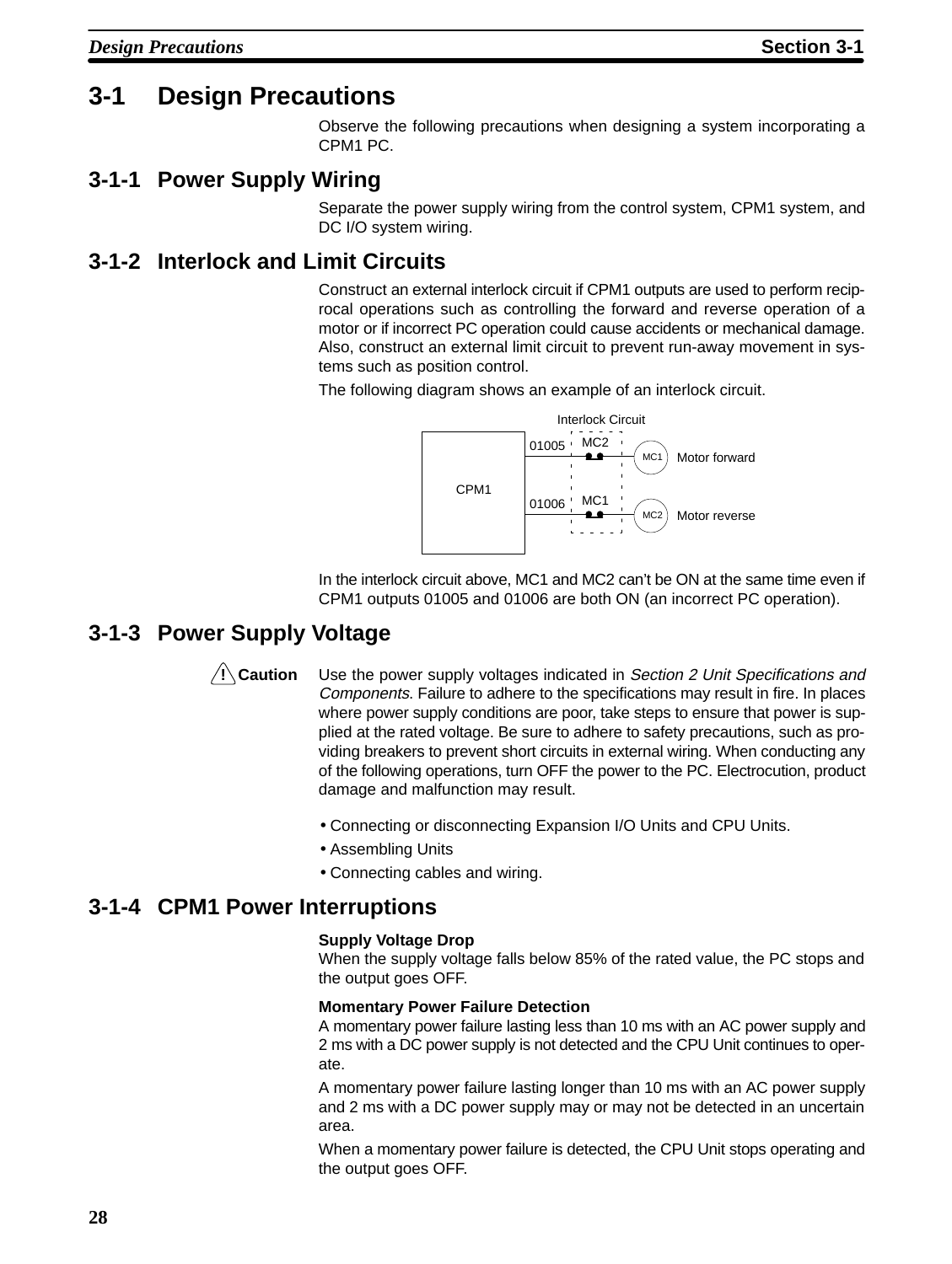## 3-1 Design Precautions

Observe the following precautions when designing a system incorporating a CPM1 PC.

### 3-1-1 Power Supply Wiring

Separate the power supply wiring from the control system, CPM1 system, and DC I/O system wiring.

### 3-1-2 Interlock and Limit Circuits

Construct an external interlock circuit if CPM1 outputs are used to perform reciprocal operations such as controlling the forward and reverse operation of a motor or if incorrect PC operation could cause accidents or mechanical damage. Also, construct an external limit circuit to prevent run-away movement in systems such as position control.

The following diagram shows an example of an interlock circuit.

Interlock Circuit

CPM1 — 01005 — MC2 — MC1 — Motor forward

CPM1 — 01006 — MC1 — MC2 — Motor reverse

In the interlock circuit above, MC1 and MC2 can't be ON at the same time even if CPM1 outputs 01005 and 01006 are both ON (an incorrect PC operation).

### 3-1-3 Power Supply Voltage

**! Caution** Use the power supply voltages indicated in *Section 2 Unit Specifications and Components*. Failure to adhere to the specifications may result in fire. In places where power supply conditions are poor, take steps to ensure that power is supplied at the rated voltage. Be sure to adhere to safety precautions, such as providing breakers to prevent short circuits in external wiring. When conducting any of the following operations, turn OFF the power to the PC. Electrocution, product damage and malfunction may result.

- Connecting or disconnecting Expansion I/O Units and CPU Units.
- Assembling Units
- Connecting cables and wiring.

### 3-1-4 CPM1 Power Interruptions

**Supply Voltage Drop**
When the supply voltage falls below 85% of the rated value, the PC stops and the output goes OFF.

**Momentary Power Failure Detection**
A momentary power failure lasting less than 10 ms with an AC power supply and 2 ms with a DC power supply is not detected and the CPU Unit continues to operate.

A momentary power failure lasting longer than 10 ms with an AC power supply and 2 ms with a DC power supply may or may not be detected in an uncertain area.

When a momentary power failure is detected, the CPU Unit stops operating and the output goes OFF.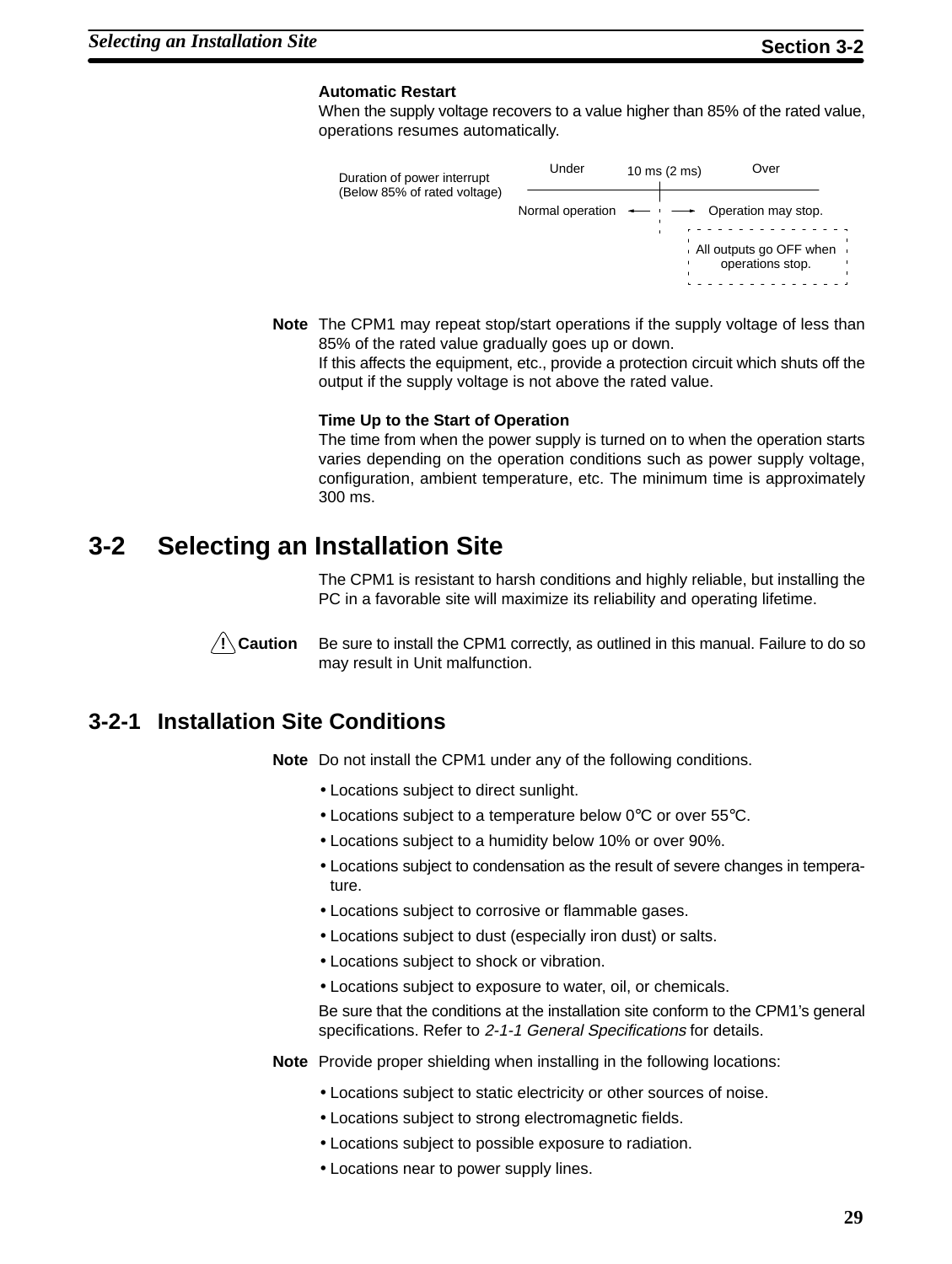**Automatic Restart**

When the supply voltage recovers to a value higher than 85% of the rated value, operations resumes automatically.

| Duration of power interrupt (Below 85% of rated voltage) | Under | 10 ms (2 ms) | Over |
|---|---|---|---|
| | Normal operation | | Operation may stop. |
| | | | All outputs go OFF when operations stop. |

**Note** The CPM1 may repeat stop/start operations if the supply voltage of less than 85% of the rated value gradually goes up or down.
If this affects the equipment, etc., provide a protection circuit which shuts off the output if the supply voltage is not above the rated value.

**Time Up to the Start of Operation**

The time from when the power supply is turned on to when the operation starts varies depending on the operation conditions such as power supply voltage, configuration, ambient temperature, etc. The minimum time is approximately 300 ms.

# 3-2 Selecting an Installation Site

The CPM1 is resistant to harsh conditions and highly reliable, but installing the PC in a favorable site will maximize its reliability and operating lifetime.

**⚠ Caution** Be sure to install the CPM1 correctly, as outlined in this manual. Failure to do so may result in Unit malfunction.

## 3-2-1 Installation Site Conditions

**Note** Do not install the CPM1 under any of the following conditions.

- Locations subject to direct sunlight.
- Locations subject to a temperature below 0°C or over 55°C.
- Locations subject to a humidity below 10% or over 90%.
- Locations subject to condensation as the result of severe changes in temperature.
- Locations subject to corrosive or flammable gases.
- Locations subject to dust (especially iron dust) or salts.
- Locations subject to shock or vibration.
- Locations subject to exposure to water, oil, or chemicals.

Be sure that the conditions at the installation site conform to the CPM1's general specifications. Refer to *2-1-1 General Specifications* for details.

**Note** Provide proper shielding when installing in the following locations:

- Locations subject to static electricity or other sources of noise.
- Locations subject to strong electromagnetic fields.
- Locations subject to possible exposure to radiation.
- Locations near to power supply lines.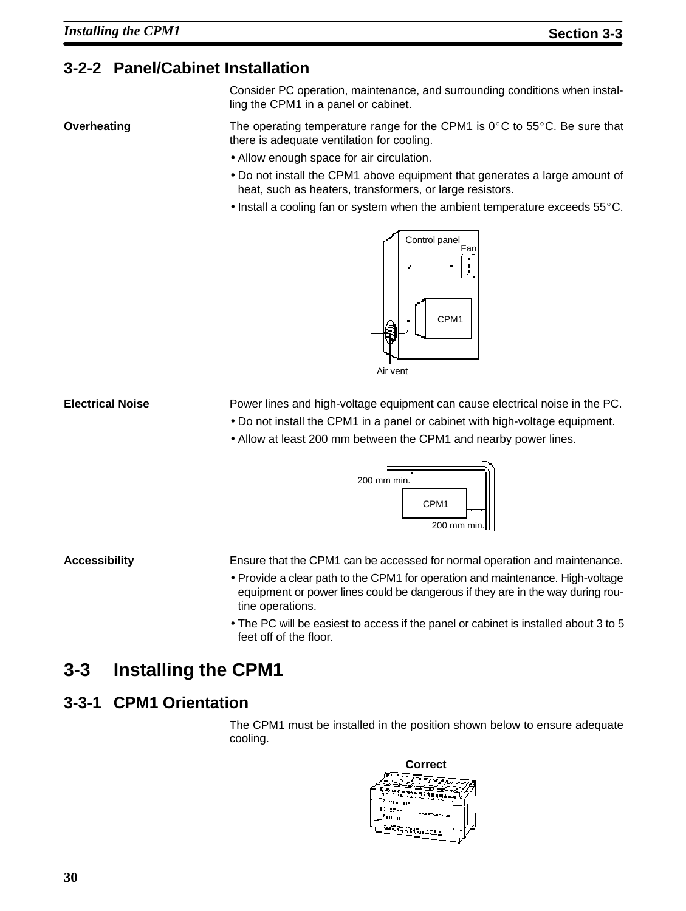### 3-2-2 Panel/Cabinet Installation

Consider PC operation, maintenance, and surrounding conditions when installing the CPM1 in a panel or cabinet.

**Overheating**

The operating temperature range for the CPM1 is 0°C to 55°C. Be sure that there is adequate ventilation for cooling.

- Allow enough space for air circulation.
- Do not install the CPM1 above equipment that generates a large amount of heat, such as heaters, transformers, or large resistors.
- Install a cooling fan or system when the ambient temperature exceeds 55°C.

Control panel

Fan

CPM1

Air vent

**Electrical Noise**

Power lines and high-voltage equipment can cause electrical noise in the PC.

- Do not install the CPM1 in a panel or cabinet with high-voltage equipment.
- Allow at least 200 mm between the CPM1 and nearby power lines.

200 mm min.

CPM1

200 mm min.

**Accessibility**

Ensure that the CPM1 can be accessed for normal operation and maintenance.

- Provide a clear path to the CPM1 for operation and maintenance. High-voltage equipment or power lines could be dangerous if they are in the way during routine operations.
- The PC will be easiest to access if the panel or cabinet is installed about 3 to 5 feet off of the floor.

## 3-3 Installing the CPM1

### 3-3-1 CPM1 Orientation

The CPM1 must be installed in the position shown below to ensure adequate cooling.

**Correct**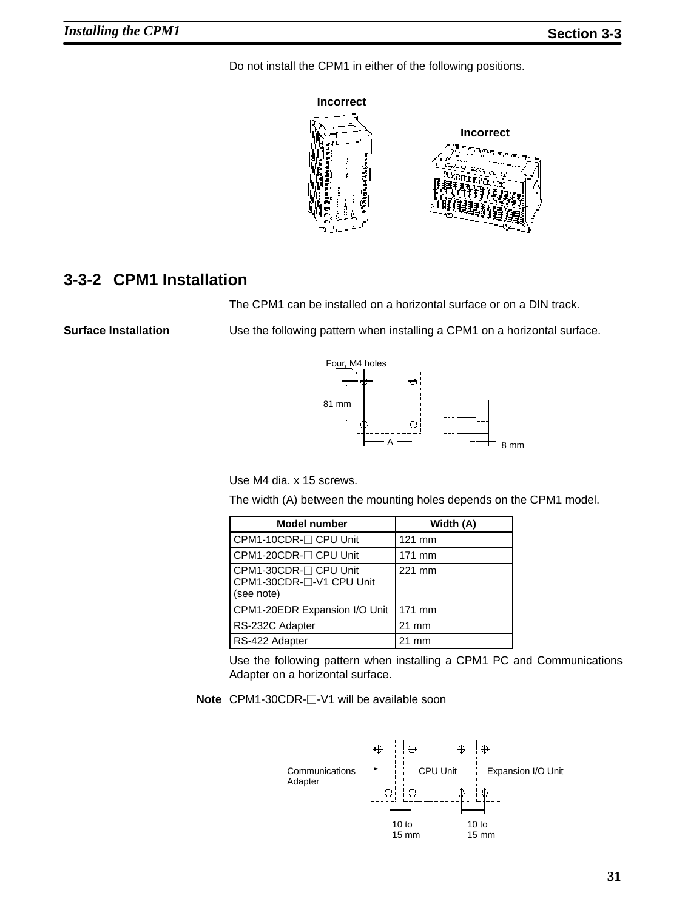Do not install the CPM1 in either of the following positions.

Incorrect

Incorrect

## 3-3-2 CPM1 Installation

The CPM1 can be installed on a horizontal surface or on a DIN track.

**Surface Installation**

Use the following pattern when installing a CPM1 on a horizontal surface.

Four, M4 holes

81 mm

A

8 mm

Use M4 dia. x 15 screws.

The width (A) between the mounting holes depends on the CPM1 model.

| Model number | Width (A) |
|---|---|
| CPM1-10CDR-□ CPU Unit | 121 mm |
| CPM1-20CDR-□ CPU Unit | 171 mm |
| CPM1-30CDR-□ CPU Unit<br>CPM1-30CDR-□-V1 CPU Unit<br>(see note) | 221 mm |
| CPM1-20EDR Expansion I/O Unit | 171 mm |
| RS-232C Adapter | 21 mm |
| RS-422 Adapter | 21 mm |

Use the following pattern when installing a CPM1 PC and Communications Adapter on a horizontal surface.

**Note** CPM1-30CDR-□-V1 will be available soon

Communications Adapter | CPU Unit | Expansion I/O Unit

10 to 15 mm | 10 to 15 mm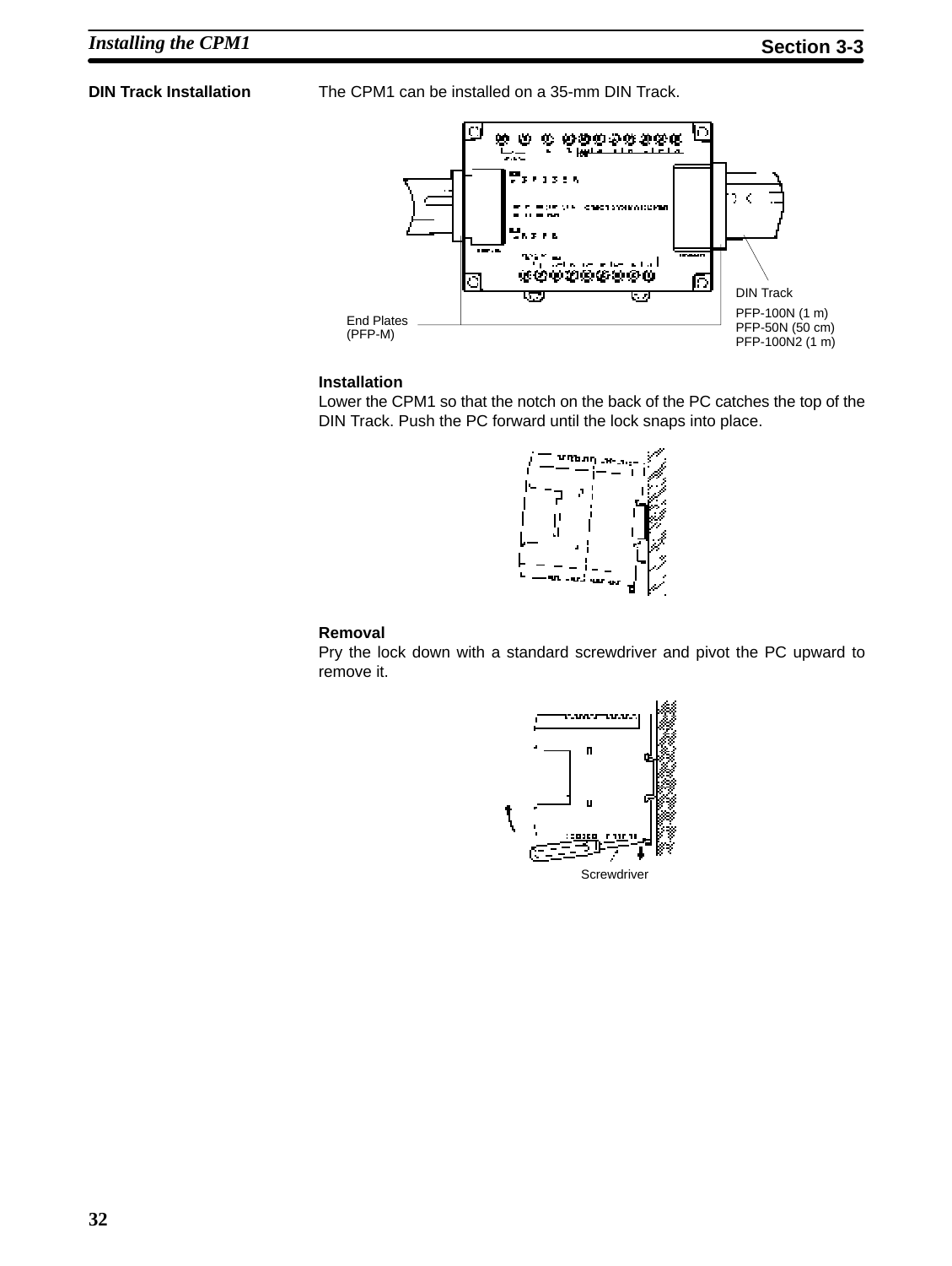**DIN Track Installation**

The CPM1 can be installed on a 35-mm DIN Track.

DIN Track

PFP-100N (1 m)
PFP-50N (50 cm)
PFP-100N2 (1 m)

End Plates
(PFP-M)

**Installation**

Lower the CPM1 so that the notch on the back of the PC catches the top of the DIN Track. Push the PC forward until the lock snaps into place.

**Removal**

Pry the lock down with a standard screwdriver and pivot the PC upward to remove it.

Screwdriver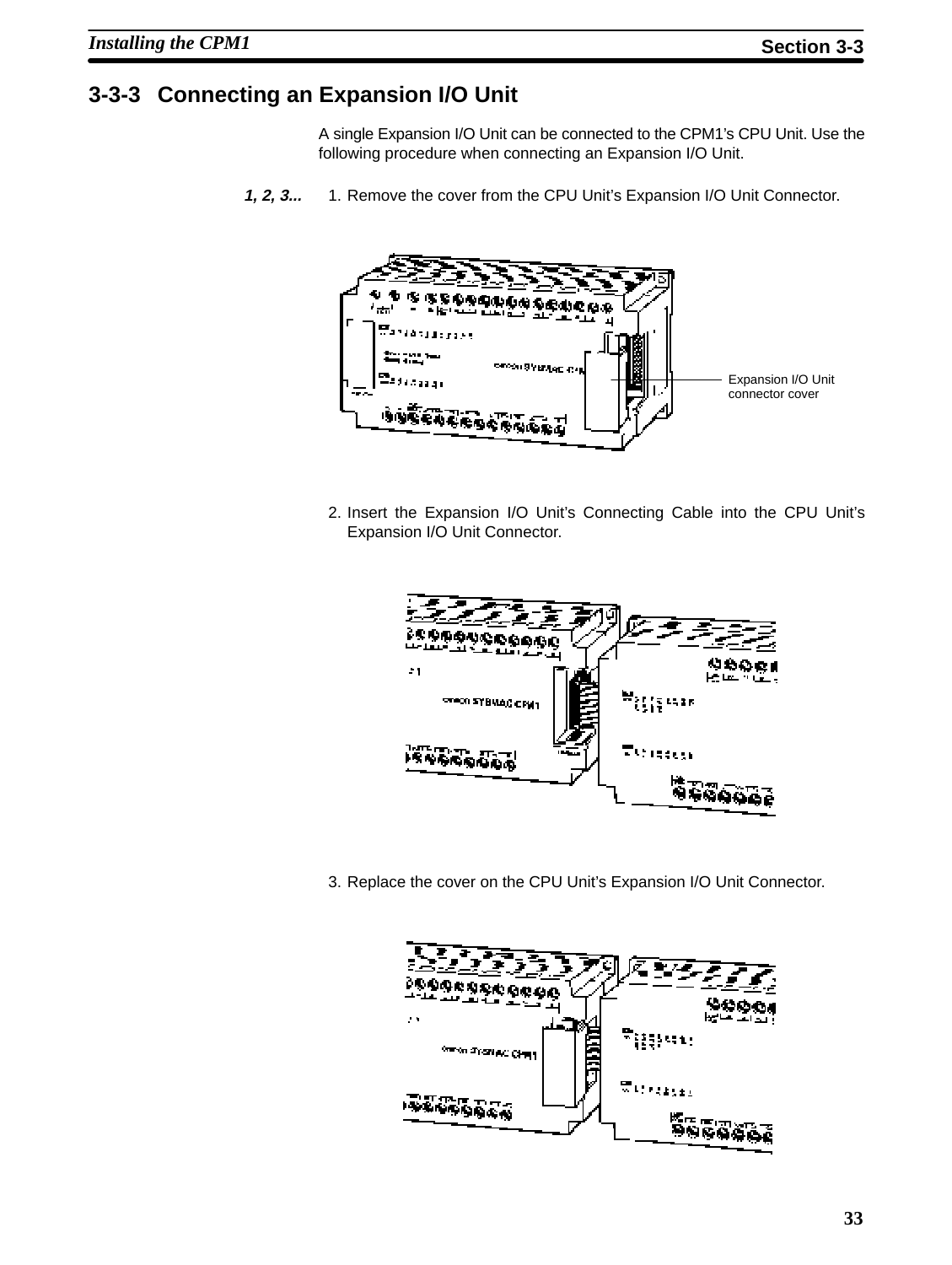## 3-3-3 Connecting an Expansion I/O Unit

A single Expansion I/O Unit can be connected to the CPM1's CPU Unit. Use the following procedure when connecting an Expansion I/O Unit.

*1, 2, 3...*

1. Remove the cover from the CPU Unit's Expansion I/O Unit Connector.

Expansion I/O Unit connector cover

2. Insert the Expansion I/O Unit's Connecting Cable into the CPU Unit's Expansion I/O Unit Connector.

3. Replace the cover on the CPU Unit's Expansion I/O Unit Connector.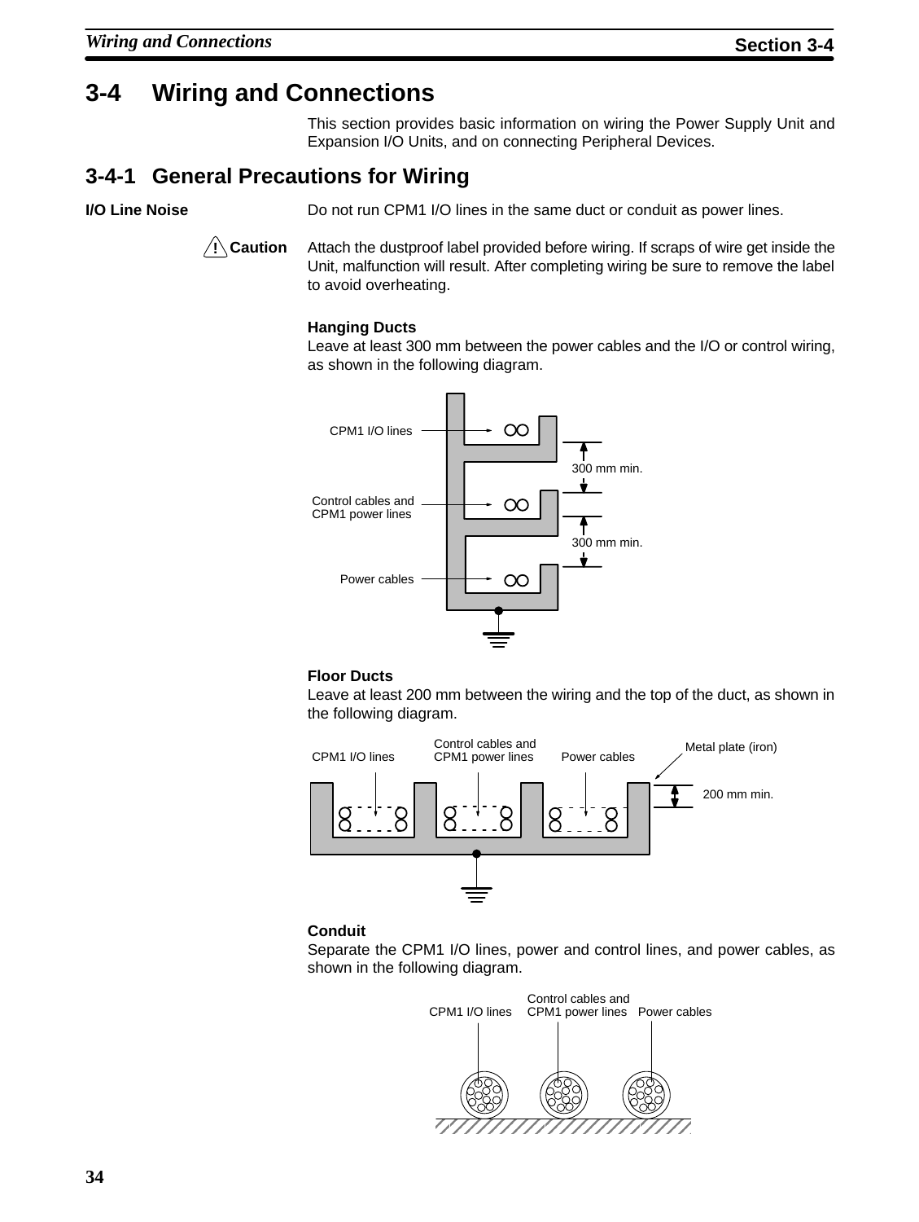## 3-4 Wiring and Connections

This section provides basic information on wiring the Power Supply Unit and Expansion I/O Units, and on connecting Peripheral Devices.

### 3-4-1 General Precautions for Wiring

**I/O Line Noise**

Do not run CPM1 I/O lines in the same duct or conduit as power lines.

**⚠ Caution** Attach the dustproof label provided before wiring. If scraps of wire get inside the Unit, malfunction will result. After completing wiring be sure to remove the label to avoid overheating.

**Hanging Ducts**

Leave at least 300 mm between the power cables and the I/O or control wiring, as shown in the following diagram.

CPM1 I/O lines
300 mm min.
Control cables and CPM1 power lines
300 mm min.
Power cables

**Floor Ducts**

Leave at least 200 mm between the wiring and the top of the duct, as shown in the following diagram.

CPM1 I/O lines
Control cables and CPM1 power lines
Power cables
Metal plate (iron)
200 mm min.

**Conduit**

Separate the CPM1 I/O lines, power and control lines, and power cables, as shown in the following diagram.

CPM1 I/O lines
Control cables and CPM1 power lines
Power cables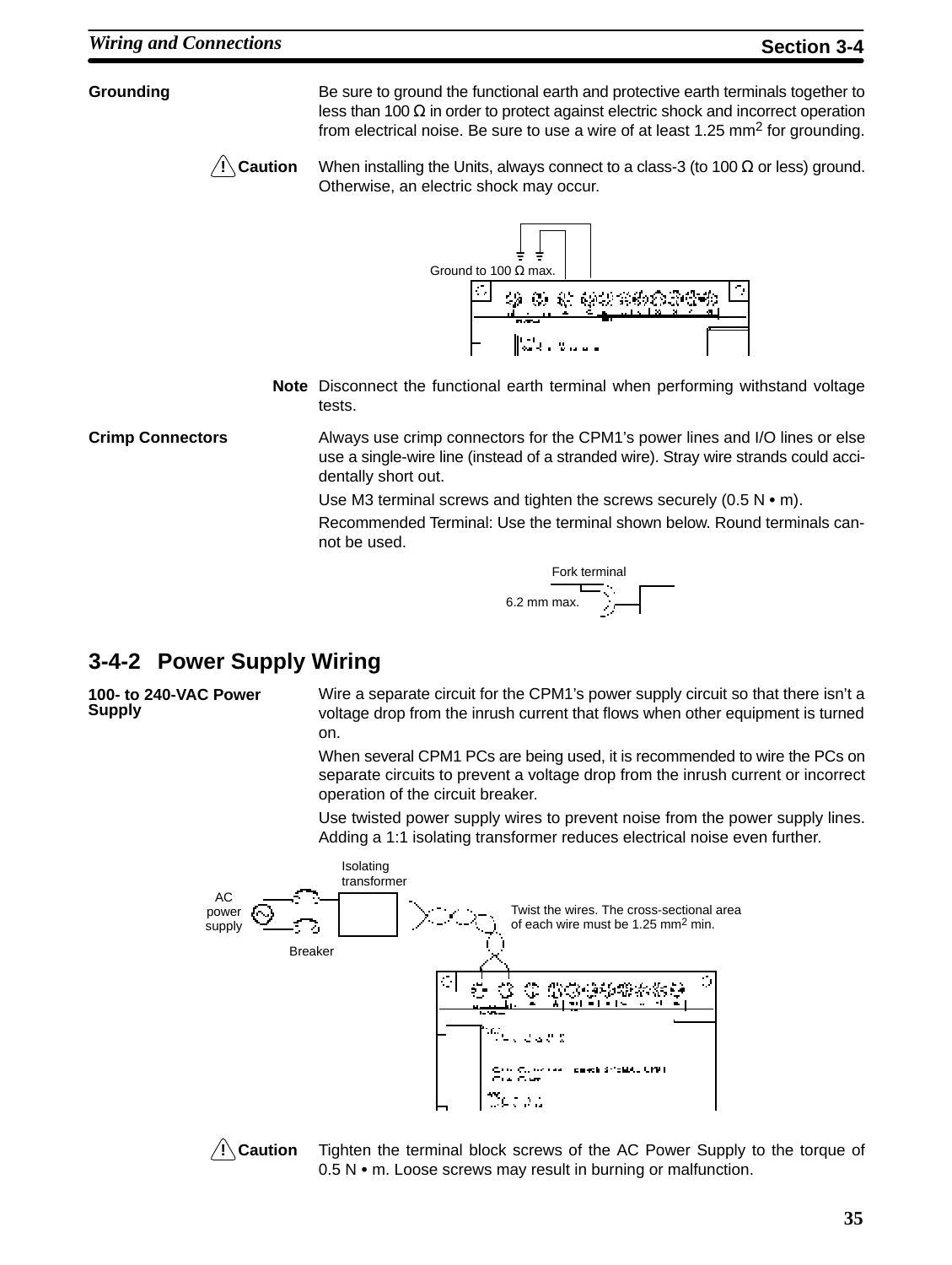**Grounding**

Be sure to ground the functional earth and protective earth terminals together to less than 100 Ω in order to protect against electric shock and incorrect operation from electrical noise. Be sure to use a wire of at least 1.25 $mm^2$ for grounding.

**⚠ Caution** When installing the Units, always connect to a class-3 (to 100 Ω or less) ground. Otherwise, an electric shock may occur.

Ground to 100 Ω max.

**Note** Disconnect the functional earth terminal when performing withstand voltage tests.

**Crimp Connectors**

Always use crimp connectors for the CPM1's power lines and I/O lines or else use a single-wire line (instead of a stranded wire). Stray wire strands could accidentally short out.

Use M3 terminal screws and tighten the screws securely (0.5 N • m).

Recommended Terminal: Use the terminal shown below. Round terminals cannot be used.

Fork terminal

6.2 mm max.

## 3-4-2 Power Supply Wiring

**100- to 240-VAC Power Supply**

Wire a separate circuit for the CPM1's power supply circuit so that there isn't a voltage drop from the inrush current that flows when other equipment is turned on.

When several CPM1 PCs are being used, it is recommended to wire the PCs on separate circuits to prevent a voltage drop from the inrush current or incorrect operation of the circuit breaker.

Use twisted power supply wires to prevent noise from the power supply lines. Adding a 1:1 isolating transformer reduces electrical noise even further.

AC power supply

Breaker

Isolating transformer

Twist the wires. The cross-sectional area of each wire must be 1.25 $mm^2$ min.

**⚠ Caution** Tighten the terminal block screws of the AC Power Supply to the torque of 0.5 N • m. Loose screws may result in burning or malfunction.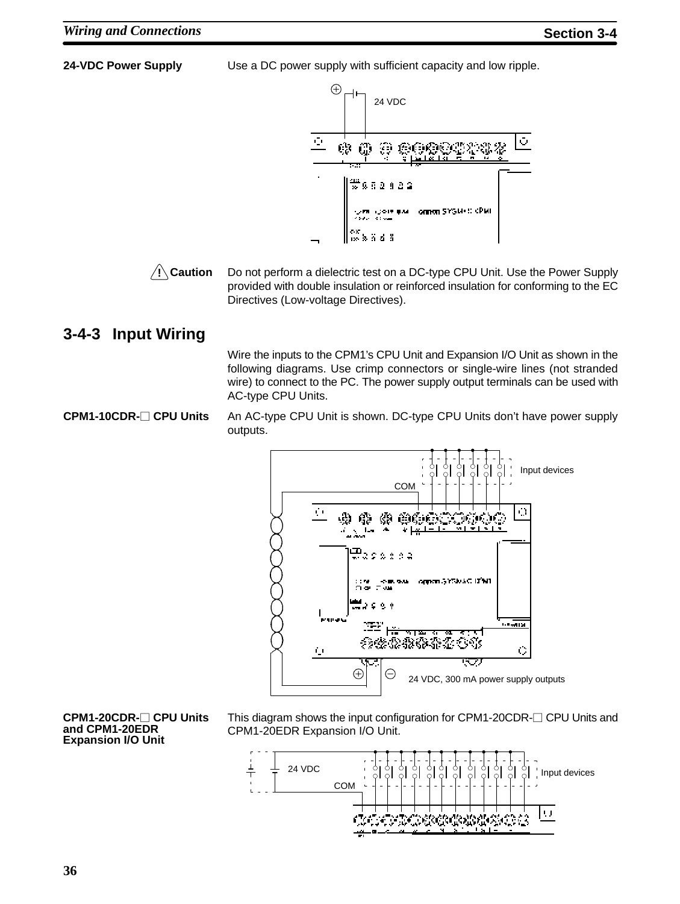**24-VDC Power Supply**

Use a DC power supply with sufficient capacity and low ripple.

24 VDC

**! Caution** Do not perform a dielectric test on a DC-type CPU Unit. Use the Power Supply provided with double insulation or reinforced insulation for conforming to the EC Directives (Low-voltage Directives).

## 3-4-3 Input Wiring

Wire the inputs to the CPM1's CPU Unit and Expansion I/O Unit as shown in the following diagrams. Use crimp connectors or single-wire lines (not stranded wire) to connect to the PC. The power supply output terminals can be used with AC-type CPU Units.

**CPM1-10CDR-□ CPU Units**

An AC-type CPU Unit is shown. DC-type CPU Units don't have power supply outputs.

Input devices

COM

24 VDC, 300 mA power supply outputs

**CPM1-20CDR-□ CPU Units and CPM1-20EDR Expansion I/O Unit**

This diagram shows the input configuration for CPM1-20CDR-□ CPU Units and CPM1-20EDR Expansion I/O Unit.

24 VDC

COM

Input devices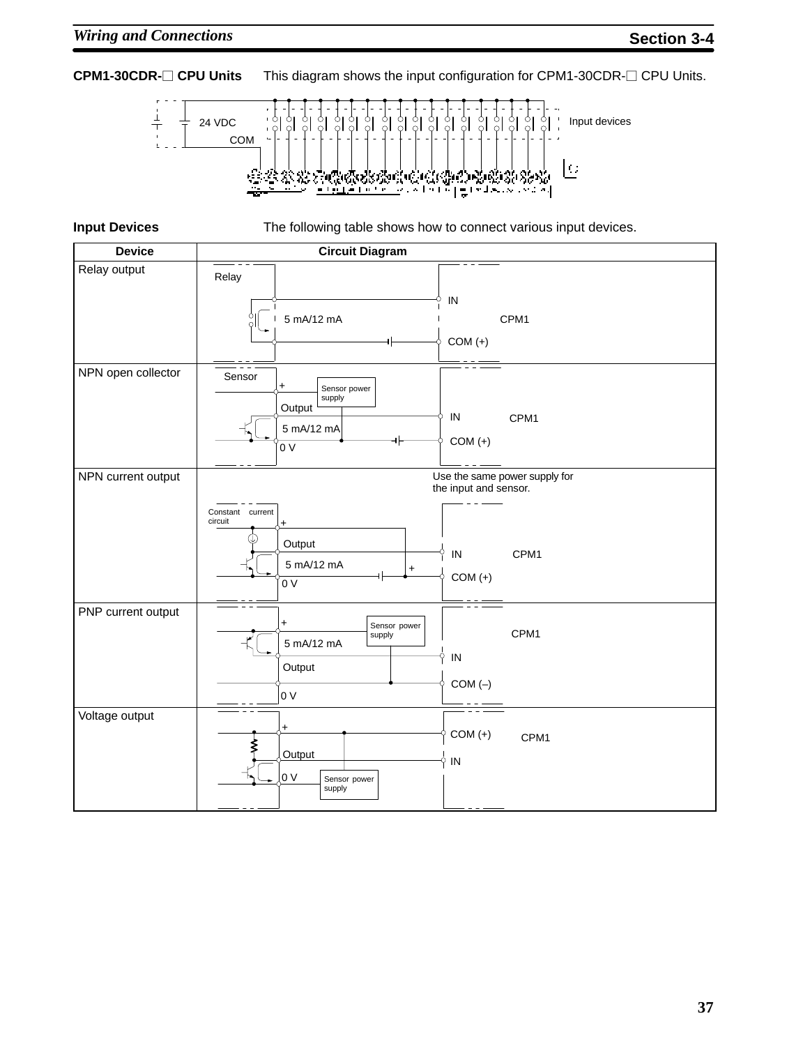**CPM1-30CDR-□ CPU Units**

This diagram shows the input configuration for CPM1-30CDR-□ CPU Units.

24 VDC

COM

Input devices

**Input Devices**

The following table shows how to connect various input devices.

| Device | Circuit Diagram |
| --- | --- |
| Relay output | Relay; 5 mA/12 mA; IN; COM (+); CPM1 |
| NPN open collector | Sensor; +; Sensor power supply; Output; 5 mA/12 mA; 0 V; IN; COM (+); CPM1 |
| NPN current output | Use the same power supply for the input and sensor. Constant current circuit; +; Output; 5 mA/12 mA; 0 V; +; IN; COM (+); CPM1 |
| PNP current output | +; Sensor power supply; 5 mA/12 mA; Output; 0 V; IN; COM (–); CPM1 |
| Voltage output | +; Output; 0 V; Sensor power supply; COM (+); IN; CPM1 |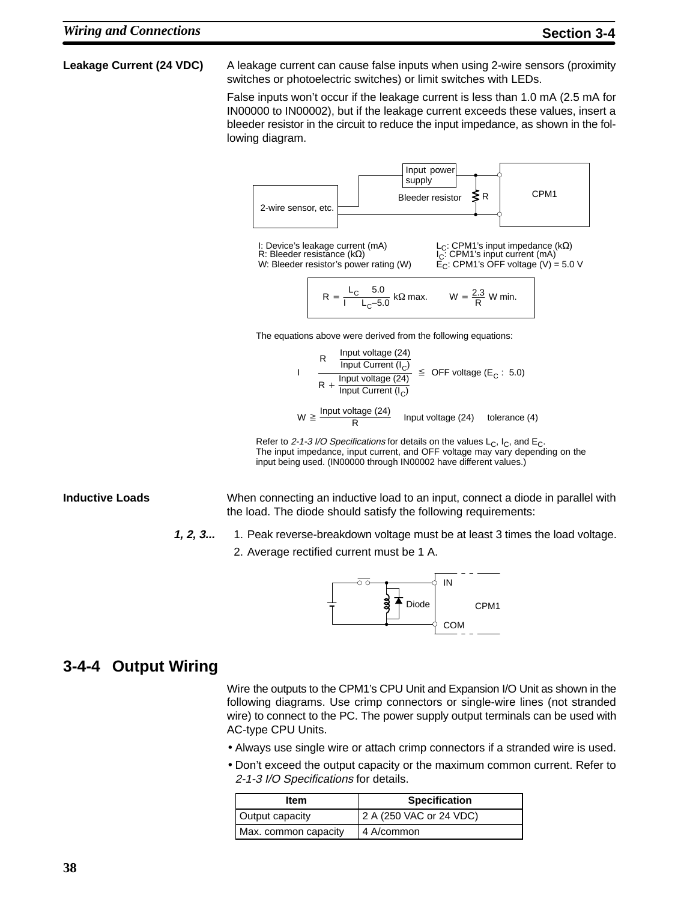**Leakage Current (24 VDC)**

A leakage current can cause false inputs when using 2-wire sensors (proximity switches or photoelectric switches) or limit switches with LEDs.

False inputs won't occur if the leakage current is less than 1.0 mA (2.5 mA for IN00000 to IN00002), but if the leakage current exceeds these values, insert a bleeder resistor in the circuit to reduce the input impedance, as shown in the following diagram.

I: Device's leakage current (mA)
R: Bleeder resistance (kΩ)
W: Bleeder resistor's power rating (W)

$L_C$: CPM1's input impedance (kΩ)
$I_C$: CPM1's input current (mA)
$E_C$: CPM1's OFF voltage (V) = 5.0 V

$$R = \frac{L_C \times 5.0}{I \times L_C - 5.0} \text{ k}\Omega \text{ max.} \qquad W = \frac{2.3}{R} \text{ W min.}$$

The equations above were derived from the following equations:

$$I \times \frac{R \times \frac{\text{Input voltage (24)}}{\text{Input Current } (I_C)}}{R + \frac{\text{Input voltage (24)}}{\text{Input Current } (I_C)}} \leqq \text{OFF voltage } (E_C : 5.0)$$

$$W \geqq \frac{\text{Input voltage (24)}}{R} \times \text{Input voltage (24)} \times \text{tolerance (4)}$$

Refer to *2-1-3 I/O Specifications* for details on the values $L_C$, $I_C$, and $E_C$.
The input impedance, input current, and OFF voltage may vary depending on the input being used. (IN00000 through IN00002 have different values.)

**Inductive Loads**

When connecting an inductive load to an input, connect a diode in parallel with the load. The diode should satisfy the following requirements:

***1, 2, 3...***

1. Peak reverse-breakdown voltage must be at least 3 times the load voltage.
2. Average rectified current must be 1 A.

## 3-4-4 Output Wiring

Wire the outputs to the CPM1's CPU Unit and Expansion I/O Unit as shown in the following diagrams. Use crimp connectors or single-wire lines (not stranded wire) to connect to the PC. The power supply output terminals can be used with AC-type CPU Units.

- Always use single wire or attach crimp connectors if a stranded wire is used.
- Don't exceed the output capacity or the maximum common current. Refer to *2-1-3 I/O Specifications* for details.

| Item | Specification |
|---|---|
| Output capacity | 2 A (250 VAC or 24 VDC) |
| Max. common capacity | 4 A/common |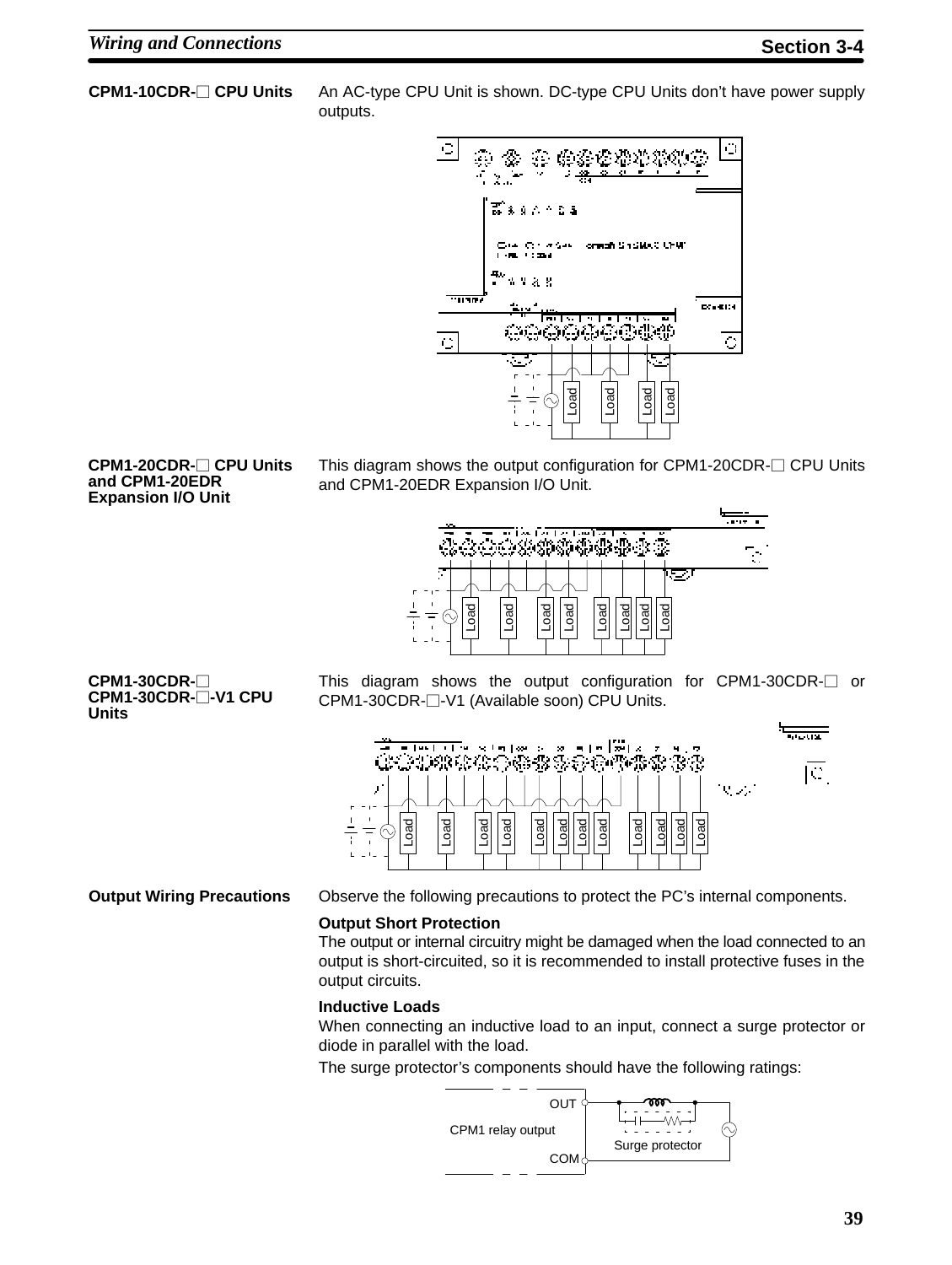**CPM1-10CDR-☐ CPU Units**

An AC-type CPU Unit is shown. DC-type CPU Units don't have power supply outputs.

**CPM1-20CDR-☐ CPU Units and CPM1-20EDR Expansion I/O Unit**

This diagram shows the output configuration for CPM1-20CDR-☐ CPU Units and CPM1-20EDR Expansion I/O Unit.

**CPM1-30CDR-☐ CPM1-30CDR-☐-V1 CPU Units**

This diagram shows the output configuration for CPM1-30CDR-☐ or CPM1-30CDR-☐-V1 (Available soon) CPU Units.

**Output Wiring Precautions**

Observe the following precautions to protect the PC's internal components.

**Output Short Protection**

The output or internal circuitry might be damaged when the load connected to an output is short-circuited, so it is recommended to install protective fuses in the output circuits.

**Inductive Loads**

When connecting an inductive load to an input, connect a surge protector or diode in parallel with the load.

The surge protector's components should have the following ratings:

OUT

CPM1 relay output

COM

Surge protector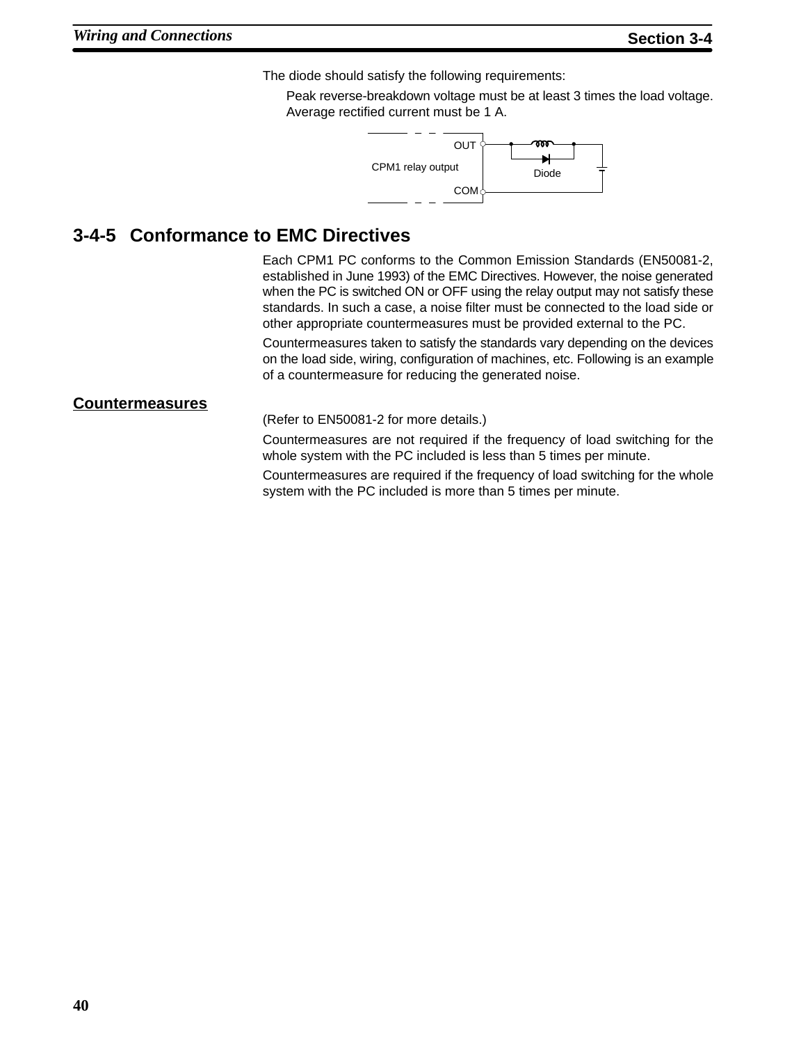The diode should satisfy the following requirements:

Peak reverse-breakdown voltage must be at least 3 times the load voltage.
Average rectified current must be 1 A.

OUT
CPM1 relay output
COM
Diode

### 3-4-5 Conformance to EMC Directives

Each CPM1 PC conforms to the Common Emission Standards (EN50081-2, established in June 1993) of the EMC Directives. However, the noise generated when the PC is switched ON or OFF using the relay output may not satisfy these standards. In such a case, a noise filter must be connected to the load side or other appropriate countermeasures must be provided external to the PC.

Countermeasures taken to satisfy the standards vary depending on the devices on the load side, wiring, configuration of machines, etc. Following is an example of a countermeasure for reducing the generated noise.

**Countermeasures**

(Refer to EN50081-2 for more details.)

Countermeasures are not required if the frequency of load switching for the whole system with the PC included is less than 5 times per minute.

Countermeasures are required if the frequency of load switching for the whole system with the PC included is more than 5 times per minute.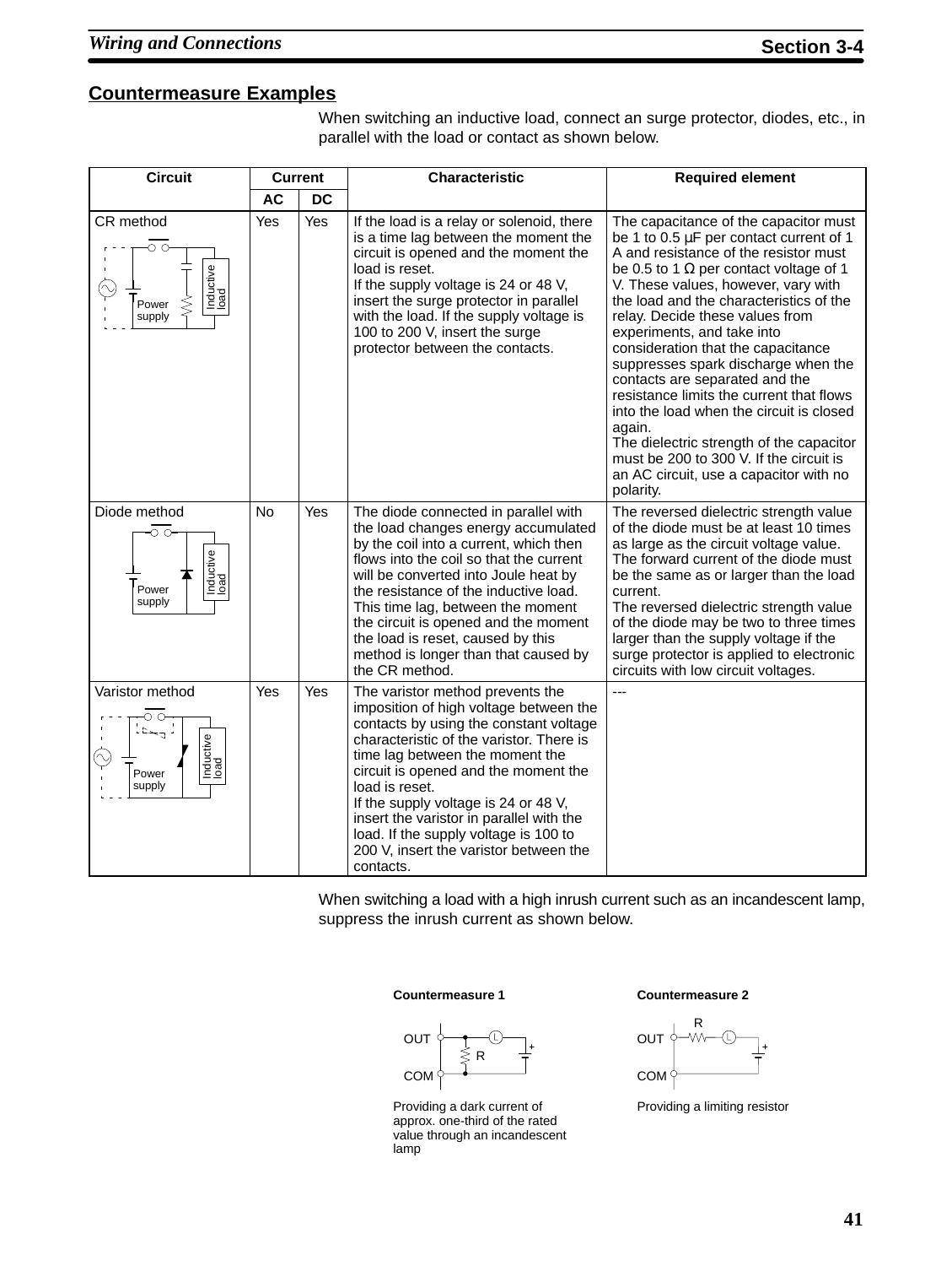## Countermeasure Examples

When switching an inductive load, connect an surge protector, diodes, etc., in parallel with the load or contact as shown below.

| Circuit | Current | | Characteristic | Required element |
|---|---|---|---|---|
| | AC | DC | | |
| CR method | Yes | Yes | If the load is a relay or solenoid, there is a time lag between the moment the circuit is opened and the moment the load is reset.<br>If the supply voltage is 24 or 48 V, insert the surge protector in parallel with the load. If the supply voltage is 100 to 200 V, insert the surge protector between the contacts. | The capacitance of the capacitor must be 1 to 0.5 µF per contact current of 1 A and resistance of the resistor must be 0.5 to 1 Ω per contact voltage of 1 V. These values, however, vary with the load and the characteristics of the relay. Decide these values from experiments, and take into consideration that the capacitance suppresses spark discharge when the contacts are separated and the resistance limits the current that flows into the load when the circuit is closed again.<br>The dielectric strength of the capacitor must be 200 to 300 V. If the circuit is an AC circuit, use a capacitor with no polarity. |
| Diode method | No | Yes | The diode connected in parallel with the load changes energy accumulated by the coil into a current, which then flows into the coil so that the current will be converted into Joule heat by the resistance of the inductive load. This time lag, between the moment the circuit is opened and the moment the load is reset, caused by this method is longer than that caused by the CR method. | The reversed dielectric strength value of the diode must be at least 10 times as large as the circuit voltage value. The forward current of the diode must be the same as or larger than the load current.<br>The reversed dielectric strength value of the diode may be two to three times larger than the supply voltage if the surge protector is applied to electronic circuits with low circuit voltages. |
| Varistor method | Yes | Yes | The varistor method prevents the imposition of high voltage between the contacts by using the constant voltage characteristic of the varistor. There is time lag between the moment the circuit is opened and the moment the load is reset.<br>If the supply voltage is 24 or 48 V, insert the varistor in parallel with the load. If the supply voltage is 100 to 200 V, insert the varistor between the contacts. | --- |

When switching a load with a high inrush current such as an incandescent lamp, suppress the inrush current as shown below.

**Countermeasure 1**

Providing a dark current of approx. one-third of the rated value through an incandescent lamp

**Countermeasure 2**

Providing a limiting resistor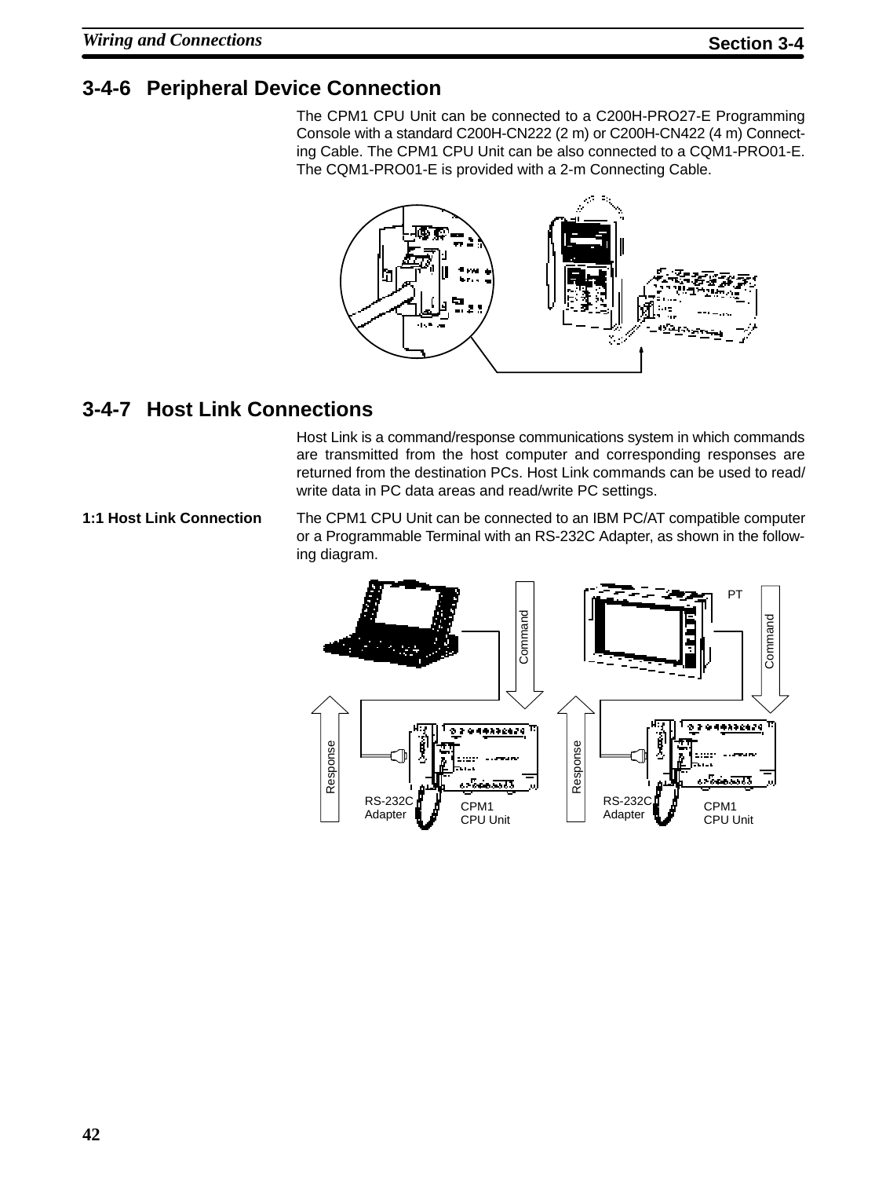### 3-4-6 Peripheral Device Connection

The CPM1 CPU Unit can be connected to a C200H-PRO27-E Programming Console with a standard C200H-CN222 (2 m) or C200H-CN422 (4 m) Connecting Cable. The CPM1 CPU Unit can be also connected to a CQM1-PRO01-E. The CQM1-PRO01-E is provided with a 2-m Connecting Cable.

### 3-4-7 Host Link Connections

Host Link is a command/response communications system in which commands are transmitted from the host computer and corresponding responses are returned from the destination PCs. Host Link commands can be used to read/write data in PC data areas and read/write PC settings.

**1:1 Host Link Connection**

The CPM1 CPU Unit can be connected to an IBM PC/AT compatible computer or a Programmable Terminal with an RS-232C Adapter, as shown in the following diagram.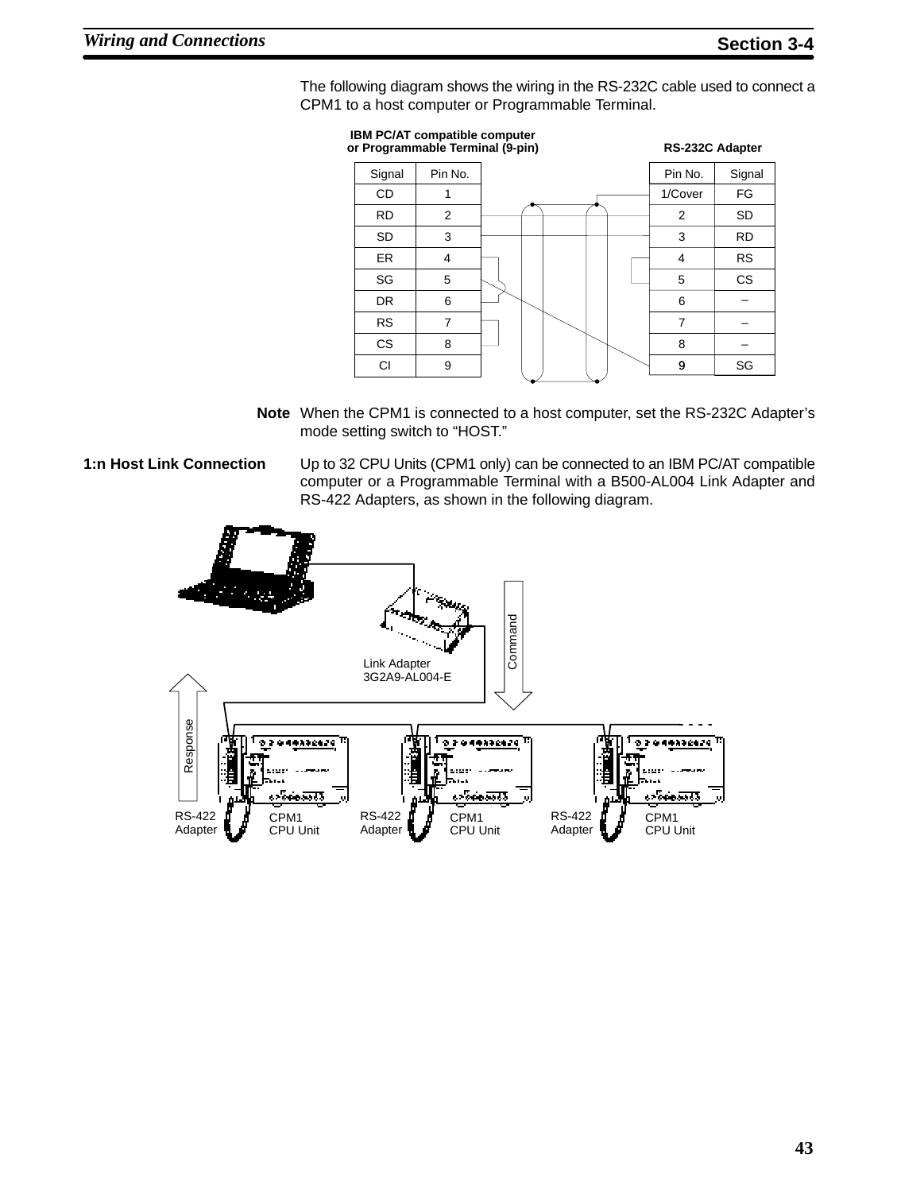The following diagram shows the wiring in the RS-232C cable used to connect a CPM1 to a host computer or Programmable Terminal.

**IBM PC/AT compatible computer or Programmable Terminal (9-pin)**

| Signal | Pin No. |
|---|---|
| CD | 1 |
| RD | 2 |
| SD | 3 |
| ER | 4 |
| SG | 5 |
| DR | 6 |
| RS | 7 |
| CS | 8 |
| CI | 9 |

**RS-232C Adapter**

| Pin No. | Signal |
|---|---|
| 1/Cover | FG |
| 2 | SD |
| 3 | RD |
| 4 | RS |
| 5 | CS |
| 6 | – |
| 7 | – |
| 8 | – |
| 9 | SG |

**Note** When the CPM1 is connected to a host computer, set the RS-232C Adapter's mode setting switch to "HOST."

**1:n Host Link Connection**

Up to 32 CPU Units (CPM1 only) can be connected to an IBM PC/AT compatible computer or a Programmable Terminal with a B500-AL004 Link Adapter and RS-422 Adapters, as shown in the following diagram.

Link Adapter 3G2A9-AL004-E

Command

Response

RS-422 Adapter | CPM1 CPU Unit

RS-422 Adapter | CPM1 CPU Unit

RS-422 Adapter | CPM1 CPU Unit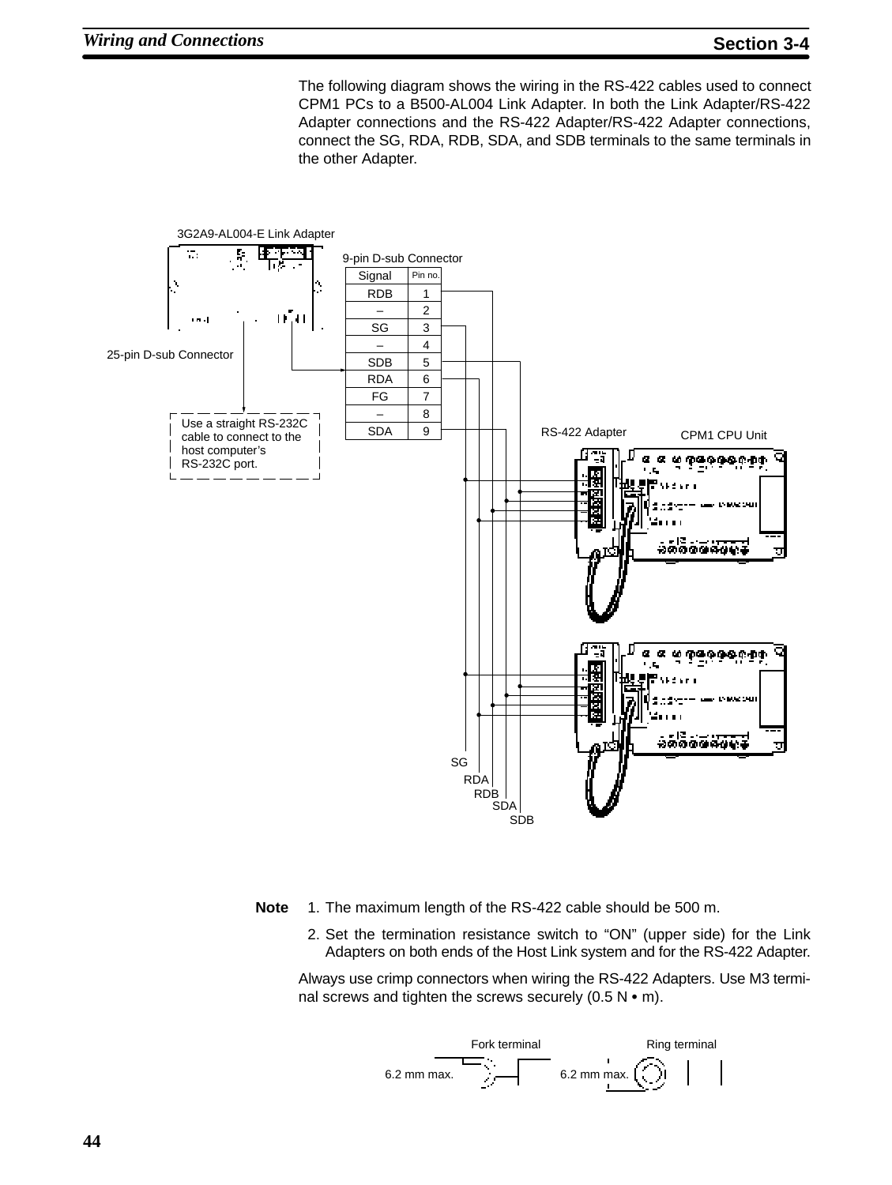The following diagram shows the wiring in the RS-422 cables used to connect CPM1 PCs to a B500-AL004 Link Adapter. In both the Link Adapter/RS-422 Adapter connections and the RS-422 Adapter/RS-422 Adapter connections, connect the SG, RDA, RDB, SDA, and SDB terminals to the same terminals in the other Adapter.

3G2A9-AL004-E Link Adapter

25-pin D-sub Connector

Use a straight RS-232C cable to connect to the host computer's RS-232C port.

9-pin D-sub Connector

| Signal | Pin no. |
|---|---|
| RDB | 1 |
| – | 2 |
| SG | 3 |
| – | 4 |
| SDB | 5 |
| RDA | 6 |
| FG | 7 |
| – | 8 |
| SDA | 9 |

RS-422 Adapter

CPM1 CPU Unit

SG
RDA
RDB
SDA
SDB

**Note**
1. The maximum length of the RS-422 cable should be 500 m.
2. Set the termination resistance switch to "ON" (upper side) for the Link Adapters on both ends of the Host Link system and for the RS-422 Adapter.

Always use crimp connectors when wiring the RS-422 Adapters. Use M3 terminal screws and tighten the screws securely (0.5 N • m).

Fork terminal

6.2 mm max.

Ring terminal

6.2 mm max.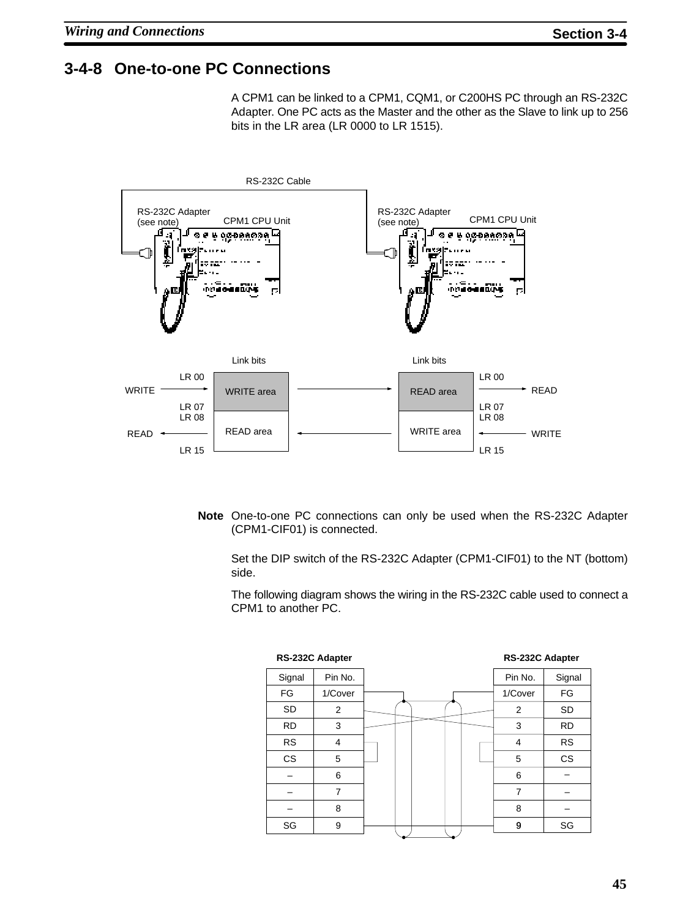## 3-4-8 One-to-one PC Connections

A CPM1 can be linked to a CPM1, CQM1, or C200HS PC through an RS-232C Adapter. One PC acts as the Master and the other as the Slave to link up to 256 bits in the LR area (LR 0000 to LR 1515).

RS-232C Cable

RS-232C Adapter (see note) CPM1 CPU Unit

RS-232C Adapter (see note) CPM1 CPU Unit

| Link bits | | Link bits | |
|---|---|---|---|
| WRITE → LR 00–LR 07 | WRITE area → | READ area | LR 00–LR 07 → READ |
| READ ← LR 08–LR 15 | READ area ← | WRITE area | LR 08–LR 15 ← WRITE |

**Note** One-to-one PC connections can only be used when the RS-232C Adapter (CPM1-CIF01) is connected.

Set the DIP switch of the RS-232C Adapter (CPM1-CIF01) to the NT (bottom) side.

The following diagram shows the wiring in the RS-232C cable used to connect a CPM1 to another PC.

**RS-232C Adapter**

| Signal | Pin No. |
|---|---|
| FG | 1/Cover |
| SD | 2 |
| RD | 3 |
| RS | 4 |
| CS | 5 |
| – | 6 |
| – | 7 |
| – | 8 |
| SG | 9 |

**RS-232C Adapter**

| Pin No. | Signal |
|---|---|
| 1/Cover | FG |
| 2 | SD |
| 3 | RD |
| 4 | RS |
| 5 | CS |
| 6 | – |
| 7 | – |
| 8 | – |
| 9 | SG |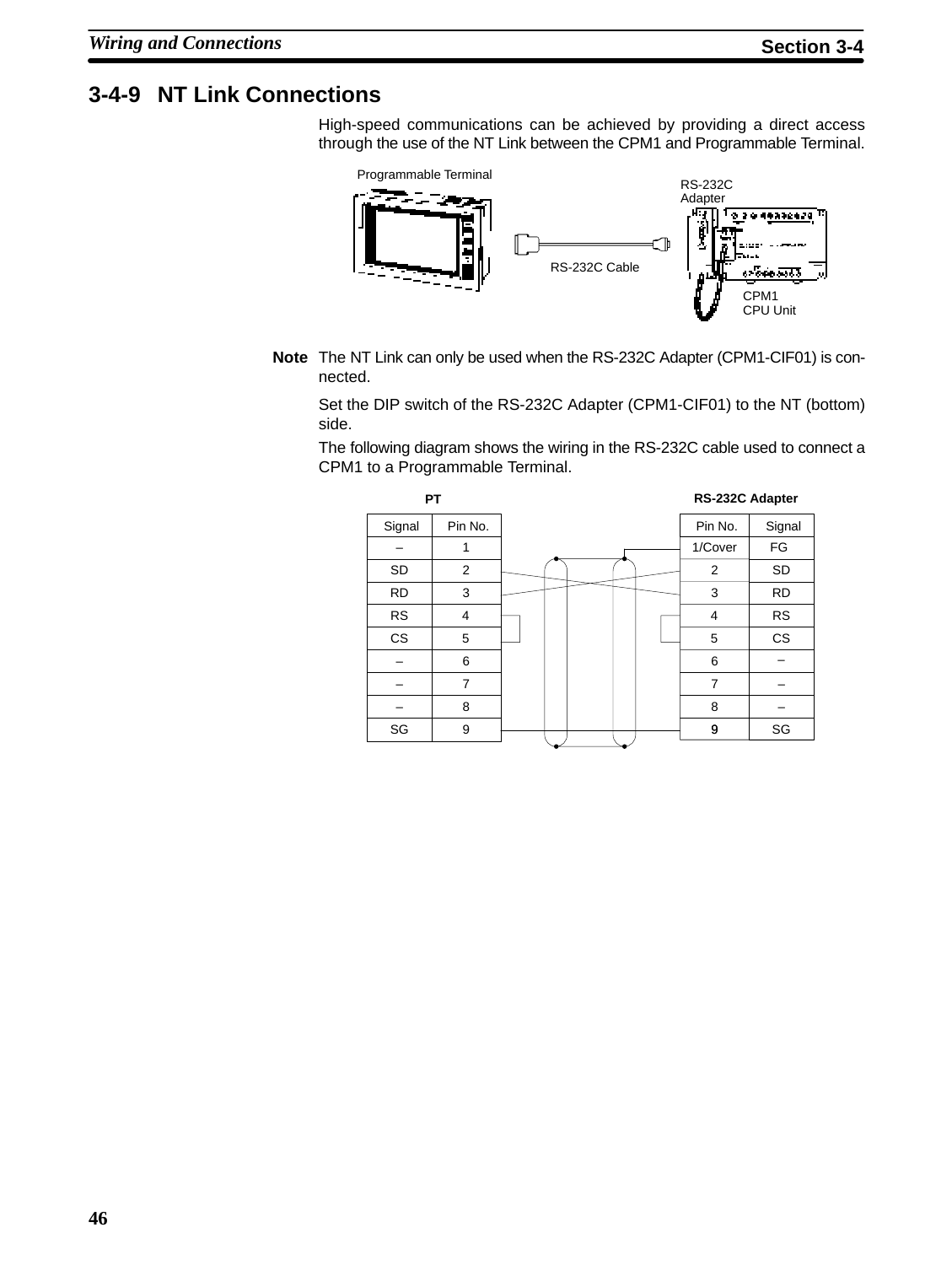### 3-4-9 NT Link Connections

High-speed communications can be achieved by providing a direct access through the use of the NT Link between the CPM1 and Programmable Terminal.

Programmable Terminal

RS-232C Adapter

RS-232C Cable

CPM1 CPU Unit

**Note** The NT Link can only be used when the RS-232C Adapter (CPM1-CIF01) is connected.

Set the DIP switch of the RS-232C Adapter (CPM1-CIF01) to the NT (bottom) side.

The following diagram shows the wiring in the RS-232C cable used to connect a CPM1 to a Programmable Terminal.

**PT**

| Signal | Pin No. |
|---|---|
| – | 1 |
| SD | 2 |
| RD | 3 |
| RS | 4 |
| CS | 5 |
| – | 6 |
| – | 7 |
| – | 8 |
| SG | 9 |

**RS-232C Adapter**

| Pin No. | Signal |
|---|---|
| 1/Cover | FG |
| 2 | SD |
| 3 | RD |
| 4 | RS |
| 5 | CS |
| 6 | – |
| 7 | – |
| 8 | – |
| 9 | SG |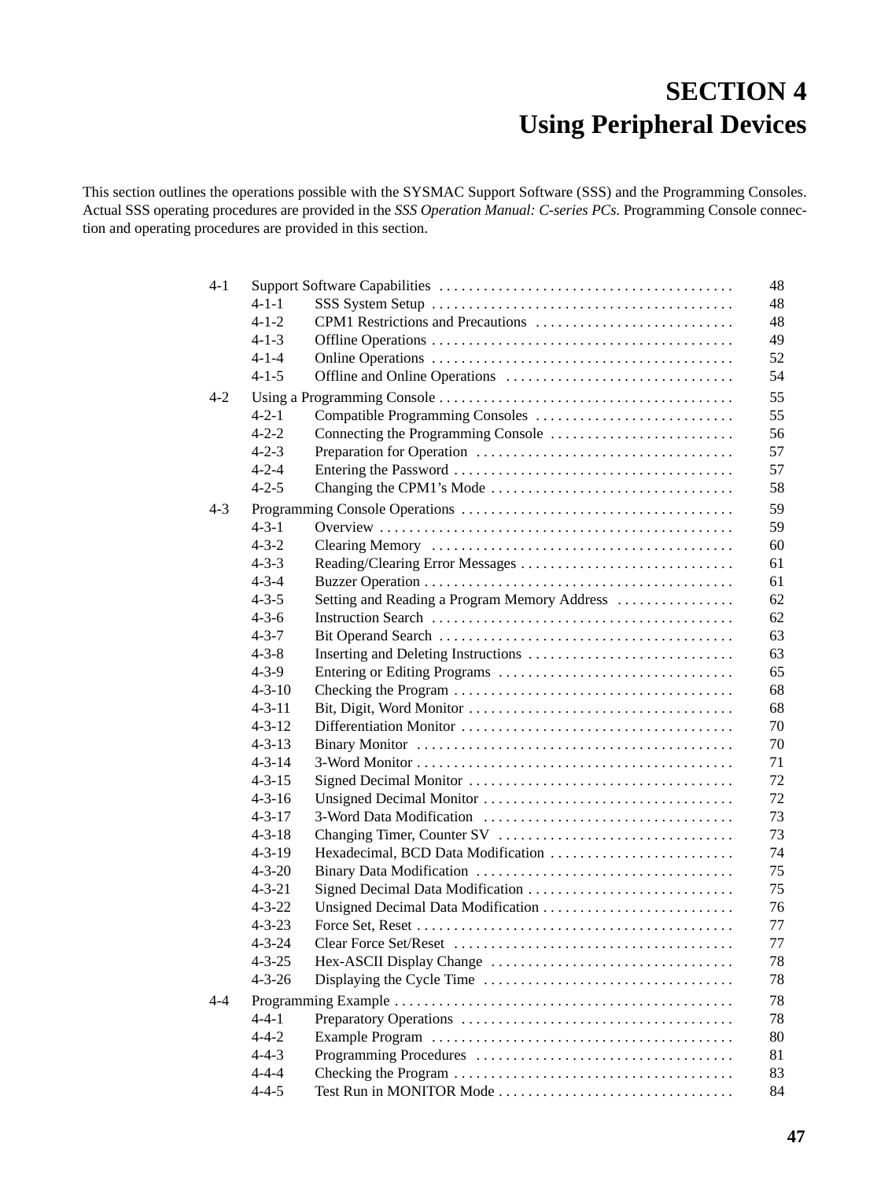# SECTION 4
# Using Peripheral Devices

This section outlines the operations possible with the SYSMAC Support Software (SSS) and the Programming Consoles. Actual SSS operating procedures are provided in the *SSS Operation Manual: C-series PCs.* Programming Console connection and operating procedures are provided in this section.

| | | | |
|---|---|---|---|
| 4-1 | | Support Software Capabilities | 48 |
| | 4-1-1 | SSS System Setup | 48 |
| | 4-1-2 | CPM1 Restrictions and Precautions | 48 |
| | 4-1-3 | Offline Operations | 49 |
| | 4-1-4 | Online Operations | 52 |
| | 4-1-5 | Offline and Online Operations | 54 |
| 4-2 | | Using a Programming Console | 55 |
| | 4-2-1 | Compatible Programming Consoles | 55 |
| | 4-2-2 | Connecting the Programming Console | 56 |
| | 4-2-3 | Preparation for Operation | 57 |
| | 4-2-4 | Entering the Password | 57 |
| | 4-2-5 | Changing the CPM1's Mode | 58 |
| 4-3 | | Programming Console Operations | 59 |
| | 4-3-1 | Overview | 59 |
| | 4-3-2 | Clearing Memory | 60 |
| | 4-3-3 | Reading/Clearing Error Messages | 61 |
| | 4-3-4 | Buzzer Operation | 61 |
| | 4-3-5 | Setting and Reading a Program Memory Address | 62 |
| | 4-3-6 | Instruction Search | 62 |
| | 4-3-7 | Bit Operand Search | 63 |
| | 4-3-8 | Inserting and Deleting Instructions | 63 |
| | 4-3-9 | Entering or Editing Programs | 65 |
| | 4-3-10 | Checking the Program | 68 |
| | 4-3-11 | Bit, Digit, Word Monitor | 68 |
| | 4-3-12 | Differentiation Monitor | 70 |
| | 4-3-13 | Binary Monitor | 70 |
| | 4-3-14 | 3-Word Monitor | 71 |
| | 4-3-15 | Signed Decimal Monitor | 72 |
| | 4-3-16 | Unsigned Decimal Monitor | 72 |
| | 4-3-17 | 3-Word Data Modification | 73 |
| | 4-3-18 | Changing Timer, Counter SV | 73 |
| | 4-3-19 | Hexadecimal, BCD Data Modification | 74 |
| | 4-3-20 | Binary Data Modification | 75 |
| | 4-3-21 | Signed Decimal Data Modification | 75 |
| | 4-3-22 | Unsigned Decimal Data Modification | 76 |
| | 4-3-23 | Force Set, Reset | 77 |
| | 4-3-24 | Clear Force Set/Reset | 77 |
| | 4-3-25 | Hex-ASCII Display Change | 78 |
| | 4-3-26 | Displaying the Cycle Time | 78 |
| 4-4 | | Programming Example | 78 |
| | 4-4-1 | Preparatory Operations | 78 |
| | 4-4-2 | Example Program | 80 |
| | 4-4-3 | Programming Procedures | 81 |
| | 4-4-4 | Checking the Program | 83 |
| | 4-4-5 | Test Run in MONITOR Mode | 84 |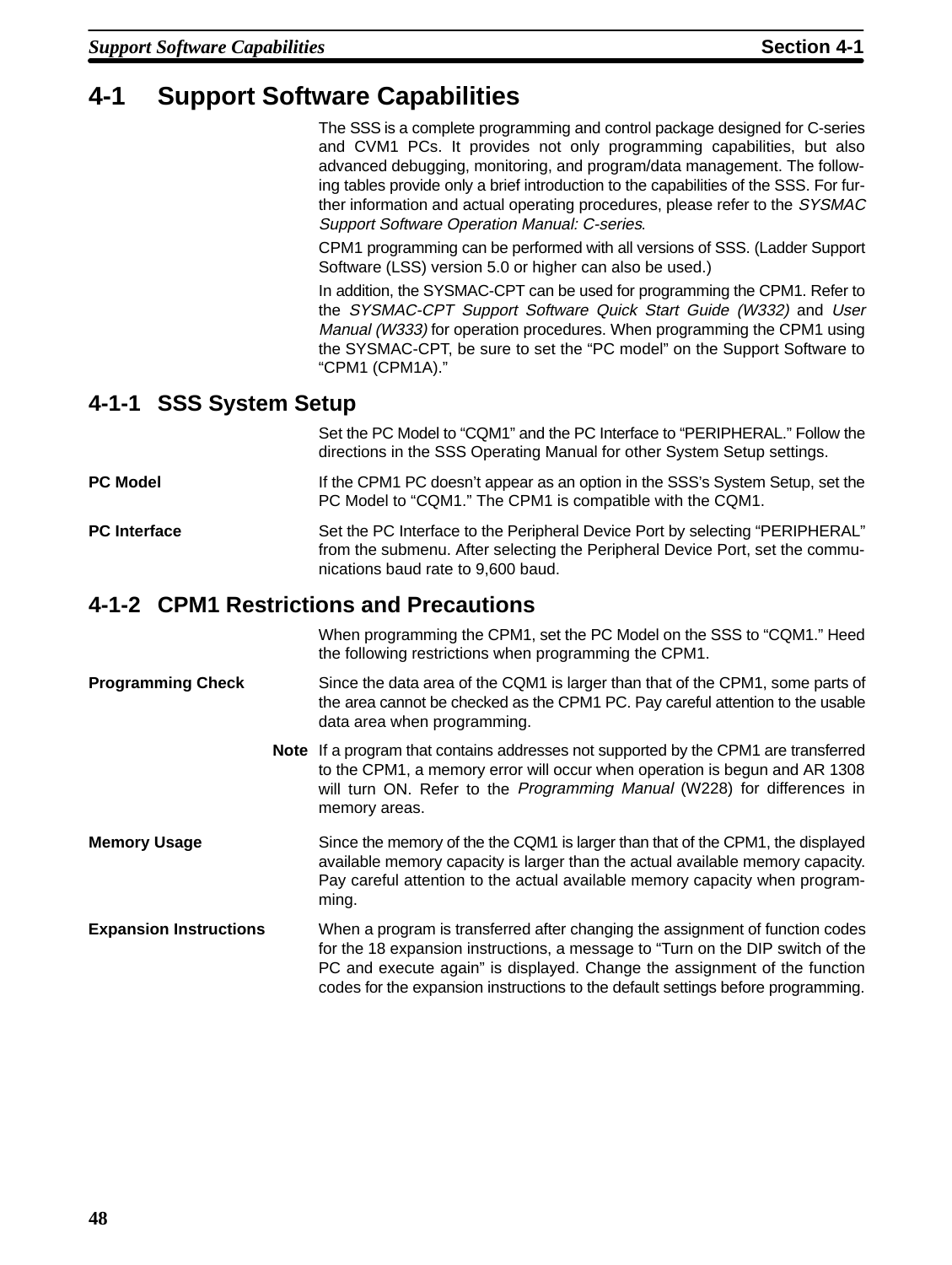## 4-1 Support Software Capabilities

The SSS is a complete programming and control package designed for C-series and CVM1 PCs. It provides not only programming capabilities, but also advanced debugging, monitoring, and program/data management. The following tables provide only a brief introduction to the capabilities of the SSS. For further information and actual operating procedures, please refer to the *SYSMAC Support Software Operation Manual: C-series*.

CPM1 programming can be performed with all versions of SSS. (Ladder Support Software (LSS) version 5.0 or higher can also be used.)

In addition, the SYSMAC-CPT can be used for programming the CPM1. Refer to the *SYSMAC-CPT Support Software Quick Start Guide (W332)* and *User Manual (W333)* for operation procedures. When programming the CPM1 using the SYSMAC-CPT, be sure to set the “PC model” on the Support Software to “CPM1 (CPM1A).”

### 4-1-1 SSS System Setup

Set the PC Model to “CQM1” and the PC Interface to “PERIPHERAL.” Follow the directions in the SSS Operating Manual for other System Setup settings.

**PC Model**

If the CPM1 PC doesn’t appear as an option in the SSS’s System Setup, set the PC Model to “CQM1.” The CPM1 is compatible with the CQM1.

**PC Interface**

Set the PC Interface to the Peripheral Device Port by selecting “PERIPHERAL” from the submenu. After selecting the Peripheral Device Port, set the communications baud rate to 9,600 baud.

### 4-1-2 CPM1 Restrictions and Precautions

When programming the CPM1, set the PC Model on the SSS to “CQM1.” Heed the following restrictions when programming the CPM1.

**Programming Check**

Since the data area of the CQM1 is larger than that of the CPM1, some parts of the area cannot be checked as the CPM1 PC. Pay careful attention to the usable data area when programming.

**Note** If a program that contains addresses not supported by the CPM1 are transferred to the CPM1, a memory error will occur when operation is begun and AR 1308 will turn ON. Refer to the *Programming Manual* (W228) for differences in memory areas.

**Memory Usage**

Since the memory of the the CQM1 is larger than that of the CPM1, the displayed available memory capacity is larger than the actual available memory capacity. Pay careful attention to the actual available memory capacity when programming.

**Expansion Instructions**

When a program is transferred after changing the assignment of function codes for the 18 expansion instructions, a message to “Turn on the DIP switch of the PC and execute again” is displayed. Change the assignment of the function codes for the expansion instructions to the default settings before programming.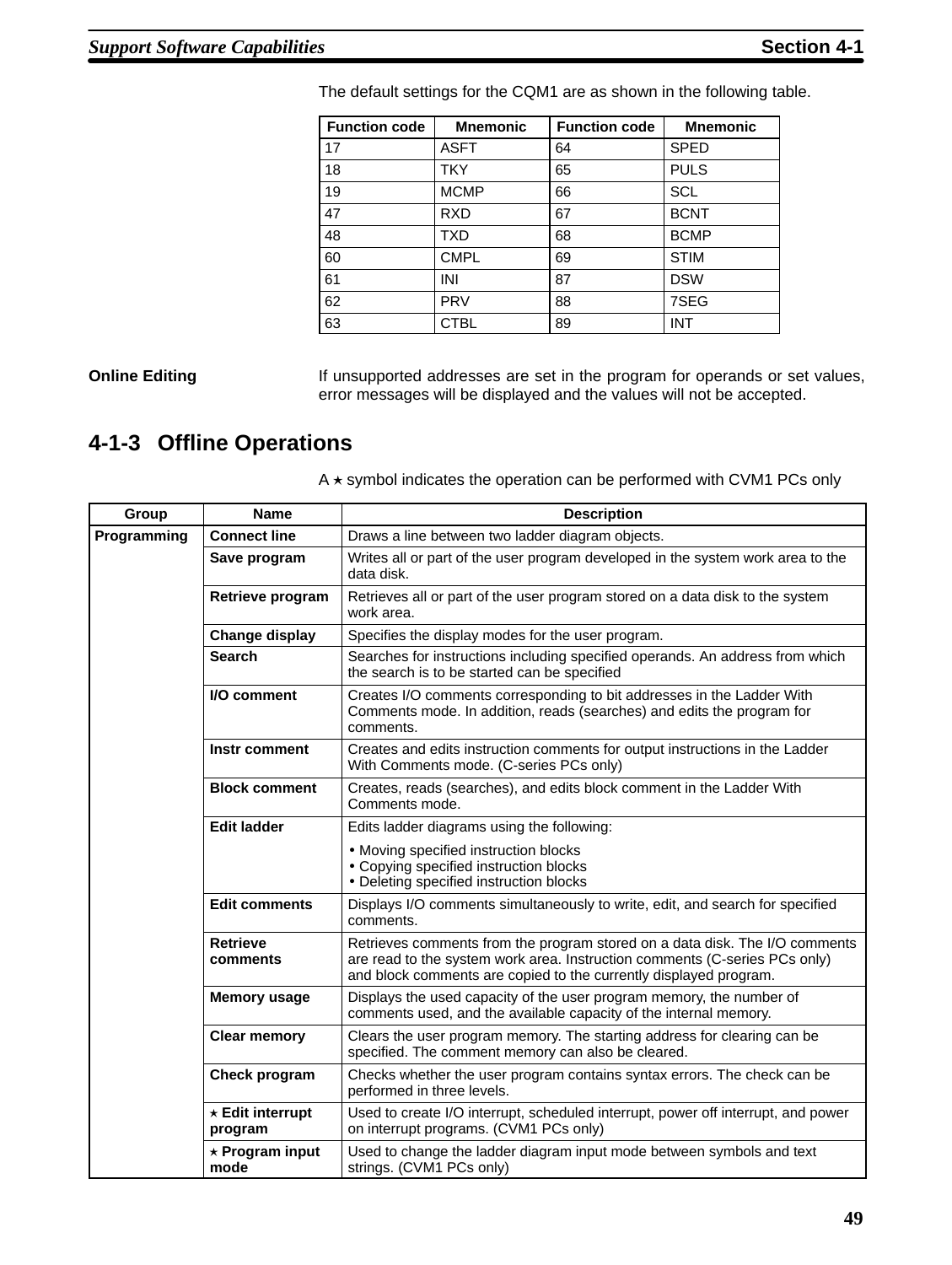The default settings for the CQM1 are as shown in the following table.

| Function code | Mnemonic | Function code | Mnemonic |
|---|---|---|---|
| 17 | ASFT | 64 | SPED |
| 18 | TKY | 65 | PULS |
| 19 | MCMP | 66 | SCL |
| 47 | RXD | 67 | BCNT |
| 48 | TXD | 68 | BCMP |
| 60 | CMPL | 69 | STIM |
| 61 | INI | 87 | DSW |
| 62 | PRV | 88 | 7SEG |
| 63 | CTBL | 89 | INT |

**Online Editing**

If unsupported addresses are set in the program for operands or set values, error messages will be displayed and the values will not be accepted.

## 4-1-3 Offline Operations

A ⋆ symbol indicates the operation can be performed with CVM1 PCs only

| Group | Name | Description |
|---|---|---|
| **Programming** | **Connect line** | Draws a line between two ladder diagram objects. |
| | **Save program** | Writes all or part of the user program developed in the system work area to the data disk. |
| | **Retrieve program** | Retrieves all or part of the user program stored on a data disk to the system work area. |
| | **Change display** | Specifies the display modes for the user program. |
| | **Search** | Searches for instructions including specified operands. An address from which the search is to be started can be specified |
| | **I/O comment** | Creates I/O comments corresponding to bit addresses in the Ladder With Comments mode. In addition, reads (searches) and edits the program for comments. |
| | **Instr comment** | Creates and edits instruction comments for output instructions in the Ladder With Comments mode. (C-series PCs only) |
| | **Block comment** | Creates, reads (searches), and edits block comment in the Ladder With Comments mode. |
| | **Edit ladder** | Edits ladder diagrams using the following:<br>• Moving specified instruction blocks<br>• Copying specified instruction blocks<br>• Deleting specified instruction blocks |
| | **Edit comments** | Displays I/O comments simultaneously to write, edit, and search for specified comments. |
| | **Retrieve comments** | Retrieves comments from the program stored on a data disk. The I/O comments are read to the system work area. Instruction comments (C-series PCs only) and block comments are copied to the currently displayed program. |
| | **Memory usage** | Displays the used capacity of the user program memory, the number of comments used, and the available capacity of the internal memory. |
| | **Clear memory** | Clears the user program memory. The starting address for clearing can be specified. The comment memory can also be cleared. |
| | **Check program** | Checks whether the user program contains syntax errors. The check can be performed in three levels. |
| | ⋆ **Edit interrupt program** | Used to create I/O interrupt, scheduled interrupt, power off interrupt, and power on interrupt programs. (CVM1 PCs only) |
| | ⋆ **Program input mode** | Used to change the ladder diagram input mode between symbols and text strings. (CVM1 PCs only) |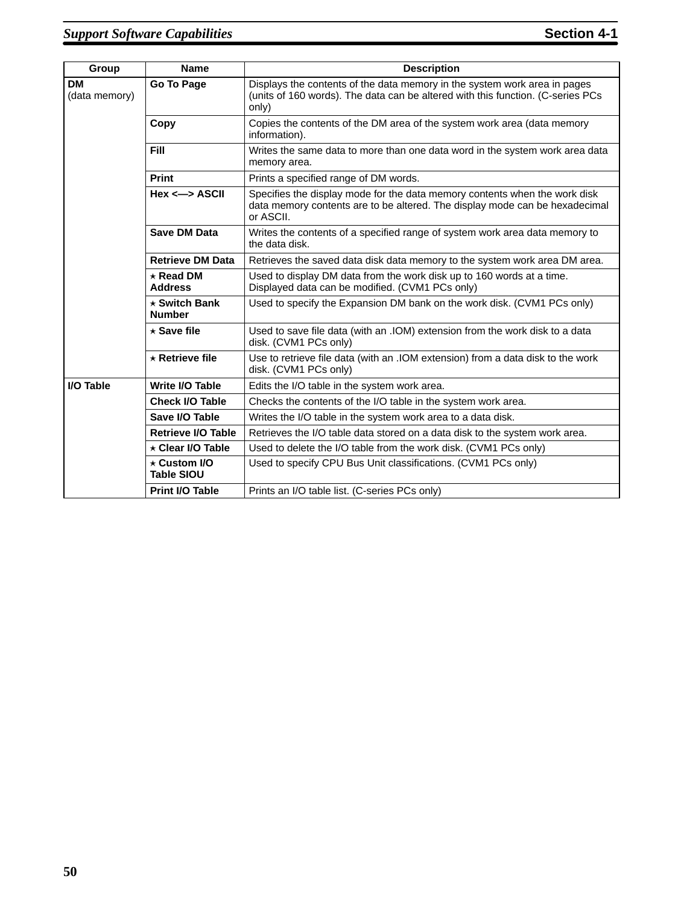| Group | Name | Description |
|---|---|---|
| **DM** (data memory) | **Go To Page** | Displays the contents of the data memory in the system work area in pages (units of 160 words). The data can be altered with this function. (C-series PCs only) |
| | **Copy** | Copies the contents of the DM area of the system work area (data memory information). |
| | **Fill** | Writes the same data to more than one data word in the system work area data memory area. |
| | **Print** | Prints a specified range of DM words. |
| | **Hex <—> ASCII** | Specifies the display mode for the data memory contents when the work disk data memory contents are to be altered. The display mode can be hexadecimal or ASCII. |
| | **Save DM Data** | Writes the contents of a specified range of system work area data memory to the data disk. |
| | **Retrieve DM Data** | Retrieves the saved data disk data memory to the system work area DM area. |
| | ⋆ **Read DM Address** | Used to display DM data from the work disk up to 160 words at a time. Displayed data can be modified. (CVM1 PCs only) |
| | ⋆ **Switch Bank Number** | Used to specify the Expansion DM bank on the work disk. (CVM1 PCs only) |
| | ⋆ **Save file** | Used to save file data (with an .IOM) extension from the work disk to a data disk. (CVM1 PCs only) |
| | ⋆ **Retrieve file** | Use to retrieve file data (with an .IOM extension) from a data disk to the work disk. (CVM1 PCs only) |
| **I/O Table** | **Write I/O Table** | Edits the I/O table in the system work area. |
| | **Check I/O Table** | Checks the contents of the I/O table in the system work area. |
| | **Save I/O Table** | Writes the I/O table in the system work area to a data disk. |
| | **Retrieve I/O Table** | Retrieves the I/O table data stored on a data disk to the system work area. |
| | ⋆ **Clear I/O Table** | Used to delete the I/O table from the work disk. (CVM1 PCs only) |
| | ⋆ **Custom I/O Table SIOU** | Used to specify CPU Bus Unit classifications. (CVM1 PCs only) |
| | **Print I/O Table** | Prints an I/O table list. (C-series PCs only) |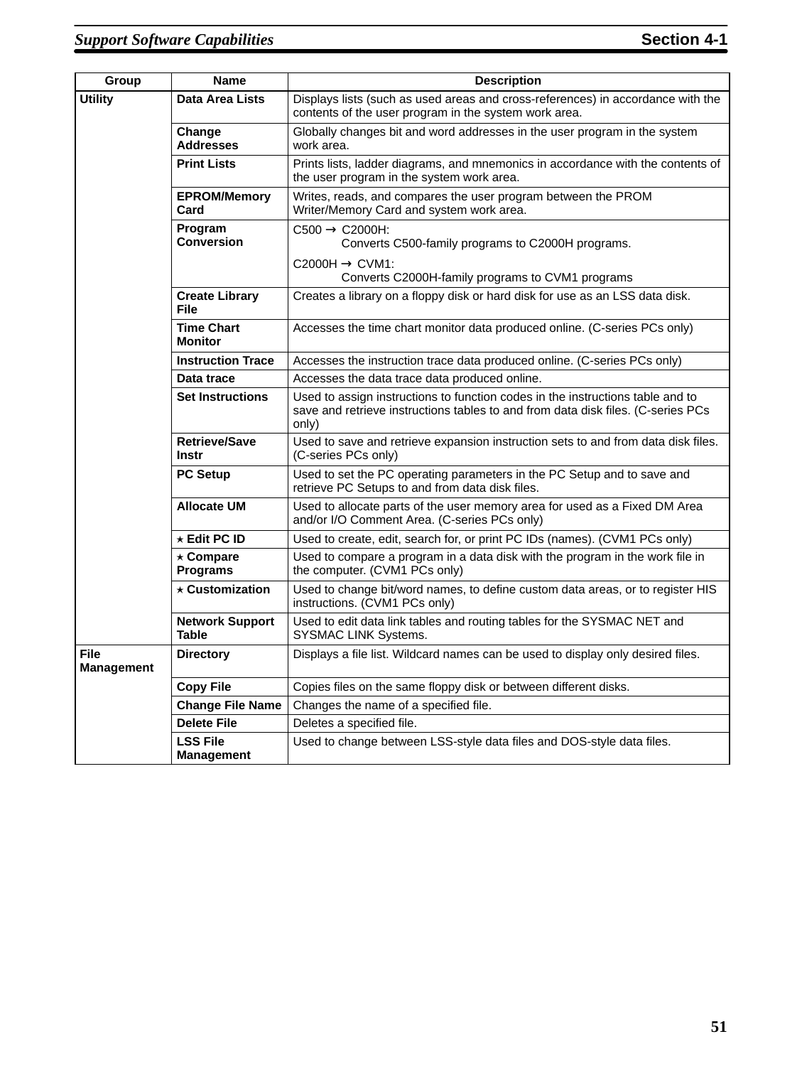| Group | Name | Description |
|---|---|---|
| **Utility** | **Data Area Lists** | Displays lists (such as used areas and cross-references) in accordance with the contents of the user program in the system work area. |
| | **Change Addresses** | Globally changes bit and word addresses in the user program in the system work area. |
| | **Print Lists** | Prints lists, ladder diagrams, and mnemonics in accordance with the contents of the user program in the system work area. |
| | **EPROM/Memory Card** | Writes, reads, and compares the user program between the PROM Writer/Memory Card and system work area. |
| | **Program Conversion** | C500 → C2000H: Converts C500-family programs to C2000H programs.<br>C2000H → CVM1: Converts C2000H-family programs to CVM1 programs |
| | **Create Library File** | Creates a library on a floppy disk or hard disk for use as an LSS data disk. |
| | **Time Chart Monitor** | Accesses the time chart monitor data produced online. (C-series PCs only) |
| | **Instruction Trace** | Accesses the instruction trace data produced online. (C-series PCs only) |
| | **Data trace** | Accesses the data trace data produced online. |
| | **Set Instructions** | Used to assign instructions to function codes in the instructions table and to save and retrieve instructions tables to and from data disk files. (C-series PCs only) |
| | **Retrieve/Save Instr** | Used to save and retrieve expansion instruction sets to and from data disk files. (C-series PCs only) |
| | **PC Setup** | Used to set the PC operating parameters in the PC Setup and to save and retrieve PC Setups to and from data disk files. |
| | **Allocate UM** | Used to allocate parts of the user memory area for used as a Fixed DM Area and/or I/O Comment Area. (C-series PCs only) |
| | ⋆ **Edit PC ID** | Used to create, edit, search for, or print PC IDs (names). (CVM1 PCs only) |
| | ⋆ **Compare Programs** | Used to compare a program in a data disk with the program in the work file in the computer. (CVM1 PCs only) |
| | ⋆ **Customization** | Used to change bit/word names, to define custom data areas, or to register HIS instructions. (CVM1 PCs only) |
| | **Network Support Table** | Used to edit data link tables and routing tables for the SYSMAC NET and SYSMAC LINK Systems. |
| **File Management** | **Directory** | Displays a file list. Wildcard names can be used to display only desired files. |
| | **Copy File** | Copies files on the same floppy disk or between different disks. |
| | **Change File Name** | Changes the name of a specified file. |
| | **Delete File** | Deletes a specified file. |
| | **LSS File Management** | Used to change between LSS-style data files and DOS-style data files. |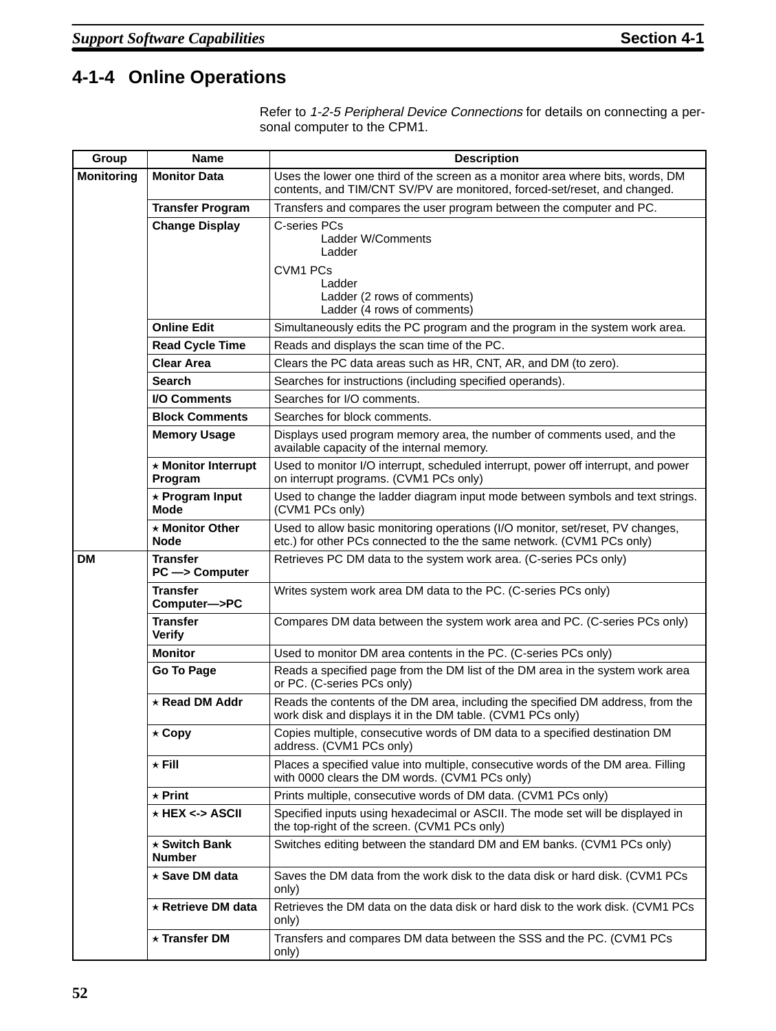## 4-1-4 Online Operations

Refer to *1-2-5 Peripheral Device Connections* for details on connecting a personal computer to the CPM1.

| Group | Name | Description |
|---|---|---|
| **Monitoring** | **Monitor Data** | Uses the lower one third of the screen as a monitor area where bits, words, DM contents, and TIM/CNT SV/PV are monitored, forced-set/reset, and changed. |
| | **Transfer Program** | Transfers and compares the user program between the computer and PC. |
| | **Change Display** | C-series PCs<br>Ladder W/Comments<br>Ladder<br><br>CVM1 PCs<br>Ladder<br>Ladder (2 rows of comments)<br>Ladder (4 rows of comments) |
| | **Online Edit** | Simultaneously edits the PC program and the program in the system work area. |
| | **Read Cycle Time** | Reads and displays the scan time of the PC. |
| | **Clear Area** | Clears the PC data areas such as HR, CNT, AR, and DM (to zero). |
| | **Search** | Searches for instructions (including specified operands). |
| | **I/O Comments** | Searches for I/O comments. |
| | **Block Comments** | Searches for block comments. |
| | **Memory Usage** | Displays used program memory area, the number of comments used, and the available capacity of the internal memory. |
| | ⋆ **Monitor Interrupt Program** | Used to monitor I/O interrupt, scheduled interrupt, power off interrupt, and power on interrupt programs. (CVM1 PCs only) |
| | ⋆ **Program Input Mode** | Used to change the ladder diagram input mode between symbols and text strings. (CVM1 PCs only) |
| | ⋆ **Monitor Other Node** | Used to allow basic monitoring operations (I/O monitor, set/reset, PV changes, etc.) for other PCs connected to the the same network. (CVM1 PCs only) |
| **DM** | **Transfer PC —> Computer** | Retrieves PC DM data to the system work area. (C-series PCs only) |
| | **Transfer Computer—>PC** | Writes system work area DM data to the PC. (C-series PCs only) |
| | **Transfer Verify** | Compares DM data between the system work area and PC. (C-series PCs only) |
| | **Monitor** | Used to monitor DM area contents in the PC. (C-series PCs only) |
| | **Go To Page** | Reads a specified page from the DM list of the DM area in the system work area or PC. (C-series PCs only) |
| | ⋆ **Read DM Addr** | Reads the contents of the DM area, including the specified DM address, from the work disk and displays it in the DM table. (CVM1 PCs only) |
| | ⋆ **Copy** | Copies multiple, consecutive words of DM data to a specified destination DM address. (CVM1 PCs only) |
| | ⋆ **Fill** | Places a specified value into multiple, consecutive words of the DM area. Filling with 0000 clears the DM words. (CVM1 PCs only) |
| | ⋆ **Print** | Prints multiple, consecutive words of DM data. (CVM1 PCs only) |
| | ⋆ **HEX <-> ASCII** | Specified inputs using hexadecimal or ASCII. The mode set will be displayed in the top-right of the screen. (CVM1 PCs only) |
| | ⋆ **Switch Bank Number** | Switches editing between the standard DM and EM banks. (CVM1 PCs only) |
| | ⋆ **Save DM data** | Saves the DM data from the work disk to the data disk or hard disk. (CVM1 PCs only) |
| | ⋆ **Retrieve DM data** | Retrieves the DM data on the data disk or hard disk to the work disk. (CVM1 PCs only) |
| | ⋆ **Transfer DM** | Transfers and compares DM data between the SSS and the PC. (CVM1 PCs only) |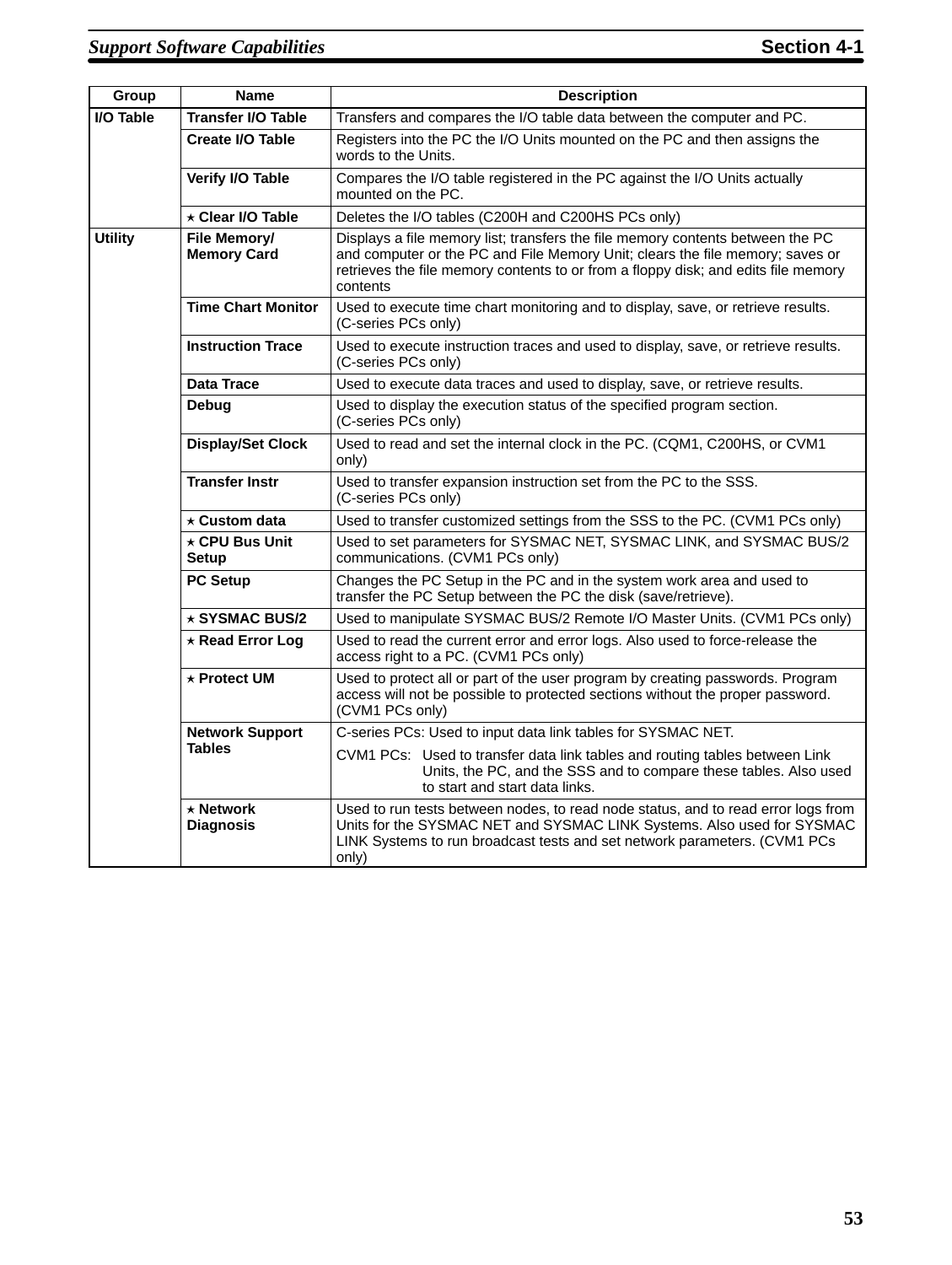| Group | Name | Description |
|---|---|---|
| I/O Table | Transfer I/O Table | Transfers and compares the I/O table data between the computer and PC. |
| | Create I/O Table | Registers into the PC the I/O Units mounted on the PC and then assigns the words to the Units. |
| | Verify I/O Table | Compares the I/O table registered in the PC against the I/O Units actually mounted on the PC. |
| | ⋆ Clear I/O Table | Deletes the I/O tables (C200H and C200HS PCs only) |
| Utility | File Memory/ Memory Card | Displays a file memory list; transfers the file memory contents between the PC and computer or the PC and File Memory Unit; clears the file memory; saves or retrieves the file memory contents to or from a floppy disk; and edits file memory contents |
| | Time Chart Monitor | Used to execute time chart monitoring and to display, save, or retrieve results. (C-series PCs only) |
| | Instruction Trace | Used to execute instruction traces and used to display, save, or retrieve results. (C-series PCs only) |
| | Data Trace | Used to execute data traces and used to display, save, or retrieve results. |
| | Debug | Used to display the execution status of the specified program section. (C-series PCs only) |
| | Display/Set Clock | Used to read and set the internal clock in the PC. (CQM1, C200HS, or CVM1 only) |
| | Transfer Instr | Used to transfer expansion instruction set from the PC to the SSS. (C-series PCs only) |
| | ⋆ Custom data | Used to transfer customized settings from the SSS to the PC. (CVM1 PCs only) |
| | ⋆ CPU Bus Unit Setup | Used to set parameters for SYSMAC NET, SYSMAC LINK, and SYSMAC BUS/2 communications. (CVM1 PCs only) |
| | PC Setup | Changes the PC Setup in the PC and in the system work area and used to transfer the PC Setup between the PC the disk (save/retrieve). |
| | ⋆ SYSMAC BUS/2 | Used to manipulate SYSMAC BUS/2 Remote I/O Master Units. (CVM1 PCs only) |
| | ⋆ Read Error Log | Used to read the current error and error logs. Also used to force-release the access right to a PC. (CVM1 PCs only) |
| | ⋆ Protect UM | Used to protect all or part of the user program by creating passwords. Program access will not be possible to protected sections without the proper password. (CVM1 PCs only) |
| | Network Support Tables | C-series PCs: Used to input data link tables for SYSMAC NET.<br>CVM1 PCs: Used to transfer data link tables and routing tables between Link Units, the PC, and the SSS and to compare these tables. Also used to start and start data links. |
| | ⋆ Network Diagnosis | Used to run tests between nodes, to read node status, and to read error logs from Units for the SYSMAC NET and SYSMAC LINK Systems. Also used for SYSMAC LINK Systems to run broadcast tests and set network parameters. (CVM1 PCs only) |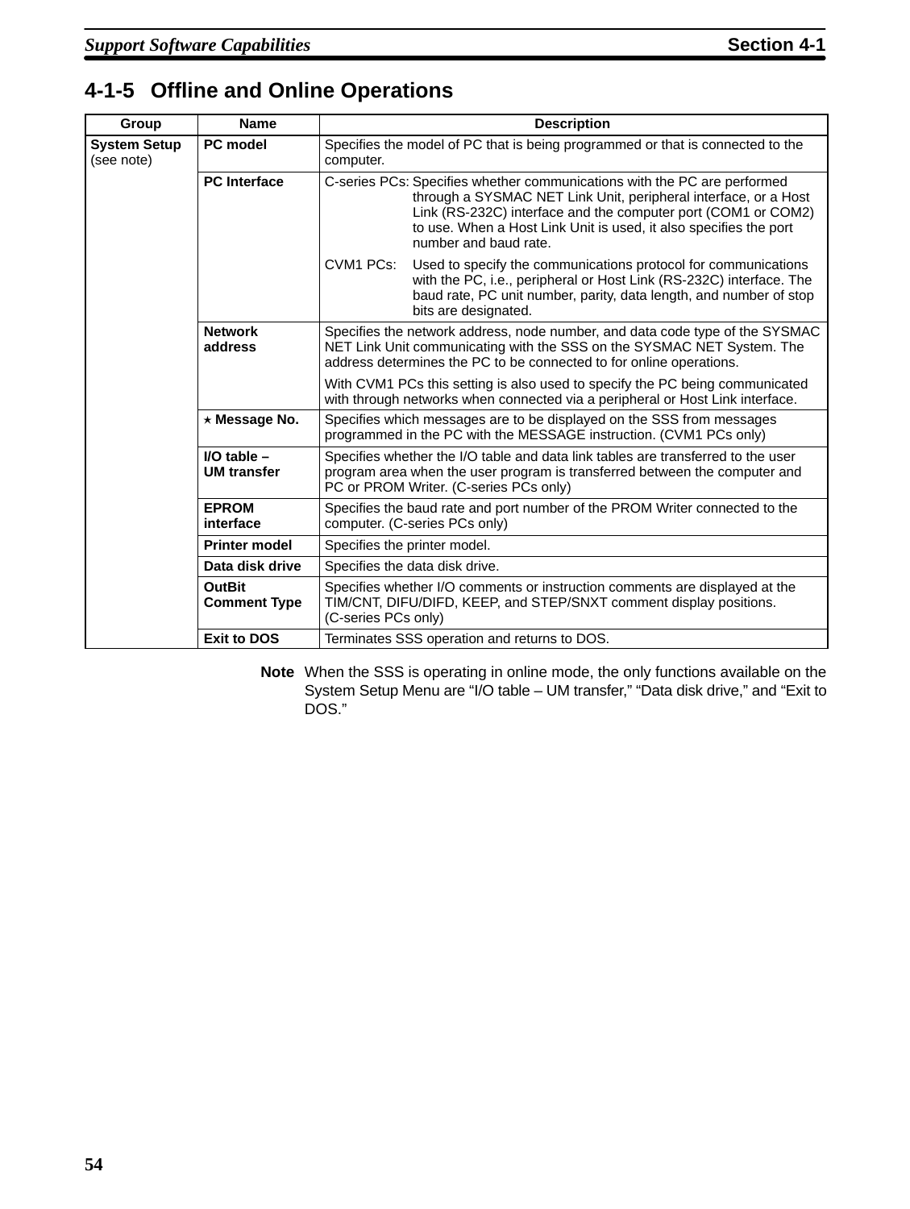## 4-1-5 Offline and Online Operations

| Group | Name | Description |
|---|---|---|
| **System Setup** (see note) | **PC model** | Specifies the model of PC that is being programmed or that is connected to the computer. |
| | **PC Interface** | C-series PCs: Specifies whether communications with the PC are performed through a SYSMAC NET Link Unit, peripheral interface, or a Host Link (RS-232C) interface and the computer port (COM1 or COM2) to use. When a Host Link Unit is used, it also specifies the port number and baud rate.<br><br>CVM1 PCs: Used to specify the communications protocol for communications with the PC, i.e., peripheral or Host Link (RS-232C) interface. The baud rate, PC unit number, parity, data length, and number of stop bits are designated. |
| | **Network address** | Specifies the network address, node number, and data code type of the SYSMAC NET Link Unit communicating with the SSS on the SYSMAC NET System. The address determines the PC to be connected to for online operations.<br><br>With CVM1 PCs this setting is also used to specify the PC being communicated with through networks when connected via a peripheral or Host Link interface. |
| | ⋆ **Message No.** | Specifies which messages are to be displayed on the SSS from messages programmed in the PC with the MESSAGE instruction. (CVM1 PCs only) |
| | **I/O table – UM transfer** | Specifies whether the I/O table and data link tables are transferred to the user program area when the user program is transferred between the computer and PC or PROM Writer. (C-series PCs only) |
| | **EPROM interface** | Specifies the baud rate and port number of the PROM Writer connected to the computer. (C-series PCs only) |
| | **Printer model** | Specifies the printer model. |
| | **Data disk drive** | Specifies the data disk drive. |
| | **OutBit Comment Type** | Specifies whether I/O comments or instruction comments are displayed at the TIM/CNT, DIFU/DIFD, KEEP, and STEP/SNXT comment display positions. (C-series PCs only) |
| | **Exit to DOS** | Terminates SSS operation and returns to DOS. |

**Note** When the SSS is operating in online mode, the only functions available on the System Setup Menu are "I/O table – UM transfer," "Data disk drive," and "Exit to DOS."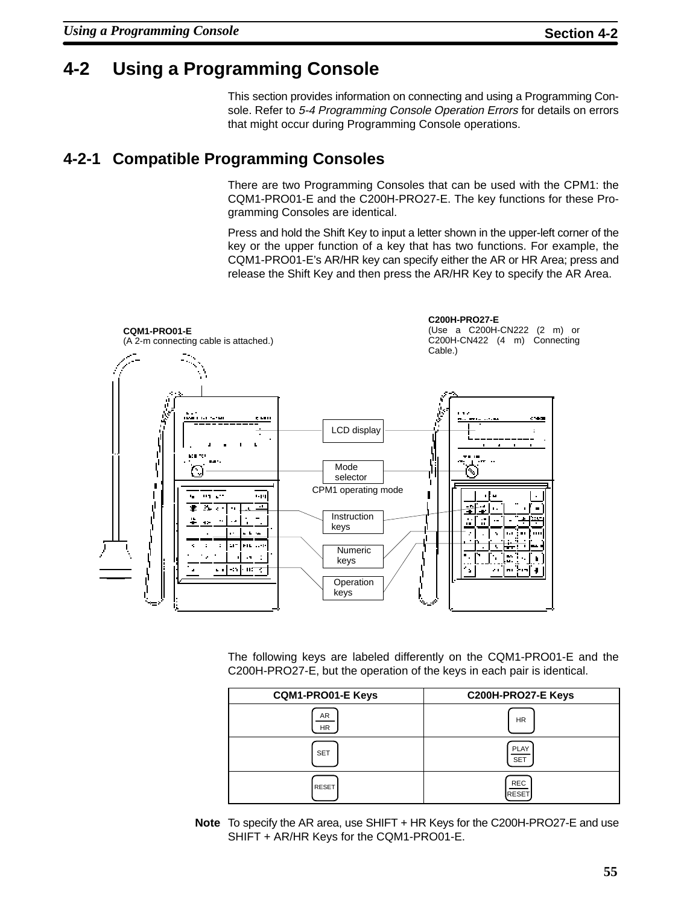# 4-2 Using a Programming Console

This section provides information on connecting and using a Programming Console. Refer to *5-4 Programming Console Operation Errors* for details on errors that might occur during Programming Console operations.

## 4-2-1 Compatible Programming Consoles

There are two Programming Consoles that can be used with the CPM1: the CQM1-PRO01-E and the C200H-PRO27-E. The key functions for these Programming Consoles are identical.

Press and hold the Shift Key to input a letter shown in the upper-left corner of the key or the upper function of a key that has two functions. For example, the CQM1-PRO01-E's AR/HR key can specify either the AR or HR Area; press and release the Shift Key and then press the AR/HR Key to specify the AR Area.

**CQM1-PRO01-E**
(A 2-m connecting cable is attached.)

**C200H-PRO27-E**
(Use a C200H-CN222 (2 m) or C200H-CN422 (4 m) Connecting Cable.)

LCD display

Mode selector

CPM1 operating mode

Instruction keys

Numeric keys

Operation keys

The following keys are labeled differently on the CQM1-PRO01-E and the C200H-PRO27-E, but the operation of the keys in each pair is identical.

| CQM1-PRO01-E Keys | C200H-PRO27-E Keys |
|---|---|
| AR/HR | HR |
| SET | PLAY/SET |
| RESET | REC/RESET |

**Note** To specify the AR area, use SHIFT + HR Keys for the C200H-PRO27-E and use SHIFT + AR/HR Keys for the CQM1-PRO01-E.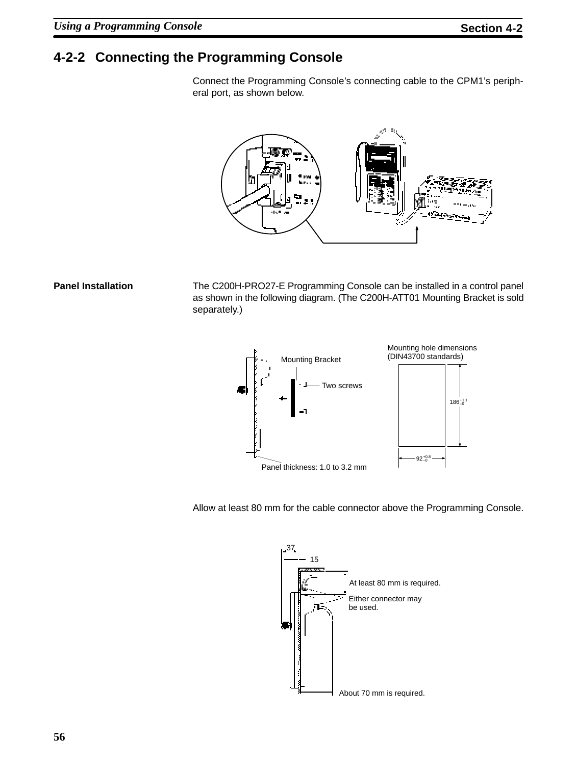## 4-2-2 Connecting the Programming Console

Connect the Programming Console's connecting cable to the CPM1's peripheral port, as shown below.

**Panel Installation**

The C200H-PRO27-E Programming Console can be installed in a control panel as shown in the following diagram. (The C200H-ATT01 Mounting Bracket is sold separately.)

Mounting Bracket

Two screws

Panel thickness: 1.0 to 3.2 mm

Mounting hole dimensions (DIN43700 standards)

$186^{+1.1}_{-0}$

$92^{+0.8}_{-0}$

Allow at least 80 mm for the cable connector above the Programming Console.

37

15

At least 80 mm is required.

Either connector may be used.

About 70 mm is required.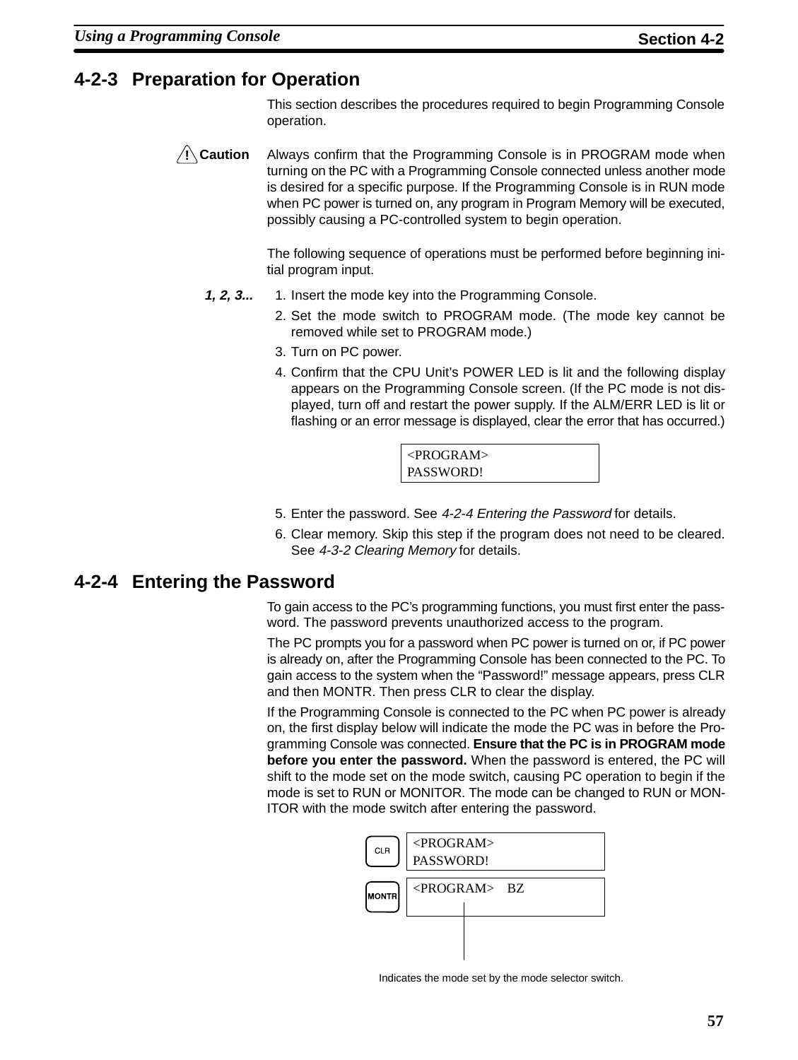## 4-2-3 Preparation for Operation

This section describes the procedures required to begin Programming Console operation.

**/!\ Caution** Always confirm that the Programming Console is in PROGRAM mode when turning on the PC with a Programming Console connected unless another mode is desired for a specific purpose. If the Programming Console is in RUN mode when PC power is turned on, any program in Program Memory will be executed, possibly causing a PC-controlled system to begin operation.

The following sequence of operations must be performed before beginning initial program input.

***1, 2, 3...***

1. Insert the mode key into the Programming Console.
2. Set the mode switch to PROGRAM mode. (The mode key cannot be removed while set to PROGRAM mode.)
3. Turn on PC power.
4. Confirm that the CPU Unit's POWER LED is lit and the following display appears on the Programming Console screen. (If the PC mode is not displayed, turn off and restart the power supply. If the ALM/ERR LED is lit or flashing or an error message is displayed, clear the error that has occurred.)

```
<PROGRAM>
PASSWORD!
```

5. Enter the password. See *4-2-4 Entering the Password* for details.
6. Clear memory. Skip this step if the program does not need to be cleared. See *4-3-2 Clearing Memory* for details.

## 4-2-4 Entering the Password

To gain access to the PC's programming functions, you must first enter the password. The password prevents unauthorized access to the program.

The PC prompts you for a password when PC power is turned on or, if PC power is already on, after the Programming Console has been connected to the PC. To gain access to the system when the "Password!" message appears, press CLR and then MONTR. Then press CLR to clear the display.

If the Programming Console is connected to the PC when PC power is already on, the first display below will indicate the mode the PC was in before the Programming Console was connected. **Ensure that the PC is in PROGRAM mode before you enter the password.** When the password is entered, the PC will shift to the mode set on the mode switch, causing PC operation to begin if the mode is set to RUN or MONITOR. The mode can be changed to RUN or MONITOR with the mode switch after entering the password.

CLR

```
<PROGRAM>
PASSWORD!
```

MONTR

```
<PROGRAM>    BZ
```

Indicates the mode set by the mode selector switch.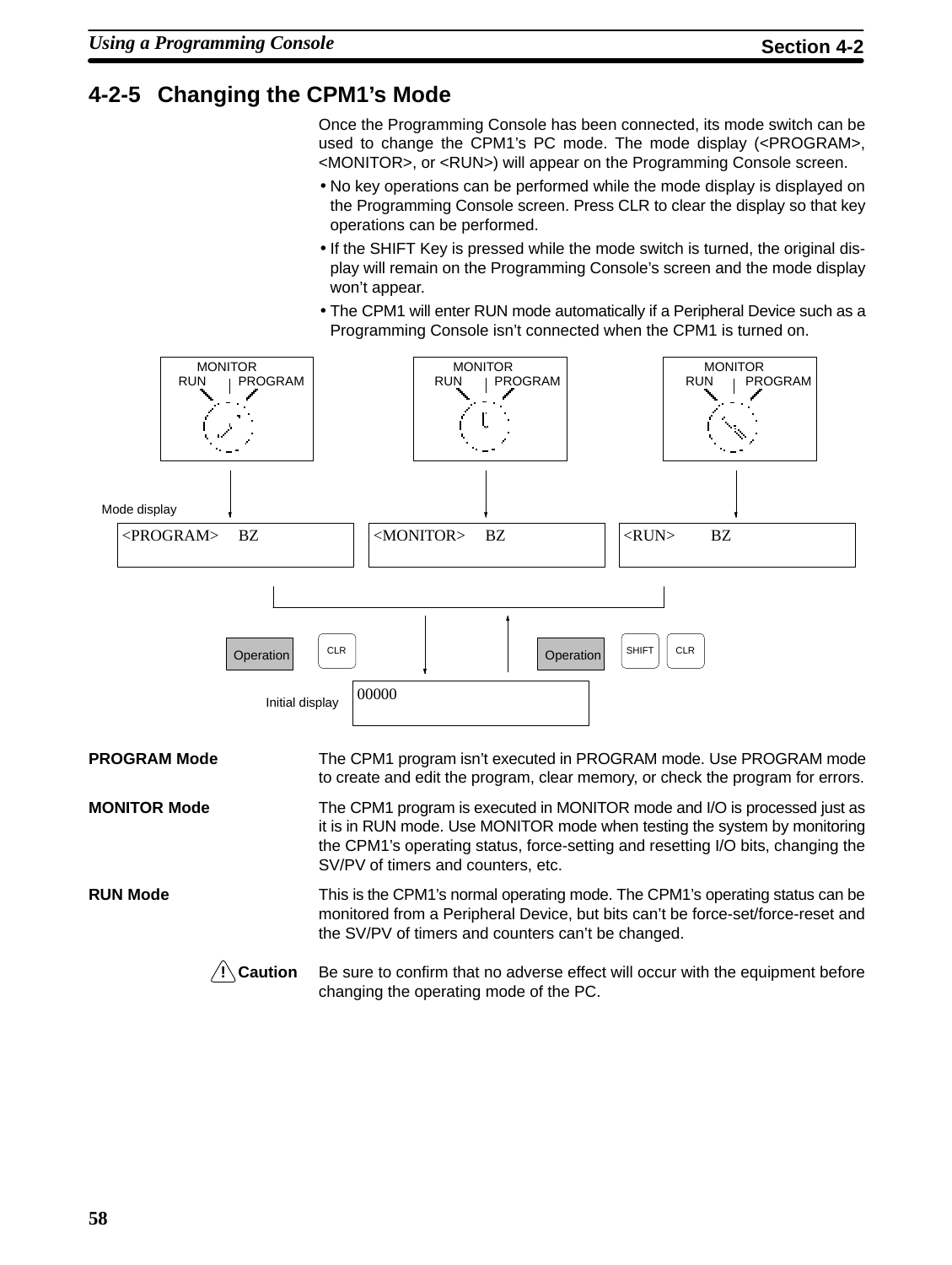## 4-2-5 Changing the CPM1's Mode

Once the Programming Console has been connected, its mode switch can be used to change the CPM1's PC mode. The mode display (<PROGRAM>, <MONITOR>, or <RUN>) will appear on the Programming Console screen.

- No key operations can be performed while the mode display is displayed on the Programming Console screen. Press CLR to clear the display so that key operations can be performed.
- If the SHIFT Key is pressed while the mode switch is turned, the original display will remain on the Programming Console's screen and the mode display won't appear.
- The CPM1 will enter RUN mode automatically if a Peripheral Device such as a Programming Console isn't connected when the CPM1 is turned on.

MONITOR
RUN PROGRAM

MONITOR
RUN PROGRAM

MONITOR
RUN PROGRAM

Mode display

```
<PROGRAM>    BZ
```

```
<MONITOR>    BZ
```

```
<RUN>        BZ
```

Operation CLR

Operation SHIFT CLR

Initial display

```
00000
```

**PROGRAM Mode**

The CPM1 program isn't executed in PROGRAM mode. Use PROGRAM mode to create and edit the program, clear memory, or check the program for errors.

**MONITOR Mode**

The CPM1 program is executed in MONITOR mode and I/O is processed just as it is in RUN mode. Use MONITOR mode when testing the system by monitoring the CPM1's operating status, force-setting and resetting I/O bits, changing the SV/PV of timers and counters, etc.

**RUN Mode**

This is the CPM1's normal operating mode. The CPM1's operating status can be monitored from a Peripheral Device, but bits can't be force-set/force-reset and the SV/PV of timers and counters can't be changed.

**! Caution** Be sure to confirm that no adverse effect will occur with the equipment before changing the operating mode of the PC.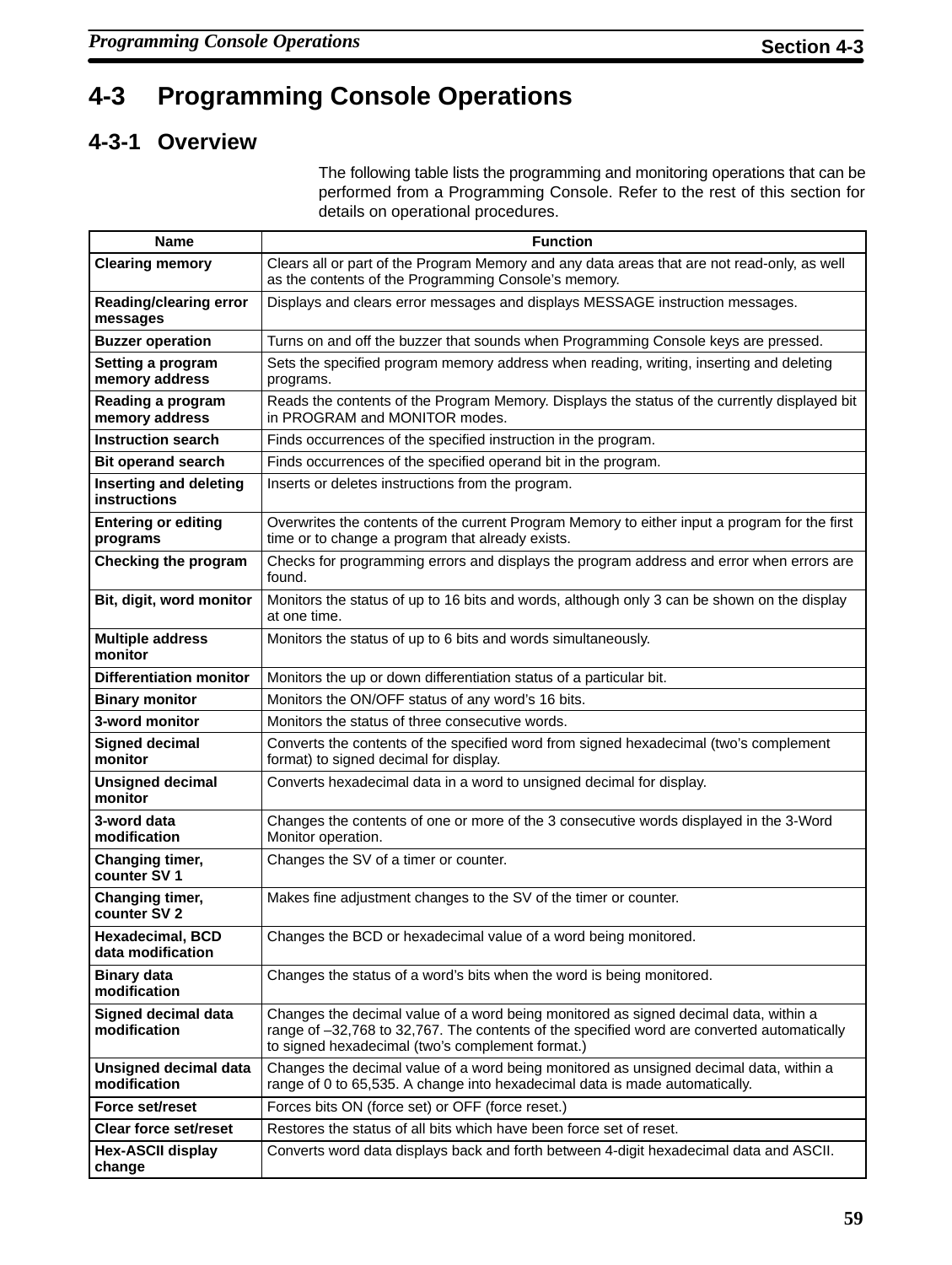## 4-3 Programming Console Operations

### 4-3-1 Overview

The following table lists the programming and monitoring operations that can be performed from a Programming Console. Refer to the rest of this section for details on operational procedures.

| Name | Function |
|---|---|
| **Clearing memory** | Clears all or part of the Program Memory and any data areas that are not read-only, as well as the contents of the Programming Console's memory. |
| **Reading/clearing error messages** | Displays and clears error messages and displays MESSAGE instruction messages. |
| **Buzzer operation** | Turns on and off the buzzer that sounds when Programming Console keys are pressed. |
| **Setting a program memory address** | Sets the specified program memory address when reading, writing, inserting and deleting programs. |
| **Reading a program memory address** | Reads the contents of the Program Memory. Displays the status of the currently displayed bit in PROGRAM and MONITOR modes. |
| **Instruction search** | Finds occurrences of the specified instruction in the program. |
| **Bit operand search** | Finds occurrences of the specified operand bit in the program. |
| **Inserting and deleting instructions** | Inserts or deletes instructions from the program. |
| **Entering or editing programs** | Overwrites the contents of the current Program Memory to either input a program for the first time or to change a program that already exists. |
| **Checking the program** | Checks for programming errors and displays the program address and error when errors are found. |
| **Bit, digit, word monitor** | Monitors the status of up to 16 bits and words, although only 3 can be shown on the display at one time. |
| **Multiple address monitor** | Monitors the status of up to 6 bits and words simultaneously. |
| **Differentiation monitor** | Monitors the up or down differentiation status of a particular bit. |
| **Binary monitor** | Monitors the ON/OFF status of any word's 16 bits. |
| **3-word monitor** | Monitors the status of three consecutive words. |
| **Signed decimal monitor** | Converts the contents of the specified word from signed hexadecimal (two's complement format) to signed decimal for display. |
| **Unsigned decimal monitor** | Converts hexadecimal data in a word to unsigned decimal for display. |
| **3-word data modification** | Changes the contents of one or more of the 3 consecutive words displayed in the 3-Word Monitor operation. |
| **Changing timer, counter SV 1** | Changes the SV of a timer or counter. |
| **Changing timer, counter SV 2** | Makes fine adjustment changes to the SV of the timer or counter. |
| **Hexadecimal, BCD data modification** | Changes the BCD or hexadecimal value of a word being monitored. |
| **Binary data modification** | Changes the status of a word's bits when the word is being monitored. |
| **Signed decimal data modification** | Changes the decimal value of a word being monitored as signed decimal data, within a range of –32,768 to 32,767. The contents of the specified word are converted automatically to signed hexadecimal (two's complement format.) |
| **Unsigned decimal data modification** | Changes the decimal value of a word being monitored as unsigned decimal data, within a range of 0 to 65,535. A change into hexadecimal data is made automatically. |
| **Force set/reset** | Forces bits ON (force set) or OFF (force reset.) |
| **Clear force set/reset** | Restores the status of all bits which have been force set of reset. |
| **Hex-ASCII display change** | Converts word data displays back and forth between 4-digit hexadecimal data and ASCII. |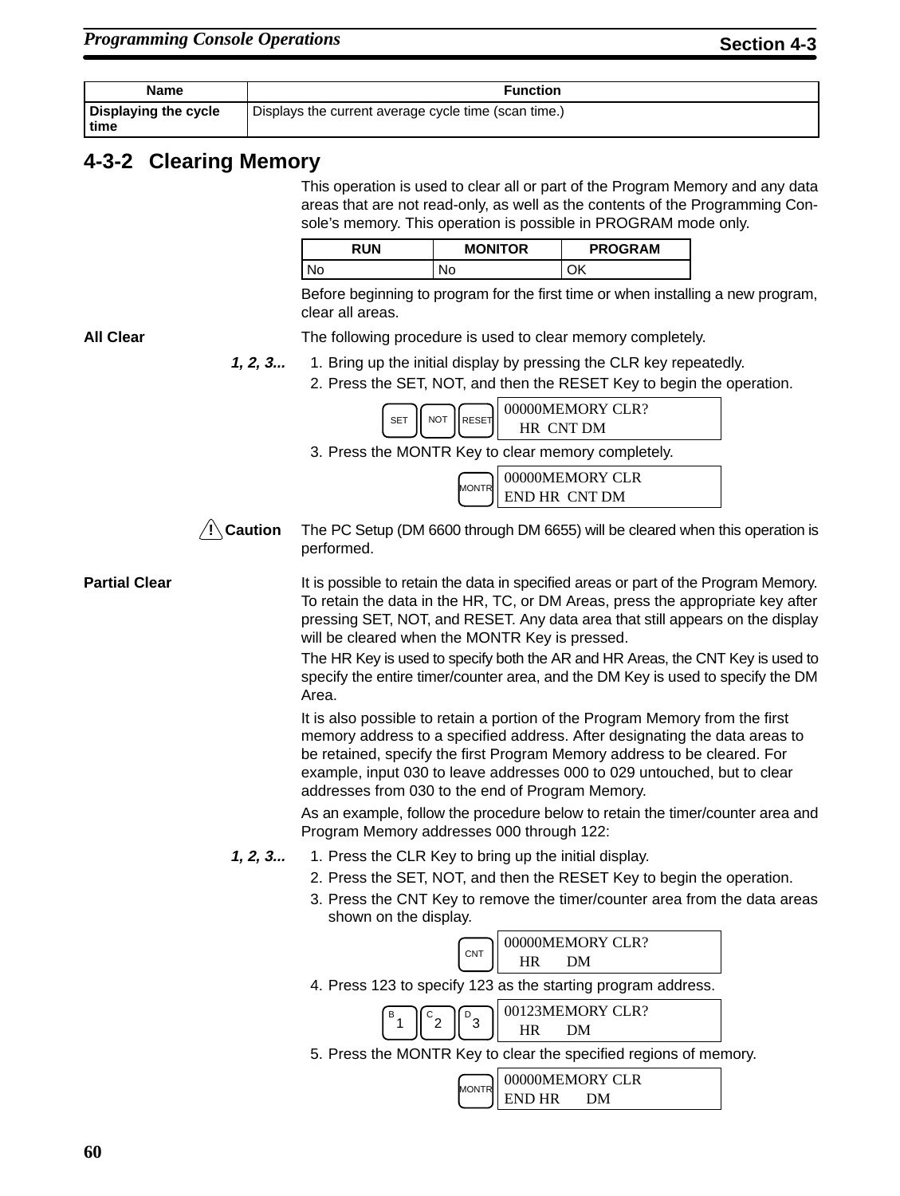| Name | Function |
| --- | --- |
| Displaying the cycle time | Displays the current average cycle time (scan time.) |

## 4-3-2 Clearing Memory

This operation is used to clear all or part of the Program Memory and any data areas that are not read-only, as well as the contents of the Programming Console's memory. This operation is possible in PROGRAM mode only.

| RUN | MONITOR | PROGRAM |
| --- | --- | --- |
| No | No | OK |

Before beginning to program for the first time or when installing a new program, clear all areas.

**All Clear**

The following procedure is used to clear memory completely.

*1, 2, 3...*

1. Bring up the initial display by pressing the CLR key repeatedly.
2. Press the SET, NOT, and then the RESET Key to begin the operation.

   SET NOT RESET

   ```
   00000MEMORY CLR?
     HR  CNT DM
   ```

3. Press the MONTR Key to clear memory completely.

   MONTR

   ```
   00000MEMORY CLR
   END HR  CNT DM
   ```

**⚠ Caution** The PC Setup (DM 6600 through DM 6655) will be cleared when this operation is performed.

**Partial Clear**

It is possible to retain the data in specified areas or part of the Program Memory. To retain the data in the HR, TC, or DM Areas, press the appropriate key after pressing SET, NOT, and RESET. Any data area that still appears on the display will be cleared when the MONTR Key is pressed.

The HR Key is used to specify both the AR and HR Areas, the CNT Key is used to specify the entire timer/counter area, and the DM Key is used to specify the DM Area.

It is also possible to retain a portion of the Program Memory from the first memory address to a specified address. After designating the data areas to be retained, specify the first Program Memory address to be cleared. For example, input 030 to leave addresses 000 to 029 untouched, but to clear addresses from 030 to the end of Program Memory.

As an example, follow the procedure below to retain the timer/counter area and Program Memory addresses 000 through 122:

*1, 2, 3...*

1. Press the CLR Key to bring up the initial display.
2. Press the SET, NOT, and then the RESET Key to begin the operation.
3. Press the CNT Key to remove the timer/counter area from the data areas shown on the display.

   CNT

   ```
   00000MEMORY CLR?
     HR     DM
   ```

4. Press 123 to specify 123 as the starting program address.

   B 1 C 2 D 3

   ```
   00123MEMORY CLR?
     HR     DM
   ```

5. Press the MONTR Key to clear the specified regions of memory.

   MONTR

   ```
   00000MEMORY CLR
   END HR     DM
   ```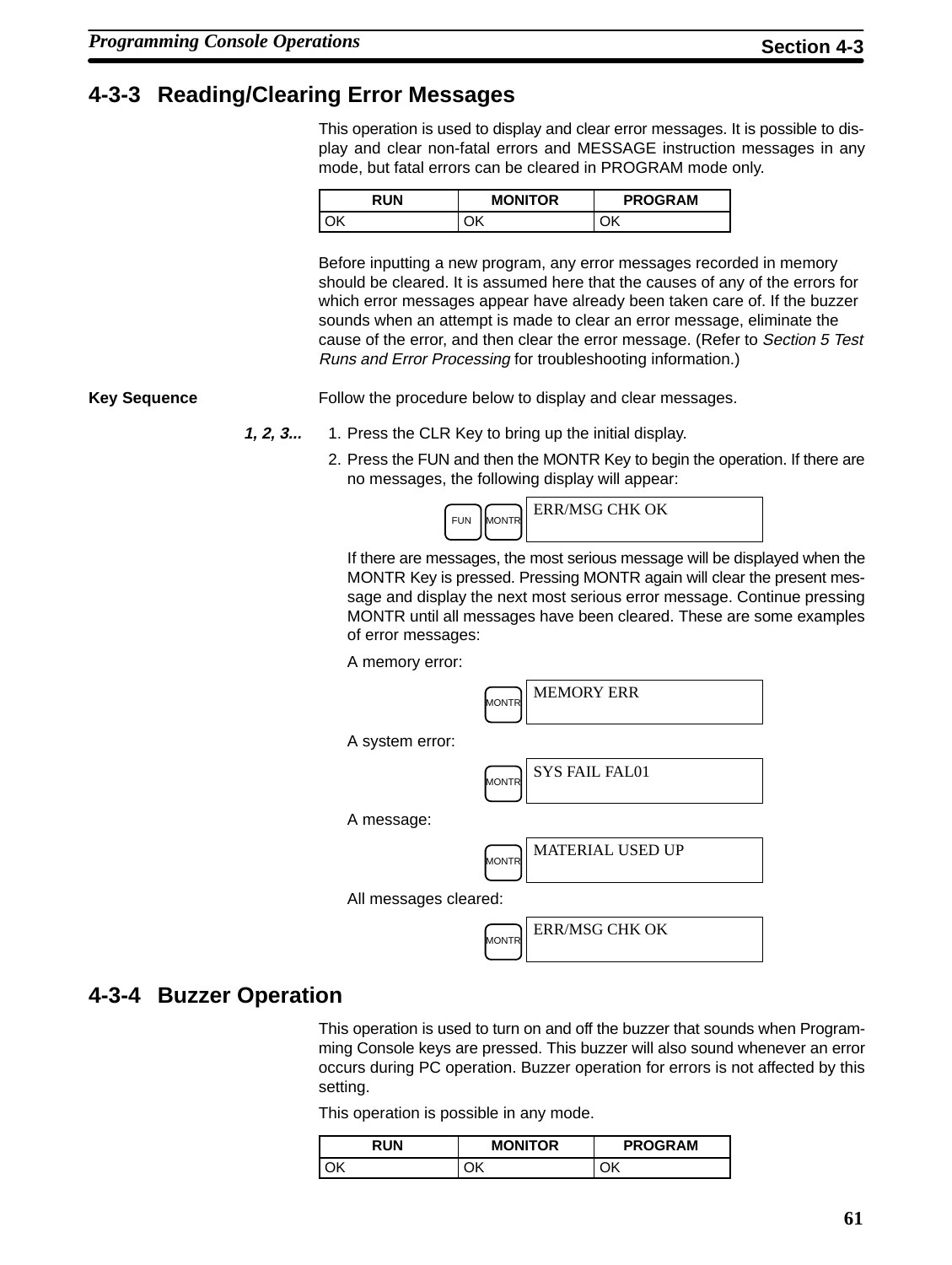## 4-3-3 Reading/Clearing Error Messages

This operation is used to display and clear error messages. It is possible to display and clear non-fatal errors and MESSAGE instruction messages in any mode, but fatal errors can be cleared in PROGRAM mode only.

| RUN | MONITOR | PROGRAM |
|---|---|---|
| OK | OK | OK |

Before inputting a new program, any error messages recorded in memory should be cleared. It is assumed here that the causes of any of the errors for which error messages appear have already been taken care of. If the buzzer sounds when an attempt is made to clear an error message, eliminate the cause of the error, and then clear the error message. (Refer to *Section 5 Test Runs and Error Processing* for troubleshooting information.)

**Key Sequence**

Follow the procedure below to display and clear messages.

***1, 2, 3...***

1. Press the CLR Key to bring up the initial display.
2. Press the FUN and then the MONTR Key to begin the operation. If there are no messages, the following display will appear:

   FUN MONTR
   ```
   ERR/MSG CHK OK
   ```

   If there are messages, the most serious message will be displayed when the MONTR Key is pressed. Pressing MONTR again will clear the present message and display the next most serious error message. Continue pressing MONTR until all messages have been cleared. These are some examples of error messages:

   A memory error:

   MONTR
   ```
   MEMORY ERR
   ```

   A system error:

   MONTR
   ```
   SYS FAIL FAL01
   ```

   A message:

   MONTR
   ```
   MATERIAL USED UP
   ```

   All messages cleared:

   MONTR
   ```
   ERR/MSG CHK OK
   ```

## 4-3-4 Buzzer Operation

This operation is used to turn on and off the buzzer that sounds when Programming Console keys are pressed. This buzzer will also sound whenever an error occurs during PC operation. Buzzer operation for errors is not affected by this setting.

This operation is possible in any mode.

| RUN | MONITOR | PROGRAM |
|---|---|---|
| OK | OK | OK |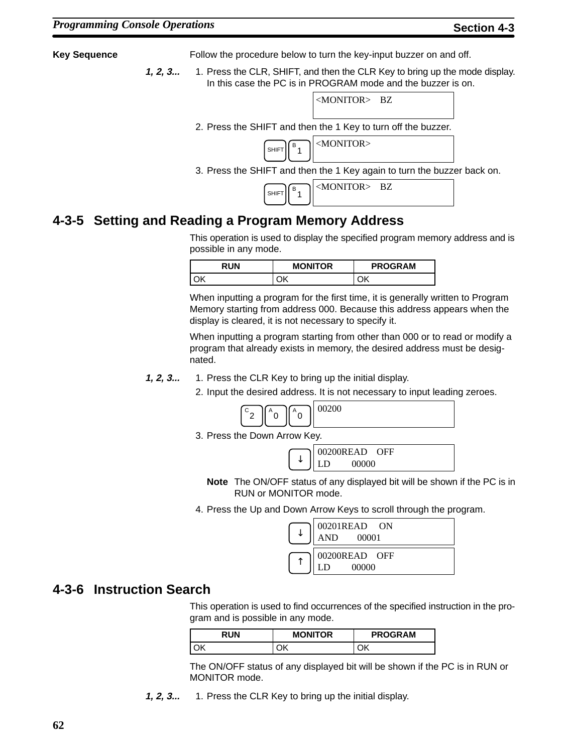**Key Sequence**

Follow the procedure below to turn the key-input buzzer on and off.

*1, 2, 3...*

1. Press the CLR, SHIFT, and then the CLR Key to bring up the mode display. In this case the PC is in PROGRAM mode and the buzzer is on.

```
<MONITOR>    BZ
```

2. Press the SHIFT and then the 1 Key to turn off the buzzer.

SHIFT  B 1

```
<MONITOR>
```

3. Press the SHIFT and then the 1 Key again to turn the buzzer back on.

SHIFT  B 1

```
<MONITOR>    BZ
```

## 4-3-5 Setting and Reading a Program Memory Address

This operation is used to display the specified program memory address and is possible in any mode.

| RUN | MONITOR | PROGRAM |
|---|---|---|
| OK | OK | OK |

When inputting a program for the first time, it is generally written to Program Memory starting from address 000. Because this address appears when the display is cleared, it is not necessary to specify it.

When inputting a program starting from other than 000 or to read or modify a program that already exists in memory, the desired address must be designated.

*1, 2, 3...*

1. Press the CLR Key to bring up the initial display.
2. Input the desired address. It is not necessary to input leading zeroes.

C 2  A 0  A 0

```
00200
```

3. Press the Down Arrow Key.

↓

```
00200READ    OFF
LD         00000
```

**Note** The ON/OFF status of any displayed bit will be shown if the PC is in RUN or MONITOR mode.

4. Press the Up and Down Arrow Keys to scroll through the program.

↓

```
00201READ     ON
AND        00001
```

↑

```
00200READ    OFF
LD         00000
```

## 4-3-6 Instruction Search

This operation is used to find occurrences of the specified instruction in the program and is possible in any mode.

| RUN | MONITOR | PROGRAM |
|---|---|---|
| OK | OK | OK |

The ON/OFF status of any displayed bit will be shown if the PC is in RUN or MONITOR mode.

*1, 2, 3...*

1. Press the CLR Key to bring up the initial display.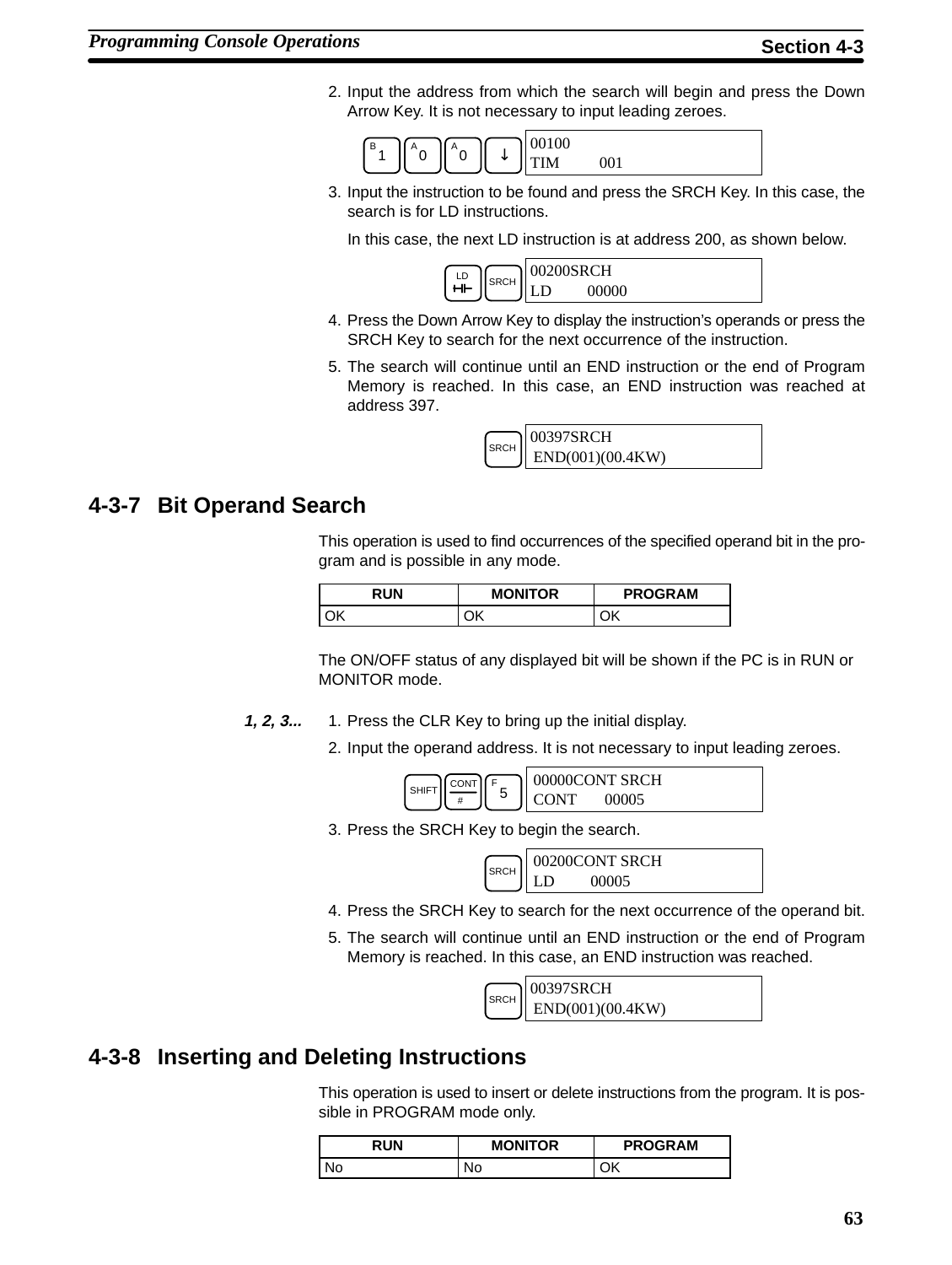2. Input the address from which the search will begin and press the Down Arrow Key. It is not necessary to input leading zeroes.

```
[1] [0] [0] [↓]    00100
                   TIM         001
```

3. Input the instruction to be found and press the SRCH Key. In this case, the search is for LD instructions.

   In this case, the next LD instruction is at address 200, as shown below.

```
[LD] [SRCH]    00200SRCH
               LD        00000
```

4. Press the Down Arrow Key to display the instruction's operands or press the SRCH Key to search for the next occurrence of the instruction.
5. The search will continue until an END instruction or the end of Program Memory is reached. In this case, an END instruction was reached at address 397.

```
[SRCH]    00397SRCH
           END(001)(00.4KW)
```

## 4-3-7 Bit Operand Search

This operation is used to find occurrences of the specified operand bit in the program and is possible in any mode.

| RUN | MONITOR | PROGRAM |
|---|---|---|
| OK | OK | OK |

The ON/OFF status of any displayed bit will be shown if the PC is in RUN or MONITOR mode.

***1, 2, 3...***

1. Press the CLR Key to bring up the initial display.
2. Input the operand address. It is not necessary to input leading zeroes.

```
[SHIFT] [CONT/#] [5]    00000CONT SRCH
                        CONT      00005
```

3. Press the SRCH Key to begin the search.

```
[SRCH]    00200CONT SRCH
          LD        00005
```

4. Press the SRCH Key to search for the next occurrence of the operand bit.
5. The search will continue until an END instruction or the end of Program Memory is reached. In this case, an END instruction was reached.

```
[SRCH]    00397SRCH
           END(001)(00.4KW)
```

## 4-3-8 Inserting and Deleting Instructions

This operation is used to insert or delete instructions from the program. It is possible in PROGRAM mode only.

| RUN | MONITOR | PROGRAM |
|---|---|---|
| No | No | OK |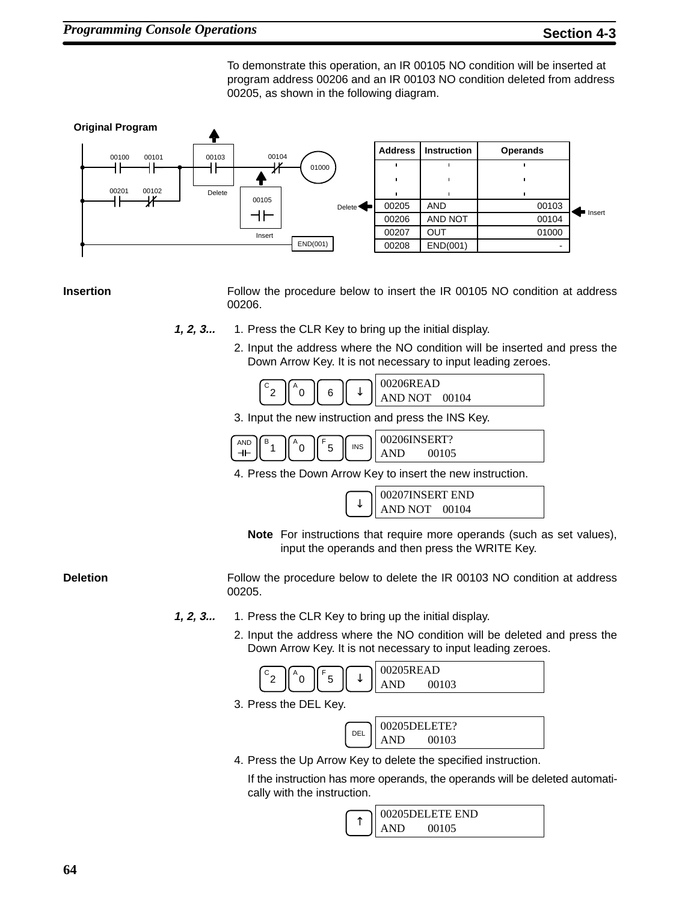To demonstrate this operation, an IR 00105 NO condition will be inserted at program address 00206 and an IR 00103 NO condition deleted from address 00205, as shown in the following diagram.

**Original Program**

| Address | Instruction | Operands |
|---|---|---|
| ' | ' | ' |
| ' | ' | ' |
| ' | ' | ' |
| 00205 | AND | 00103 |
| 00206 | AND NOT | 00104 |
| 00207 | OUT | 01000 |
| 00208 | END(001) | - |

### Insertion

Follow the procedure below to insert the IR 00105 NO condition at address 00206.

*1, 2, 3...*

1. Press the CLR Key to bring up the initial display.
2. Input the address where the NO condition will be inserted and press the Down Arrow Key. It is not necessary to input leading zeroes.

   Keys: 2, 0, 6, ↓

   ```
   00206READ
   AND NOT   00104
   ```

3. Input the new instruction and press the INS Key.

   Keys: AND, 1, 0, 5, INS

   ```
   00206INSERT?
   AND       00105
   ```

4. Press the Down Arrow Key to insert the new instruction.

   Keys: ↓

   ```
   00207INSERT END
   AND NOT   00104
   ```

**Note** For instructions that require more operands (such as set values), input the operands and then press the WRITE Key.

### Deletion

Follow the procedure below to delete the IR 00103 NO condition at address 00205.

*1, 2, 3...*

1. Press the CLR Key to bring up the initial display.
2. Input the address where the NO condition will be deleted and press the Down Arrow Key. It is not necessary to input leading zeroes.

   Keys: 2, 0, 5, ↓

   ```
   00205READ
   AND       00103
   ```

3. Press the DEL Key.

   Keys: DEL

   ```
   00205DELETE?
   AND       00103
   ```

4. Press the Up Arrow Key to delete the specified instruction.

   If the instruction has more operands, the operands will be deleted automatically with the instruction.

   Keys: ↑

   ```
   00205DELETE END
   AND       00105
   ```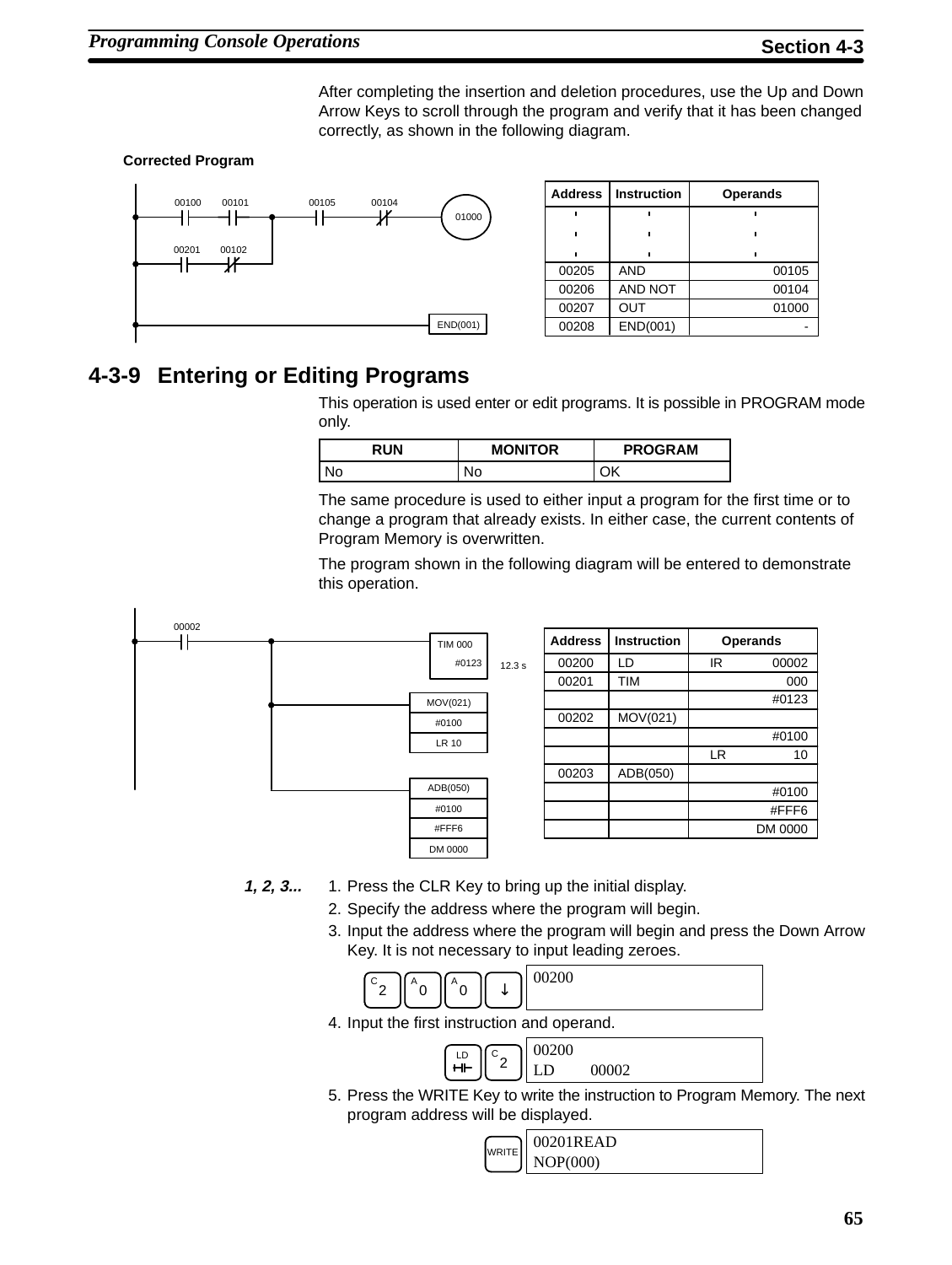After completing the insertion and deletion procedures, use the Up and Down Arrow Keys to scroll through the program and verify that it has been changed correctly, as shown in the following diagram.

**Corrected Program**

| Address | Instruction | Operands |
|---|---|---|
| . | . | . |
| . | . | . |
| . | . | . |
| 00205 | AND | 00105 |
| 00206 | AND NOT | 00104 |
| 00207 | OUT | 01000 |
| 00208 | END(001) | - |

## 4-3-9 Entering or Editing Programs

This operation is used enter or edit programs. It is possible in PROGRAM mode only.

| RUN | MONITOR | PROGRAM |
|---|---|---|
| No | No | OK |

The same procedure is used to either input a program for the first time or to change a program that already exists. In either case, the current contents of Program Memory is overwritten.

The program shown in the following diagram will be entered to demonstrate this operation.

| Address | Instruction | Operands | |
|---|---|---|---|
| 00200 | LD | IR | 00002 |
| 00201 | TIM | | 000 |
| | | | #0123 |
| 00202 | MOV(021) | | |
| | | | #0100 |
| | | LR | 10 |
| 00203 | ADB(050) | | |
| | | | #0100 |
| | | | #FFF6 |
| | | | DM 0000 |

***1, 2, 3...***

1. Press the CLR Key to bring up the initial display.
2. Specify the address where the program will begin.
3. Input the address where the program will begin and press the Down Arrow Key. It is not necessary to input leading zeroes.

   Keys: C 2, A 0, A 0, ↓

   ```
   00200
   ```

4. Input the first instruction and operand.

   Keys: LD, C 2

   ```
   00200
   LD        00002
   ```

5. Press the WRITE Key to write the instruction to Program Memory. The next program address will be displayed.

   Keys: WRITE

   ```
   00201READ
   NOP(000)
   ```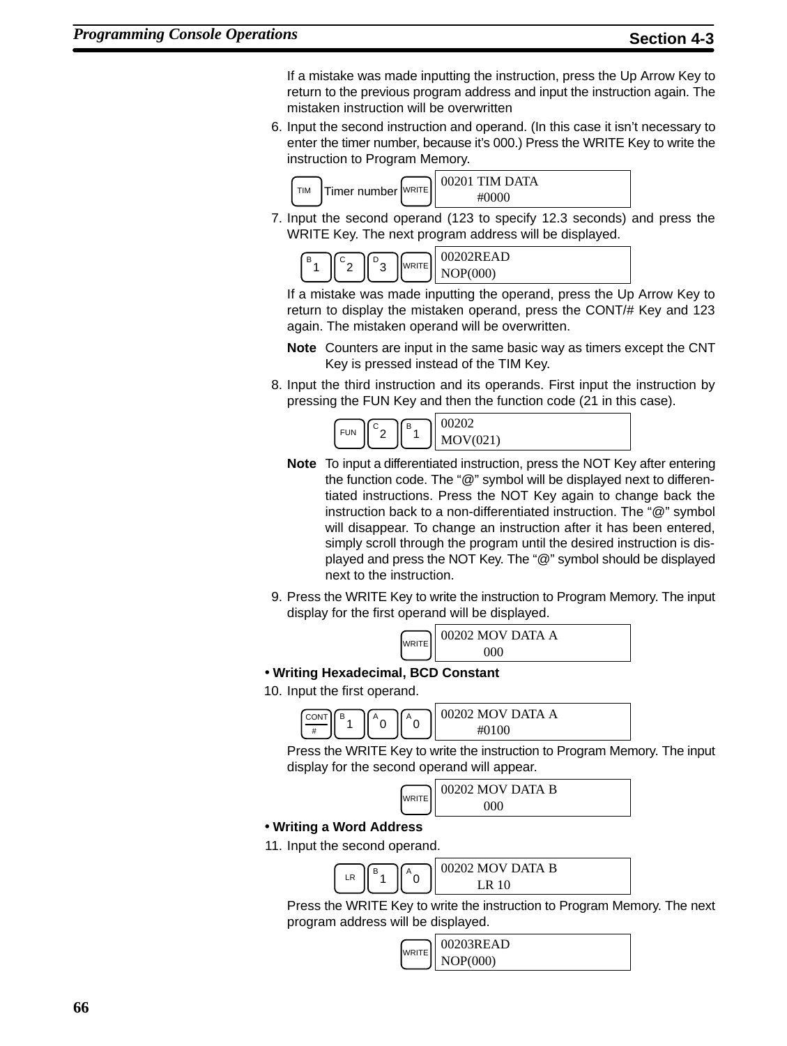If a mistake was made inputting the instruction, press the Up Arrow Key to return to the previous program address and input the instruction again. The mistaken instruction will be overwritten

6. Input the second instruction and operand. (In this case it isn't necessary to enter the timer number, because it's 000.) Press the WRITE Key to write the instruction to Program Memory.

   TIM Timer number WRITE

   ```
   00201 TIM DATA
         #0000
   ```

7. Input the second operand (123 to specify 12.3 seconds) and press the WRITE Key. The next program address will be displayed.

   B 1  C 2  D 3  WRITE

   ```
   00202READ
   NOP(000)
   ```

   If a mistake was made inputting the operand, press the Up Arrow Key to return to display the mistaken operand, press the CONT/# Key and 123 again. The mistaken operand will be overwritten.

   **Note** Counters are input in the same basic way as timers except the CNT Key is pressed instead of the TIM Key.

8. Input the third instruction and its operands. First input the instruction by pressing the FUN Key and then the function code (21 in this case).

   FUN  C 2  B 1

   ```
   00202
   MOV(021)
   ```

   **Note** To input a differentiated instruction, press the NOT Key after entering the function code. The "@" symbol will be displayed next to differentiated instructions. Press the NOT Key again to change back the instruction back to a non-differentiated instruction. The "@" symbol will disappear. To change an instruction after it has been entered, simply scroll through the program until the desired instruction is displayed and press the NOT Key. The "@" symbol should be displayed next to the instruction.

9. Press the WRITE Key to write the instruction to Program Memory. The input display for the first operand will be displayed.

   WRITE

   ```
   00202 MOV DATA A
          000
   ```

- **Writing Hexadecimal, BCD Constant**

10. Input the first operand.

    CONT/#  B 1  A 0  A 0

    ```
    00202 MOV DATA A
          #0100
    ```

    Press the WRITE Key to write the instruction to Program Memory. The input display for the second operand will appear.

    WRITE

    ```
    00202 MOV DATA B
           000
    ```

- **Writing a Word Address**

11. Input the second operand.

    LR  B 1  A 0

    ```
    00202 MOV DATA B
          LR 10
    ```

    Press the WRITE Key to write the instruction to Program Memory. The next program address will be displayed.

    WRITE

    ```
    00203READ
    NOP(000)
    ```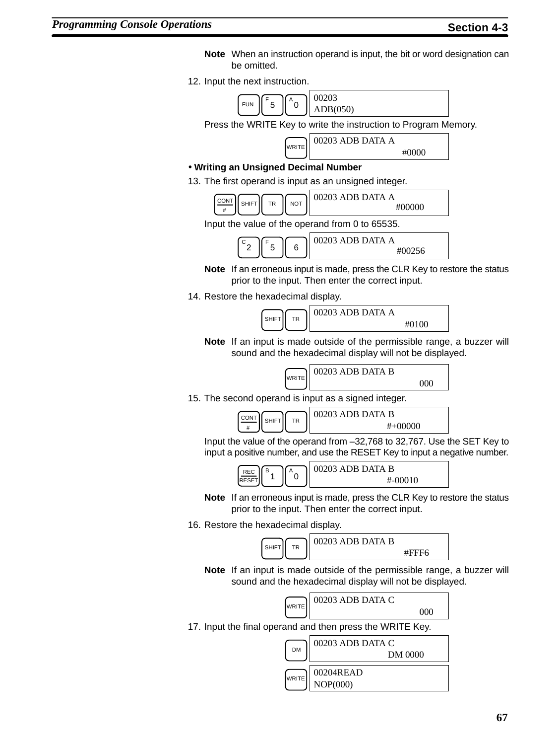**Note** When an instruction operand is input, the bit or word designation can be omitted.

12. Input the next instruction.

    Keys: FUN, 5, 0

    ```
    00203
    ADB(050)
    ```

    Press the WRITE Key to write the instruction to Program Memory.

    Keys: WRITE

    ```
    00203 ADB DATA A
                  #0000
    ```

- **Writing an Unsigned Decimal Number**

13. The first operand is input as an unsigned integer.

    Keys: CONT/#, SHIFT, TR, NOT

    ```
    00203 ADB DATA A
                 #00000
    ```

    Input the value of the operand from 0 to 65535.

    Keys: 2, 5, 6

    ```
    00203 ADB DATA A
                 #00256
    ```

    **Note** If an erroneous input is made, press the CLR Key to restore the status prior to the input. Then enter the correct input.

14. Restore the hexadecimal display.

    Keys: SHIFT, TR

    ```
    00203 ADB DATA A
                  #0100
    ```

    **Note** If an input is made outside of the permissible range, a buzzer will sound and the hexadecimal display will not be displayed.

    Keys: WRITE

    ```
    00203 ADB DATA B
                    000
    ```

15. The second operand is input as a signed integer.

    Keys: CONT/#, SHIFT, TR

    ```
    00203 ADB DATA B
                #+00000
    ```

    Input the value of the operand from –32,768 to 32,767. Use the SET Key to input a positive number, and use the RESET Key to input a negative number.

    Keys: REC/RESET, 1, 0

    ```
    00203 ADB DATA B
                #-00010
    ```

    **Note** If an erroneous input is made, press the CLR Key to restore the status prior to the input. Then enter the correct input.

16. Restore the hexadecimal display.

    Keys: SHIFT, TR

    ```
    00203 ADB DATA B
                  #FFF6
    ```

    **Note** If an input is made outside of the permissible range, a buzzer will sound and the hexadecimal display will not be displayed.

    Keys: WRITE

    ```
    00203 ADB DATA C
                    000
    ```

17. Input the final operand and then press the WRITE Key.

    Keys: DM

    ```
    00203 ADB DATA C
                DM 0000
    ```

    Keys: WRITE

    ```
    00204READ
    NOP(000)
    ```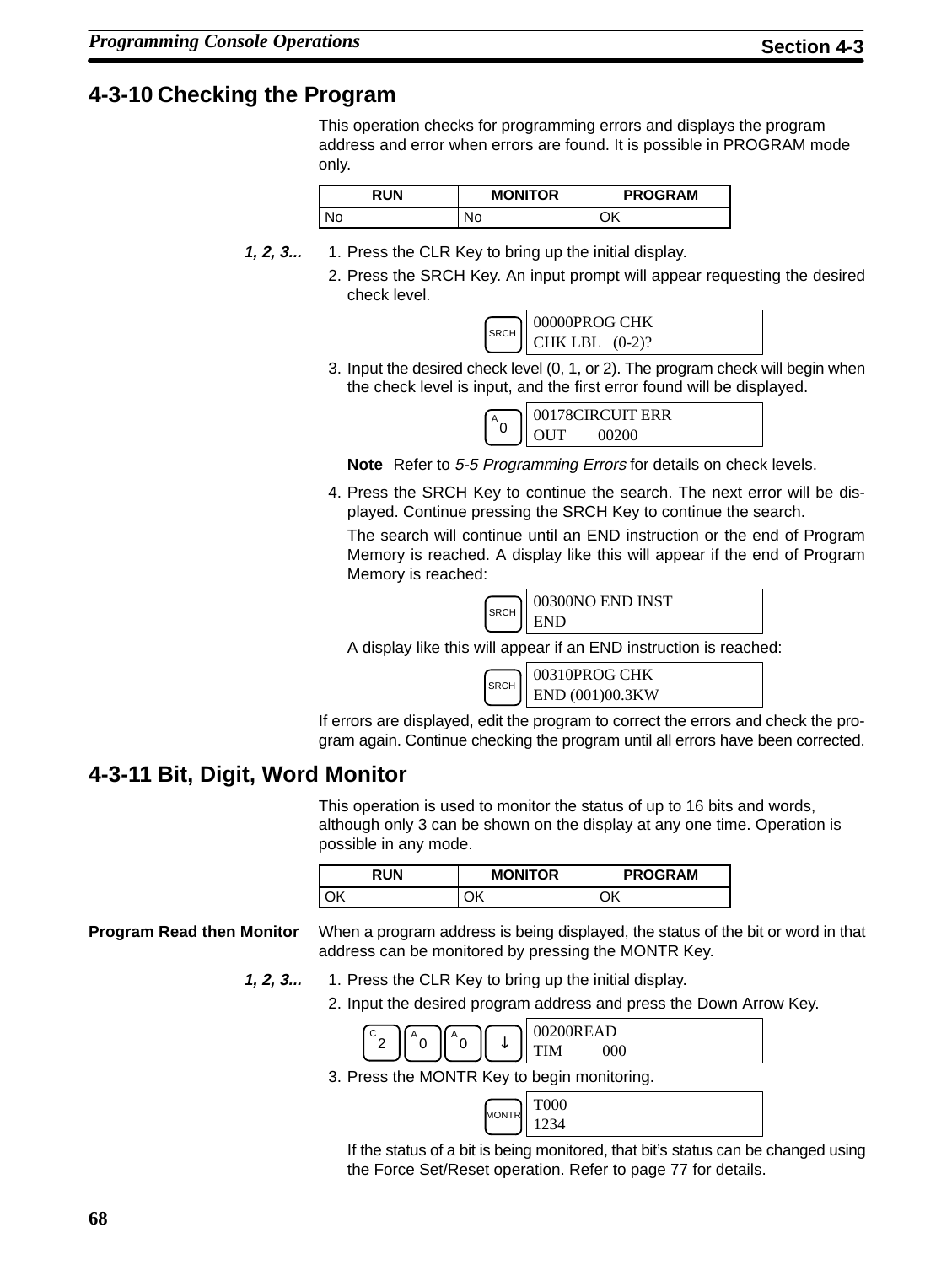## 4-3-10 Checking the Program

This operation checks for programming errors and displays the program address and error when errors are found. It is possible in PROGRAM mode only.

| RUN | MONITOR | PROGRAM |
|---|---|---|
| No | No | OK |

*1, 2, 3...*

1. Press the CLR Key to bring up the initial display.
2. Press the SRCH Key. An input prompt will appear requesting the desired check level.

   SRCH
   ```
   00000PROG CHK
   CHK LBL   (0-2)?
   ```

3. Input the desired check level (0, 1, or 2). The program check will begin when the check level is input, and the first error found will be displayed.

   A 0
   ```
   00178CIRCUIT ERR
   OUT       00200
   ```

   **Note** Refer to *5-5 Programming Errors* for details on check levels.

4. Press the SRCH Key to continue the search. The next error will be displayed. Continue pressing the SRCH Key to continue the search.

   The search will continue until an END instruction or the end of Program Memory is reached. A display like this will appear if the end of Program Memory is reached:

   SRCH
   ```
   00300NO END INST
   END
   ```

   A display like this will appear if an END instruction is reached:

   SRCH
   ```
   00310PROG CHK
   END (001)00.3KW
   ```

If errors are displayed, edit the program to correct the errors and check the program again. Continue checking the program until all errors have been corrected.

## 4-3-11 Bit, Digit, Word Monitor

This operation is used to monitor the status of up to 16 bits and words, although only 3 can be shown on the display at any one time. Operation is possible in any mode.

| RUN | MONITOR | PROGRAM |
|---|---|---|
| OK | OK | OK |

**Program Read then Monitor**

When a program address is being displayed, the status of the bit or word in that address can be monitored by pressing the MONTR Key.

*1, 2, 3...*

1. Press the CLR Key to bring up the initial display.
2. Input the desired program address and press the Down Arrow Key.

   C 2   A 0   A 0   ↓
   ```
   00200READ
   TIM        000
   ```

3. Press the MONTR Key to begin monitoring.

   MONTR
   ```
   T000
   1234
   ```

   If the status of a bit is being monitored, that bit's status can be changed using the Force Set/Reset operation. Refer to page 77 for details.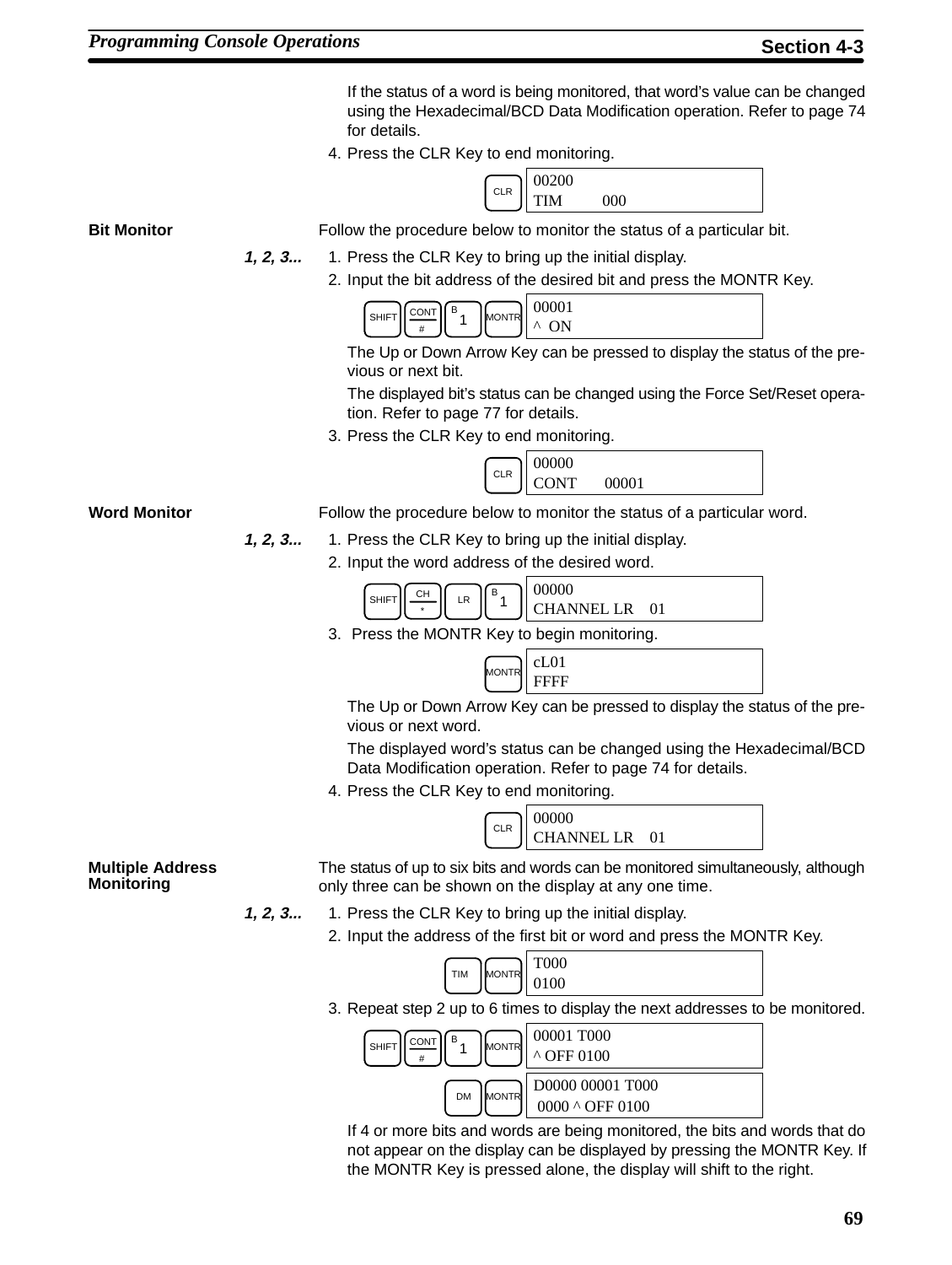If the status of a word is being monitored, that word's value can be changed using the Hexadecimal/BCD Data Modification operation. Refer to page 74 for details.

4. Press the CLR Key to end monitoring.

```
CLR    00200
       TIM        000
```

### Bit Monitor

Follow the procedure below to monitor the status of a particular bit.

*1, 2, 3...*

1. Press the CLR Key to bring up the initial display.
2. Input the bit address of the desired bit and press the MONTR Key.

```
SHIFT  CONT/#  B1  MONTR    00001
                            ^  ON
```

The Up or Down Arrow Key can be pressed to display the status of the previous or next bit.

The displayed bit's status can be changed using the Force Set/Reset operation. Refer to page 77 for details.

3. Press the CLR Key to end monitoring.

```
CLR    00000
       CONT      00001
```

### Word Monitor

Follow the procedure below to monitor the status of a particular word.

*1, 2, 3...*

1. Press the CLR Key to bring up the initial display.
2. Input the word address of the desired word.

```
SHIFT  CH/*  LR  B1    00000
                       CHANNEL LR    01
```

3. Press the MONTR Key to begin monitoring.

```
MONTR    cL01
         FFFF
```

The Up or Down Arrow Key can be pressed to display the status of the previous or next word.

The displayed word's status can be changed using the Hexadecimal/BCD Data Modification operation. Refer to page 74 for details.

4. Press the CLR Key to end monitoring.

```
CLR    00000
       CHANNEL LR    01
```

### Multiple Address Monitoring

The status of up to six bits and words can be monitored simultaneously, although only three can be shown on the display at any one time.

*1, 2, 3...*

1. Press the CLR Key to bring up the initial display.
2. Input the address of the first bit or word and press the MONTR Key.

```
TIM  MONTR    T000
              0100
```

3. Repeat step 2 up to 6 times to display the next addresses to be monitored.

```
SHIFT  CONT/#  B1  MONTR    00001 T000
                            ^ OFF 0100

DM  MONTR    D0000 00001 T000
              0000 ^ OFF 0100
```

If 4 or more bits and words are being monitored, the bits and words that do not appear on the display can be displayed by pressing the MONTR Key. If the MONTR Key is pressed alone, the display will shift to the right.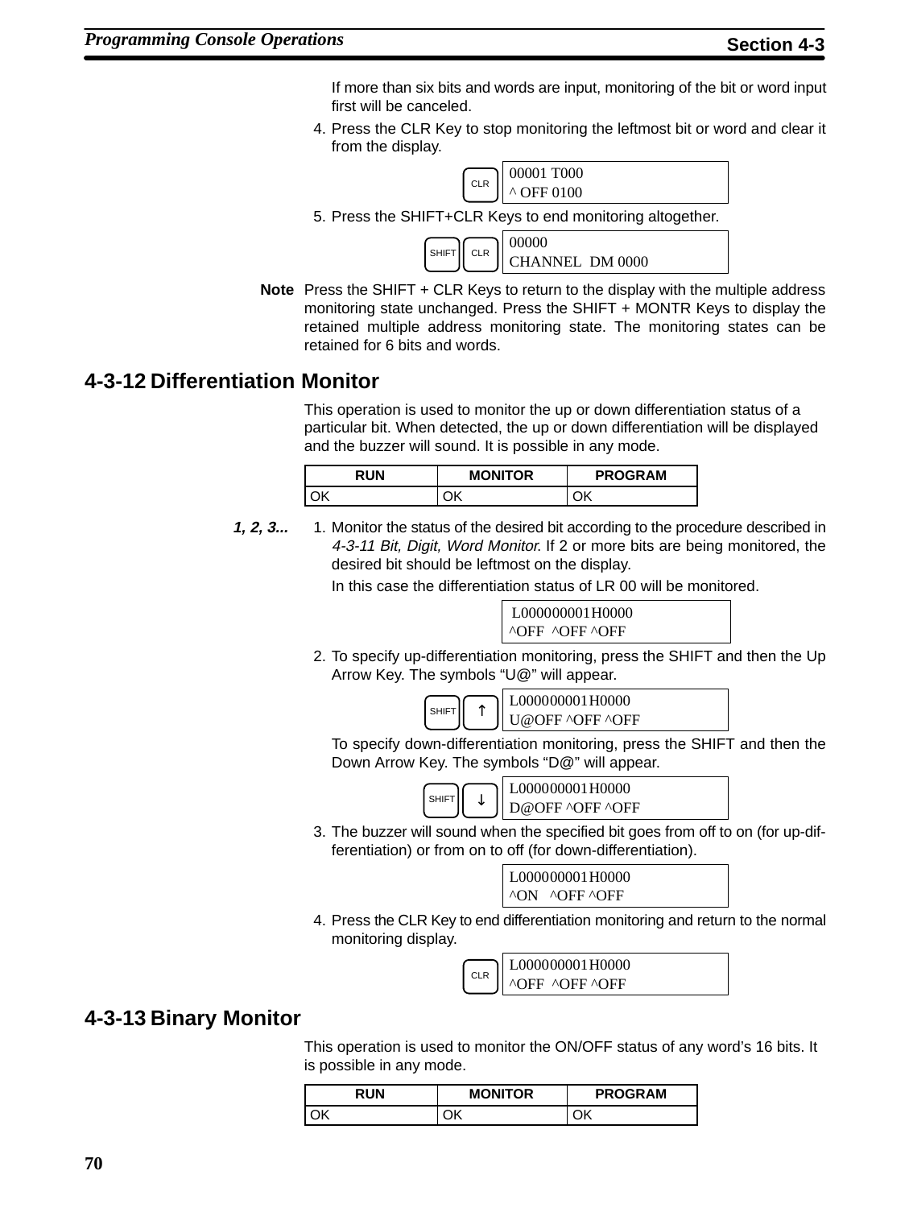If more than six bits and words are input, monitoring of the bit or word input first will be canceled.

4. Press the CLR Key to stop monitoring the leftmost bit or word and clear it from the display.

   CLR
   ```
   00001 T000
   ^ OFF 0100
   ```

5. Press the SHIFT+CLR Keys to end monitoring altogether.

   SHIFT CLR
   ```
   00000
   CHANNEL  DM 0000
   ```

**Note** Press the SHIFT + CLR Keys to return to the display with the multiple address monitoring state unchanged. Press the SHIFT + MONTR Keys to display the retained multiple address monitoring state. The monitoring states can be retained for 6 bits and words.

## 4-3-12 Differentiation Monitor

This operation is used to monitor the up or down differentiation status of a particular bit. When detected, the up or down differentiation will be displayed and the buzzer will sound. It is possible in any mode.

| RUN | MONITOR | PROGRAM |
|---|---|---|
| OK | OK | OK |

***1, 2, 3...***

1. Monitor the status of the desired bit according to the procedure described in *4-3-11 Bit, Digit, Word Monitor.* If 2 or more bits are being monitored, the desired bit should be leftmost on the display.

   In this case the differentiation status of LR 00 will be monitored.

   ```
    L000000001H0000
   ^OFF  ^OFF ^OFF
   ```

2. To specify up-differentiation monitoring, press the SHIFT and then the Up Arrow Key. The symbols “U@” will appear.

   SHIFT ↑
   ```
   L000000001H0000
   U@OFF ^OFF ^OFF
   ```

   To specify down-differentiation monitoring, press the SHIFT and then the Down Arrow Key. The symbols “D@” will appear.

   SHIFT ↓
   ```
   L000000001H0000
   D@OFF ^OFF ^OFF
   ```

3. The buzzer will sound when the specified bit goes from off to on (for up-differentiation) or from on to off (for down-differentiation).

   ```
   L000000001H0000
   ^ON   ^OFF ^OFF
   ```

4. Press the CLR Key to end differentiation monitoring and return to the normal monitoring display.

   CLR
   ```
   L000000001H0000
   ^OFF  ^OFF ^OFF
   ```

## 4-3-13 Binary Monitor

This operation is used to monitor the ON/OFF status of any word’s 16 bits. It is possible in any mode.

| RUN | MONITOR | PROGRAM |
|---|---|---|
| OK | OK | OK |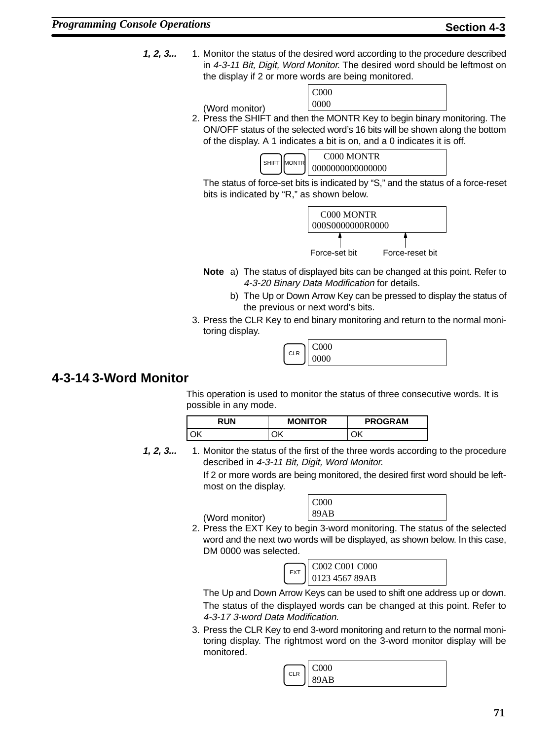**1, 2, 3...**

1. Monitor the status of the desired word according to the procedure described in *4-3-11 Bit, Digit, Word Monitor.* The desired word should be leftmost on the display if 2 or more words are being monitored.

   (Word monitor)

   ```
   C000
   0000
   ```

2. Press the SHIFT and then the MONTR Key to begin binary monitoring. The ON/OFF status of the selected word's 16 bits will be shown along the bottom of the display. A 1 indicates a bit is on, and a 0 indicates it is off.

   SHIFT MONTR

   ```
     C000 MONTR
   0000000000000000
   ```

   The status of force-set bits is indicated by "S," and the status of a force-reset bits is indicated by "R," as shown below.

   ```
     C000 MONTR
   000S0000000R0000
   ```

   Force-set bit     Force-reset bit

   **Note** a) The status of displayed bits can be changed at this point. Refer to *4-3-20 Binary Data Modification* for details.

   b) The Up or Down Arrow Key can be pressed to display the status of the previous or next word's bits.

3. Press the CLR Key to end binary monitoring and return to the normal monitoring display.

   CLR

   ```
   C000
   0000
   ```

## 4-3-14 3-Word Monitor

This operation is used to monitor the status of three consecutive words. It is possible in any mode.

| RUN | MONITOR | PROGRAM |
|---|---|---|
| OK | OK | OK |

**1, 2, 3...**

1. Monitor the status of the first of the three words according to the procedure described in *4-3-11 Bit, Digit, Word Monitor.*

   If 2 or more words are being monitored, the desired first word should be leftmost on the display.

   (Word monitor)

   ```
   C000
   89AB
   ```

2. Press the EXT Key to begin 3-word monitoring. The status of the selected word and the next two words will be displayed, as shown below. In this case, DM 0000 was selected.

   EXT

   ```
   C002 C001 C000
   0123 4567 89AB
   ```

   The Up and Down Arrow Keys can be used to shift one address up or down.

   The status of the displayed words can be changed at this point. Refer to *4-3-17 3-word Data Modification.*

3. Press the CLR Key to end 3-word monitoring and return to the normal monitoring display. The rightmost word on the 3-word monitor display will be monitored.

   CLR

   ```
   C000
   89AB
   ```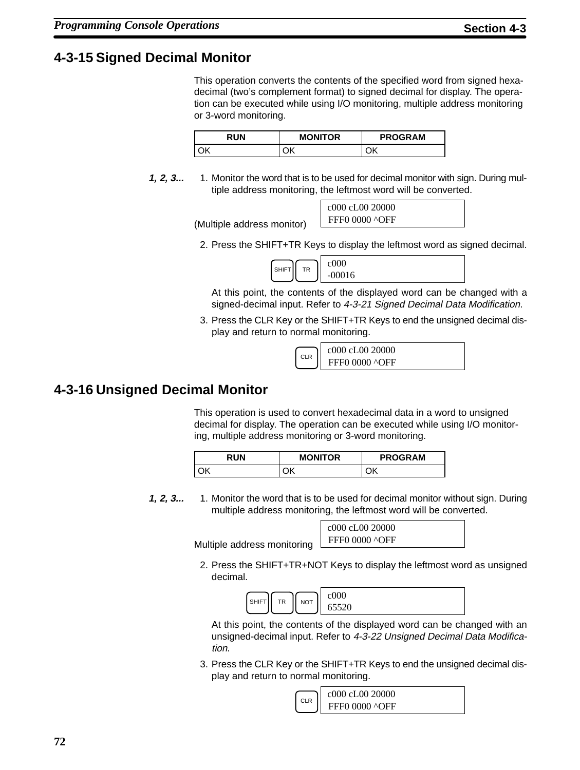## 4-3-15 Signed Decimal Monitor

This operation converts the contents of the specified word from signed hexadecimal (two's complement format) to signed decimal for display. The operation can be executed while using I/O monitoring, multiple address monitoring or 3-word monitoring.

| RUN | MONITOR | PROGRAM |
|---|---|---|
| OK | OK | OK |

**1, 2, 3...**

1. Monitor the word that is to be used for decimal monitor with sign. During multiple address monitoring, the leftmost word will be converted.

   (Multiple address monitor)

   ```
   c000 cL00 20000
    FFF0 0000 ^OFF
   ```

2. Press the SHIFT+TR Keys to display the leftmost word as signed decimal.

   SHIFT TR

   ```
   c000
   -00016
   ```

   At this point, the contents of the displayed word can be changed with a signed-decimal input. Refer to *4-3-21 Signed Decimal Data Modification*.

3. Press the CLR Key or the SHIFT+TR Keys to end the unsigned decimal display and return to normal monitoring.

   CLR

   ```
   c000 cL00 20000
    FFF0 0000 ^OFF
   ```

## 4-3-16 Unsigned Decimal Monitor

This operation is used to convert hexadecimal data in a word to unsigned decimal for display. The operation can be executed while using I/O monitoring, multiple address monitoring or 3-word monitoring.

| RUN | MONITOR | PROGRAM |
|---|---|---|
| OK | OK | OK |

**1, 2, 3...**

1. Monitor the word that is to be used for decimal monitor without sign. During multiple address monitoring, the leftmost word will be converted.

   Multiple address monitoring

   ```
   c000 cL00 20000
    FFF0 0000 ^OFF
   ```

2. Press the SHIFT+TR+NOT Keys to display the leftmost word as unsigned decimal.

   SHIFT TR NOT

   ```
   c000
   65520
   ```

   At this point, the contents of the displayed word can be changed with an unsigned-decimal input. Refer to *4-3-22 Unsigned Decimal Data Modification*.

3. Press the CLR Key or the SHIFT+TR Keys to end the unsigned decimal display and return to normal monitoring.

   CLR

   ```
   c000 cL00 20000
    FFF0 0000 ^OFF
   ```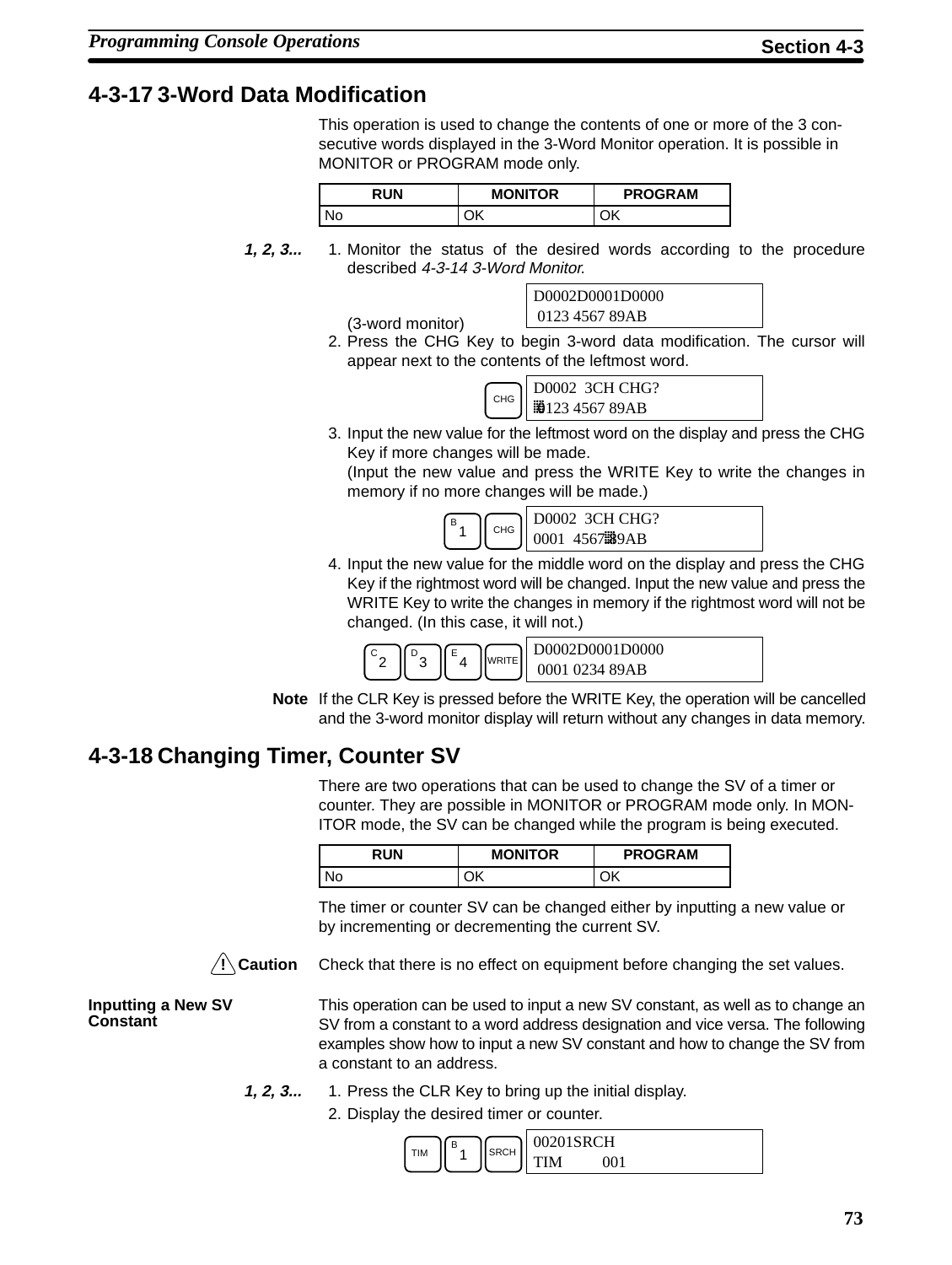## 4-3-17 3-Word Data Modification

This operation is used to change the contents of one or more of the 3 consecutive words displayed in the 3-Word Monitor operation. It is possible in MONITOR or PROGRAM mode only.

| RUN | MONITOR | PROGRAM |
|---|---|---|
| No | OK | OK |

*1, 2, 3...*

1. Monitor the status of the desired words according to the procedure described *4-3-14 3-Word Monitor*.

   (3-word monitor)

   ```
   D0002D0001D0000
    0123 4567 89AB
   ```

2. Press the CHG Key to begin 3-word data modification. The cursor will appear next to the contents of the leftmost word.

   CHG

   ```
   D0002  3CH CHG?
   0123 4567 89AB
   ```

3. Input the new value for the leftmost word on the display and press the CHG Key if more changes will be made.
   (Input the new value and press the WRITE Key to write the changes in memory if no more changes will be made.)

   B 1, CHG

   ```
   D0002  3CH CHG?
   0001  4567 89AB
   ```

4. Input the new value for the middle word on the display and press the CHG Key if the rightmost word will be changed. Input the new value and press the WRITE Key to write the changes in memory if the rightmost word will not be changed. (In this case, it will not.)

   C 2, D 3, E 4, WRITE

   ```
   D0002D0001D0000
    0001 0234 89AB
   ```

**Note** If the CLR Key is pressed before the WRITE Key, the operation will be cancelled and the 3-word monitor display will return without any changes in data memory.

## 4-3-18 Changing Timer, Counter SV

There are two operations that can be used to change the SV of a timer or counter. They are possible in MONITOR or PROGRAM mode only. In MONITOR mode, the SV can be changed while the program is being executed.

| RUN | MONITOR | PROGRAM |
|---|---|---|
| No | OK | OK |

The timer or counter SV can be changed either by inputting a new value or by incrementing or decrementing the current SV.

**! Caution** Check that there is no effect on equipment before changing the set values.

**Inputting a New SV Constant**

This operation can be used to input a new SV constant, as well as to change an SV from a constant to a word address designation and vice versa. The following examples show how to input a new SV constant and how to change the SV from a constant to an address.

*1, 2, 3...*

1. Press the CLR Key to bring up the initial display.
2. Display the desired timer or counter.

   TIM, B 1, SRCH

   ```
   00201SRCH
   TIM         001
   ```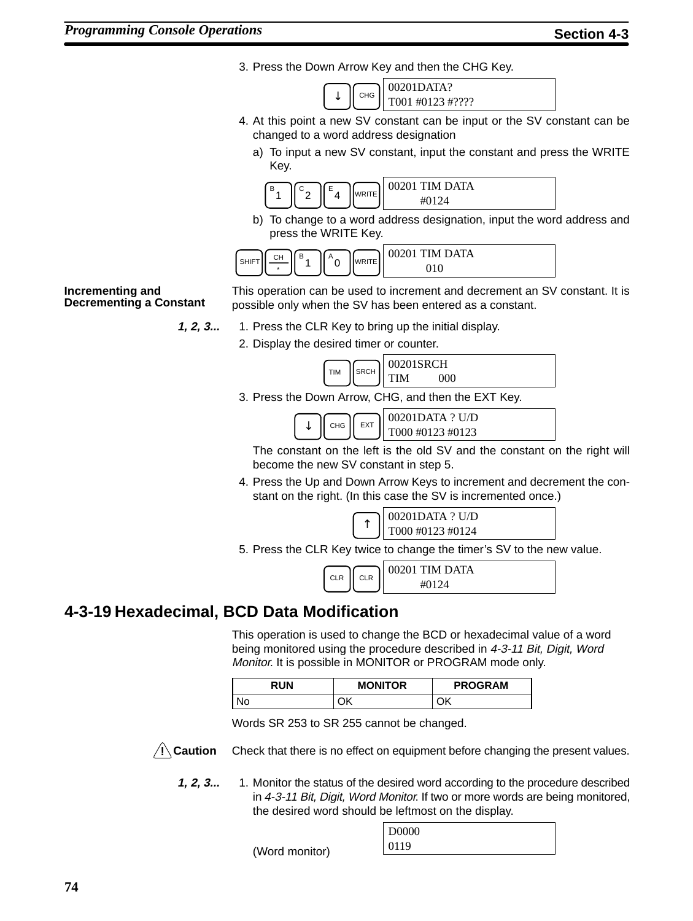3. Press the Down Arrow Key and then the CHG Key.

   ↓ CHG

   ```
   00201DATA?
   T001 #0123 #????
   ```

4. At this point a new SV constant can be input or the SV constant can be changed to a word address designation

   a) To input a new SV constant, input the constant and press the WRITE Key.

   B 1 C 2 E 4 WRITE

   ```
   00201 TIM DATA
         #0124
   ```

   b) To change to a word address designation, input the word address and press the WRITE Key.

   SHIFT CH * B 1 A 0 WRITE

   ```
   00201 TIM DATA
           010
   ```

**Incrementing and Decrementing a Constant**

This operation can be used to increment and decrement an SV constant. It is possible only when the SV has been entered as a constant.

*1, 2, 3...*

1. Press the CLR Key to bring up the initial display.
2. Display the desired timer or counter.

   TIM SRCH

   ```
   00201SRCH
   TIM       000
   ```

3. Press the Down Arrow, CHG, and then the EXT Key.

   ↓ CHG EXT

   ```
   00201DATA ? U/D
   T000 #0123 #0123
   ```

   The constant on the left is the old SV and the constant on the right will become the new SV constant in step 5.

4. Press the Up and Down Arrow Keys to increment and decrement the constant on the right. (In this case the SV is incremented once.)

   ↑

   ```
   00201DATA ? U/D
   T000 #0123 #0124
   ```

5. Press the CLR Key twice to change the timer's SV to the new value.

   CLR CLR

   ```
   00201 TIM DATA
         #0124
   ```

## 4-3-19 Hexadecimal, BCD Data Modification

This operation is used to change the BCD or hexadecimal value of a word being monitored using the procedure described in *4-3-11 Bit, Digit, Word Monitor*. It is possible in MONITOR or PROGRAM mode only.

| RUN | MONITOR | PROGRAM |
|---|---|---|
| No | OK | OK |

Words SR 253 to SR 255 cannot be changed.

**Caution** Check that there is no effect on equipment before changing the present values.

*1, 2, 3...*

1. Monitor the status of the desired word according to the procedure described in *4-3-11 Bit, Digit, Word Monitor*. If two or more words are being monitored, the desired word should be leftmost on the display.

   (Word monitor)

   ```
   D0000
   0119
   ```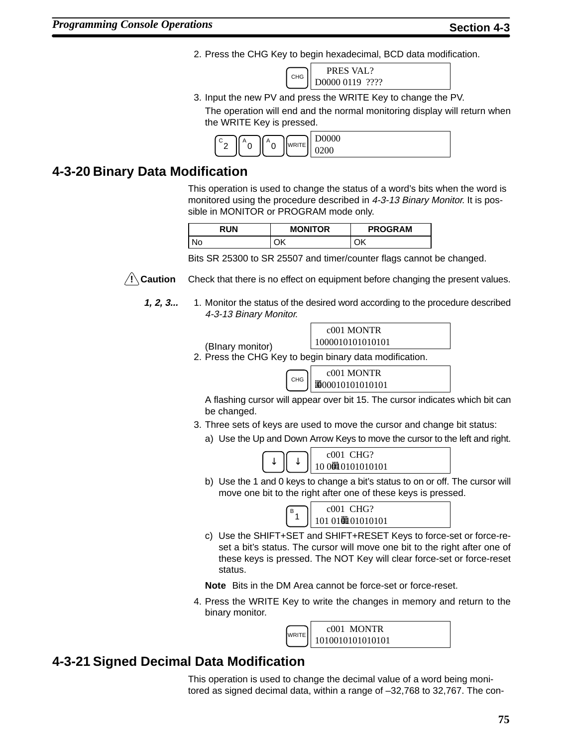2. Press the CHG Key to begin hexadecimal, BCD data modification.

CHG

```
    PRES VAL?
D0000 0119  ????
```

3. Input the new PV and press the WRITE Key to change the PV.

   The operation will end and the normal monitoring display will return when the WRITE Key is pressed.

C 2 | A 0 | A 0 | WRITE

```
D0000
0200
```

## 4-3-20 Binary Data Modification

This operation is used to change the status of a word's bits when the word is monitored using the procedure described in *4-3-13 Binary Monitor*. It is possible in MONITOR or PROGRAM mode only.

| RUN | MONITOR | PROGRAM |
|---|---|---|
| No | OK | OK |

Bits SR 25300 to SR 25507 and timer/counter flags cannot be changed.

**Caution** Check that there is no effect on equipment before changing the present values.

***1, 2, 3...***

1. Monitor the status of the desired word according to the procedure described *4-3-13 Binary Monitor*.

   (BInary monitor)

```
    c001 MONTR
1000010101010101
```

2. Press the CHG Key to begin binary data modification.

CHG

```
    c001 MONTR
1000010101010101
```

   A flashing cursor will appear over bit 15. The cursor indicates which bit can be changed.

3. Three sets of keys are used to move the cursor and change bit status:

   a) Use the Up and Down Arrow Keys to move the cursor to the left and right.

↓ | ↓

```
    c001  CHG?
1000010101010101
```

   b) Use the 1 and 0 keys to change a bit's status to on or off. The cursor will move one bit to the right after one of these keys is pressed.

B 1

```
    c001  CHG?
1010010101010101
```

   c) Use the SHIFT+SET and SHIFT+RESET Keys to force-set or force-reset a bit's status. The cursor will move one bit to the right after one of these keys is pressed. The NOT Key will clear force-set or force-reset status.

   **Note** Bits in the DM Area cannot be force-set or force-reset.

4. Press the WRITE Key to write the changes in memory and return to the binary monitor.

WRITE

```
    c001  MONTR
1010010101010101
```

## 4-3-21 Signed Decimal Data Modification

This operation is used to change the decimal value of a word being monitored as signed decimal data, within a range of –32,768 to 32,767. The con-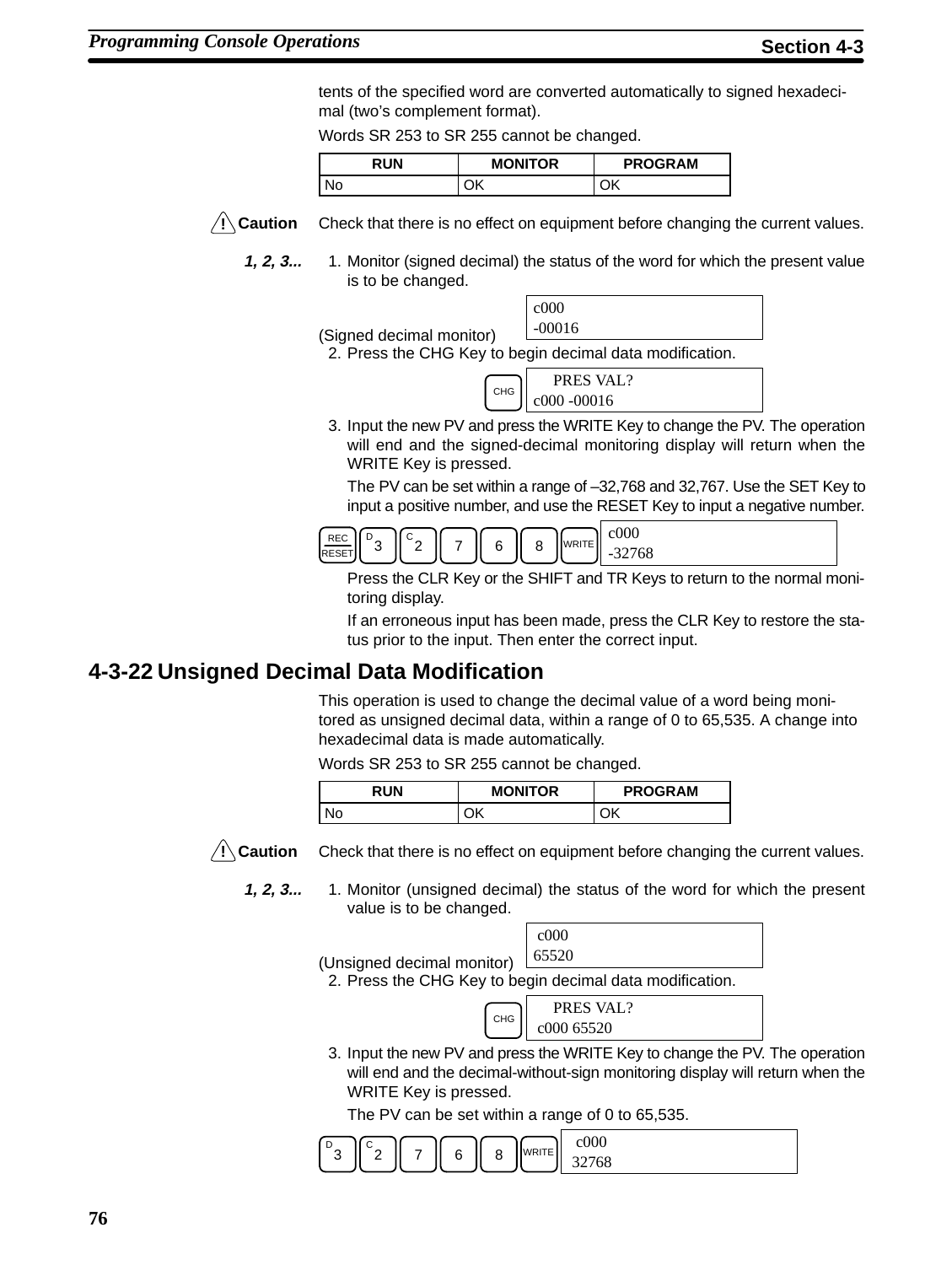tents of the specified word are converted automatically to signed hexadecimal (two's complement format).

Words SR 253 to SR 255 cannot be changed.

| RUN | MONITOR | PROGRAM |
|---|---|---|
| No | OK | OK |

**/!\ Caution** Check that there is no effect on equipment before changing the current values.

***1, 2, 3...***

1. Monitor (signed decimal) the status of the word for which the present value is to be changed.

   (Signed decimal monitor)

   ```
   c000
   -00016
   ```

2. Press the CHG Key to begin decimal data modification.

   CHG

   ```
       PRES VAL?
   c000 -00016
   ```

3. Input the new PV and press the WRITE Key to change the PV. The operation will end and the signed-decimal monitoring display will return when the WRITE Key is pressed.

   The PV can be set within a range of –32,768 and 32,767. Use the SET Key to input a positive number, and use the RESET Key to input a negative number.

   REC/RESET, D 3, C 2, 7, 6, 8, WRITE

   ```
   c000
   -32768
   ```

   Press the CLR Key or the SHIFT and TR Keys to return to the normal monitoring display.

   If an erroneous input has been made, press the CLR Key to restore the status prior to the input. Then enter the correct input.

## 4-3-22 Unsigned Decimal Data Modification

This operation is used to change the decimal value of a word being monitored as unsigned decimal data, within a range of 0 to 65,535. A change into hexadecimal data is made automatically.

Words SR 253 to SR 255 cannot be changed.

| RUN | MONITOR | PROGRAM |
|---|---|---|
| No | OK | OK |

**/!\ Caution** Check that there is no effect on equipment before changing the current values.

***1, 2, 3...***

1. Monitor (unsigned decimal) the status of the word for which the present value is to be changed.

   (Unsigned decimal monitor)

   ```
    c000
   65520
   ```

2. Press the CHG Key to begin decimal data modification.

   CHG

   ```
       PRES VAL?
   c000 65520
   ```

3. Input the new PV and press the WRITE Key to change the PV. The operation will end and the decimal-without-sign monitoring display will return when the WRITE Key is pressed.

   The PV can be set within a range of 0 to 65,535.

   D 3, C 2, 7, 6, 8, WRITE

   ```
    c000
   32768
   ```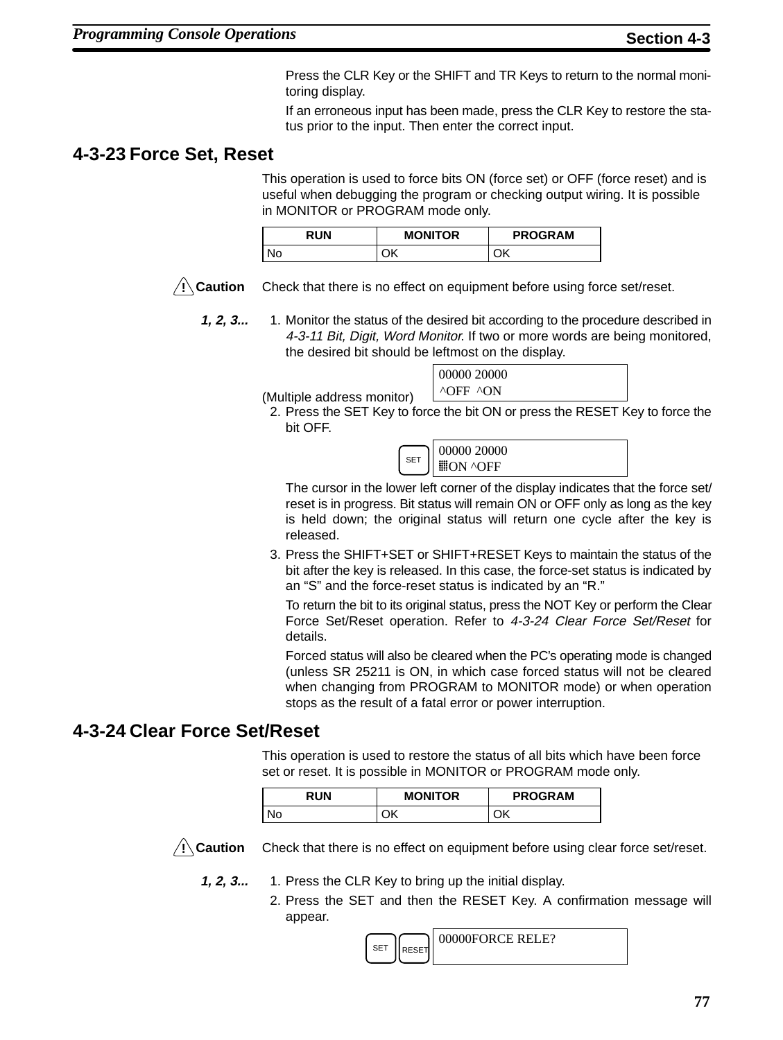Press the CLR Key or the SHIFT and TR Keys to return to the normal monitoring display.

If an erroneous input has been made, press the CLR Key to restore the status prior to the input. Then enter the correct input.

## 4-3-23 Force Set, Reset

This operation is used to force bits ON (force set) or OFF (force reset) and is useful when debugging the program or checking output wiring. It is possible in MONITOR or PROGRAM mode only.

| RUN | MONITOR | PROGRAM |
|---|---|---|
| No | OK | OK |

**Caution** Check that there is no effect on equipment before using force set/reset.

***1, 2, 3...***

1. Monitor the status of the desired bit according to the procedure described in *4-3-11 Bit, Digit, Word Monitor*. If two or more words are being monitored, the desired bit should be leftmost on the display.

   (Multiple address monitor)

   ```
   00000 20000
   ^OFF  ^ON
   ```

2. Press the SET Key to force the bit ON or press the RESET Key to force the bit OFF.

   SET

   ```
   00000 20000
   ▦ON ^OFF
   ```

   The cursor in the lower left corner of the display indicates that the force set/reset is in progress. Bit status will remain ON or OFF only as long as the key is held down; the original status will return one cycle after the key is released.

3. Press the SHIFT+SET or SHIFT+RESET Keys to maintain the status of the bit after the key is released. In this case, the force-set status is indicated by an "S" and the force-reset status is indicated by an "R."

   To return the bit to its original status, press the NOT Key or perform the Clear Force Set/Reset operation. Refer to *4-3-24 Clear Force Set/Reset* for details.

   Forced status will also be cleared when the PC's operating mode is changed (unless SR 25211 is ON, in which case forced status will not be cleared when changing from PROGRAM to MONITOR mode) or when operation stops as the result of a fatal error or power interruption.

## 4-3-24 Clear Force Set/Reset

This operation is used to restore the status of all bits which have been force set or reset. It is possible in MONITOR or PROGRAM mode only.

| RUN | MONITOR | PROGRAM |
|---|---|---|
| No | OK | OK |

**Caution** Check that there is no effect on equipment before using clear force set/reset.

***1, 2, 3...***

1. Press the CLR Key to bring up the initial display.
2. Press the SET and then the RESET Key. A confirmation message will appear.

   SET RESET

   ```
   00000FORCE RELE?
   ```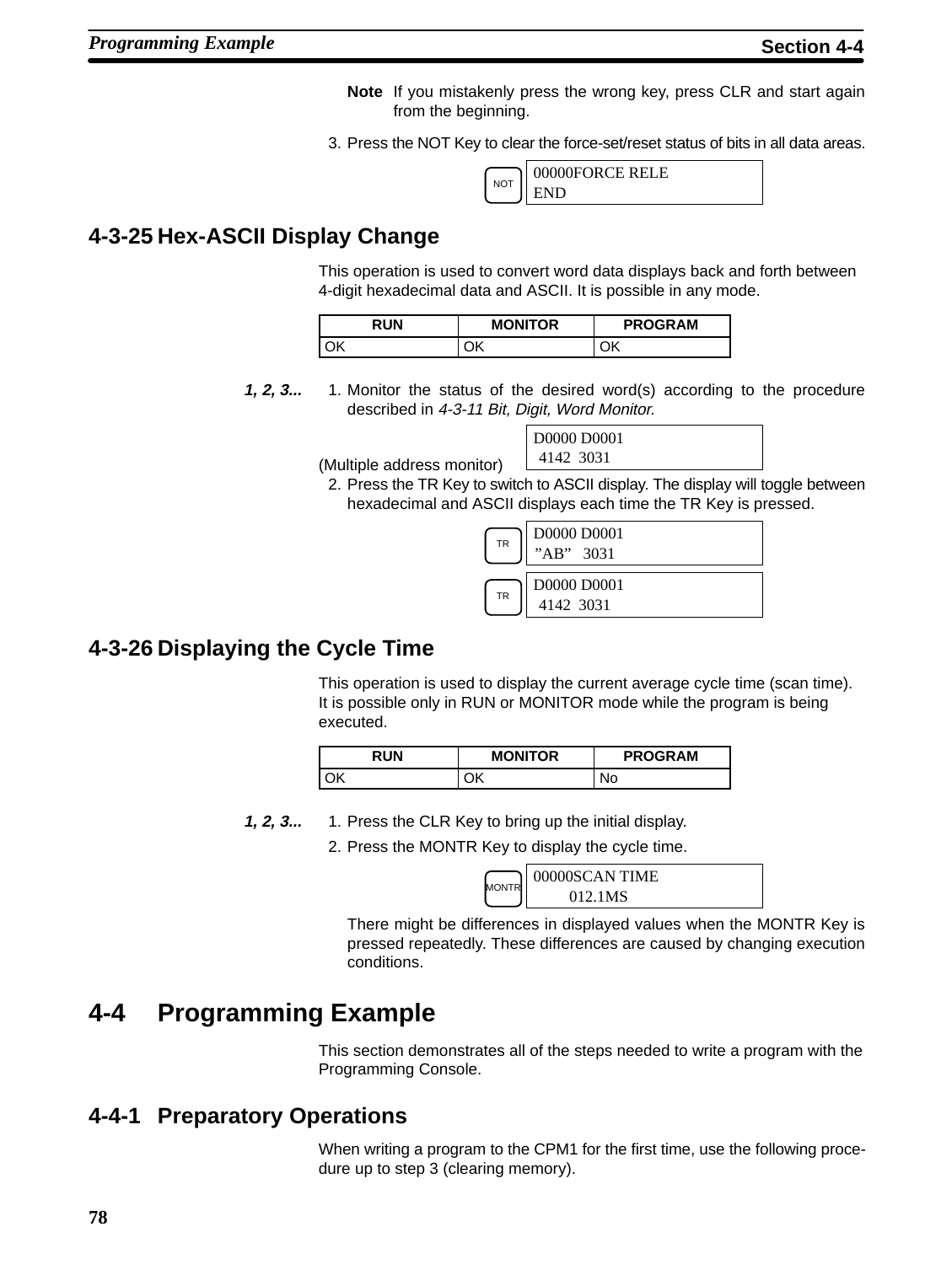**Note** If you mistakenly press the wrong key, press CLR and start again from the beginning.

3. Press the NOT Key to clear the force-set/reset status of bits in all data areas.

```
[NOT]  00000FORCE RELE
       END
```

## 4-3-25 Hex-ASCII Display Change

This operation is used to convert word data displays back and forth between 4-digit hexadecimal data and ASCII. It is possible in any mode.

| RUN | MONITOR | PROGRAM |
|---|---|---|
| OK | OK | OK |

*1, 2, 3...*

1. Monitor the status of the desired word(s) according to the procedure described in *4-3-11 Bit, Digit, Word Monitor.*

(Multiple address monitor)

```
D0000 D0001
 4142  3031
```

2. Press the TR Key to switch to ASCII display. The display will toggle between hexadecimal and ASCII displays each time the TR Key is pressed.

```
[TR]  D0000 D0001
      "AB"   3031

[TR]  D0000 D0001
       4142  3031
```

## 4-3-26 Displaying the Cycle Time

This operation is used to display the current average cycle time (scan time). It is possible only in RUN or MONITOR mode while the program is being executed.

| RUN | MONITOR | PROGRAM |
|---|---|---|
| OK | OK | No |

*1, 2, 3...*

1. Press the CLR Key to bring up the initial display.
2. Press the MONTR Key to display the cycle time.

```
[MONTR]  00000SCAN TIME
                012.1MS
```

There might be differences in displayed values when the MONTR Key is pressed repeatedly. These differences are caused by changing execution conditions.

# 4-4 Programming Example

This section demonstrates all of the steps needed to write a program with the Programming Console.

## 4-4-1 Preparatory Operations

When writing a program to the CPM1 for the first time, use the following procedure up to step 3 (clearing memory).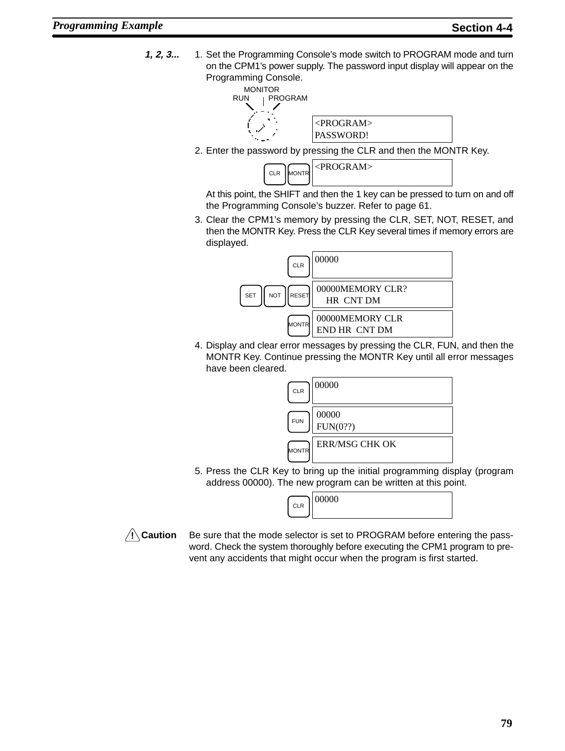***1, 2, 3...***

1. Set the Programming Console's mode switch to PROGRAM mode and turn on the CPM1's power supply. The password input display will appear on the Programming Console.

   MONITOR
   RUN | PROGRAM

   ```
   <PROGRAM>
   PASSWORD!
   ```

2. Enter the password by pressing the CLR and then the MONTR Key.

   CLR MONTR

   ```
   <PROGRAM>
   ```

   At this point, the SHIFT and then the 1 key can be pressed to turn on and off the Programming Console's buzzer. Refer to page 61.

3. Clear the CPM1's memory by pressing the CLR, SET, NOT, RESET, and then the MONTR Key. Press the CLR Key several times if memory errors are displayed.

   CLR

   ```
   00000
   ```

   SET NOT RESET

   ```
   00000MEMORY CLR?
       HR  CNT DM
   ```

   MONTR

   ```
   00000MEMORY CLR
   END HR  CNT DM
   ```

4. Display and clear error messages by pressing the CLR, FUN, and then the MONTR Key. Continue pressing the MONTR Key until all error messages have been cleared.

   CLR

   ```
   00000
   ```

   FUN

   ```
   00000
   FUN(0??)
   ```

   MONTR

   ```
   ERR/MSG CHK OK
   ```

5. Press the CLR Key to bring up the initial programming display (program address 00000). The new program can be written at this point.

   CLR

   ```
   00000
   ```

**/!\ Caution** Be sure that the mode selector is set to PROGRAM before entering the password. Check the system thoroughly before executing the CPM1 program to prevent any accidents that might occur when the program is first started.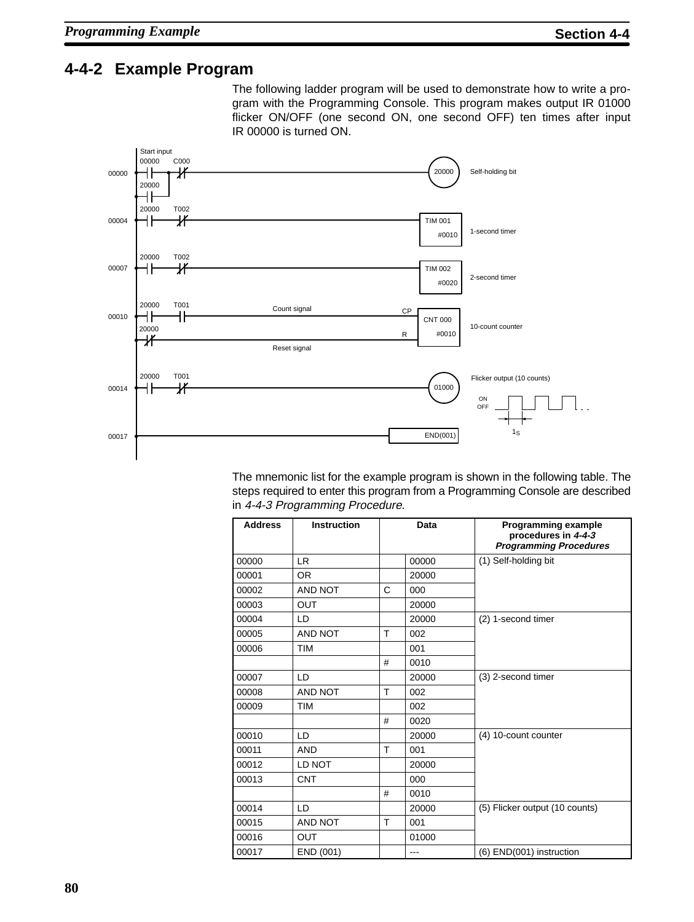## 4-4-2 Example Program

The following ladder program will be used to demonstrate how to write a program with the Programming Console. This program makes output IR 01000 flicker ON/OFF (one second ON, one second OFF) ten times after input IR 00000 is turned ON.

The mnemonic list for the example program is shown in the following table. The steps required to enter this program from a Programming Console are described in *4-4-3 Programming Procedure.*

| Address | Instruction | Data | | Programming example procedures in *4-4-3 Programming Procedures* |
|---|---|---|---|---|
| 00000 | LR | | 00000 | (1) Self-holding bit |
| 00001 | OR | | 20000 | |
| 00002 | AND NOT | C | 000 | |
| 00003 | OUT | | 20000 | |
| 00004 | LD | | 20000 | (2) 1-second timer |
| 00005 | AND NOT | T | 002 | |
| 00006 | TIM | | 001 | |
| | | # | 0010 | |
| 00007 | LD | | 20000 | (3) 2-second timer |
| 00008 | AND NOT | T | 002 | |
| 00009 | TIM | | 002 | |
| | | # | 0020 | |
| 00010 | LD | | 20000 | (4) 10-count counter |
| 00011 | AND | T | 001 | |
| 00012 | LD NOT | | 20000 | |
| 00013 | CNT | | 000 | |
| | | # | 0010 | |
| 00014 | LD | | 20000 | (5) Flicker output (10 counts) |
| 00015 | AND NOT | T | 001 | |
| 00016 | OUT | | 01000 | |
| 00017 | END (001) | | --- | (6) END(001) instruction |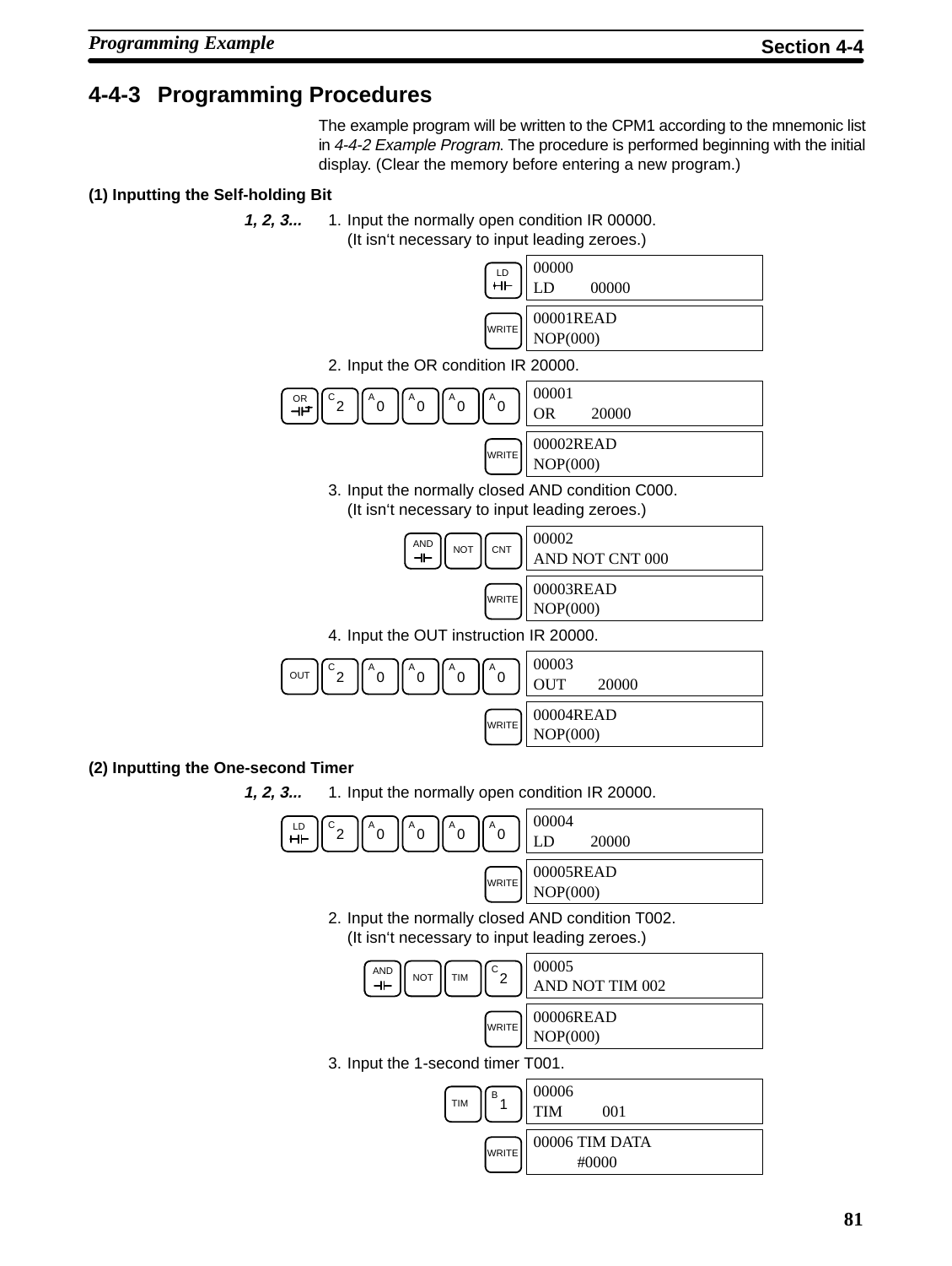## 4-4-3 Programming Procedures

The example program will be written to the CPM1 according to the mnemonic list in *4-4-2 Example Program*. The procedure is performed beginning with the initial display. (Clear the memory before entering a new program.)

**(1) Inputting the Self-holding Bit**

***1, 2, 3...***

1. Input the normally open condition IR 00000.
   (It isn't necessary to input leading zeroes.)

   Keys: LD → Display:
   ```
   00000
   LD        00000
   ```
   Keys: WRITE → Display:
   ```
   00001READ
   NOP(000)
   ```

2. Input the OR condition IR 20000.

   Keys: OR, 2, 0, 0, 0, 0 → Display:
   ```
   00001
   OR        20000
   ```
   Keys: WRITE → Display:
   ```
   00002READ
   NOP(000)
   ```

3. Input the normally closed AND condition C000.
   (It isn't necessary to input leading zeroes.)

   Keys: AND, NOT, CNT → Display:
   ```
   00002
   AND NOT CNT 000
   ```
   Keys: WRITE → Display:
   ```
   00003READ
   NOP(000)
   ```

4. Input the OUT instruction IR 20000.

   Keys: OUT, 2, 0, 0, 0, 0 → Display:
   ```
   00003
   OUT       20000
   ```
   Keys: WRITE → Display:
   ```
   00004READ
   NOP(000)
   ```

**(2) Inputting the One-second Timer**

***1, 2, 3...***

1. Input the normally open condition IR 20000.

   Keys: LD, 2, 0, 0, 0, 0 → Display:
   ```
   00004
   LD        20000
   ```
   Keys: WRITE → Display:
   ```
   00005READ
   NOP(000)
   ```

2. Input the normally closed AND condition T002.
   (It isn't necessary to input leading zeroes.)

   Keys: AND, NOT, TIM, 2 → Display:
   ```
   00005
   AND NOT TIM 002
   ```
   Keys: WRITE → Display:
   ```
   00006READ
   NOP(000)
   ```

3. Input the 1-second timer T001.

   Keys: TIM, 1 → Display:
   ```
   00006
   TIM        001
   ```
   Keys: WRITE → Display:
   ```
   00006 TIM DATA
         #0000
   ```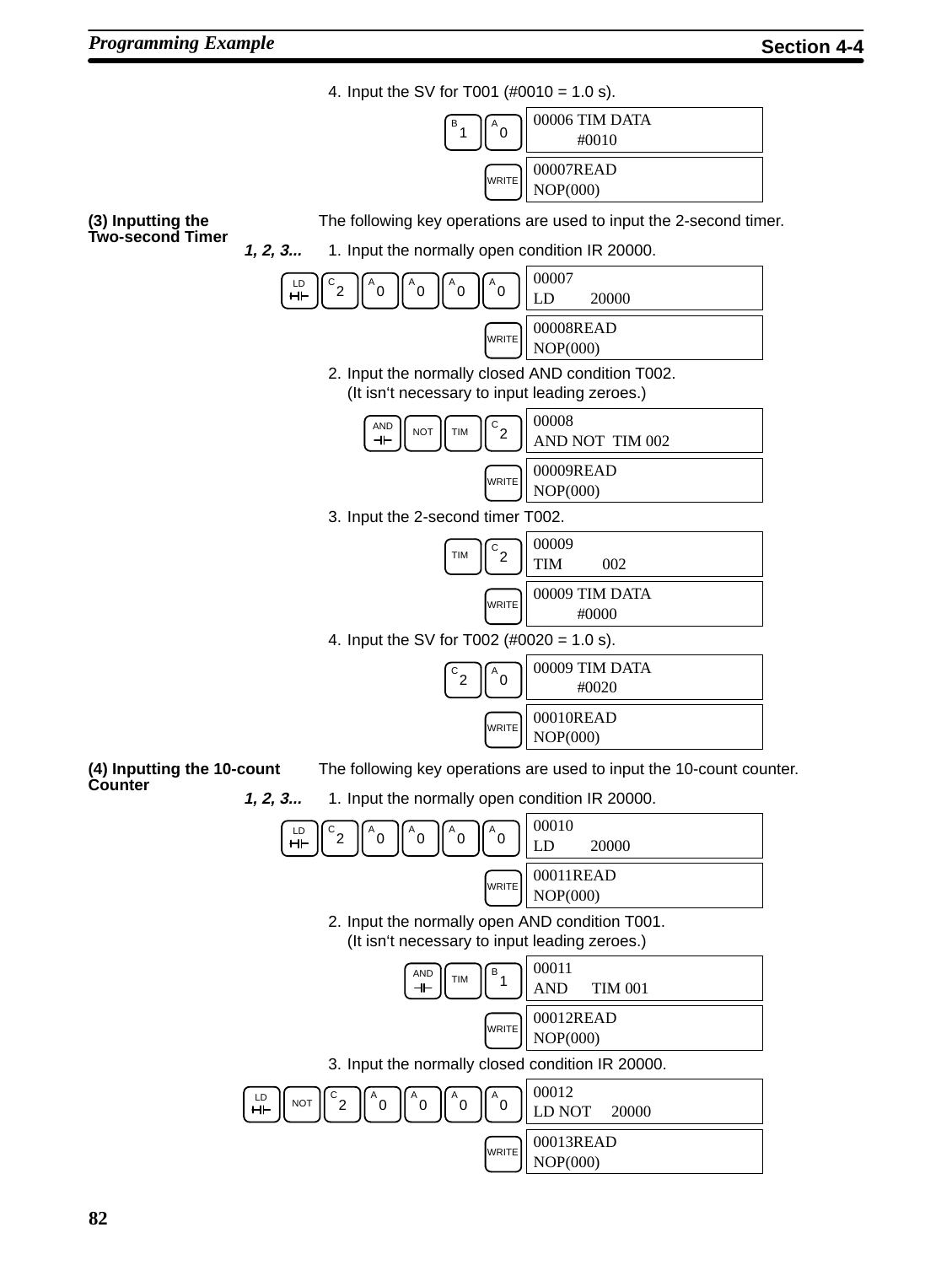4. Input the SV for T001 (#0010 = 1.0 s).

| Keys | Display |
|---|---|
| 1 0 | 00006 TIM DATA #0010 |
| WRITE | 00007READ NOP(000) |

### (3) Inputting the Two-second Timer

The following key operations are used to input the 2-second timer.

1. Input the normally open condition IR 20000.

| Keys | Display |
|---|---|
| LD 2 0 0 0 0 | 00007 LD 20000 |
| WRITE | 00008READ NOP(000) |

2. Input the normally closed AND condition T002. (It isn't necessary to input leading zeroes.)

| Keys | Display |
|---|---|
| AND NOT TIM 2 | 00008 AND NOT TIM 002 |
| WRITE | 00009READ NOP(000) |

3. Input the 2-second timer T002.

| Keys | Display |
|---|---|
| TIM 2 | 00009 TIM 002 |
| WRITE | 00009 TIM DATA #0000 |

4. Input the SV for T002 (#0020 = 1.0 s).

| Keys | Display |
|---|---|
| 2 0 | 00009 TIM DATA #0020 |
| WRITE | 00010READ NOP(000) |

### (4) Inputting the 10-count Counter

The following key operations are used to input the 10-count counter.

1. Input the normally open condition IR 20000.

| Keys | Display |
|---|---|
| LD 2 0 0 0 0 | 00010 LD 20000 |
| WRITE | 00011READ NOP(000) |

2. Input the normally open AND condition T001. (It isn't necessary to input leading zeroes.)

| Keys | Display |
|---|---|
| AND TIM 1 | 00011 AND TIM 001 |
| WRITE | 00012READ NOP(000) |

3. Input the normally closed condition IR 20000.

| Keys | Display |
|---|---|
| LD NOT 2 0 0 0 0 | 00012 LD NOT 20000 |
| WRITE | 00013READ NOP(000) |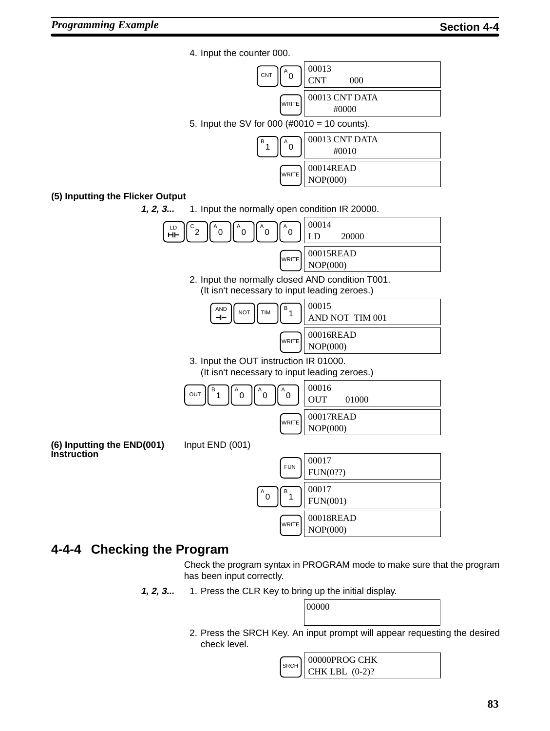4. Input the counter 000.

| Keys | Display |
|---|---|
| CNT, 0 | 00013<br>CNT 000 |
| WRITE | 00013 CNT DATA<br>#0000 |

5. Input the SV for 000 (#0010 = 10 counts).

| Keys | Display |
|---|---|
| 1, 0 | 00013 CNT DATA<br>#0010 |
| WRITE | 00014READ<br>NOP(000) |

**(5) Inputting the Flicker Output**

***1, 2, 3...***

1. Input the normally open condition IR 20000.

| Keys | Display |
|---|---|
| LD, 2, 0, 0, 0, 0 | 00014<br>LD 20000 |
| WRITE | 00015READ<br>NOP(000) |

2. Input the normally closed AND condition T001.
   (It isn‘t necessary to input leading zeroes.)

| Keys | Display |
|---|---|
| AND, NOT, TIM, 1 | 00015<br>AND NOT TIM 001 |
| WRITE | 00016READ<br>NOP(000) |

3. Input the OUT instruction IR 01000.
   (It isn‘t necessary to input leading zeroes.)

| Keys | Display |
|---|---|
| OUT, 1, 0, 0, 0 | 00016<br>OUT 01000 |
| WRITE | 00017READ<br>NOP(000) |

**(6) Inputting the END(001) Instruction**

Input END (001)

| Keys | Display |
|---|---|
| FUN | 00017<br>FUN(0??) |
| 0, 1 | 00017<br>FUN(001) |
| WRITE | 00018READ<br>NOP(000) |

## 4-4-4 Checking the Program

Check the program syntax in PROGRAM mode to make sure that the program has been input correctly.

***1, 2, 3...***

1. Press the CLR Key to bring up the initial display.

| Display |
|---|
| 00000 |

2. Press the SRCH Key. An input prompt will appear requesting the desired check level.

| Keys | Display |
|---|---|
| SRCH | 00000PROG CHK<br>CHK LBL (0-2)? |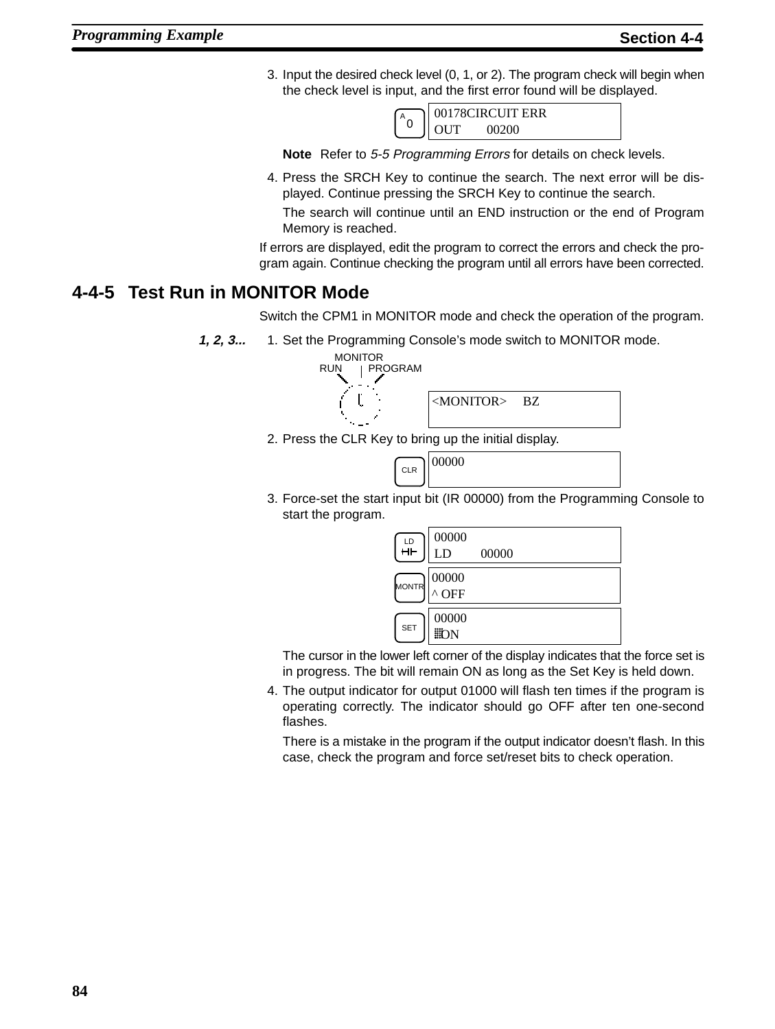3. Input the desired check level (0, 1, or 2). The program check will begin when the check level is input, and the first error found will be displayed.

```
[A 0]   00178CIRCUIT ERR
        OUT        00200
```

**Note** Refer to *5-5 Programming Errors* for details on check levels.

4. Press the SRCH Key to continue the search. The next error will be displayed. Continue pressing the SRCH Key to continue the search.

   The search will continue until an END instruction or the end of Program Memory is reached.

If errors are displayed, edit the program to correct the errors and check the program again. Continue checking the program until all errors have been corrected.

## 4-4-5 Test Run in MONITOR Mode

Switch the CPM1 in MONITOR mode and check the operation of the program.

***1, 2, 3...***

1. Set the Programming Console's mode switch to MONITOR mode.

```
MONITOR
RUN | PROGRAM

<MONITOR>     BZ
```

2. Press the CLR Key to bring up the initial display.

```
[CLR]   00000
```

3. Force-set the start input bit (IR 00000) from the Programming Console to start the program.

```
[LD]    00000
        LD         00000

[MONTR] 00000
        ^ OFF

[SET]   00000
        ■ON
```

   The cursor in the lower left corner of the display indicates that the force set is in progress. The bit will remain ON as long as the Set Key is held down.

4. The output indicator for output 01000 will flash ten times if the program is operating correctly. The indicator should go OFF after ten one-second flashes.

   There is a mistake in the program if the output indicator doesn't flash. In this case, check the program and force set/reset bits to check operation.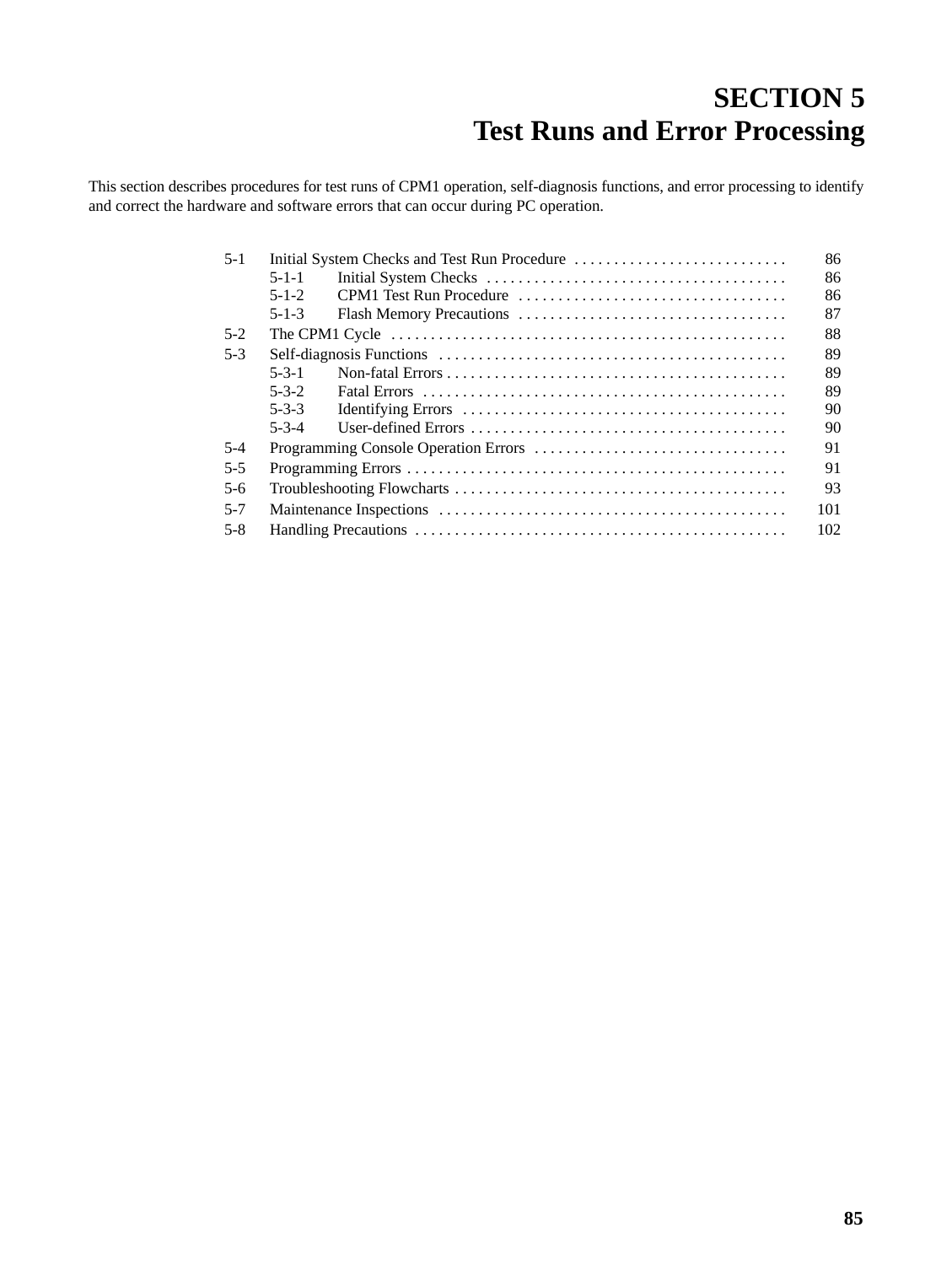# SECTION 5
# Test Runs and Error Processing

This section describes procedures for test runs of CPM1 operation, self-diagnosis functions, and error processing to identify and correct the hardware and software errors that can occur during PC operation.

- 5-1 Initial System Checks and Test Run Procedure . . . . . . . . . . . . . . . . . . . . . . . . . . . 86
  - 5-1-1 Initial System Checks . . . . . . . . . . . . . . . . . . . . . . . . . . . . . . . . . . . . . . 86
  - 5-1-2 CPM1 Test Run Procedure . . . . . . . . . . . . . . . . . . . . . . . . . . . . . . . . . . 86
  - 5-1-3 Flash Memory Precautions . . . . . . . . . . . . . . . . . . . . . . . . . . . . . . . . . . 87
- 5-2 The CPM1 Cycle . . . . . . . . . . . . . . . . . . . . . . . . . . . . . . . . . . . . . . . . . . . . . . . . . . 88
- 5-3 Self-diagnosis Functions . . . . . . . . . . . . . . . . . . . . . . . . . . . . . . . . . . . . . . . . . . . . 89
  - 5-3-1 Non-fatal Errors . . . . . . . . . . . . . . . . . . . . . . . . . . . . . . . . . . . . . . . . . . . 89
  - 5-3-2 Fatal Errors . . . . . . . . . . . . . . . . . . . . . . . . . . . . . . . . . . . . . . . . . . . . . . 89
  - 5-3-3 Identifying Errors . . . . . . . . . . . . . . . . . . . . . . . . . . . . . . . . . . . . . . . . . 90
  - 5-3-4 User-defined Errors . . . . . . . . . . . . . . . . . . . . . . . . . . . . . . . . . . . . . . . . 90
- 5-4 Programming Console Operation Errors . . . . . . . . . . . . . . . . . . . . . . . . . . . . . . . . 91
- 5-5 Programming Errors . . . . . . . . . . . . . . . . . . . . . . . . . . . . . . . . . . . . . . . . . . . . . . . . 91
- 5-6 Troubleshooting Flowcharts . . . . . . . . . . . . . . . . . . . . . . . . . . . . . . . . . . . . . . . . . . 93
- 5-7 Maintenance Inspections . . . . . . . . . . . . . . . . . . . . . . . . . . . . . . . . . . . . . . . . . . . . 101
- 5-8 Handling Precautions . . . . . . . . . . . . . . . . . . . . . . . . . . . . . . . . . . . . . . . . . . . . . . . 102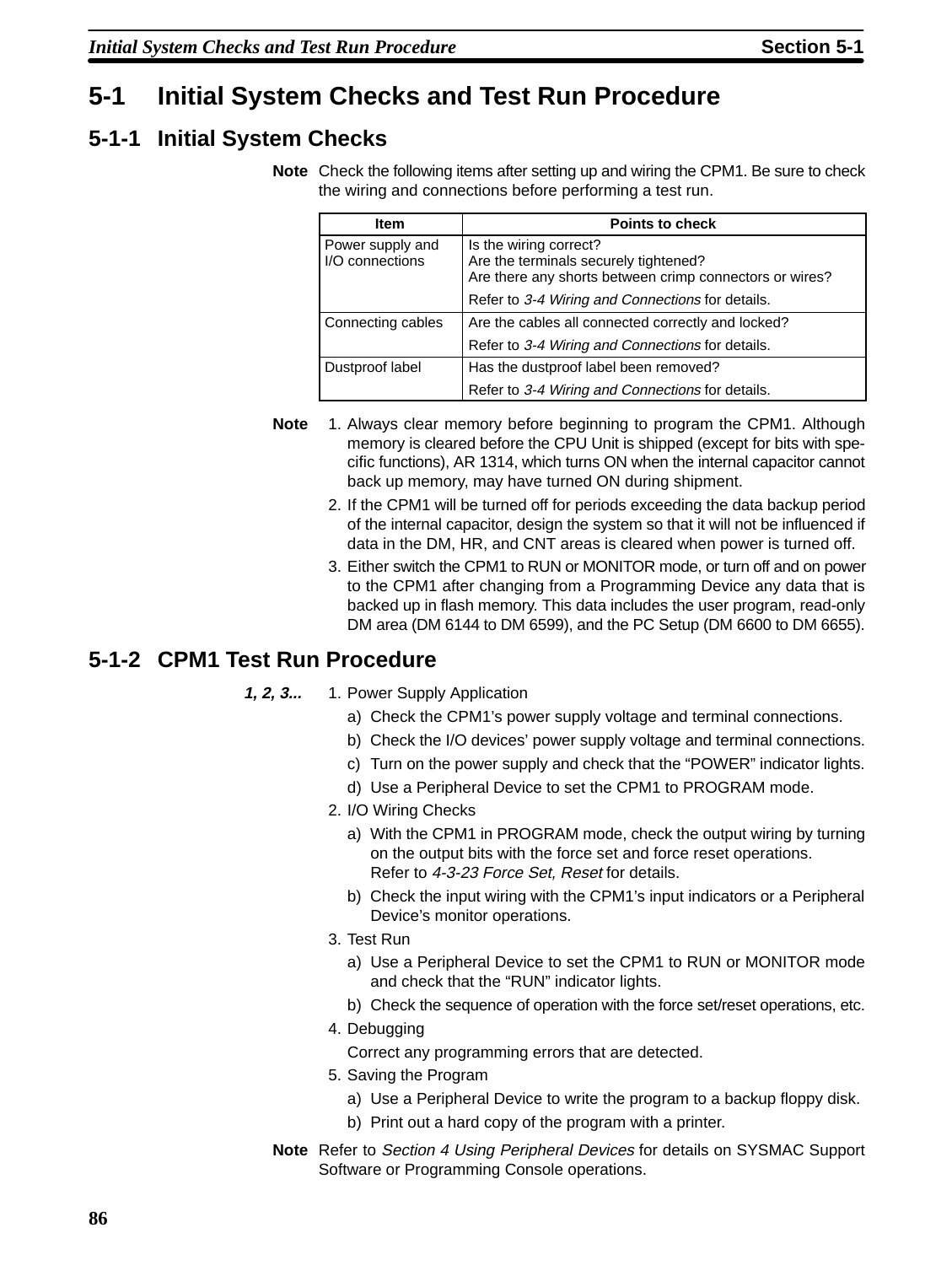# 5-1 Initial System Checks and Test Run Procedure

## 5-1-1 Initial System Checks

**Note** Check the following items after setting up and wiring the CPM1. Be sure to check the wiring and connections before performing a test run.

| Item | Points to check |
|---|---|
| Power supply and I/O connections | Is the wiring correct?<br>Are the terminals securely tightened?<br>Are there any shorts between crimp connectors or wires?<br><br>Refer to *3-4 Wiring and Connections* for details. |
| Connecting cables | Are the cables all connected correctly and locked?<br><br>Refer to *3-4 Wiring and Connections* for details. |
| Dustproof label | Has the dustproof label been removed?<br><br>Refer to *3-4 Wiring and Connections* for details. |

**Note**

1. Always clear memory before beginning to program the CPM1. Although memory is cleared before the CPU Unit is shipped (except for bits with specific functions), AR 1314, which turns ON when the internal capacitor cannot back up memory, may have turned ON during shipment.
2. If the CPM1 will be turned off for periods exceeding the data backup period of the internal capacitor, design the system so that it will not be influenced if data in the DM, HR, and CNT areas is cleared when power is turned off.
3. Either switch the CPM1 to RUN or MONITOR mode, or turn off and on power to the CPM1 after changing from a Programming Device any data that is backed up in flash memory. This data includes the user program, read-only DM area (DM 6144 to DM 6599), and the PC Setup (DM 6600 to DM 6655).

## 5-1-2 CPM1 Test Run Procedure

***1, 2, 3...***

1. Power Supply Application
   a) Check the CPM1's power supply voltage and terminal connections.
   b) Check the I/O devices' power supply voltage and terminal connections.
   c) Turn on the power supply and check that the "POWER" indicator lights.
   d) Use a Peripheral Device to set the CPM1 to PROGRAM mode.
2. I/O Wiring Checks
   a) With the CPM1 in PROGRAM mode, check the output wiring by turning on the output bits with the force set and force reset operations.
      Refer to *4-3-23 Force Set, Reset* for details.
   b) Check the input wiring with the CPM1's input indicators or a Peripheral Device's monitor operations.
3. Test Run
   a) Use a Peripheral Device to set the CPM1 to RUN or MONITOR mode and check that the "RUN" indicator lights.
   b) Check the sequence of operation with the force set/reset operations, etc.
4. Debugging
   Correct any programming errors that are detected.
5. Saving the Program
   a) Use a Peripheral Device to write the program to a backup floppy disk.
   b) Print out a hard copy of the program with a printer.

**Note** Refer to *Section 4 Using Peripheral Devices* for details on SYSMAC Support Software or Programming Console operations.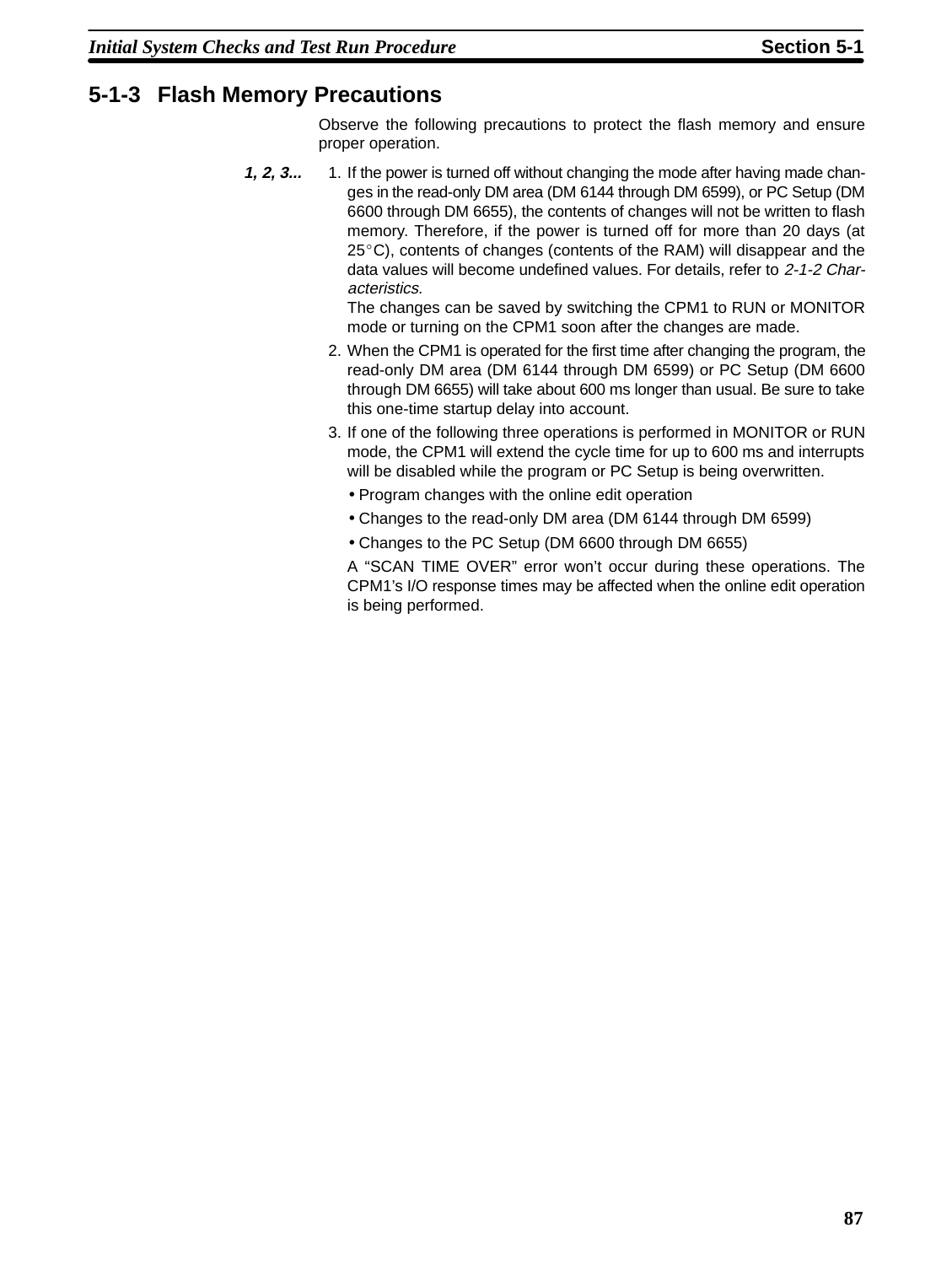### 5-1-3 Flash Memory Precautions

Observe the following precautions to protect the flash memory and ensure proper operation.

***1, 2, 3...***

1. If the power is turned off without changing the mode after having made changes in the read-only DM area (DM 6144 through DM 6599), or PC Setup (DM 6600 through DM 6655), the contents of changes will not be written to flash memory. Therefore, if the power is turned off for more than 20 days (at 25°C), contents of changes (contents of the RAM) will disappear and the data values will become undefined values. For details, refer to *2-1-2 Characteristics*.

   The changes can be saved by switching the CPM1 to RUN or MONITOR mode or turning on the CPM1 soon after the changes are made.

2. When the CPM1 is operated for the first time after changing the program, the read-only DM area (DM 6144 through DM 6599) or PC Setup (DM 6600 through DM 6655) will take about 600 ms longer than usual. Be sure to take this one-time startup delay into account.

3. If one of the following three operations is performed in MONITOR or RUN mode, the CPM1 will extend the cycle time for up to 600 ms and interrupts will be disabled while the program or PC Setup is being overwritten.

   - Program changes with the online edit operation
   - Changes to the read-only DM area (DM 6144 through DM 6599)
   - Changes to the PC Setup (DM 6600 through DM 6655)

   A "SCAN TIME OVER" error won't occur during these operations. The CPM1's I/O response times may be affected when the online edit operation is being performed.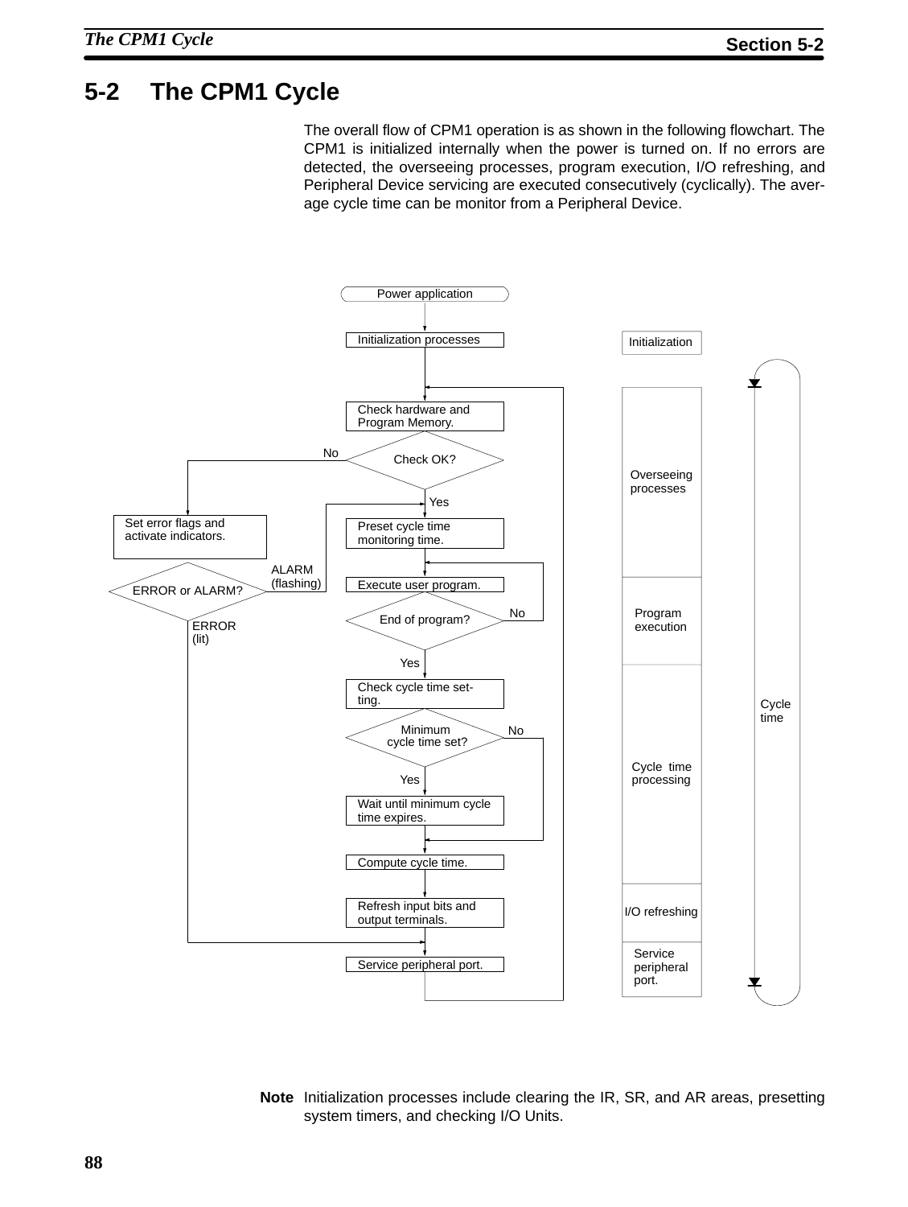## 5-2 The CPM1 Cycle

The overall flow of CPM1 operation is as shown in the following flowchart. The CPM1 is initialized internally when the power is turned on. If no errors are detected, the overseeing processes, program execution, I/O refreshing, and Peripheral Device servicing are executed consecutively (cyclically). The average cycle time can be monitor from a Peripheral Device.

Power application

Initialization processes — Initialization

Check hardware and Program Memory.

Check OK? — No: Set error flags and activate indicators. → ERROR or ALARM? — ALARM (flashing) / ERROR (lit)

Yes

Preset cycle time monitoring time. — Overseeing processes

Execute user program.

End of program? — No / Yes — Program execution

Check cycle time setting.

Minimum cycle time set? — No / Yes

Wait until minimum cycle time expires. — Cycle time processing

Compute cycle time.

Refresh input bits and output terminals. — I/O refreshing

Service peripheral port. — Service peripheral port.

Cycle time

**Note** Initialization processes include clearing the IR, SR, and AR areas, presetting system timers, and checking I/O Units.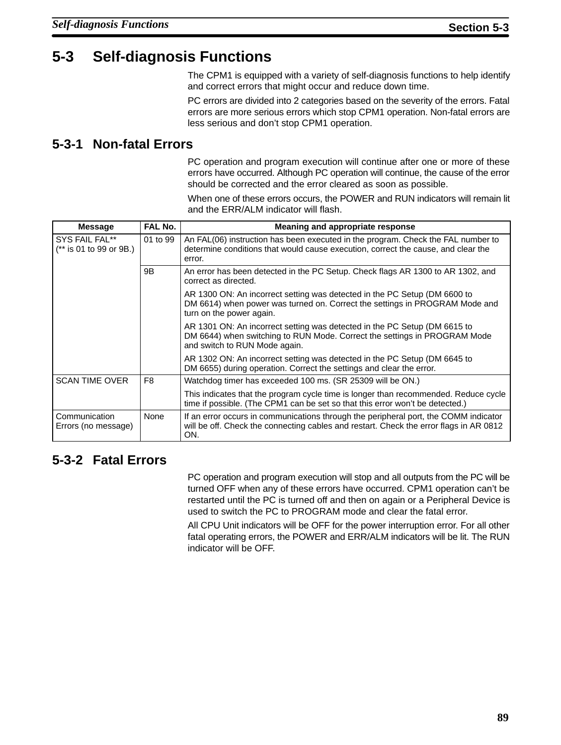# 5-3 Self-diagnosis Functions

The CPM1 is equipped with a variety of self-diagnosis functions to help identify and correct errors that might occur and reduce down time.

PC errors are divided into 2 categories based on the severity of the errors. Fatal errors are more serious errors which stop CPM1 operation. Non-fatal errors are less serious and don't stop CPM1 operation.

## 5-3-1 Non-fatal Errors

PC operation and program execution will continue after one or more of these errors have occurred. Although PC operation will continue, the cause of the error should be corrected and the error cleared as soon as possible.

When one of these errors occurs, the POWER and RUN indicators will remain lit and the ERR/ALM indicator will flash.

| Message | FAL No. | Meaning and appropriate response |
|---|---|---|
| SYS FAIL FAL** (** is 01 to 99 or 9B.) | 01 to 99 | An FAL(06) instruction has been executed in the program. Check the FAL number to determine conditions that would cause execution, correct the cause, and clear the error. |
| | 9B | An error has been detected in the PC Setup. Check flags AR 1300 to AR 1302, and correct as directed.<br>AR 1300 ON: An incorrect setting was detected in the PC Setup (DM 6600 to DM 6614) when power was turned on. Correct the settings in PROGRAM Mode and turn on the power again.<br>AR 1301 ON: An incorrect setting was detected in the PC Setup (DM 6615 to DM 6644) when switching to RUN Mode. Correct the settings in PROGRAM Mode and switch to RUN Mode again.<br>AR 1302 ON: An incorrect setting was detected in the PC Setup (DM 6645 to DM 6655) during operation. Correct the settings and clear the error. |
| SCAN TIME OVER | F8 | Watchdog timer has exceeded 100 ms. (SR 25309 will be ON.)<br>This indicates that the program cycle time is longer than recommended. Reduce cycle time if possible. (The CPM1 can be set so that this error won't be detected.) |
| Communication Errors (no message) | None | If an error occurs in communications through the peripheral port, the COMM indicator will be off. Check the connecting cables and restart. Check the error flags in AR 0812 ON. |

## 5-3-2 Fatal Errors

PC operation and program execution will stop and all outputs from the PC will be turned OFF when any of these errors have occurred. CPM1 operation can't be restarted until the PC is turned off and then on again or a Peripheral Device is used to switch the PC to PROGRAM mode and clear the fatal error.

All CPU Unit indicators will be OFF for the power interruption error. For all other fatal operating errors, the POWER and ERR/ALM indicators will be lit. The RUN indicator will be OFF.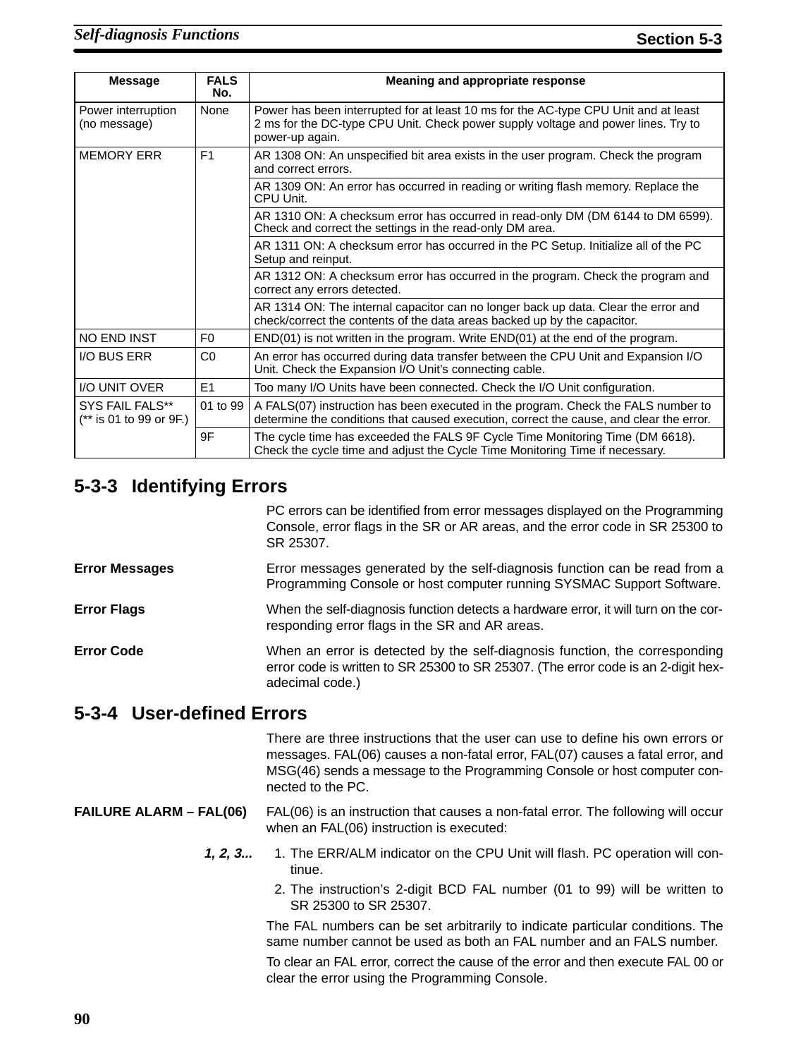| Message | FALS No. | Meaning and appropriate response |
|---|---|---|
| Power interruption (no message) | None | Power has been interrupted for at least 10 ms for the AC-type CPU Unit and at least 2 ms for the DC-type CPU Unit. Check power supply voltage and power lines. Try to power-up again. |
| MEMORY ERR | F1 | AR 1308 ON: An unspecified bit area exists in the user program. Check the program and correct errors. |
| | | AR 1309 ON: An error has occurred in reading or writing flash memory. Replace the CPU Unit. |
| | | AR 1310 ON: A checksum error has occurred in read-only DM (DM 6144 to DM 6599). Check and correct the settings in the read-only DM area. |
| | | AR 1311 ON: A checksum error has occurred in the PC Setup. Initialize all of the PC Setup and reinput. |
| | | AR 1312 ON: A checksum error has occurred in the program. Check the program and correct any errors detected. |
| | | AR 1314 ON: The internal capacitor can no longer back up data. Clear the error and check/correct the contents of the data areas backed up by the capacitor. |
| NO END INST | F0 | END(01) is not written in the program. Write END(01) at the end of the program. |
| I/O BUS ERR | C0 | An error has occurred during data transfer between the CPU Unit and Expansion I/O Unit. Check the Expansion I/O Unit's connecting cable. |
| I/O UNIT OVER | E1 | Too many I/O Units have been connected. Check the I/O Unit configuration. |
| SYS FAIL FALS** (** is 01 to 99 or 9F.) | 01 to 99 | A FALS(07) instruction has been executed in the program. Check the FALS number to determine the conditions that caused execution, correct the cause, and clear the error. |
| | 9F | The cycle time has exceeded the FALS 9F Cycle Time Monitoring Time (DM 6618). Check the cycle time and adjust the Cycle Time Monitoring Time if necessary. |

## 5-3-3 Identifying Errors

PC errors can be identified from error messages displayed on the Programming Console, error flags in the SR or AR areas, and the error code in SR 25300 to SR 25307.

**Error Messages**

Error messages generated by the self-diagnosis function can be read from a Programming Console or host computer running SYSMAC Support Software.

**Error Flags**

When the self-diagnosis function detects a hardware error, it will turn on the corresponding error flags in the SR and AR areas.

**Error Code**

When an error is detected by the self-diagnosis function, the corresponding error code is written to SR 25300 to SR 25307. (The error code is an 2-digit hexadecimal code.)

## 5-3-4 User-defined Errors

There are three instructions that the user can use to define his own errors or messages. FAL(06) causes a non-fatal error, FAL(07) causes a fatal error, and MSG(46) sends a message to the Programming Console or host computer connected to the PC.

**FAILURE ALARM – FAL(06)**

FAL(06) is an instruction that causes a non-fatal error. The following will occur when an FAL(06) instruction is executed:

*1, 2, 3...*

1. The ERR/ALM indicator on the CPU Unit will flash. PC operation will continue.
2. The instruction's 2-digit BCD FAL number (01 to 99) will be written to SR 25300 to SR 25307.

The FAL numbers can be set arbitrarily to indicate particular conditions. The same number cannot be used as both an FAL number and an FALS number.

To clear an FAL error, correct the cause of the error and then execute FAL 00 or clear the error using the Programming Console.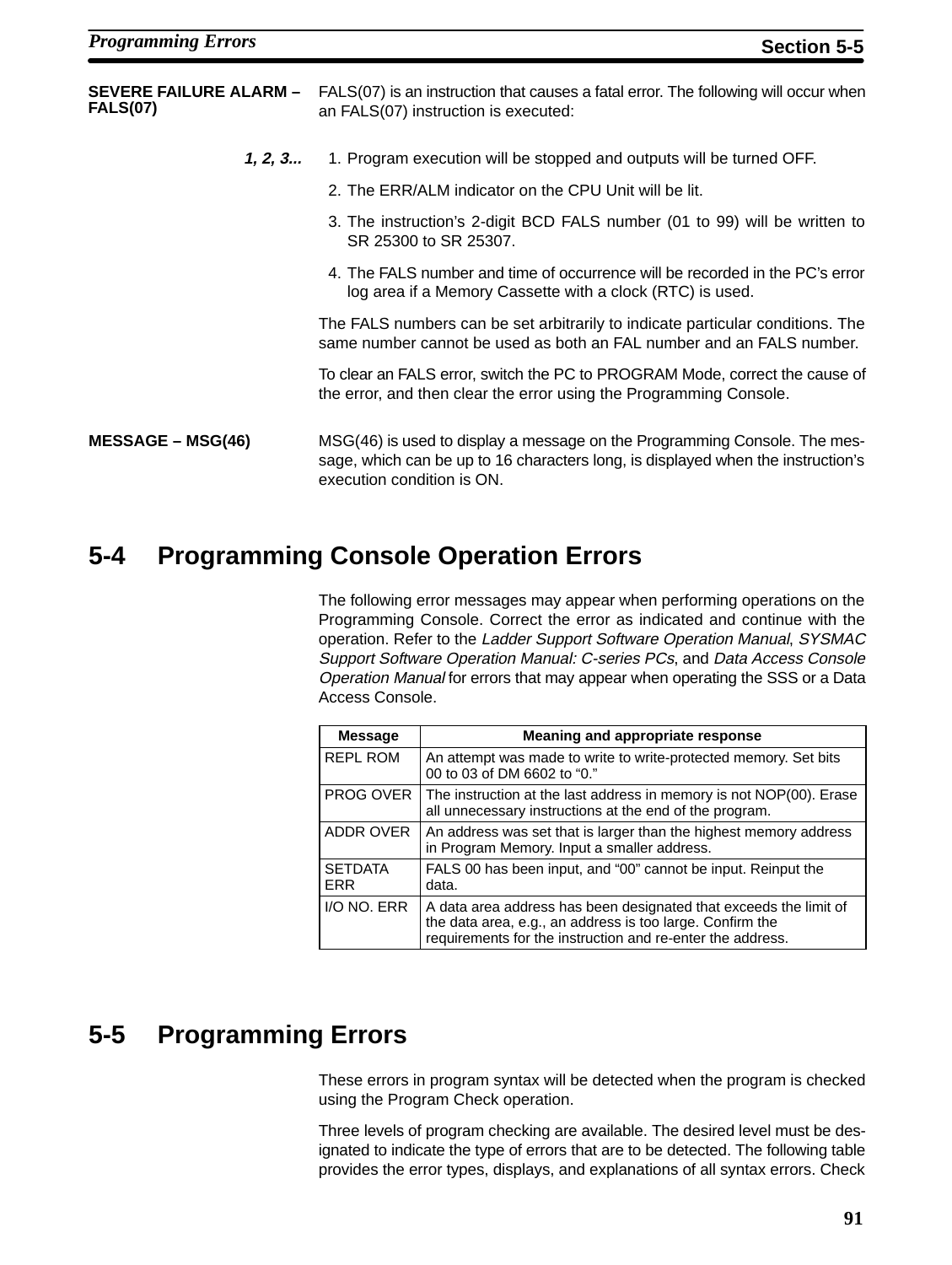**SEVERE FAILURE ALARM – FALS(07)**

FALS(07) is an instruction that causes a fatal error. The following will occur when an FALS(07) instruction is executed:

*1, 2, 3...*

1. Program execution will be stopped and outputs will be turned OFF.
2. The ERR/ALM indicator on the CPU Unit will be lit.
3. The instruction's 2-digit BCD FALS number (01 to 99) will be written to SR 25300 to SR 25307.
4. The FALS number and time of occurrence will be recorded in the PC's error log area if a Memory Cassette with a clock (RTC) is used.

The FALS numbers can be set arbitrarily to indicate particular conditions. The same number cannot be used as both an FAL number and an FALS number.

To clear an FALS error, switch the PC to PROGRAM Mode, correct the cause of the error, and then clear the error using the Programming Console.

**MESSAGE – MSG(46)**

MSG(46) is used to display a message on the Programming Console. The message, which can be up to 16 characters long, is displayed when the instruction's execution condition is ON.

## 5-4 Programming Console Operation Errors

The following error messages may appear when performing operations on the Programming Console. Correct the error as indicated and continue with the operation. Refer to the *Ladder Support Software Operation Manual*, *SYSMAC Support Software Operation Manual: C-series PCs*, and *Data Access Console Operation Manual* for errors that may appear when operating the SSS or a Data Access Console.

| Message | Meaning and appropriate response |
|---|---|
| REPL ROM | An attempt was made to write to write-protected memory. Set bits 00 to 03 of DM 6602 to "0." |
| PROG OVER | The instruction at the last address in memory is not NOP(00). Erase all unnecessary instructions at the end of the program. |
| ADDR OVER | An address was set that is larger than the highest memory address in Program Memory. Input a smaller address. |
| SETDATA ERR | FALS 00 has been input, and "00" cannot be input. Reinput the data. |
| I/O NO. ERR | A data area address has been designated that exceeds the limit of the data area, e.g., an address is too large. Confirm the requirements for the instruction and re-enter the address. |

## 5-5 Programming Errors

These errors in program syntax will be detected when the program is checked using the Program Check operation.

Three levels of program checking are available. The desired level must be designated to indicate the type of errors that are to be detected. The following table provides the error types, displays, and explanations of all syntax errors. Check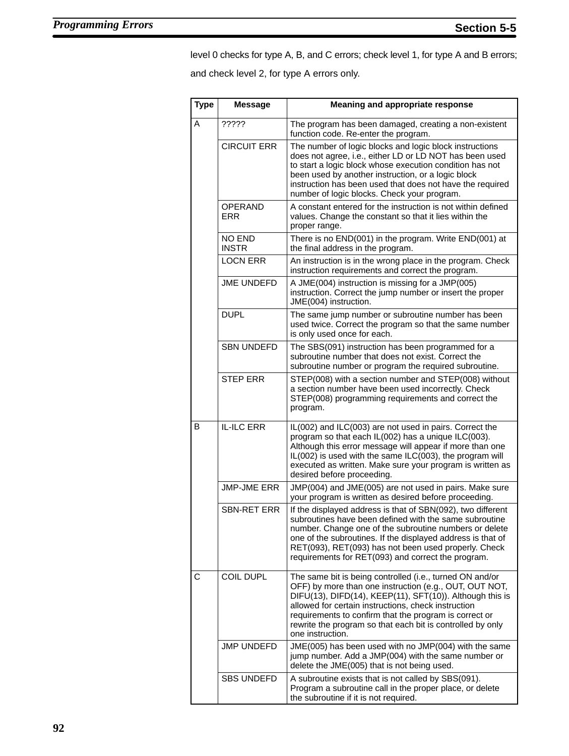level 0 checks for type A, B, and C errors; check level 1, for type A and B errors; and check level 2, for type A errors only.

| Type | Message | Meaning and appropriate response |
|---|---|---|
| A | ????? | The program has been damaged, creating a non-existent function code. Re-enter the program. |
| | CIRCUIT ERR | The number of logic blocks and logic block instructions does not agree, i.e., either LD or LD NOT has been used to start a logic block whose execution condition has not been used by another instruction, or a logic block instruction has been used that does not have the required number of logic blocks. Check your program. |
| | OPERAND ERR | A constant entered for the instruction is not within defined values. Change the constant so that it lies within the proper range. |
| | NO END INSTR | There is no END(001) in the program. Write END(001) at the final address in the program. |
| | LOCN ERR | An instruction is in the wrong place in the program. Check instruction requirements and correct the program. |
| | JME UNDEFD | A JME(004) instruction is missing for a JMP(005) instruction. Correct the jump number or insert the proper JME(004) instruction. |
| | DUPL | The same jump number or subroutine number has been used twice. Correct the program so that the same number is only used once for each. |
| | SBN UNDEFD | The SBS(091) instruction has been programmed for a subroutine number that does not exist. Correct the subroutine number or program the required subroutine. |
| | STEP ERR | STEP(008) with a section number and STEP(008) without a section number have been used incorrectly. Check STEP(008) programming requirements and correct the program. |
| B | IL-ILC ERR | IL(002) and ILC(003) are not used in pairs. Correct the program so that each IL(002) has a unique ILC(003). Although this error message will appear if more than one IL(002) is used with the same ILC(003), the program will executed as written. Make sure your program is written as desired before proceeding. |
| | JMP-JME ERR | JMP(004) and JME(005) are not used in pairs. Make sure your program is written as desired before proceeding. |
| | SBN-RET ERR | If the displayed address is that of SBN(092), two different subroutines have been defined with the same subroutine number. Change one of the subroutine numbers or delete one of the subroutines. If the displayed address is that of RET(093), RET(093) has not been used properly. Check requirements for RET(093) and correct the program. |
| C | COIL DUPL | The same bit is being controlled (i.e., turned ON and/or OFF) by more than one instruction (e.g., OUT, OUT NOT, DIFU(13), DIFD(14), KEEP(11), SFT(10)). Although this is allowed for certain instructions, check instruction requirements to confirm that the program is correct or rewrite the program so that each bit is controlled by only one instruction. |
| | JMP UNDEFD | JME(005) has been used with no JMP(004) with the same jump number. Add a JMP(004) with the same number or delete the JME(005) that is not being used. |
| | SBS UNDEFD | A subroutine exists that is not called by SBS(091). Program a subroutine call in the proper place, or delete the subroutine if it is not required. |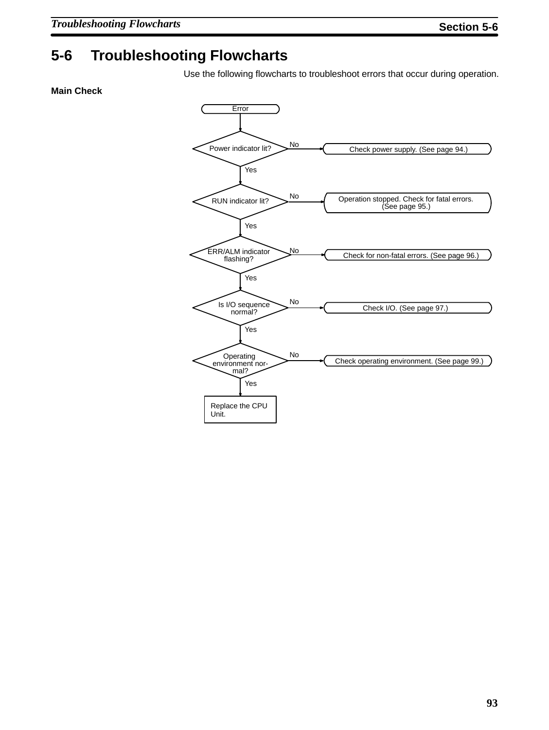# 5-6 Troubleshooting Flowcharts

Use the following flowcharts to troubleshoot errors that occur during operation.

**Main Check**

Error

Power indicator lit? — No → Check power supply. (See page 94.)

Yes

RUN indicator lit? — No → Operation stopped. Check for fatal errors. (See page 95.)

Yes

ERR/ALM indicator flashing? — No → Check for non-fatal errors. (See page 96.)

Yes

Is I/O sequence normal? — No → Check I/O. (See page 97.)

Yes

Operating environment normal? — No → Check operating environment. (See page 99.)

Yes

Replace the CPU Unit.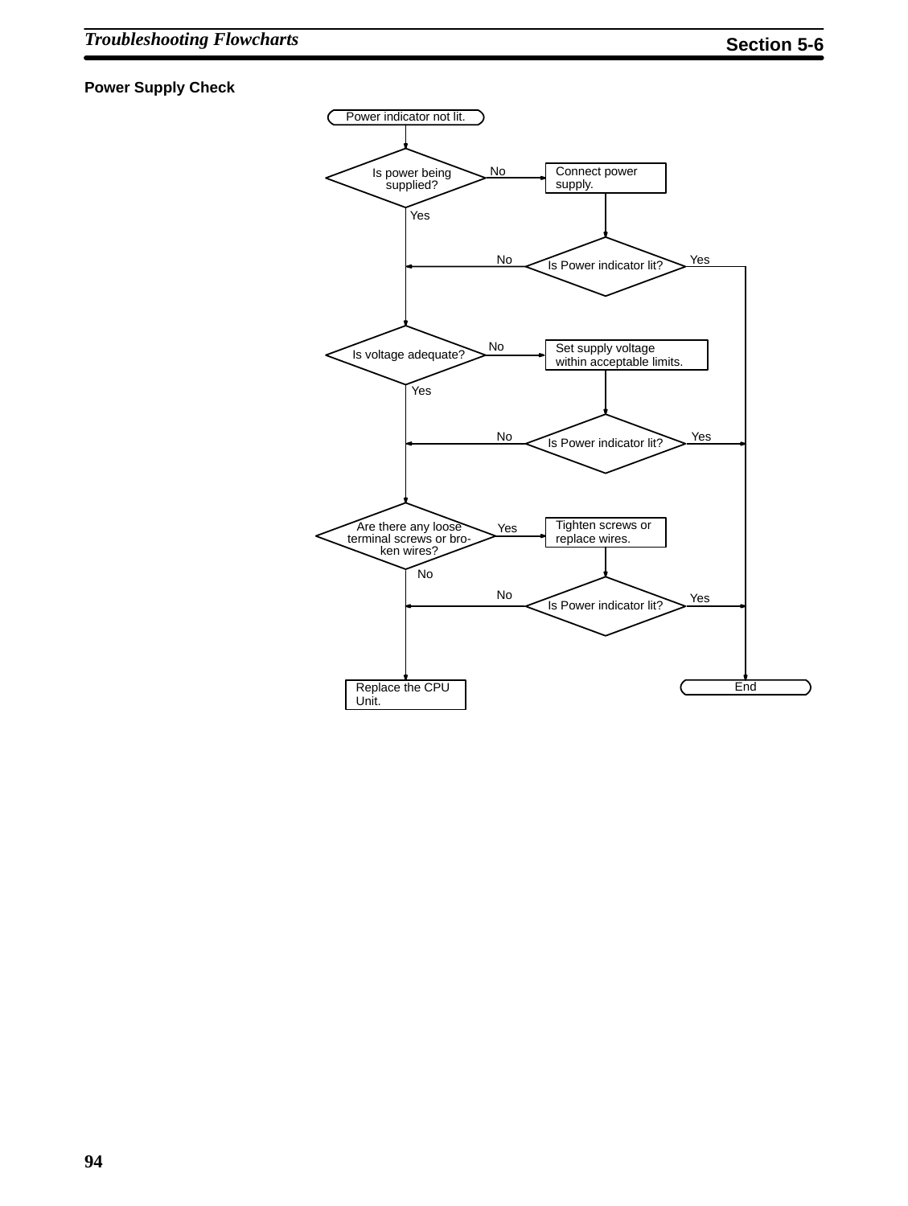### Power Supply Check

```
Power indicator not lit.
        |
Is power being supplied? --No--> Connect power supply.
        | Yes                            |
        |                     Is Power indicator lit? --Yes--> End
        |<-------------No----------------|
        |
Is voltage adequate? --No--> Set supply voltage within acceptable limits.
        | Yes                            |
        |                     Is Power indicator lit? --Yes--> End
        |<-------------No----------------|
        |
Are there any loose terminal screws or broken wires? --Yes--> Tighten screws or replace wires.
        | No                             |
        |                     Is Power indicator lit? --Yes--> End
        |<-------------No----------------|
        |
Replace the CPU Unit.
```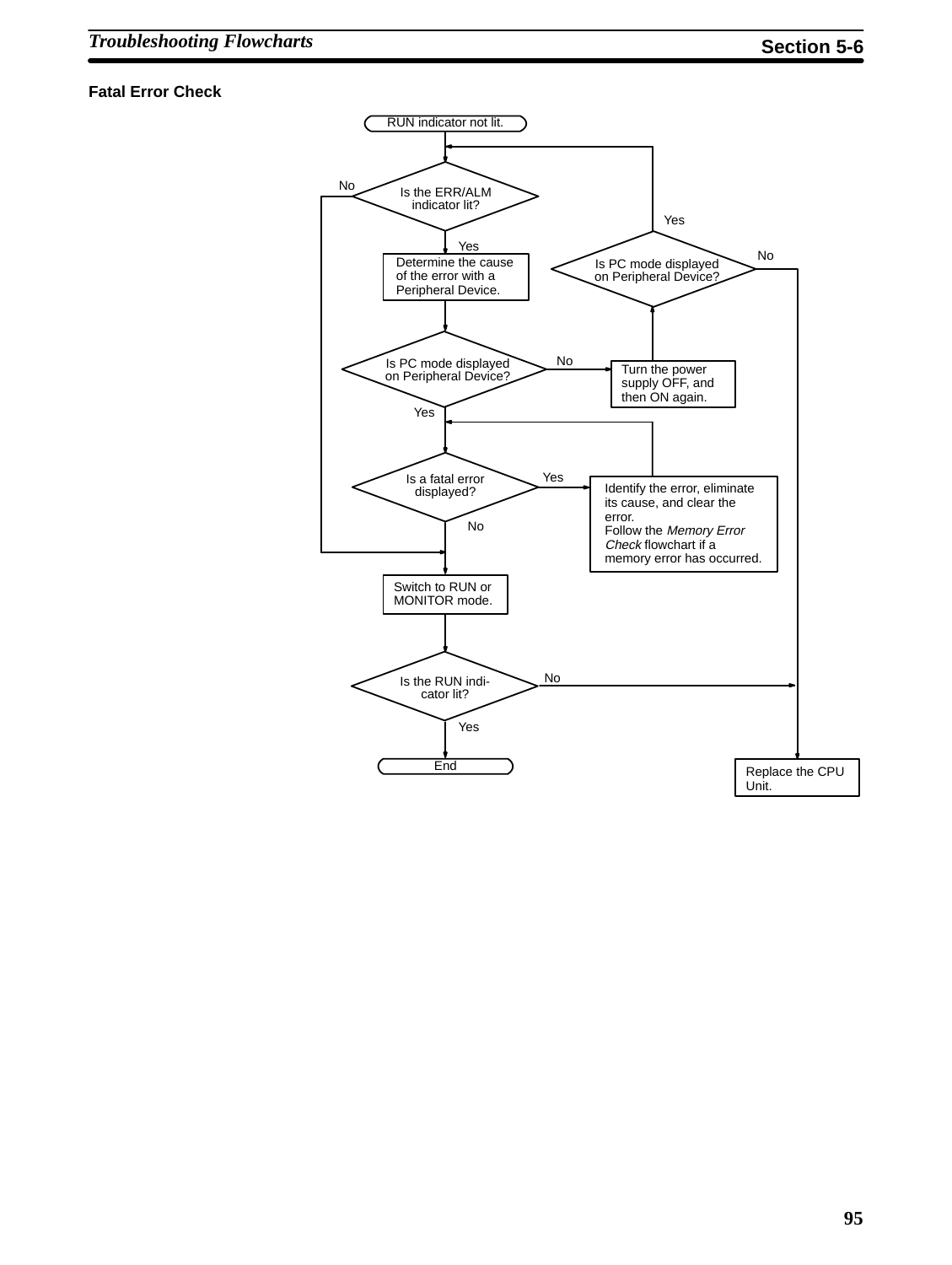### Fatal Error Check

RUN indicator not lit.

Is the ERR/ALM indicator lit?
- No → Switch to RUN or MONITOR mode.
- Yes → Determine the cause of the error with a Peripheral Device.

Is PC mode displayed on Peripheral Device?
- No → Turn the power supply OFF, and then ON again. → Is PC mode displayed on Peripheral Device?
  - Yes → Is the ERR/ALM indicator lit?
  - No → Replace the CPU Unit.
- Yes → Is a fatal error displayed?

Is a fatal error displayed?
- Yes → Identify the error, eliminate its cause, and clear the error. Follow the *Memory Error Check* flowchart if a memory error has occurred. → Is a fatal error displayed?
- No → Switch to RUN or MONITOR mode.

Switch to RUN or MONITOR mode.

Is the RUN indicator lit?
- Yes → End
- No → Replace the CPU Unit.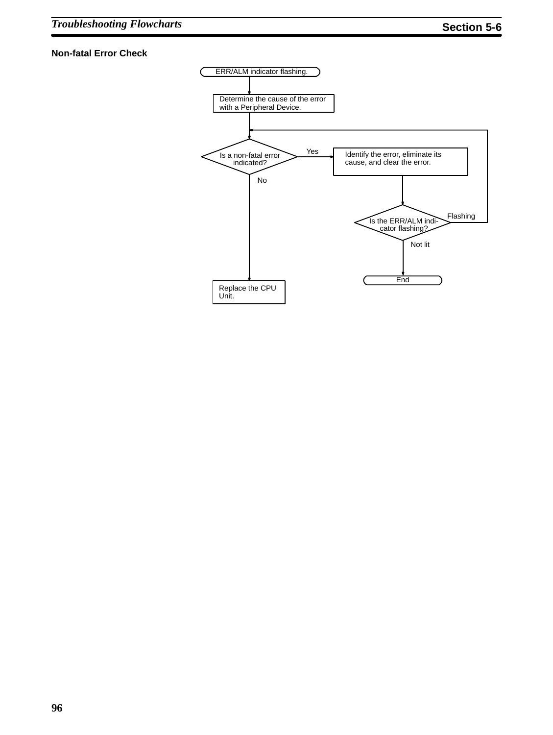### Non-fatal Error Check

ERR/ALM indicator flashing.

Determine the cause of the error with a Peripheral Device.

Is a non-fatal error indicated?

Yes

Identify the error, eliminate its cause, and clear the error.

Is the ERR/ALM indicator flashing?

Flashing

Not lit

End

No

Replace the CPU Unit.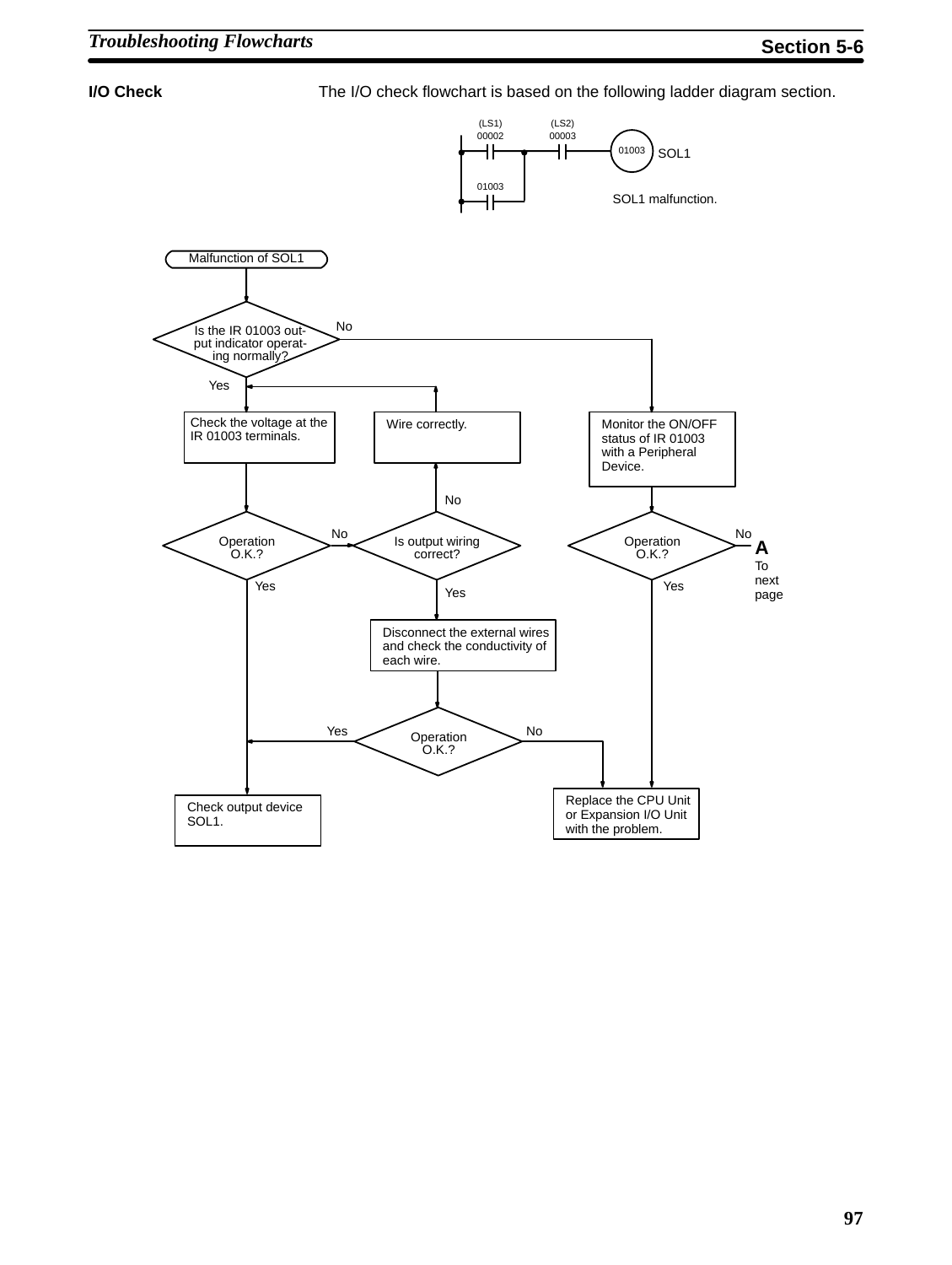### I/O Check

The I/O check flowchart is based on the following ladder diagram section.

(LS1) 00002 — (LS2) 00003 — 01003 SOL1

01003

SOL1 malfunction.

Malfunction of SOL1

Is the IR 01003 output indicator operating normally?

No

Yes

Check the voltage at the IR 01003 terminals.

Wire correctly.

Monitor the ON/OFF status of IR 01003 with a Peripheral Device.

No

Operation O.K.?

No

Is output wiring correct?

Operation O.K.?

No

**A**

To next page

Yes

Yes

Yes

Disconnect the external wires and check the conductivity of each wire.

Yes

Operation O.K.?

No

Check output device SOL1.

Replace the CPU Unit or Expansion I/O Unit with the problem.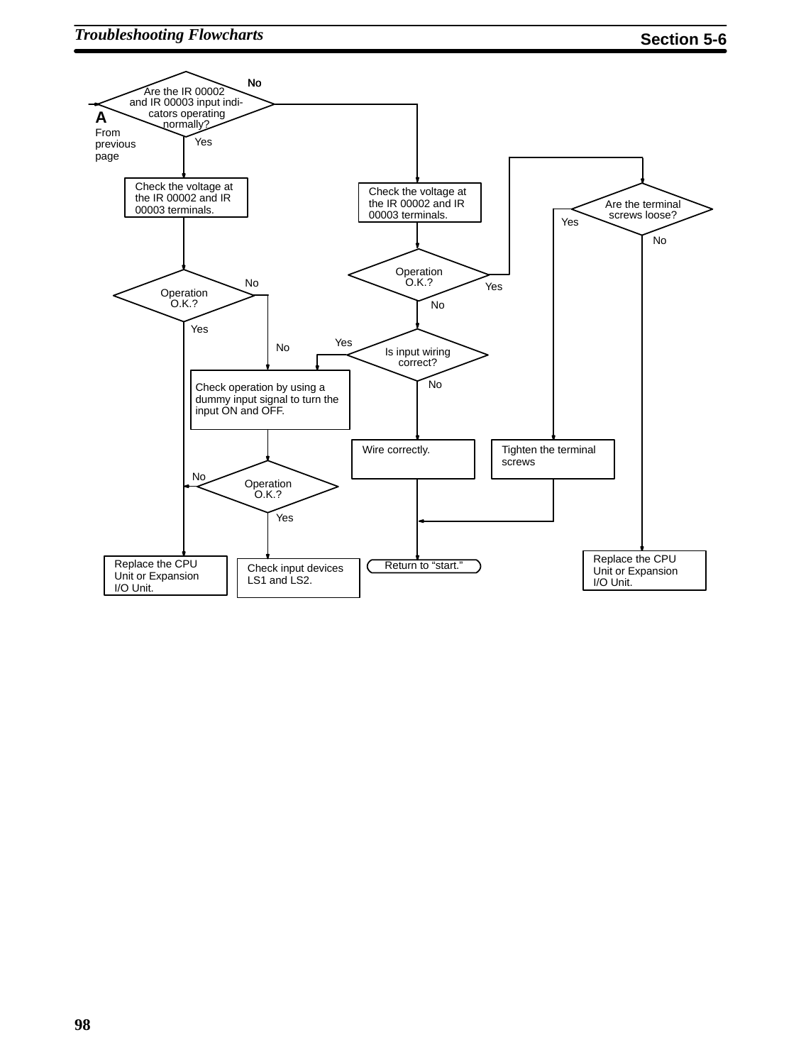A
From previous page

Are the IR 00002 and IR 00003 input indicators operating normally?

No

Yes

Check the voltage at the IR 00002 and IR 00003 terminals.

Check the voltage at the IR 00002 and IR 00003 terminals.

Are the terminal screws loose?

Yes

No

Operation O.K.?

Yes

No

Operation O.K.?

No

Yes

Yes

No

Is input wiring correct?

No

Check operation by using a dummy input signal to turn the input ON and OFF.

Wire correctly.

Tighten the terminal screws

No

Operation O.K.?

Yes

Replace the CPU Unit or Expansion I/O Unit.

Check input devices LS1 and LS2.

Return to “start.”

Replace the CPU Unit or Expansion I/O Unit.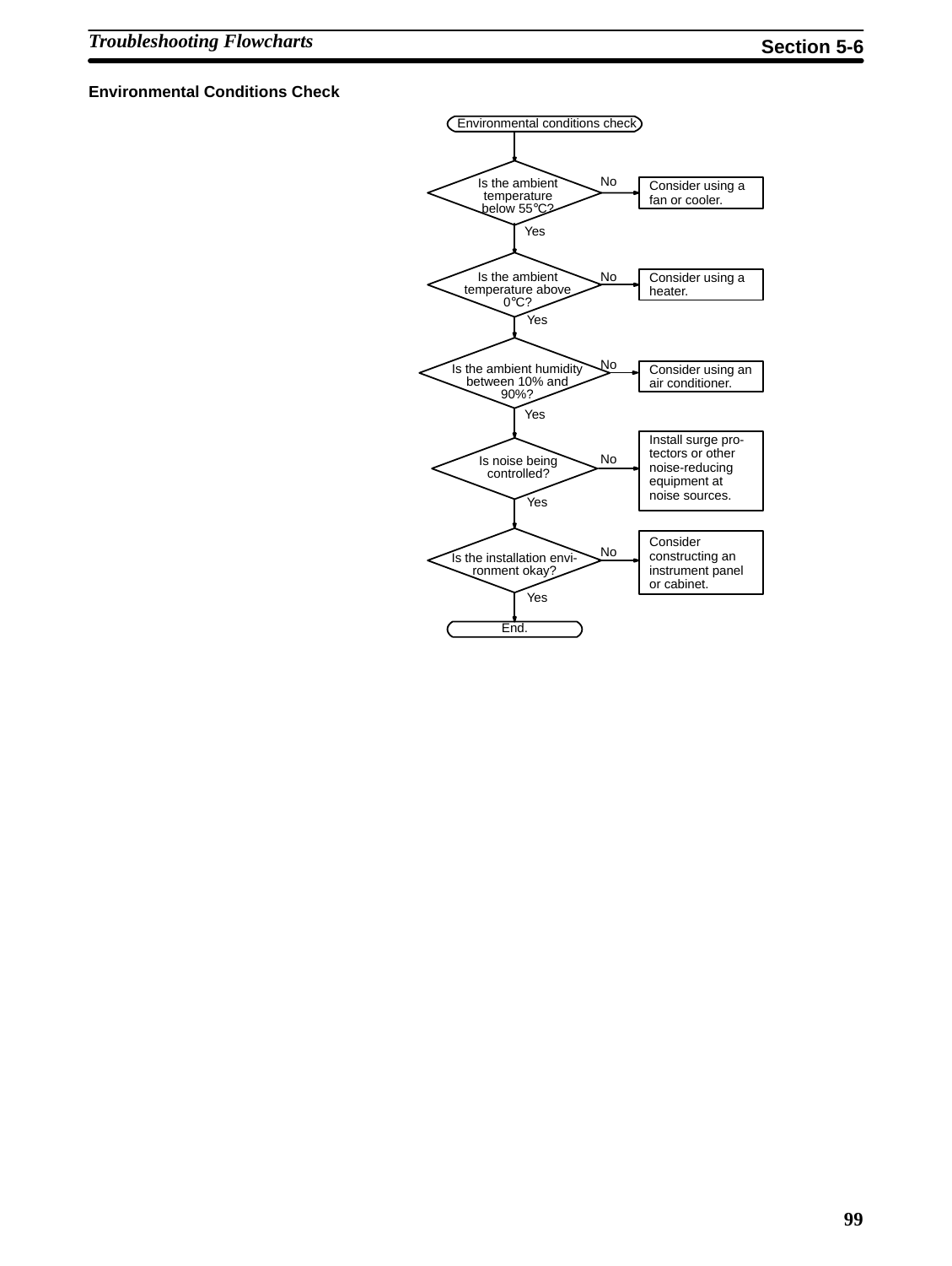### Environmental Conditions Check

Environmental conditions check

- Is the ambient temperature below 55°C?
  - No → Consider using a fan or cooler.
  - Yes ↓
- Is the ambient temperature above 0°C?
  - No → Consider using a heater.
  - Yes ↓
- Is the ambient humidity between 10% and 90%?
  - No → Consider using an air conditioner.
  - Yes ↓
- Is noise being controlled?
  - No → Install surge protectors or other noise-reducing equipment at noise sources.
  - Yes ↓
- Is the installation environment okay?
  - No → Consider constructing an instrument panel or cabinet.
  - Yes ↓

End.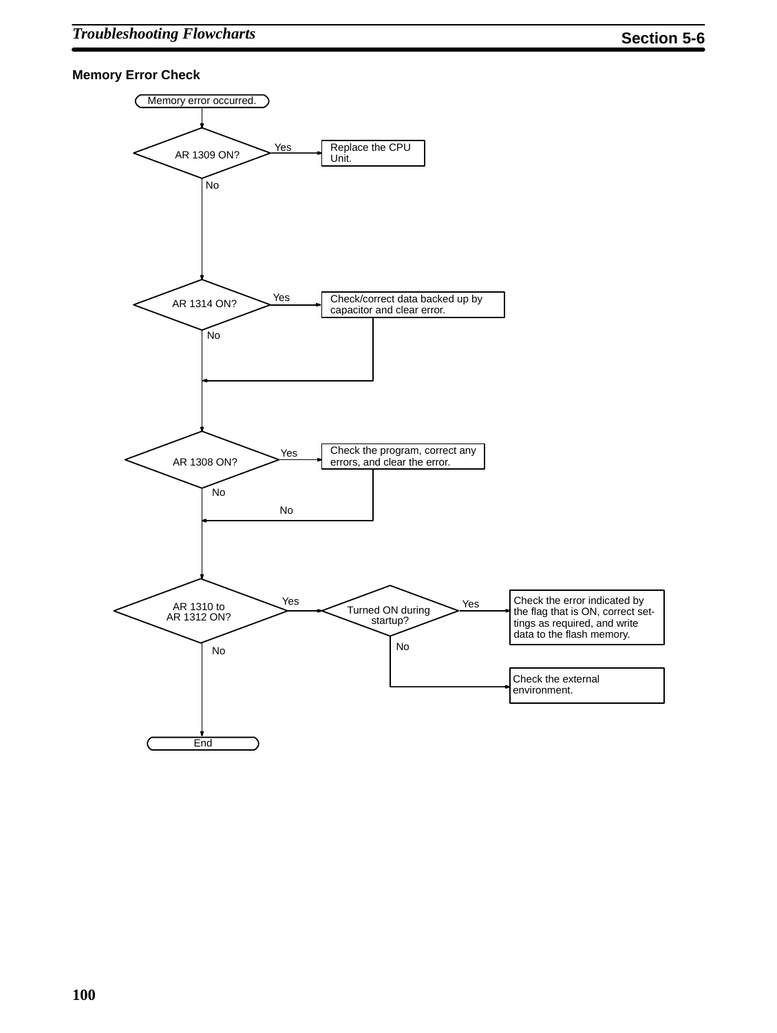### Memory Error Check

Memory error occurred.

AR 1309 ON?
- Yes → Replace the CPU Unit.
- No ↓

AR 1314 ON?
- Yes → Check/correct data backed up by capacitor and clear error.
- No ↓

AR 1308 ON?
- Yes → Check the program, correct any errors, and clear the error.
- No ↓

AR 1310 to AR 1312 ON?
- Yes → Turned ON during startup?
  - Yes → Check the error indicated by the flag that is ON, correct settings as required, and write data to the flash memory.
  - No → Check the external environment.
- No ↓

End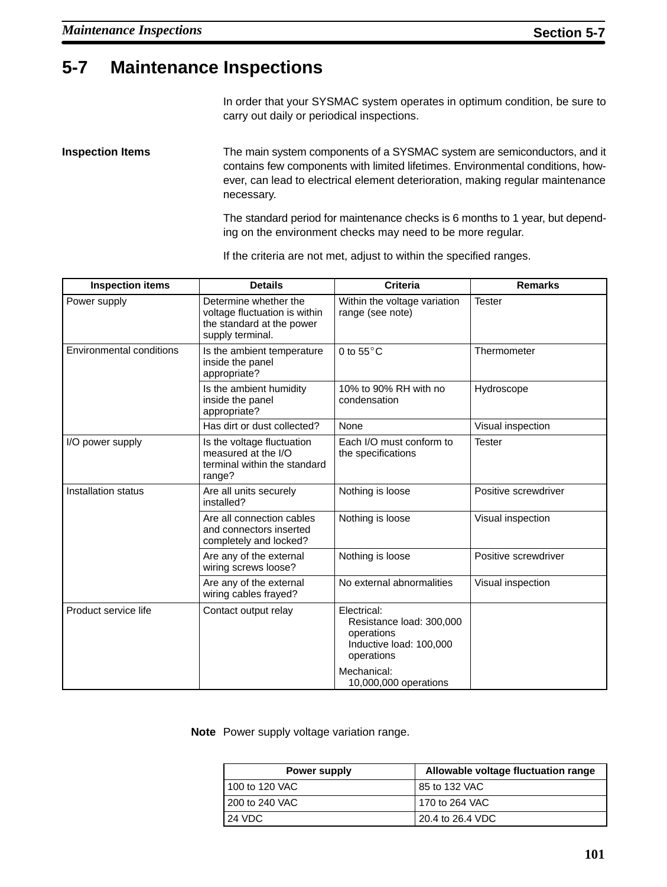## 5-7 Maintenance Inspections

In order that your SYSMAC system operates in optimum condition, be sure to carry out daily or periodical inspections.

**Inspection Items**

The main system components of a SYSMAC system are semiconductors, and it contains few components with limited lifetimes. Environmental conditions, however, can lead to electrical element deterioration, making regular maintenance necessary.

The standard period for maintenance checks is 6 months to 1 year, but depending on the environment checks may need to be more regular.

If the criteria are not met, adjust to within the specified ranges.

| Inspection items | Details | Criteria | Remarks |
|---|---|---|---|
| Power supply | Determine whether the voltage fluctuation is within the standard at the power supply terminal. | Within the voltage variation range (see note) | Tester |
| Environmental conditions | Is the ambient temperature inside the panel appropriate? | 0 to 55°C | Thermometer |
| | Is the ambient humidity inside the panel appropriate? | 10% to 90% RH with no condensation | Hydroscope |
| | Has dirt or dust collected? | None | Visual inspection |
| I/O power supply | Is the voltage fluctuation measured at the I/O terminal within the standard range? | Each I/O must conform to the specifications | Tester |
| Installation status | Are all units securely installed? | Nothing is loose | Positive screwdriver |
| | Are all connection cables and connectors inserted completely and locked? | Nothing is loose | Visual inspection |
| | Are any of the external wiring screws loose? | Nothing is loose | Positive screwdriver |
| | Are any of the external wiring cables frayed? | No external abnormalities | Visual inspection |
| Product service life | Contact output relay | Electrical:<br>Resistance load: 300,000 operations<br>Inductive load: 100,000 operations<br>Mechanical:<br>10,000,000 operations | |

**Note** Power supply voltage variation range.

| Power supply | Allowable voltage fluctuation range |
|---|---|
| 100 to 120 VAC | 85 to 132 VAC |
| 200 to 240 VAC | 170 to 264 VAC |
| 24 VDC | 20.4 to 26.4 VDC |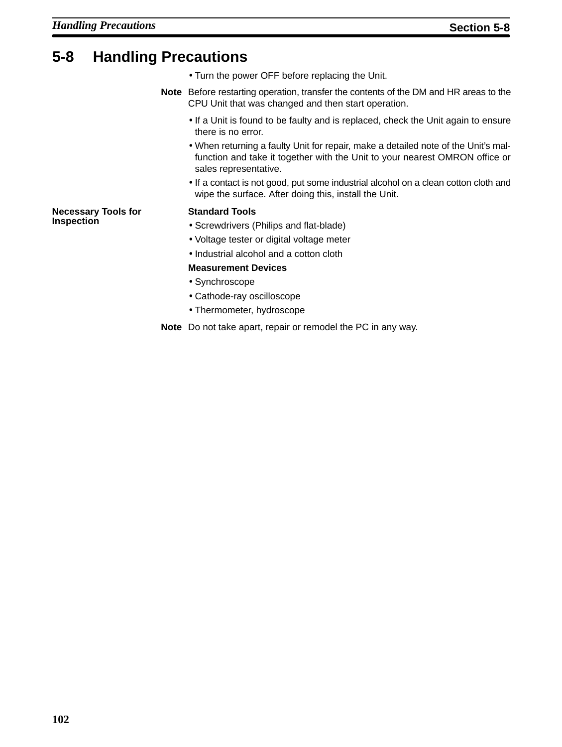## 5-8 Handling Precautions

- Turn the power OFF before replacing the Unit.

**Note** Before restarting operation, transfer the contents of the DM and HR areas to the CPU Unit that was changed and then start operation.

- If a Unit is found to be faulty and is replaced, check the Unit again to ensure there is no error.
- When returning a faulty Unit for repair, make a detailed note of the Unit's malfunction and take it together with the Unit to your nearest OMRON office or sales representative.
- If a contact is not good, put some industrial alcohol on a clean cotton cloth and wipe the surface. After doing this, install the Unit.

**Necessary Tools for Inspection**

**Standard Tools**

- Screwdrivers (Philips and flat-blade)
- Voltage tester or digital voltage meter
- Industrial alcohol and a cotton cloth

**Measurement Devices**

- Synchroscope
- Cathode-ray oscilloscope
- Thermometer, hydroscope

**Note** Do not take apart, repair or remodel the PC in any way.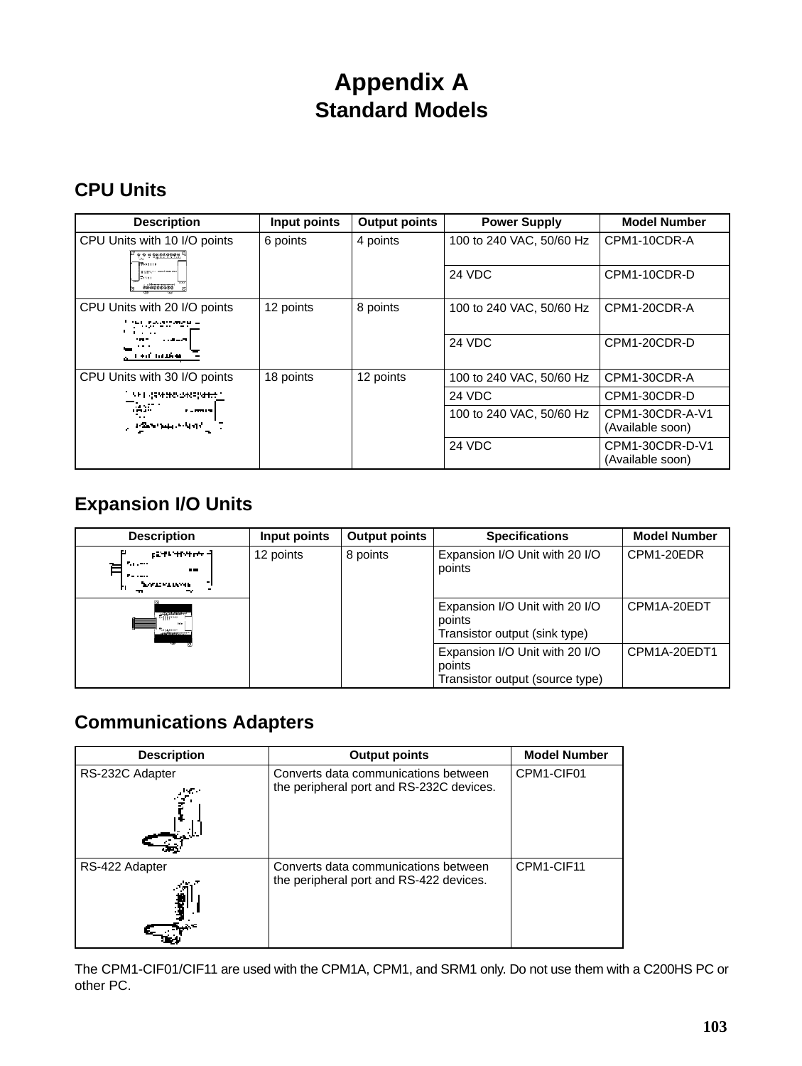# Appendix A
## Standard Models

### CPU Units

| Description | Input points | Output points | Power Supply | Model Number |
|---|---|---|---|---|
| CPU Units with 10 I/O points | 6 points | 4 points | 100 to 240 VAC, 50/60 Hz | CPM1-10CDR-A |
| | | | 24 VDC | CPM1-10CDR-D |
| CPU Units with 20 I/O points | 12 points | 8 points | 100 to 240 VAC, 50/60 Hz | CPM1-20CDR-A |
| | | | 24 VDC | CPM1-20CDR-D |
| CPU Units with 30 I/O points | 18 points | 12 points | 100 to 240 VAC, 50/60 Hz | CPM1-30CDR-A |
| | | | 24 VDC | CPM1-30CDR-D |
| | | | 100 to 240 VAC, 50/60 Hz | CPM1-30CDR-A-V1 (Available soon) |
| | | | 24 VDC | CPM1-30CDR-D-V1 (Available soon) |

### Expansion I/O Units

| Description | Input points | Output points | Specifications | Model Number |
|---|---|---|---|---|
| | 12 points | 8 points | Expansion I/O Unit with 20 I/O points | CPM1-20EDR |
| | | | Expansion I/O Unit with 20 I/O points<br>Transistor output (sink type) | CPM1A-20EDT |
| | | | Expansion I/O Unit with 20 I/O points<br>Transistor output (source type) | CPM1A-20EDT1 |

### Communications Adapters

| Description | Output points | Model Number |
|---|---|---|
| RS-232C Adapter | Converts data communications between the peripheral port and RS-232C devices. | CPM1-CIF01 |
| RS-422 Adapter | Converts data communications between the peripheral port and RS-422 devices. | CPM1-CIF11 |

The CPM1-CIF01/CIF11 are used with the CPM1A, CPM1, and SRM1 only. Do not use them with a C200HS PC or other PC.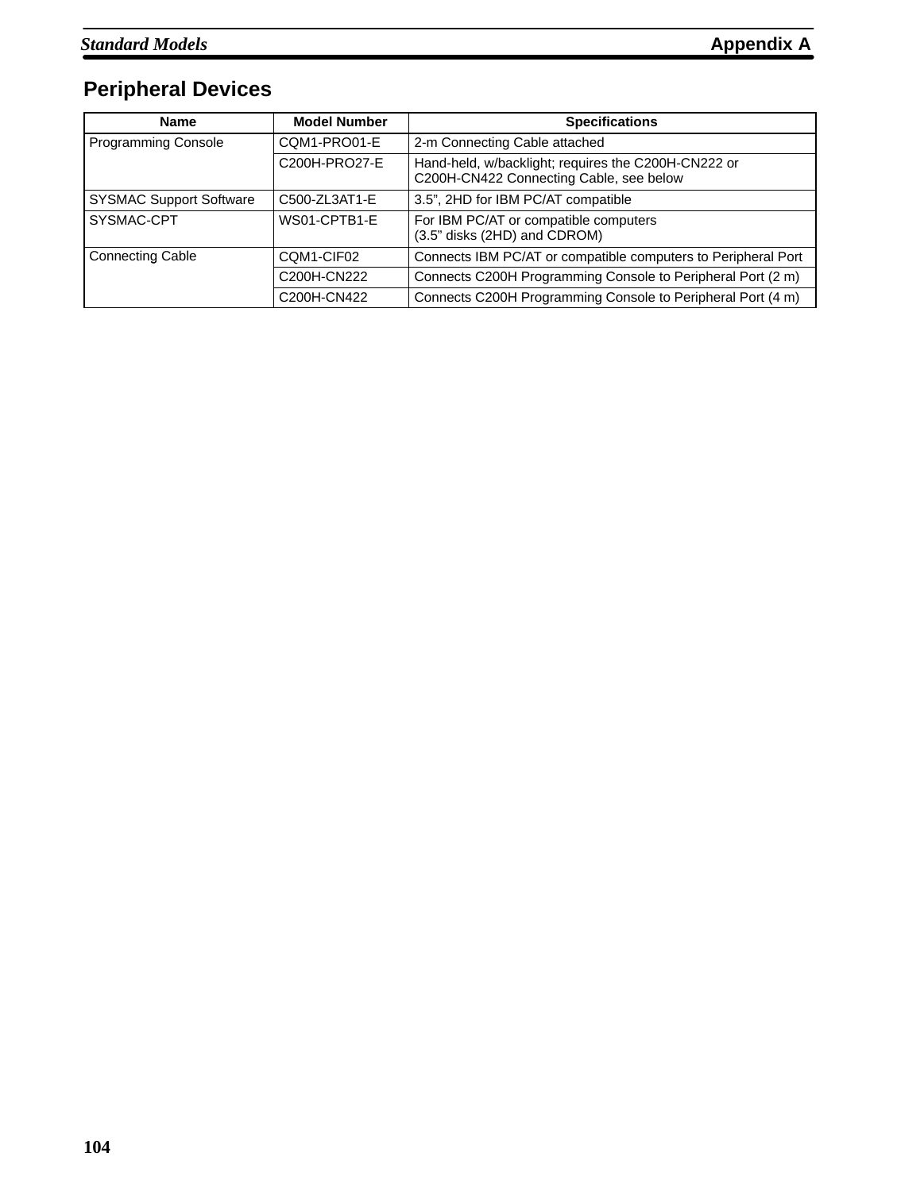## Peripheral Devices

| Name | Model Number | Specifications |
|---|---|---|
| Programming Console | CQM1-PRO01-E | 2-m Connecting Cable attached |
| | C200H-PRO27-E | Hand-held, w/backlight; requires the C200H-CN222 or C200H-CN422 Connecting Cable, see below |
| SYSMAC Support Software | C500-ZL3AT1-E | 3.5”, 2HD for IBM PC/AT compatible |
| SYSMAC-CPT | WS01-CPTB1-E | For IBM PC/AT or compatible computers (3.5” disks (2HD) and CDROM) |
| Connecting Cable | CQM1-CIF02 | Connects IBM PC/AT or compatible computers to Peripheral Port |
| | C200H-CN222 | Connects C200H Programming Console to Peripheral Port (2 m) |
| | C200H-CN422 | Connects C200H Programming Console to Peripheral Port (4 m) |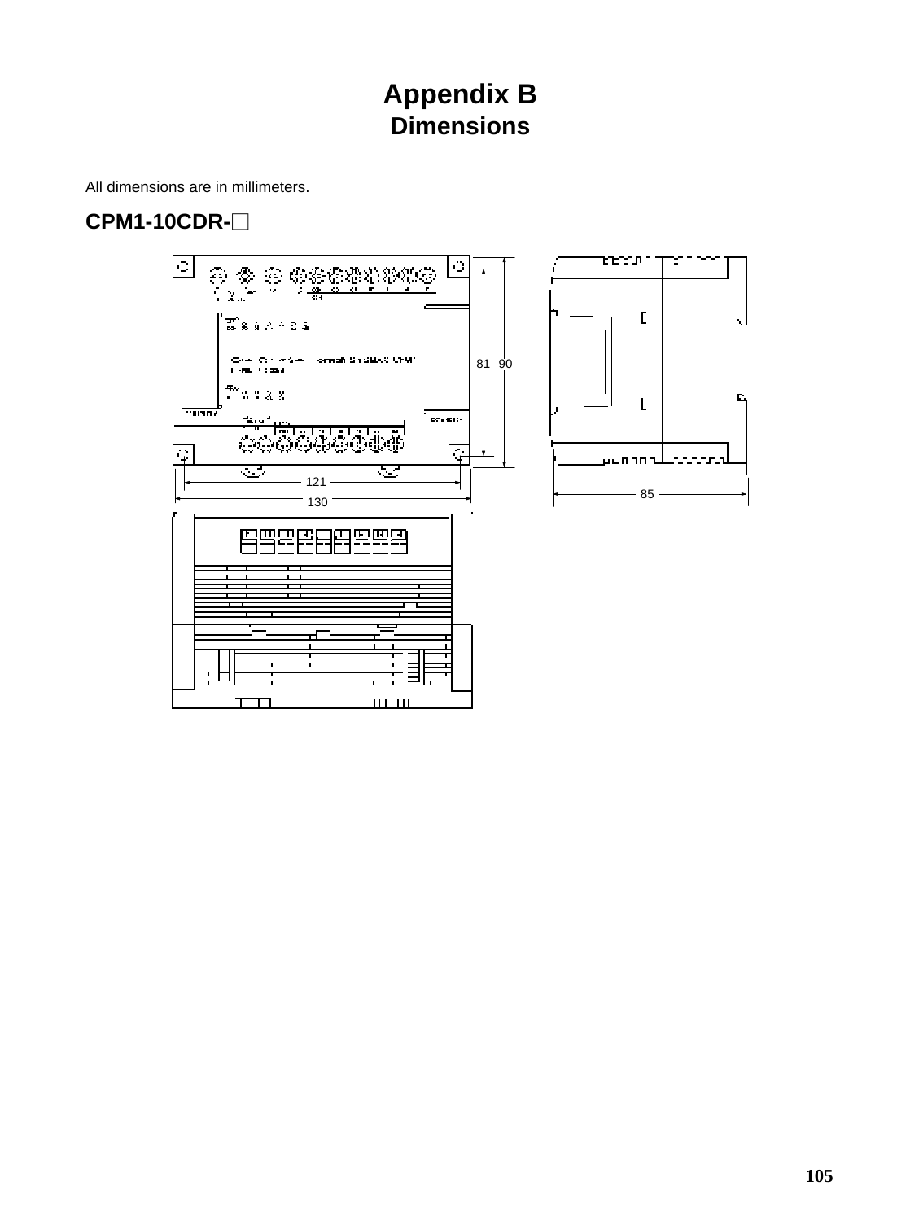# Appendix B
## Dimensions

All dimensions are in millimeters.

### CPM1-10CDR-□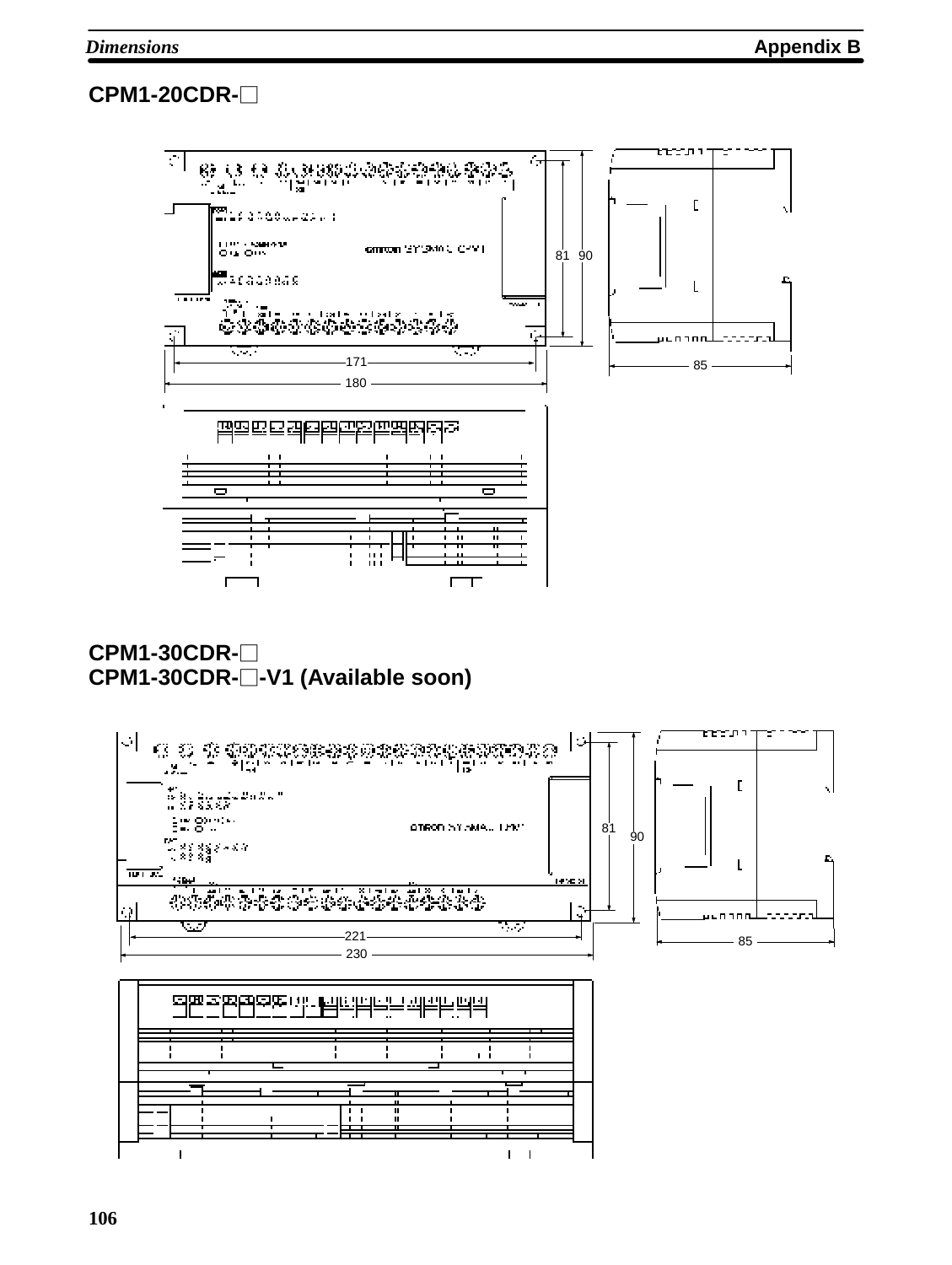### CPM1-20CDR-□

81 90

171

180

85

### CPM1-30CDR-□
### CPM1-30CDR-□-V1 (Available soon)

81

90

221

230

85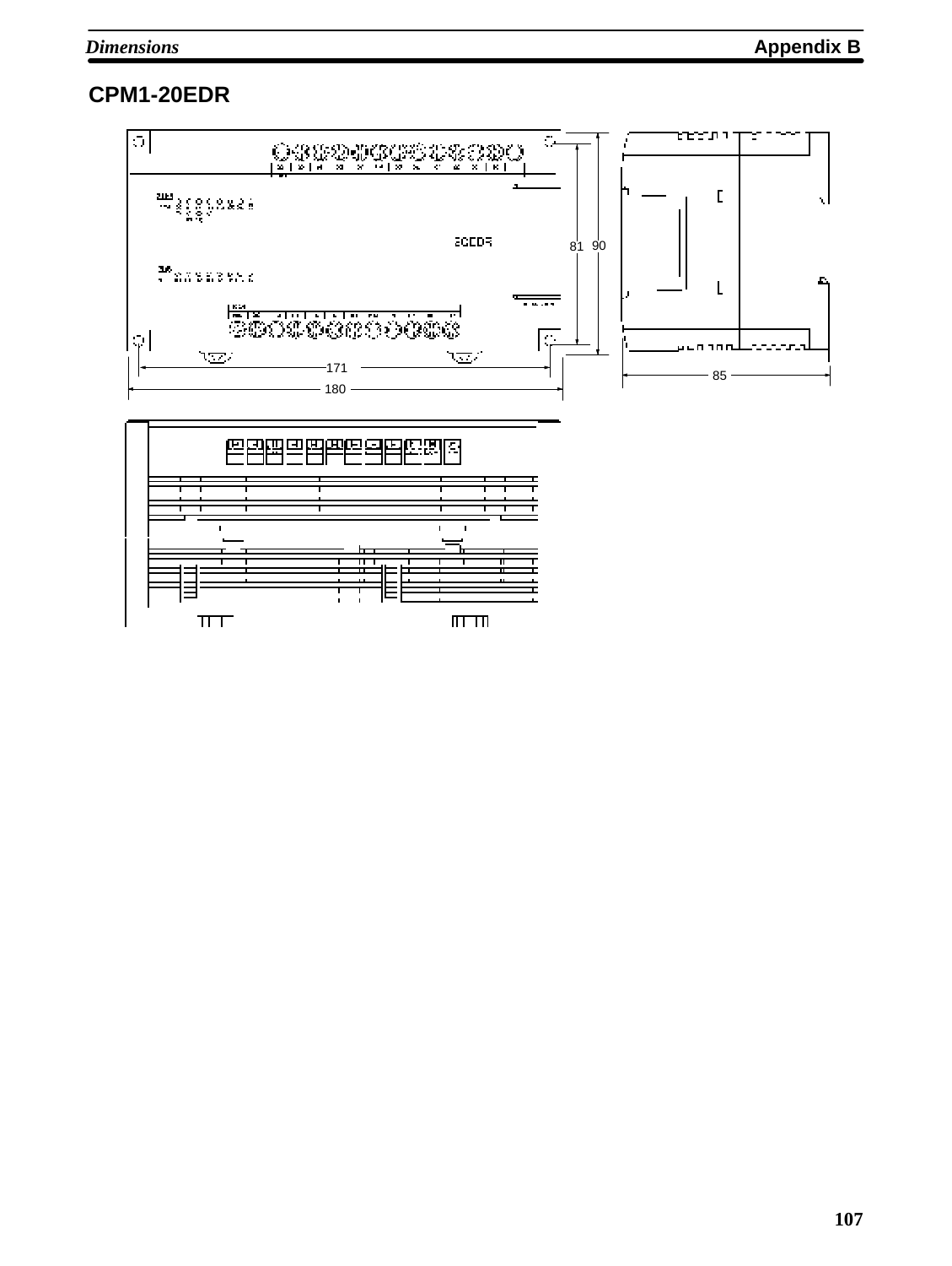## CPM1-20EDR

171

180

81

90

85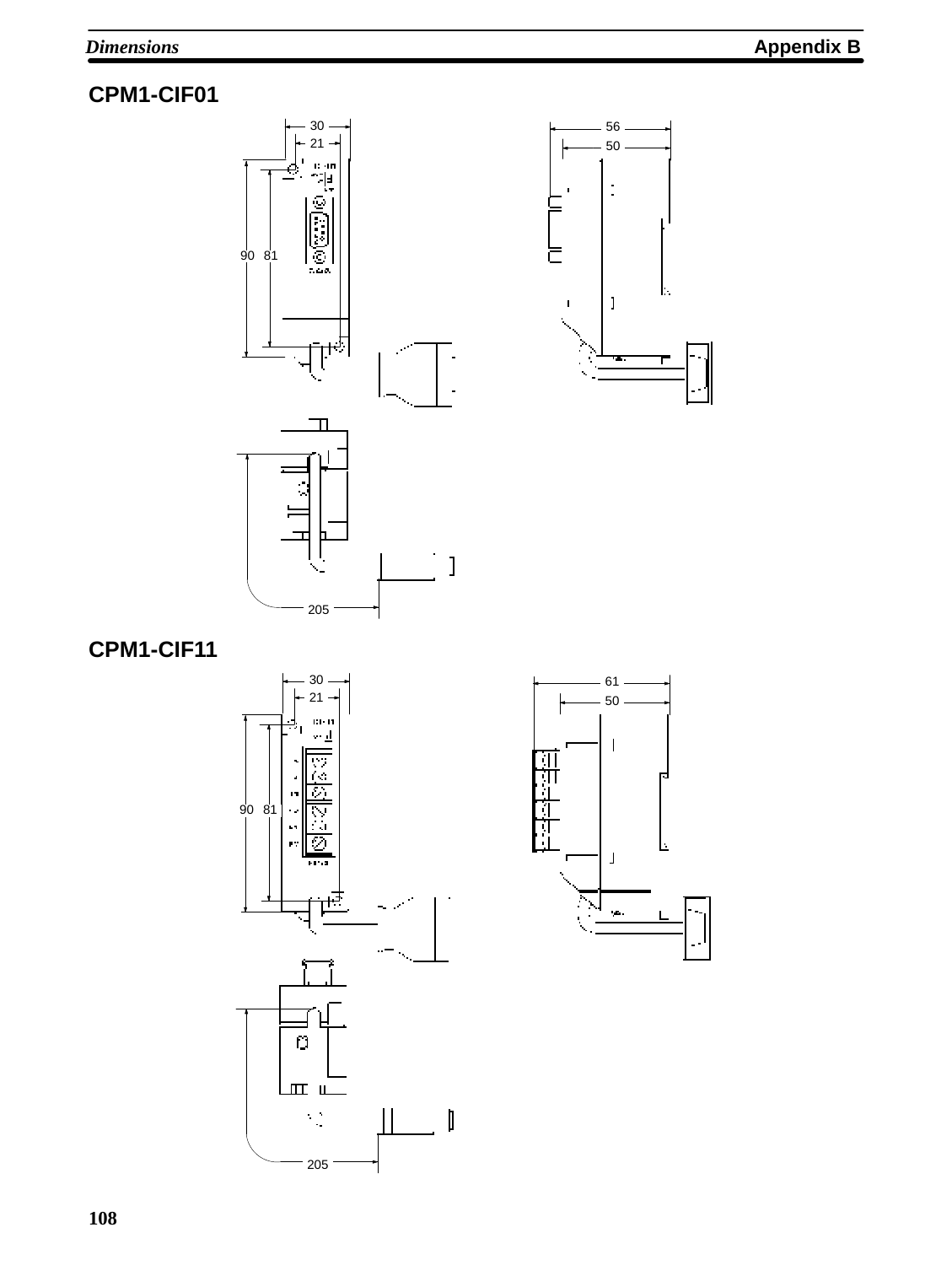## CPM1-CIF01

30

21

90 81

56

50

205

## CPM1-CIF11

30

21

90 81

61

50

205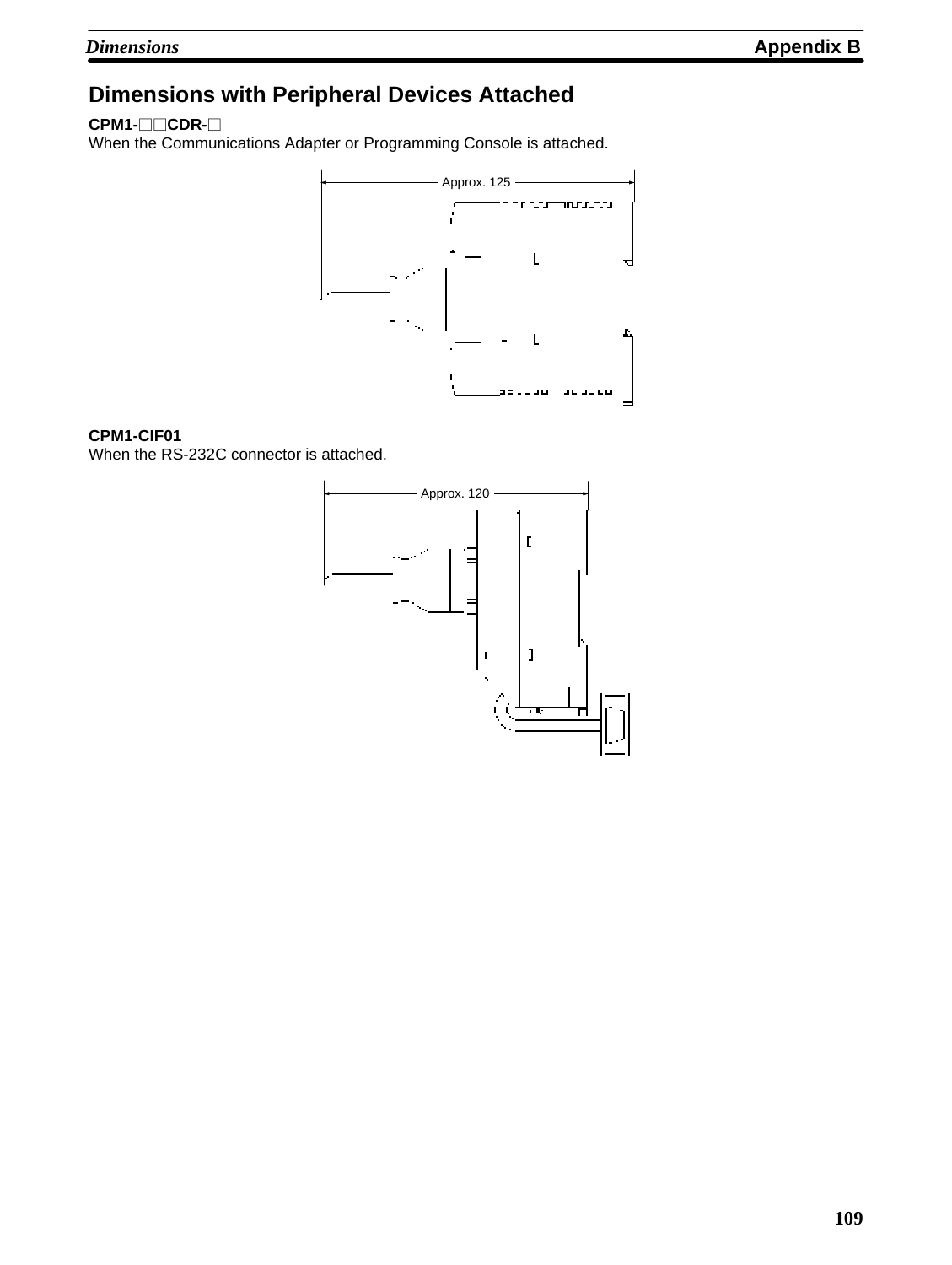## Dimensions with Peripheral Devices Attached

**CPM1-□□CDR-□**

When the Communications Adapter or Programming Console is attached.

Approx. 125

**CPM1-CIF01**

When the RS-232C connector is attached.

Approx. 120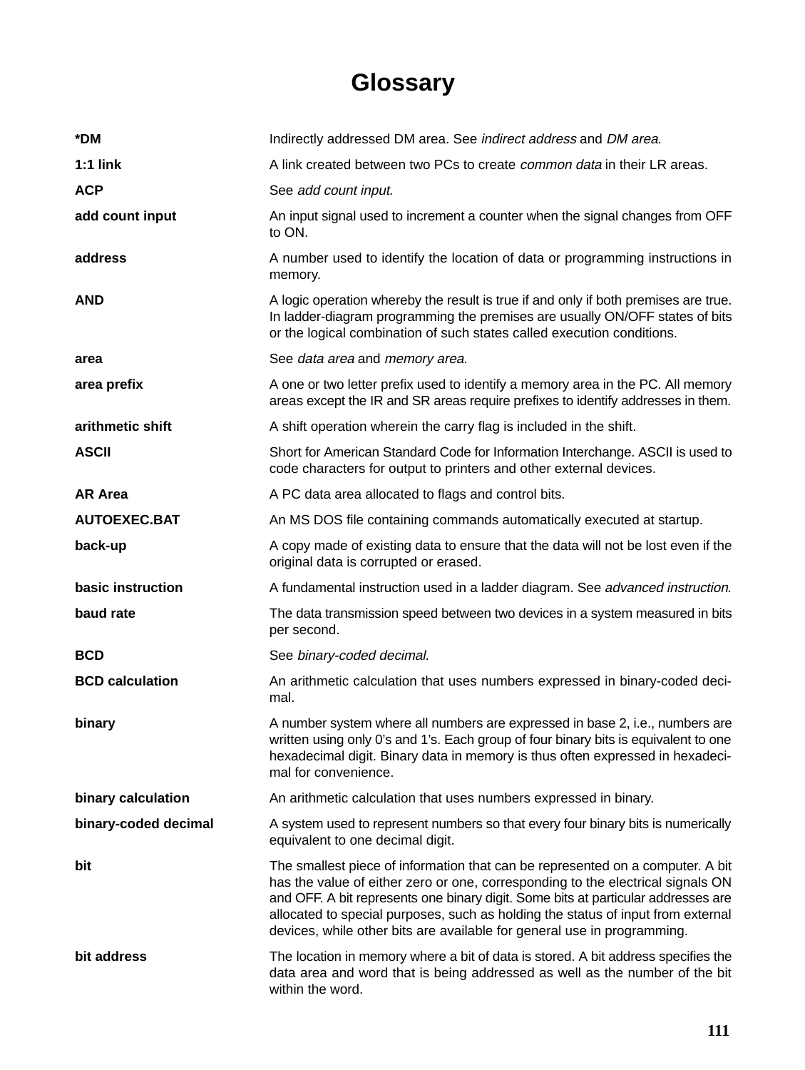# Glossary

**\*DM** Indirectly addressed DM area. See *indirect address* and *DM area*.

**1:1 link** A link created between two PCs to create *common data* in their LR areas.

**ACP** See *add count input*.

**add count input** An input signal used to increment a counter when the signal changes from OFF to ON.

**address** A number used to identify the location of data or programming instructions in memory.

**AND** A logic operation whereby the result is true if and only if both premises are true. In ladder-diagram programming the premises are usually ON/OFF states of bits or the logical combination of such states called execution conditions.

**area** See *data area* and *memory area*.

**area prefix** A one or two letter prefix used to identify a memory area in the PC. All memory areas except the IR and SR areas require prefixes to identify addresses in them.

**arithmetic shift** A shift operation wherein the carry flag is included in the shift.

**ASCII** Short for American Standard Code for Information Interchange. ASCII is used to code characters for output to printers and other external devices.

**AR Area** A PC data area allocated to flags and control bits.

**AUTOEXEC.BAT** An MS DOS file containing commands automatically executed at startup.

**back-up** A copy made of existing data to ensure that the data will not be lost even if the original data is corrupted or erased.

**basic instruction** A fundamental instruction used in a ladder diagram. See *advanced instruction*.

**baud rate** The data transmission speed between two devices in a system measured in bits per second.

**BCD** See *binary-coded decimal*.

**BCD calculation** An arithmetic calculation that uses numbers expressed in binary-coded decimal.

**binary** A number system where all numbers are expressed in base 2, i.e., numbers are written using only 0's and 1's. Each group of four binary bits is equivalent to one hexadecimal digit. Binary data in memory is thus often expressed in hexadecimal for convenience.

**binary calculation** An arithmetic calculation that uses numbers expressed in binary.

**binary-coded decimal** A system used to represent numbers so that every four binary bits is numerically equivalent to one decimal digit.

**bit** The smallest piece of information that can be represented on a computer. A bit has the value of either zero or one, corresponding to the electrical signals ON and OFF. A bit represents one binary digit. Some bits at particular addresses are allocated to special purposes, such as holding the status of input from external devices, while other bits are available for general use in programming.

**bit address** The location in memory where a bit of data is stored. A bit address specifies the data area and word that is being addressed as well as the number of the bit within the word.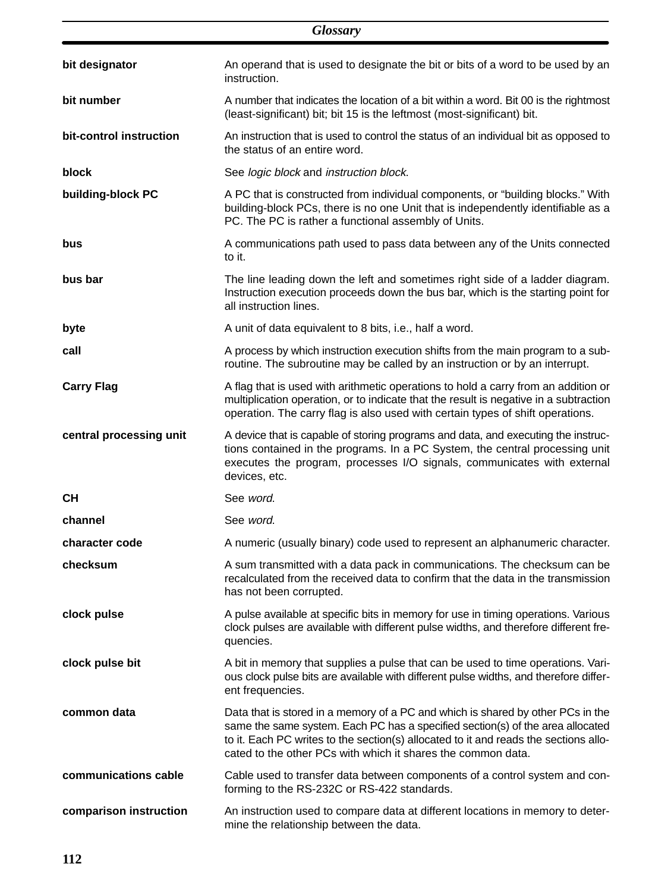**bit designator**
An operand that is used to designate the bit or bits of a word to be used by an instruction.

**bit number**
A number that indicates the location of a bit within a word. Bit 00 is the rightmost (least-significant) bit; bit 15 is the leftmost (most-significant) bit.

**bit-control instruction**
An instruction that is used to control the status of an individual bit as opposed to the status of an entire word.

**block**
See *logic block* and *instruction block*.

**building-block PC**
A PC that is constructed from individual components, or “building blocks.” With building-block PCs, there is no one Unit that is independently identifiable as a PC. The PC is rather a functional assembly of Units.

**bus**
A communications path used to pass data between any of the Units connected to it.

**bus bar**
The line leading down the left and sometimes right side of a ladder diagram. Instruction execution proceeds down the bus bar, which is the starting point for all instruction lines.

**byte**
A unit of data equivalent to 8 bits, i.e., half a word.

**call**
A process by which instruction execution shifts from the main program to a subroutine. The subroutine may be called by an instruction or by an interrupt.

**Carry Flag**
A flag that is used with arithmetic operations to hold a carry from an addition or multiplication operation, or to indicate that the result is negative in a subtraction operation. The carry flag is also used with certain types of shift operations.

**central processing unit**
A device that is capable of storing programs and data, and executing the instructions contained in the programs. In a PC System, the central processing unit executes the program, processes I/O signals, communicates with external devices, etc.

**CH**
See *word*.

**channel**
See *word*.

**character code**
A numeric (usually binary) code used to represent an alphanumeric character.

**checksum**
A sum transmitted with a data pack in communications. The checksum can be recalculated from the received data to confirm that the data in the transmission has not been corrupted.

**clock pulse**
A pulse available at specific bits in memory for use in timing operations. Various clock pulses are available with different pulse widths, and therefore different frequencies.

**clock pulse bit**
A bit in memory that supplies a pulse that can be used to time operations. Various clock pulse bits are available with different pulse widths, and therefore different frequencies.

**common data**
Data that is stored in a memory of a PC and which is shared by other PCs in the same the same system. Each PC has a specified section(s) of the area allocated to it. Each PC writes to the section(s) allocated to it and reads the sections allocated to the other PCs with which it shares the common data.

**communications cable**
Cable used to transfer data between components of a control system and conforming to the RS-232C or RS-422 standards.

**comparison instruction**
An instruction used to compare data at different locations in memory to determine the relationship between the data.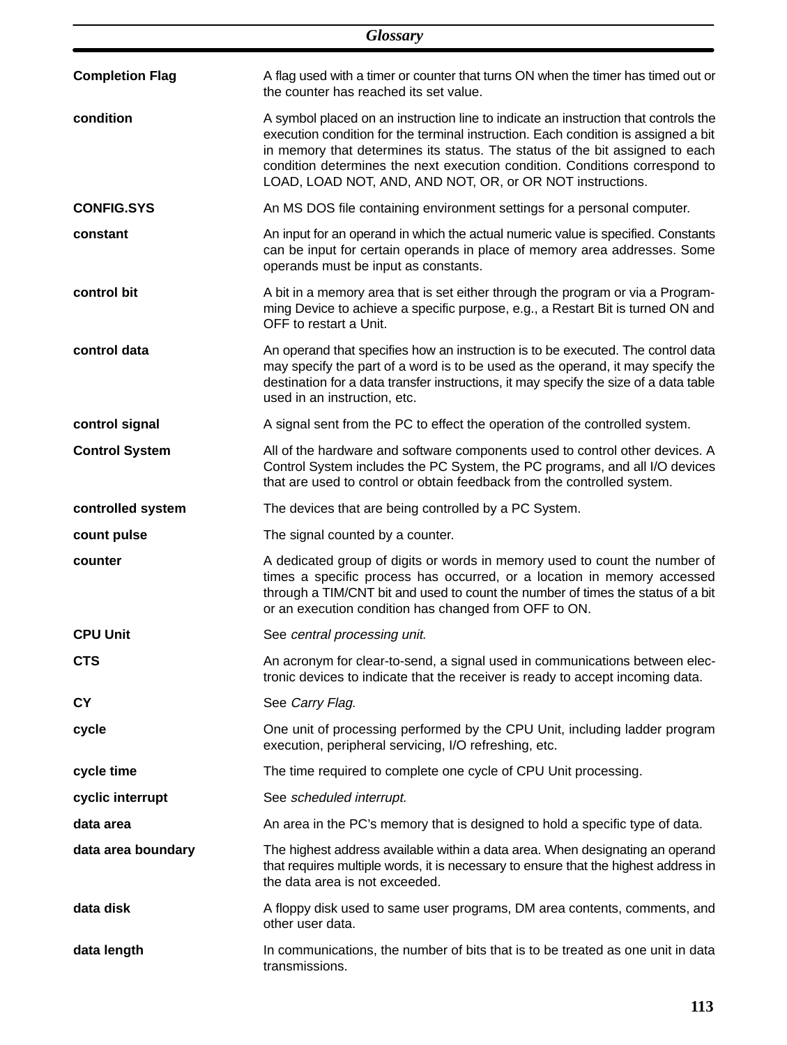**Completion Flag**
A flag used with a timer or counter that turns ON when the timer has timed out or the counter has reached its set value.

**condition**
A symbol placed on an instruction line to indicate an instruction that controls the execution condition for the terminal instruction. Each condition is assigned a bit in memory that determines its status. The status of the bit assigned to each condition determines the next execution condition. Conditions correspond to LOAD, LOAD NOT, AND, AND NOT, OR, or OR NOT instructions.

**CONFIG.SYS**
An MS DOS file containing environment settings for a personal computer.

**constant**
An input for an operand in which the actual numeric value is specified. Constants can be input for certain operands in place of memory area addresses. Some operands must be input as constants.

**control bit**
A bit in a memory area that is set either through the program or via a Programming Device to achieve a specific purpose, e.g., a Restart Bit is turned ON and OFF to restart a Unit.

**control data**
An operand that specifies how an instruction is to be executed. The control data may specify the part of a word is to be used as the operand, it may specify the destination for a data transfer instructions, it may specify the size of a data table used in an instruction, etc.

**control signal**
A signal sent from the PC to effect the operation of the controlled system.

**Control System**
All of the hardware and software components used to control other devices. A Control System includes the PC System, the PC programs, and all I/O devices that are used to control or obtain feedback from the controlled system.

**controlled system**
The devices that are being controlled by a PC System.

**count pulse**
The signal counted by a counter.

**counter**
A dedicated group of digits or words in memory used to count the number of times a specific process has occurred, or a location in memory accessed through a TIM/CNT bit and used to count the number of times the status of a bit or an execution condition has changed from OFF to ON.

**CPU Unit**
See *central processing unit*.

**CTS**
An acronym for clear-to-send, a signal used in communications between electronic devices to indicate that the receiver is ready to accept incoming data.

**CY**
See *Carry Flag*.

**cycle**
One unit of processing performed by the CPU Unit, including ladder program execution, peripheral servicing, I/O refreshing, etc.

**cycle time**
The time required to complete one cycle of CPU Unit processing.

**cyclic interrupt**
See *scheduled interrupt*.

**data area**
An area in the PC's memory that is designed to hold a specific type of data.

**data area boundary**
The highest address available within a data area. When designating an operand that requires multiple words, it is necessary to ensure that the highest address in the data area is not exceeded.

**data disk**
A floppy disk used to same user programs, DM area contents, comments, and other user data.

**data length**
In communications, the number of bits that is to be treated as one unit in data transmissions.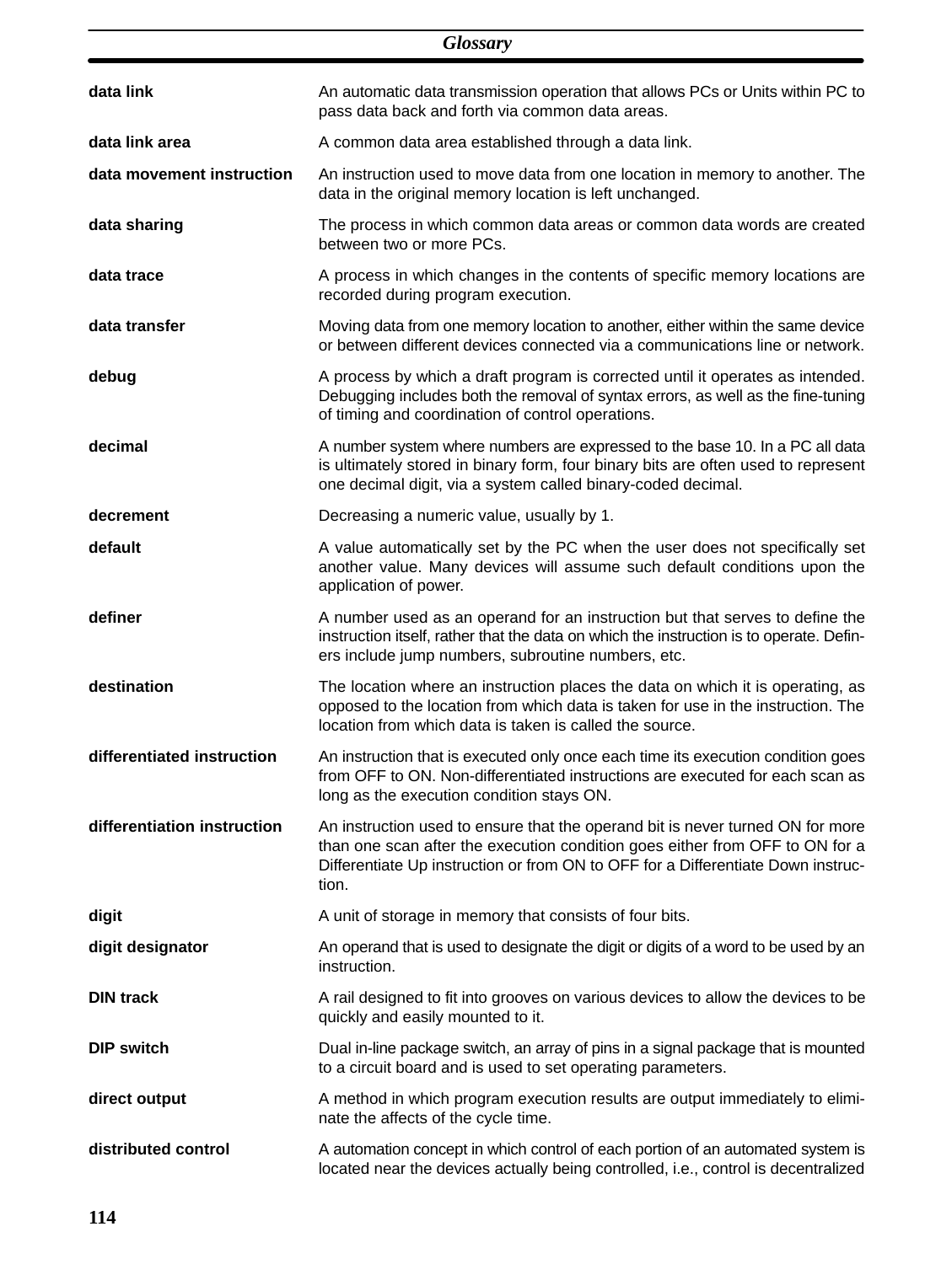**data link** An automatic data transmission operation that allows PCs or Units within PC to pass data back and forth via common data areas.

**data link area** A common data area established through a data link.

**data movement instruction** An instruction used to move data from one location in memory to another. The data in the original memory location is left unchanged.

**data sharing** The process in which common data areas or common data words are created between two or more PCs.

**data trace** A process in which changes in the contents of specific memory locations are recorded during program execution.

**data transfer** Moving data from one memory location to another, either within the same device or between different devices connected via a communications line or network.

**debug** A process by which a draft program is corrected until it operates as intended. Debugging includes both the removal of syntax errors, as well as the fine-tuning of timing and coordination of control operations.

**decimal** A number system where numbers are expressed to the base 10. In a PC all data is ultimately stored in binary form, four binary bits are often used to represent one decimal digit, via a system called binary-coded decimal.

**decrement** Decreasing a numeric value, usually by 1.

**default** A value automatically set by the PC when the user does not specifically set another value. Many devices will assume such default conditions upon the application of power.

**definer** A number used as an operand for an instruction but that serves to define the instruction itself, rather that the data on which the instruction is to operate. Definers include jump numbers, subroutine numbers, etc.

**destination** The location where an instruction places the data on which it is operating, as opposed to the location from which data is taken for use in the instruction. The location from which data is taken is called the source.

**differentiated instruction** An instruction that is executed only once each time its execution condition goes from OFF to ON. Non-differentiated instructions are executed for each scan as long as the execution condition stays ON.

**differentiation instruction** An instruction used to ensure that the operand bit is never turned ON for more than one scan after the execution condition goes either from OFF to ON for a Differentiate Up instruction or from ON to OFF for a Differentiate Down instruction.

**digit** A unit of storage in memory that consists of four bits.

**digit designator** An operand that is used to designate the digit or digits of a word to be used by an instruction.

**DIN track** A rail designed to fit into grooves on various devices to allow the devices to be quickly and easily mounted to it.

**DIP switch** Dual in-line package switch, an array of pins in a signal package that is mounted to a circuit board and is used to set operating parameters.

**direct output** A method in which program execution results are output immediately to eliminate the affects of the cycle time.

**distributed control** A automation concept in which control of each portion of an automated system is located near the devices actually being controlled, i.e., control is decentralized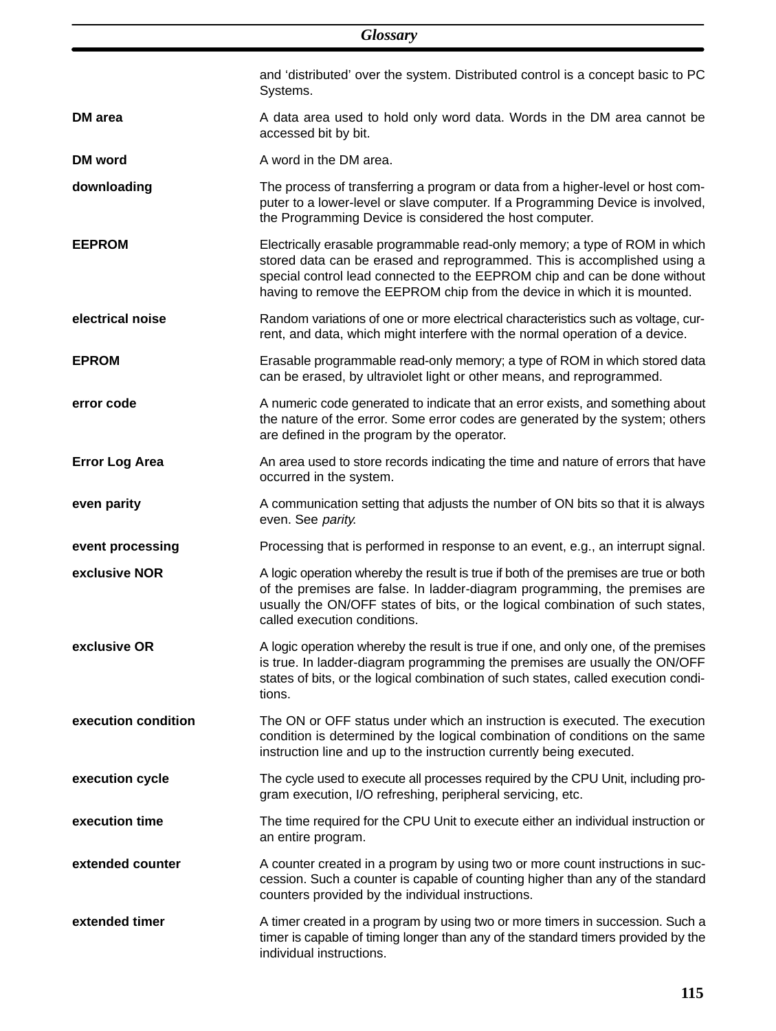and ‘distributed’ over the system. Distributed control is a concept basic to PC Systems.

**DM area**
A data area used to hold only word data. Words in the DM area cannot be accessed bit by bit.

**DM word**
A word in the DM area.

**downloading**
The process of transferring a program or data from a higher-level or host computer to a lower-level or slave computer. If a Programming Device is involved, the Programming Device is considered the host computer.

**EEPROM**
Electrically erasable programmable read-only memory; a type of ROM in which stored data can be erased and reprogrammed. This is accomplished using a special control lead connected to the EEPROM chip and can be done without having to remove the EEPROM chip from the device in which it is mounted.

**electrical noise**
Random variations of one or more electrical characteristics such as voltage, current, and data, which might interfere with the normal operation of a device.

**EPROM**
Erasable programmable read-only memory; a type of ROM in which stored data can be erased, by ultraviolet light or other means, and reprogrammed.

**error code**
A numeric code generated to indicate that an error exists, and something about the nature of the error. Some error codes are generated by the system; others are defined in the program by the operator.

**Error Log Area**
An area used to store records indicating the time and nature of errors that have occurred in the system.

**even parity**
A communication setting that adjusts the number of ON bits so that it is always even. See *parity.*

**event processing**
Processing that is performed in response to an event, e.g., an interrupt signal.

**exclusive NOR**
A logic operation whereby the result is true if both of the premises are true or both of the premises are false. In ladder-diagram programming, the premises are usually the ON/OFF states of bits, or the logical combination of such states, called execution conditions.

**exclusive OR**
A logic operation whereby the result is true if one, and only one, of the premises is true. In ladder-diagram programming the premises are usually the ON/OFF states of bits, or the logical combination of such states, called execution conditions.

**execution condition**
The ON or OFF status under which an instruction is executed. The execution condition is determined by the logical combination of conditions on the same instruction line and up to the instruction currently being executed.

**execution cycle**
The cycle used to execute all processes required by the CPU Unit, including program execution, I/O refreshing, peripheral servicing, etc.

**execution time**
The time required for the CPU Unit to execute either an individual instruction or an entire program.

**extended counter**
A counter created in a program by using two or more count instructions in succession. Such a counter is capable of counting higher than any of the standard counters provided by the individual instructions.

**extended timer**
A timer created in a program by using two or more timers in succession. Such a timer is capable of timing longer than any of the standard timers provided by the individual instructions.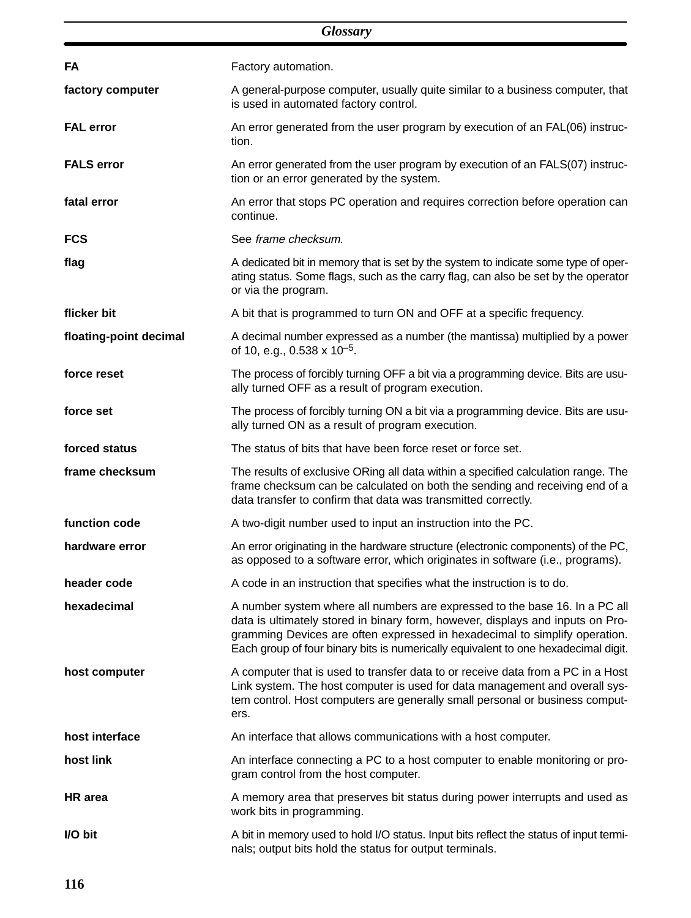**FA** Factory automation.

**factory computer** A general-purpose computer, usually quite similar to a business computer, that is used in automated factory control.

**FAL error** An error generated from the user program by execution of an FAL(06) instruction.

**FALS error** An error generated from the user program by execution of an FALS(07) instruction or an error generated by the system.

**fatal error** An error that stops PC operation and requires correction before operation can continue.

**FCS** See *frame checksum*.

**flag** A dedicated bit in memory that is set by the system to indicate some type of operating status. Some flags, such as the carry flag, can also be set by the operator or via the program.

**flicker bit** A bit that is programmed to turn ON and OFF at a specific frequency.

**floating-point decimal** A decimal number expressed as a number (the mantissa) multiplied by a power of 10, e.g., $0.538 \times 10^{-5}$.

**force reset** The process of forcibly turning OFF a bit via a programming device. Bits are usually turned OFF as a result of program execution.

**force set** The process of forcibly turning ON a bit via a programming device. Bits are usually turned ON as a result of program execution.

**forced status** The status of bits that have been force reset or force set.

**frame checksum** The results of exclusive ORing all data within a specified calculation range. The frame checksum can be calculated on both the sending and receiving end of a data transfer to confirm that data was transmitted correctly.

**function code** A two-digit number used to input an instruction into the PC.

**hardware error** An error originating in the hardware structure (electronic components) of the PC, as opposed to a software error, which originates in software (i.e., programs).

**header code** A code in an instruction that specifies what the instruction is to do.

**hexadecimal** A number system where all numbers are expressed to the base 16. In a PC all data is ultimately stored in binary form, however, displays and inputs on Programming Devices are often expressed in hexadecimal to simplify operation. Each group of four binary bits is numerically equivalent to one hexadecimal digit.

**host computer** A computer that is used to transfer data to or receive data from a PC in a Host Link system. The host computer is used for data management and overall system control. Host computers are generally small personal or business computers.

**host interface** An interface that allows communications with a host computer.

**host link** An interface connecting a PC to a host computer to enable monitoring or program control from the host computer.

**HR area** A memory area that preserves bit status during power interrupts and used as work bits in programming.

**I/O bit** A bit in memory used to hold I/O status. Input bits reflect the status of input terminals; output bits hold the status for output terminals.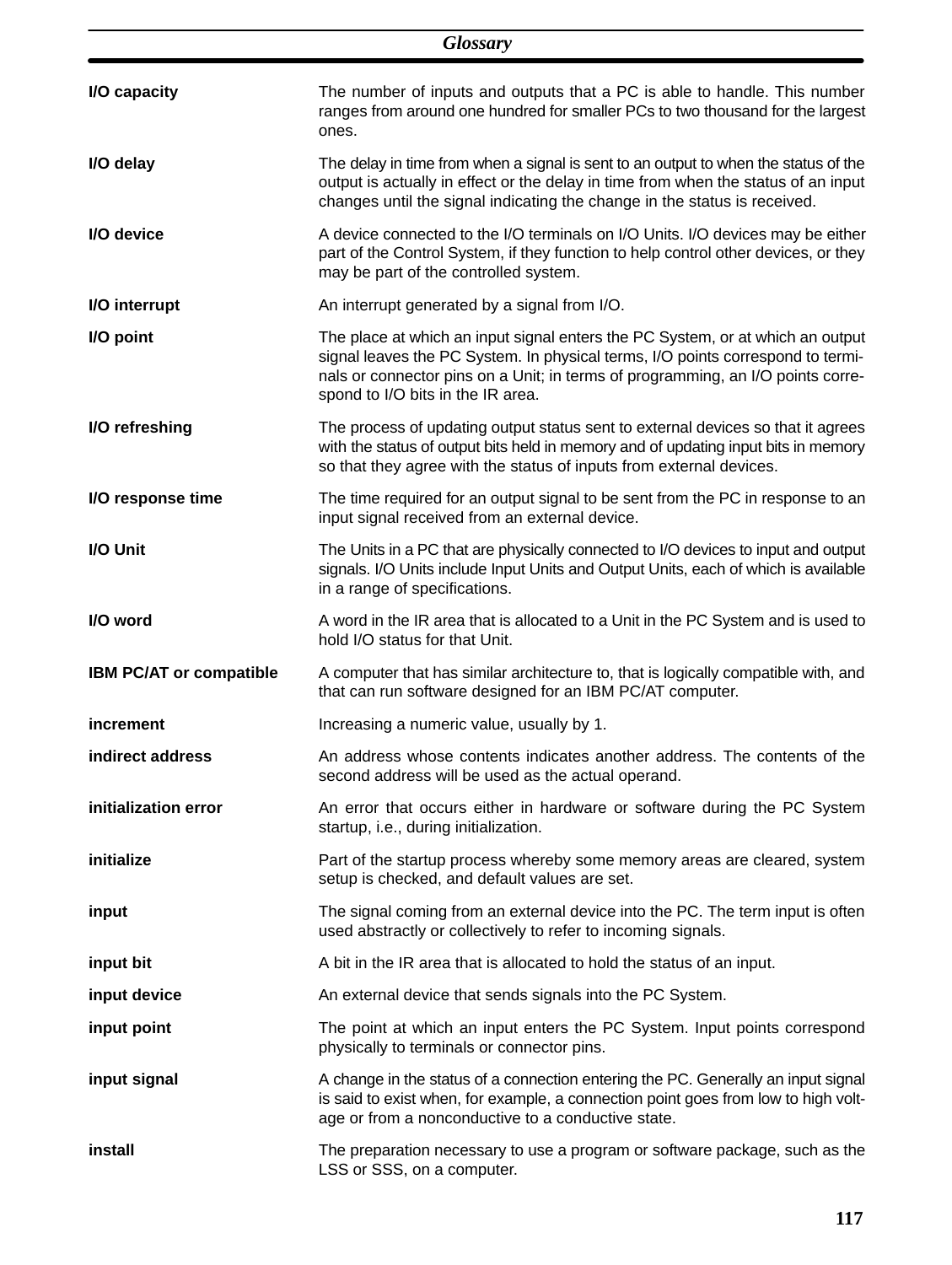**I/O capacity** The number of inputs and outputs that a PC is able to handle. This number ranges from around one hundred for smaller PCs to two thousand for the largest ones.

**I/O delay** The delay in time from when a signal is sent to an output to when the status of the output is actually in effect or the delay in time from when the status of an input changes until the signal indicating the change in the status is received.

**I/O device** A device connected to the I/O terminals on I/O Units. I/O devices may be either part of the Control System, if they function to help control other devices, or they may be part of the controlled system.

**I/O interrupt** An interrupt generated by a signal from I/O.

**I/O point** The place at which an input signal enters the PC System, or at which an output signal leaves the PC System. In physical terms, I/O points correspond to terminals or connector pins on a Unit; in terms of programming, an I/O points correspond to I/O bits in the IR area.

**I/O refreshing** The process of updating output status sent to external devices so that it agrees with the status of output bits held in memory and of updating input bits in memory so that they agree with the status of inputs from external devices.

**I/O response time** The time required for an output signal to be sent from the PC in response to an input signal received from an external device.

**I/O Unit** The Units in a PC that are physically connected to I/O devices to input and output signals. I/O Units include Input Units and Output Units, each of which is available in a range of specifications.

**I/O word** A word in the IR area that is allocated to a Unit in the PC System and is used to hold I/O status for that Unit.

**IBM PC/AT or compatible** A computer that has similar architecture to, that is logically compatible with, and that can run software designed for an IBM PC/AT computer.

**increment** Increasing a numeric value, usually by 1.

**indirect address** An address whose contents indicates another address. The contents of the second address will be used as the actual operand.

**initialization error** An error that occurs either in hardware or software during the PC System startup, i.e., during initialization.

**initialize** Part of the startup process whereby some memory areas are cleared, system setup is checked, and default values are set.

**input** The signal coming from an external device into the PC. The term input is often used abstractly or collectively to refer to incoming signals.

**input bit** A bit in the IR area that is allocated to hold the status of an input.

**input device** An external device that sends signals into the PC System.

**input point** The point at which an input enters the PC System. Input points correspond physically to terminals or connector pins.

**input signal** A change in the status of a connection entering the PC. Generally an input signal is said to exist when, for example, a connection point goes from low to high voltage or from a nonconductive to a conductive state.

**install** The preparation necessary to use a program or software package, such as the LSS or SSS, on a computer.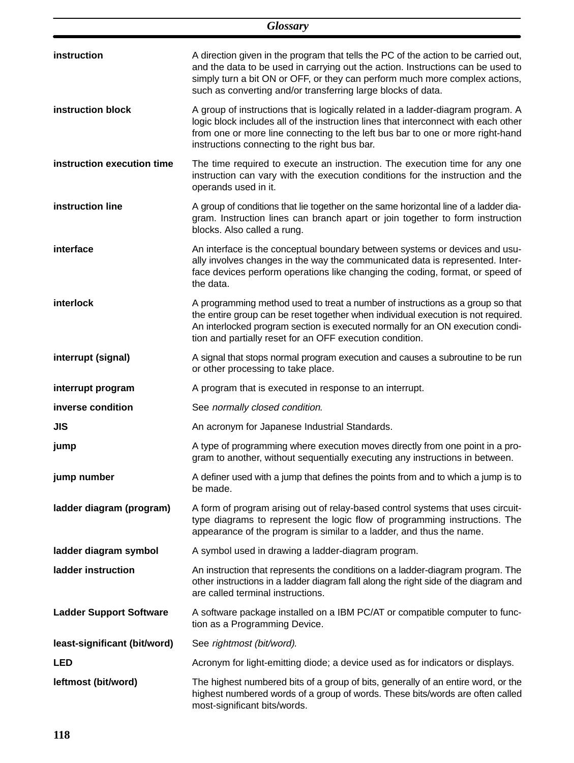**instruction**
A direction given in the program that tells the PC of the action to be carried out, and the data to be used in carrying out the action. Instructions can be used to simply turn a bit ON or OFF, or they can perform much more complex actions, such as converting and/or transferring large blocks of data.

**instruction block**
A group of instructions that is logically related in a ladder-diagram program. A logic block includes all of the instruction lines that interconnect with each other from one or more line connecting to the left bus bar to one or more right-hand instructions connecting to the right bus bar.

**instruction execution time**
The time required to execute an instruction. The execution time for any one instruction can vary with the execution conditions for the instruction and the operands used in it.

**instruction line**
A group of conditions that lie together on the same horizontal line of a ladder diagram. Instruction lines can branch apart or join together to form instruction blocks. Also called a rung.

**interface**
An interface is the conceptual boundary between systems or devices and usually involves changes in the way the communicated data is represented. Interface devices perform operations like changing the coding, format, or speed of the data.

**interlock**
A programming method used to treat a number of instructions as a group so that the entire group can be reset together when individual execution is not required. An interlocked program section is executed normally for an ON execution condition and partially reset for an OFF execution condition.

**interrupt (signal)**
A signal that stops normal program execution and causes a subroutine to be run or other processing to take place.

**interrupt program**
A program that is executed in response to an interrupt.

**inverse condition**
See *normally closed condition*.

**JIS**
An acronym for Japanese Industrial Standards.

**jump**
A type of programming where execution moves directly from one point in a program to another, without sequentially executing any instructions in between.

**jump number**
A definer used with a jump that defines the points from and to which a jump is to be made.

**ladder diagram (program)**
A form of program arising out of relay-based control systems that uses circuit-type diagrams to represent the logic flow of programming instructions. The appearance of the program is similar to a ladder, and thus the name.

**ladder diagram symbol**
A symbol used in drawing a ladder-diagram program.

**ladder instruction**
An instruction that represents the conditions on a ladder-diagram program. The other instructions in a ladder diagram fall along the right side of the diagram and are called terminal instructions.

**Ladder Support Software**
A software package installed on a IBM PC/AT or compatible computer to function as a Programming Device.

**least-significant (bit/word)**
See *rightmost (bit/word).*

**LED**
Acronym for light-emitting diode; a device used as for indicators or displays.

**leftmost (bit/word)**
The highest numbered bits of a group of bits, generally of an entire word, or the highest numbered words of a group of words. These bits/words are often called most-significant bits/words.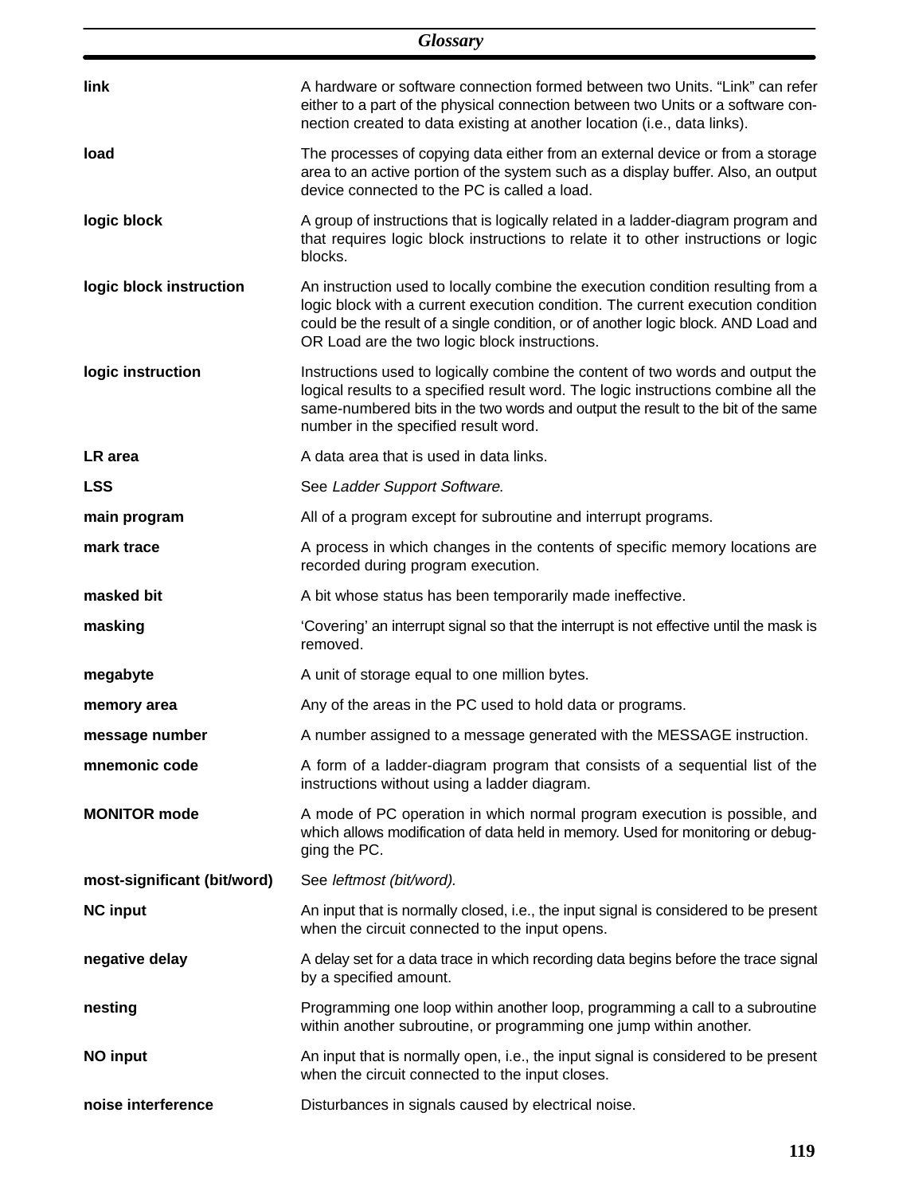**link** — A hardware or software connection formed between two Units. “Link” can refer either to a part of the physical connection between two Units or a software connection created to data existing at another location (i.e., data links).

**load** — The processes of copying data either from an external device or from a storage area to an active portion of the system such as a display buffer. Also, an output device connected to the PC is called a load.

**logic block** — A group of instructions that is logically related in a ladder-diagram program and that requires logic block instructions to relate it to other instructions or logic blocks.

**logic block instruction** — An instruction used to locally combine the execution condition resulting from a logic block with a current execution condition. The current execution condition could be the result of a single condition, or of another logic block. AND Load and OR Load are the two logic block instructions.

**logic instruction** — Instructions used to logically combine the content of two words and output the logical results to a specified result word. The logic instructions combine all the same-numbered bits in the two words and output the result to the bit of the same number in the specified result word.

**LR area** — A data area that is used in data links.

**LSS** — See *Ladder Support Software.*

**main program** — All of a program except for subroutine and interrupt programs.

**mark trace** — A process in which changes in the contents of specific memory locations are recorded during program execution.

**masked bit** — A bit whose status has been temporarily made ineffective.

**masking** — ‘Covering’ an interrupt signal so that the interrupt is not effective until the mask is removed.

**megabyte** — A unit of storage equal to one million bytes.

**memory area** — Any of the areas in the PC used to hold data or programs.

**message number** — A number assigned to a message generated with the MESSAGE instruction.

**mnemonic code** — A form of a ladder-diagram program that consists of a sequential list of the instructions without using a ladder diagram.

**MONITOR mode** — A mode of PC operation in which normal program execution is possible, and which allows modification of data held in memory. Used for monitoring or debugging the PC.

**most-significant (bit/word)** — See *leftmost (bit/word).*

**NC input** — An input that is normally closed, i.e., the input signal is considered to be present when the circuit connected to the input opens.

**negative delay** — A delay set for a data trace in which recording data begins before the trace signal by a specified amount.

**nesting** — Programming one loop within another loop, programming a call to a subroutine within another subroutine, or programming one jump within another.

**NO input** — An input that is normally open, i.e., the input signal is considered to be present when the circuit connected to the input closes.

**noise interference** — Disturbances in signals caused by electrical noise.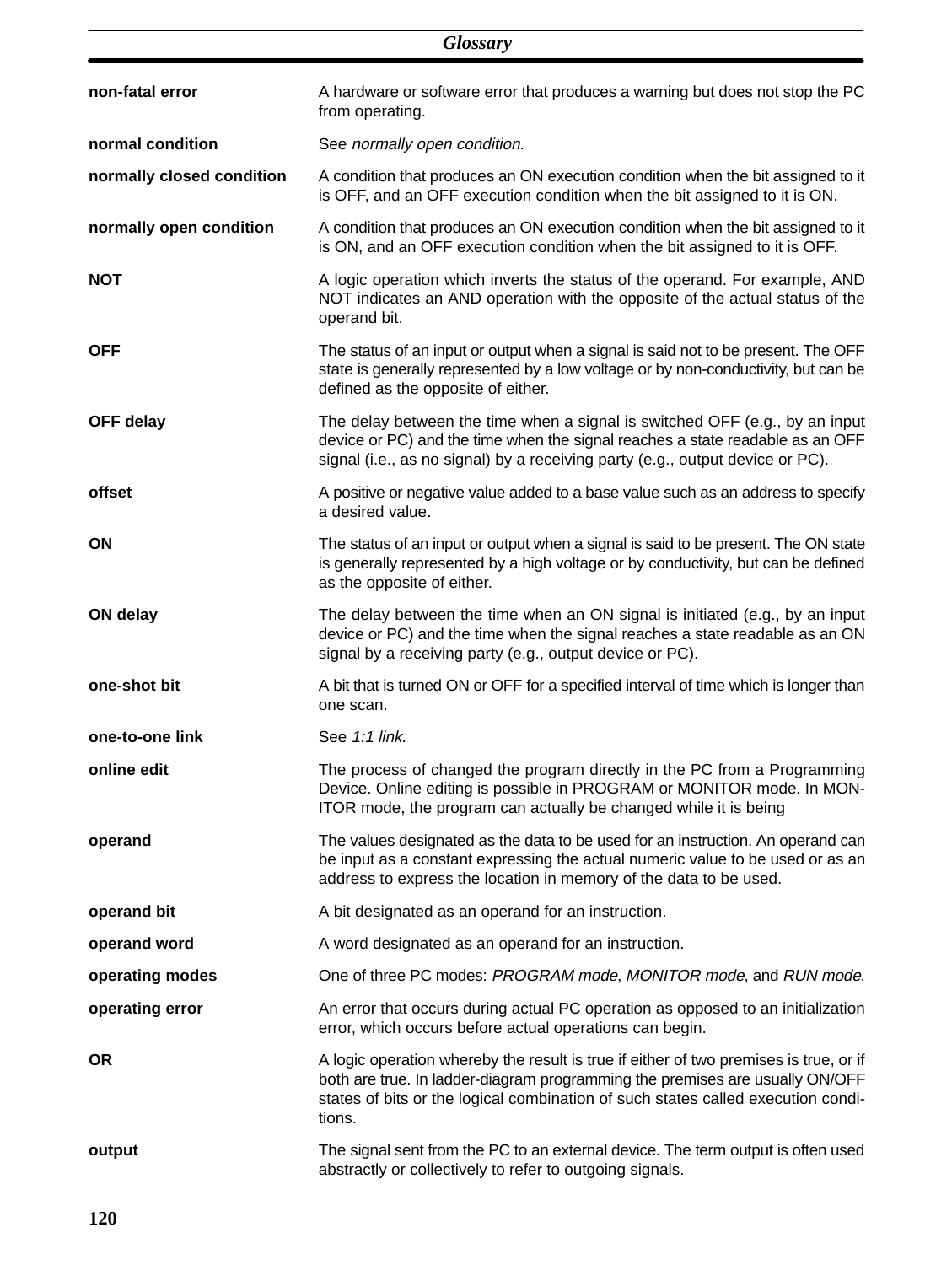**non-fatal error**
A hardware or software error that produces a warning but does not stop the PC from operating.

**normal condition**
See *normally open condition*.

**normally closed condition**
A condition that produces an ON execution condition when the bit assigned to it is OFF, and an OFF execution condition when the bit assigned to it is ON.

**normally open condition**
A condition that produces an ON execution condition when the bit assigned to it is ON, and an OFF execution condition when the bit assigned to it is OFF.

**NOT**
A logic operation which inverts the status of the operand. For example, AND NOT indicates an AND operation with the opposite of the actual status of the operand bit.

**OFF**
The status of an input or output when a signal is said not to be present. The OFF state is generally represented by a low voltage or by non-conductivity, but can be defined as the opposite of either.

**OFF delay**
The delay between the time when a signal is switched OFF (e.g., by an input device or PC) and the time when the signal reaches a state readable as an OFF signal (i.e., as no signal) by a receiving party (e.g., output device or PC).

**offset**
A positive or negative value added to a base value such as an address to specify a desired value.

**ON**
The status of an input or output when a signal is said to be present. The ON state is generally represented by a high voltage or by conductivity, but can be defined as the opposite of either.

**ON delay**
The delay between the time when an ON signal is initiated (e.g., by an input device or PC) and the time when the signal reaches a state readable as an ON signal by a receiving party (e.g., output device or PC).

**one-shot bit**
A bit that is turned ON or OFF for a specified interval of time which is longer than one scan.

**one-to-one link**
See *1:1 link*.

**online edit**
The process of changed the program directly in the PC from a Programming Device. Online editing is possible in PROGRAM or MONITOR mode. In MONITOR mode, the program can actually be changed while it is being

**operand**
The values designated as the data to be used for an instruction. An operand can be input as a constant expressing the actual numeric value to be used or as an address to express the location in memory of the data to be used.

**operand bit**
A bit designated as an operand for an instruction.

**operand word**
A word designated as an operand for an instruction.

**operating modes**
One of three PC modes: *PROGRAM mode*, *MONITOR mode*, and *RUN mode*.

**operating error**
An error that occurs during actual PC operation as opposed to an initialization error, which occurs before actual operations can begin.

**OR**
A logic operation whereby the result is true if either of two premises is true, or if both are true. In ladder-diagram programming the premises are usually ON/OFF states of bits or the logical combination of such states called execution conditions.

**output**
The signal sent from the PC to an external device. The term output is often used abstractly or collectively to refer to outgoing signals.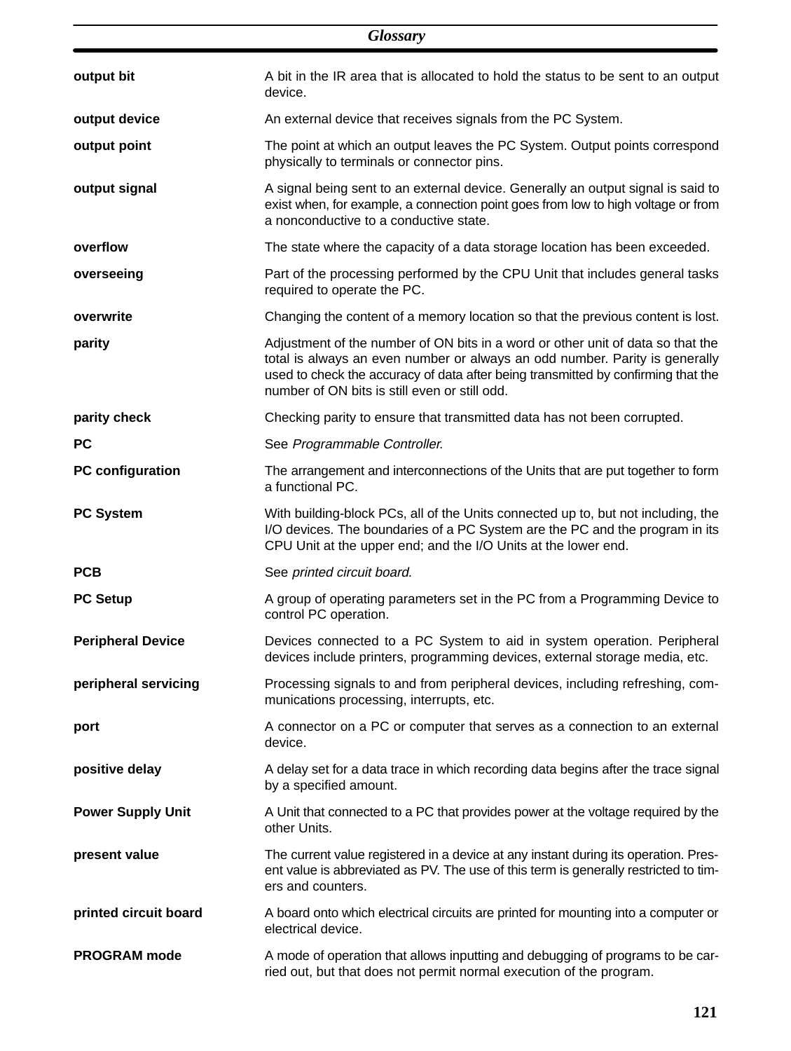**output bit** A bit in the IR area that is allocated to hold the status to be sent to an output device.

**output device** An external device that receives signals from the PC System.

**output point** The point at which an output leaves the PC System. Output points correspond physically to terminals or connector pins.

**output signal** A signal being sent to an external device. Generally an output signal is said to exist when, for example, a connection point goes from low to high voltage or from a nonconductive to a conductive state.

**overflow** The state where the capacity of a data storage location has been exceeded.

**overseeing** Part of the processing performed by the CPU Unit that includes general tasks required to operate the PC.

**overwrite** Changing the content of a memory location so that the previous content is lost.

**parity** Adjustment of the number of ON bits in a word or other unit of data so that the total is always an even number or always an odd number. Parity is generally used to check the accuracy of data after being transmitted by confirming that the number of ON bits is still even or still odd.

**parity check** Checking parity to ensure that transmitted data has not been corrupted.

**PC** See *Programmable Controller.*

**PC configuration** The arrangement and interconnections of the Units that are put together to form a functional PC.

**PC System** With building-block PCs, all of the Units connected up to, but not including, the I/O devices. The boundaries of a PC System are the PC and the program in its CPU Unit at the upper end; and the I/O Units at the lower end.

**PCB** See *printed circuit board.*

**PC Setup** A group of operating parameters set in the PC from a Programming Device to control PC operation.

**Peripheral Device** Devices connected to a PC System to aid in system operation. Peripheral devices include printers, programming devices, external storage media, etc.

**peripheral servicing** Processing signals to and from peripheral devices, including refreshing, communications processing, interrupts, etc.

**port** A connector on a PC or computer that serves as a connection to an external device.

**positive delay** A delay set for a data trace in which recording data begins after the trace signal by a specified amount.

**Power Supply Unit** A Unit that connected to a PC that provides power at the voltage required by the other Units.

**present value** The current value registered in a device at any instant during its operation. Present value is abbreviated as PV. The use of this term is generally restricted to timers and counters.

**printed circuit board** A board onto which electrical circuits are printed for mounting into a computer or electrical device.

**PROGRAM mode** A mode of operation that allows inputting and debugging of programs to be carried out, but that does not permit normal execution of the program.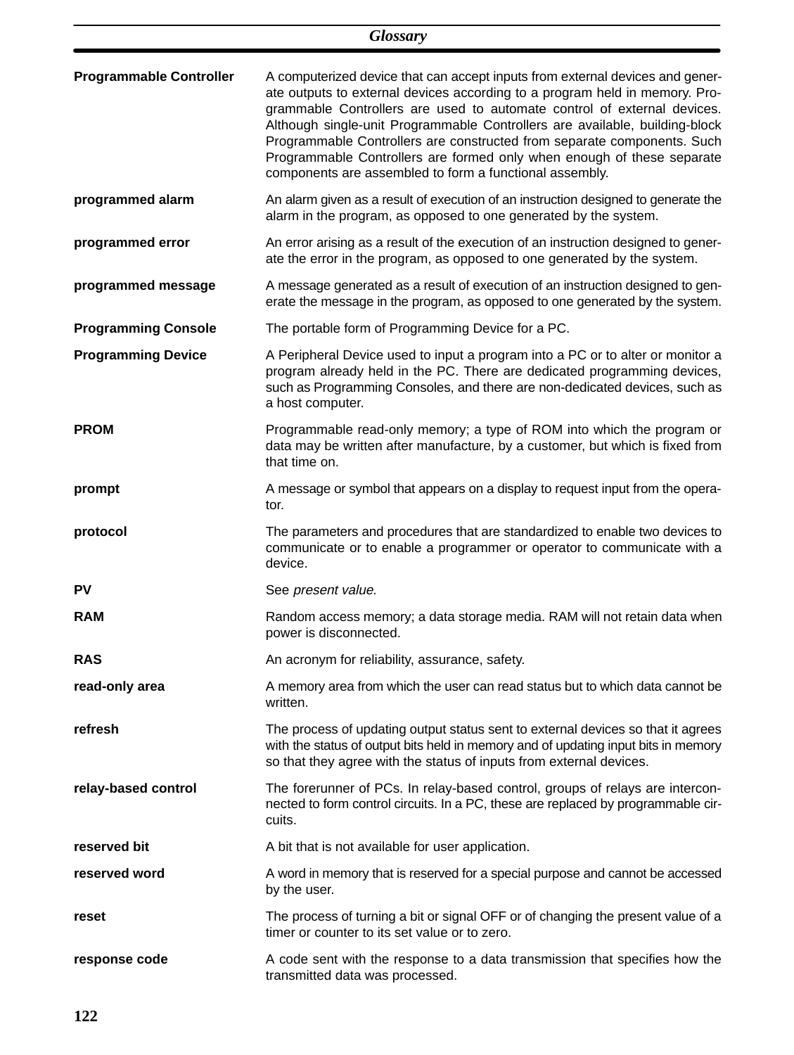**Programmable Controller** A computerized device that can accept inputs from external devices and generate outputs to external devices according to a program held in memory. Programmable Controllers are used to automate control of external devices. Although single-unit Programmable Controllers are available, building-block Programmable Controllers are constructed from separate components. Such Programmable Controllers are formed only when enough of these separate components are assembled to form a functional assembly.

**programmed alarm** An alarm given as a result of execution of an instruction designed to generate the alarm in the program, as opposed to one generated by the system.

**programmed error** An error arising as a result of the execution of an instruction designed to generate the error in the program, as opposed to one generated by the system.

**programmed message** A message generated as a result of execution of an instruction designed to generate the message in the program, as opposed to one generated by the system.

**Programming Console** The portable form of Programming Device for a PC.

**Programming Device** A Peripheral Device used to input a program into a PC or to alter or monitor a program already held in the PC. There are dedicated programming devices, such as Programming Consoles, and there are non-dedicated devices, such as a host computer.

**PROM** Programmable read-only memory; a type of ROM into which the program or data may be written after manufacture, by a customer, but which is fixed from that time on.

**prompt** A message or symbol that appears on a display to request input from the operator.

**protocol** The parameters and procedures that are standardized to enable two devices to communicate or to enable a programmer or operator to communicate with a device.

**PV** See *present value*.

**RAM** Random access memory; a data storage media. RAM will not retain data when power is disconnected.

**RAS** An acronym for reliability, assurance, safety.

**read-only area** A memory area from which the user can read status but to which data cannot be written.

**refresh** The process of updating output status sent to external devices so that it agrees with the status of output bits held in memory and of updating input bits in memory so that they agree with the status of inputs from external devices.

**relay-based control** The forerunner of PCs. In relay-based control, groups of relays are interconnected to form control circuits. In a PC, these are replaced by programmable circuits.

**reserved bit** A bit that is not available for user application.

**reserved word** A word in memory that is reserved for a special purpose and cannot be accessed by the user.

**reset** The process of turning a bit or signal OFF or of changing the present value of a timer or counter to its set value or to zero.

**response code** A code sent with the response to a data transmission that specifies how the transmitted data was processed.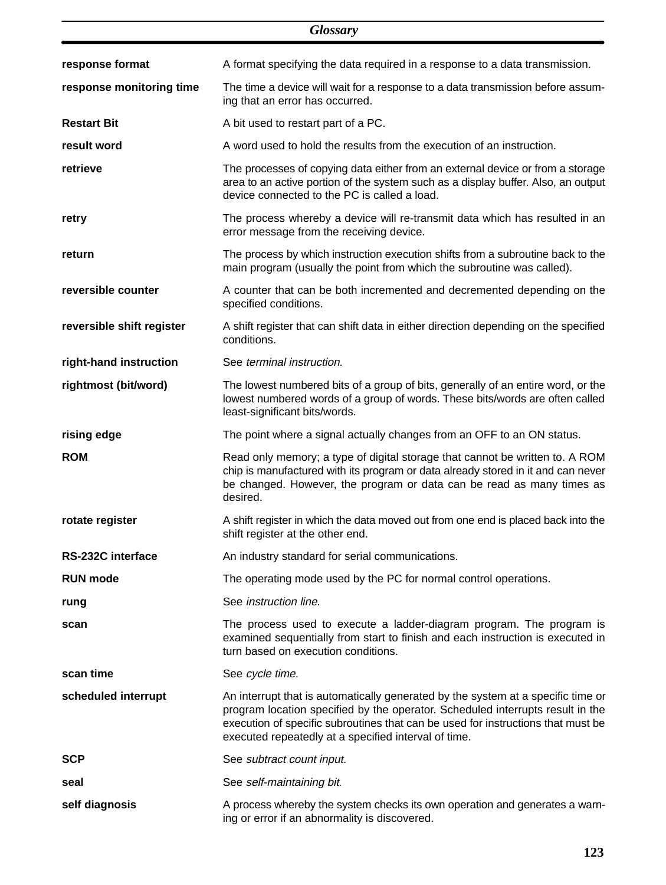**response format** A format specifying the data required in a response to a data transmission.

**response monitoring time** The time a device will wait for a response to a data transmission before assuming that an error has occurred.

**Restart Bit** A bit used to restart part of a PC.

**result word** A word used to hold the results from the execution of an instruction.

**retrieve** The processes of copying data either from an external device or from a storage area to an active portion of the system such as a display buffer. Also, an output device connected to the PC is called a load.

**retry** The process whereby a device will re-transmit data which has resulted in an error message from the receiving device.

**return** The process by which instruction execution shifts from a subroutine back to the main program (usually the point from which the subroutine was called).

**reversible counter** A counter that can be both incremented and decremented depending on the specified conditions.

**reversible shift register** A shift register that can shift data in either direction depending on the specified conditions.

**right-hand instruction** See *terminal instruction*.

**rightmost (bit/word)** The lowest numbered bits of a group of bits, generally of an entire word, or the lowest numbered words of a group of words. These bits/words are often called least-significant bits/words.

**rising edge** The point where a signal actually changes from an OFF to an ON status.

**ROM** Read only memory; a type of digital storage that cannot be written to. A ROM chip is manufactured with its program or data already stored in it and can never be changed. However, the program or data can be read as many times as desired.

**rotate register** A shift register in which the data moved out from one end is placed back into the shift register at the other end.

**RS-232C interface** An industry standard for serial communications.

**RUN mode** The operating mode used by the PC for normal control operations.

**rung** See *instruction line*.

**scan** The process used to execute a ladder-diagram program. The program is examined sequentially from start to finish and each instruction is executed in turn based on execution conditions.

**scan time** See *cycle time*.

**scheduled interrupt** An interrupt that is automatically generated by the system at a specific time or program location specified by the operator. Scheduled interrupts result in the execution of specific subroutines that can be used for instructions that must be executed repeatedly at a specified interval of time.

**SCP** See *subtract count input.*

**seal** See *self-maintaining bit*.

**self diagnosis** A process whereby the system checks its own operation and generates a warning or error if an abnormality is discovered.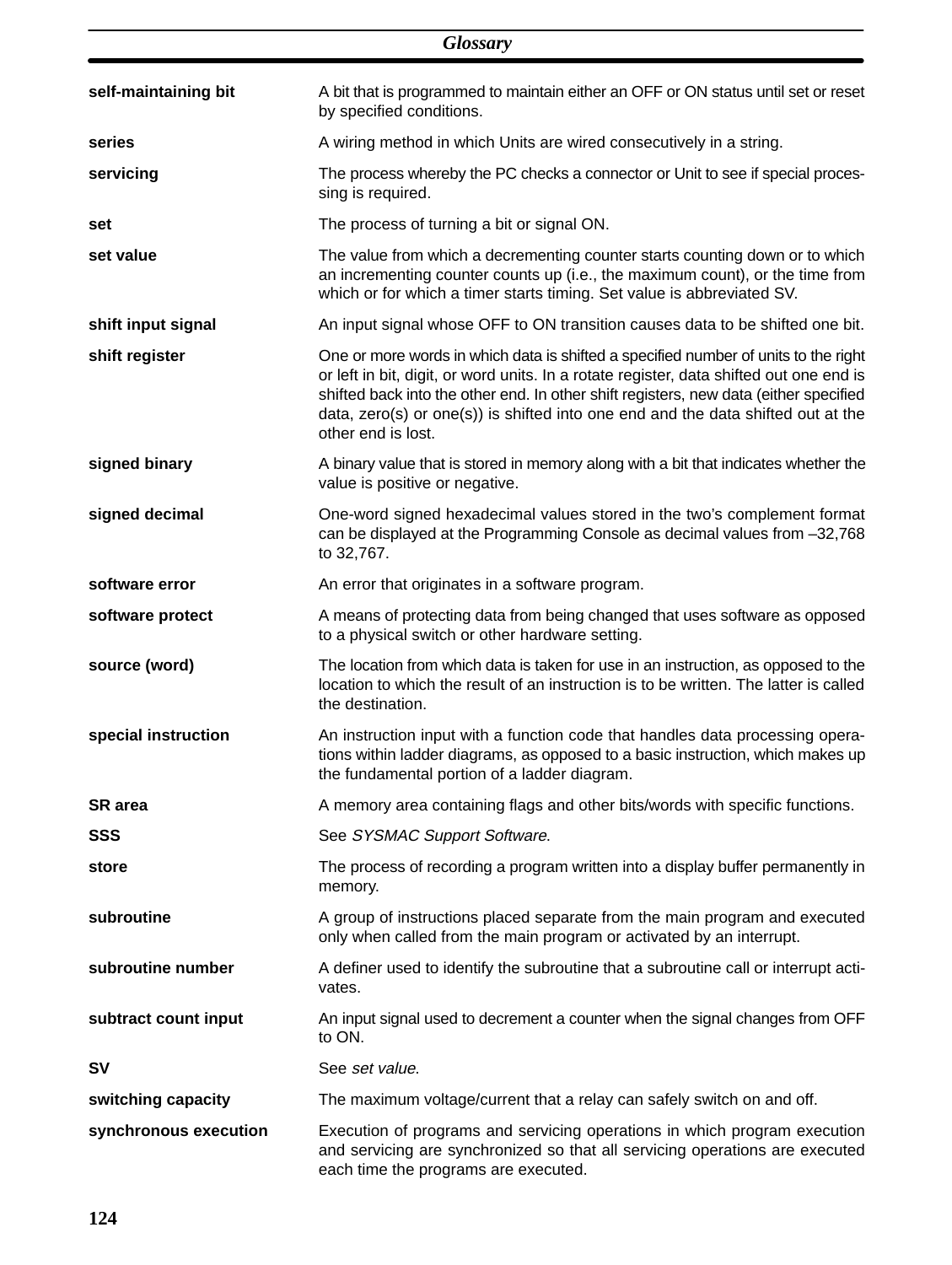**self-maintaining bit** A bit that is programmed to maintain either an OFF or ON status until set or reset by specified conditions.

**series** A wiring method in which Units are wired consecutively in a string.

**servicing** The process whereby the PC checks a connector or Unit to see if special processing is required.

**set** The process of turning a bit or signal ON.

**set value** The value from which a decrementing counter starts counting down or to which an incrementing counter counts up (i.e., the maximum count), or the time from which or for which a timer starts timing. Set value is abbreviated SV.

**shift input signal** An input signal whose OFF to ON transition causes data to be shifted one bit.

**shift register** One or more words in which data is shifted a specified number of units to the right or left in bit, digit, or word units. In a rotate register, data shifted out one end is shifted back into the other end. In other shift registers, new data (either specified data, zero(s) or one(s)) is shifted into one end and the data shifted out at the other end is lost.

**signed binary** A binary value that is stored in memory along with a bit that indicates whether the value is positive or negative.

**signed decimal** One-word signed hexadecimal values stored in the two's complement format can be displayed at the Programming Console as decimal values from –32,768 to 32,767.

**software error** An error that originates in a software program.

**software protect** A means of protecting data from being changed that uses software as opposed to a physical switch or other hardware setting.

**source (word)** The location from which data is taken for use in an instruction, as opposed to the location to which the result of an instruction is to be written. The latter is called the destination.

**special instruction** An instruction input with a function code that handles data processing operations within ladder diagrams, as opposed to a basic instruction, which makes up the fundamental portion of a ladder diagram.

**SR area** A memory area containing flags and other bits/words with specific functions.

**SSS** See *SYSMAC Support Software*.

**store** The process of recording a program written into a display buffer permanently in memory.

**subroutine** A group of instructions placed separate from the main program and executed only when called from the main program or activated by an interrupt.

**subroutine number** A definer used to identify the subroutine that a subroutine call or interrupt activates.

**subtract count input** An input signal used to decrement a counter when the signal changes from OFF to ON.

**SV** See *set value*.

**switching capacity** The maximum voltage/current that a relay can safely switch on and off.

**synchronous execution** Execution of programs and servicing operations in which program execution and servicing are synchronized so that all servicing operations are executed each time the programs are executed.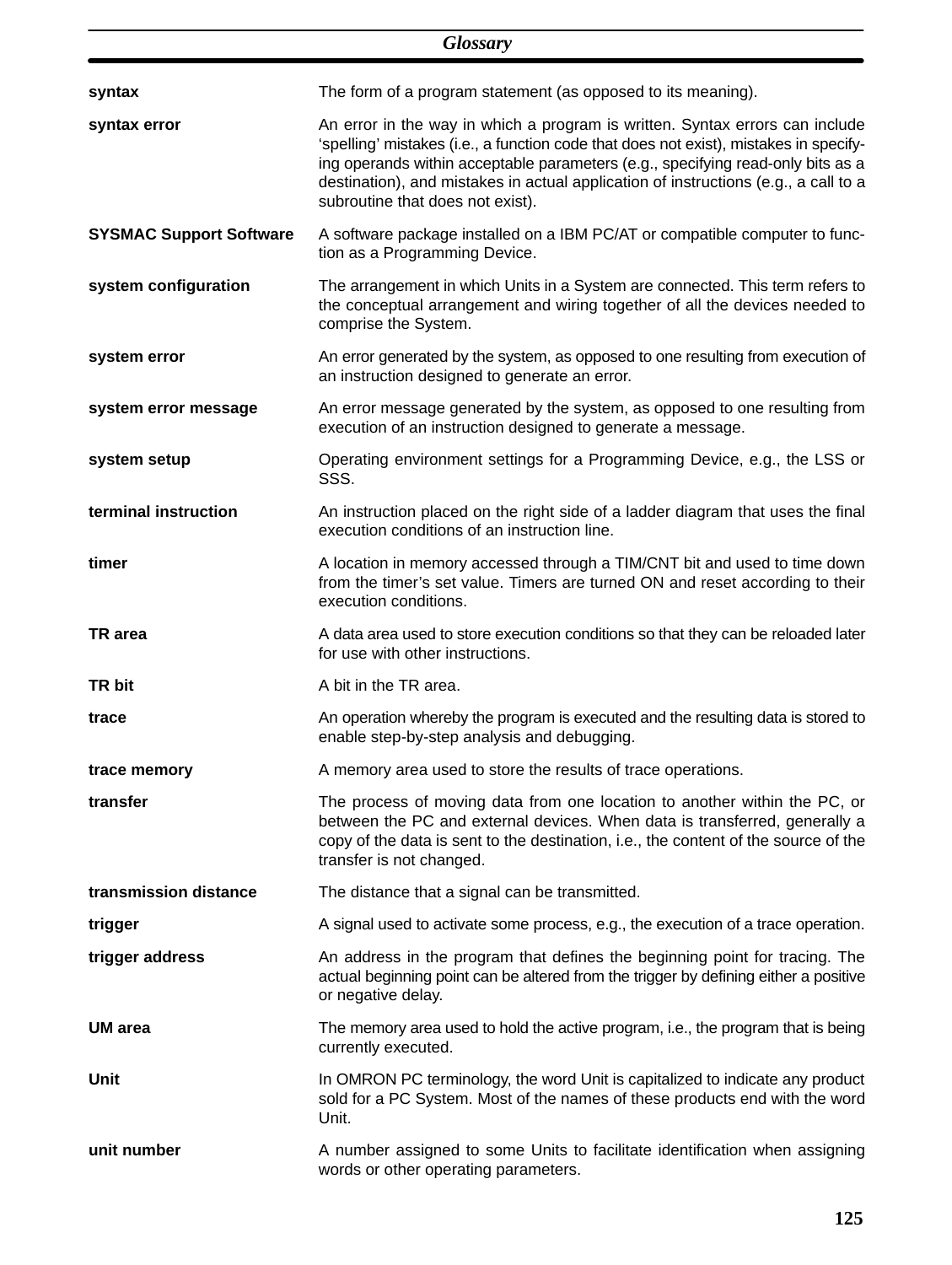**syntax** The form of a program statement (as opposed to its meaning).

**syntax error** An error in the way in which a program is written. Syntax errors can include 'spelling' mistakes (i.e., a function code that does not exist), mistakes in specifying operands within acceptable parameters (e.g., specifying read-only bits as a destination), and mistakes in actual application of instructions (e.g., a call to a subroutine that does not exist).

**SYSMAC Support Software** A software package installed on a IBM PC/AT or compatible computer to function as a Programming Device.

**system configuration** The arrangement in which Units in a System are connected. This term refers to the conceptual arrangement and wiring together of all the devices needed to comprise the System.

**system error** An error generated by the system, as opposed to one resulting from execution of an instruction designed to generate an error.

**system error message** An error message generated by the system, as opposed to one resulting from execution of an instruction designed to generate a message.

**system setup** Operating environment settings for a Programming Device, e.g., the LSS or SSS.

**terminal instruction** An instruction placed on the right side of a ladder diagram that uses the final execution conditions of an instruction line.

**timer** A location in memory accessed through a TIM/CNT bit and used to time down from the timer's set value. Timers are turned ON and reset according to their execution conditions.

**TR area** A data area used to store execution conditions so that they can be reloaded later for use with other instructions.

**TR bit** A bit in the TR area.

**trace** An operation whereby the program is executed and the resulting data is stored to enable step-by-step analysis and debugging.

**trace memory** A memory area used to store the results of trace operations.

**transfer** The process of moving data from one location to another within the PC, or between the PC and external devices. When data is transferred, generally a copy of the data is sent to the destination, i.e., the content of the source of the transfer is not changed.

**transmission distance** The distance that a signal can be transmitted.

**trigger** A signal used to activate some process, e.g., the execution of a trace operation.

**trigger address** An address in the program that defines the beginning point for tracing. The actual beginning point can be altered from the trigger by defining either a positive or negative delay.

**UM area** The memory area used to hold the active program, i.e., the program that is being currently executed.

**Unit** In OMRON PC terminology, the word Unit is capitalized to indicate any product sold for a PC System. Most of the names of these products end with the word Unit.

**unit number** A number assigned to some Units to facilitate identification when assigning words or other operating parameters.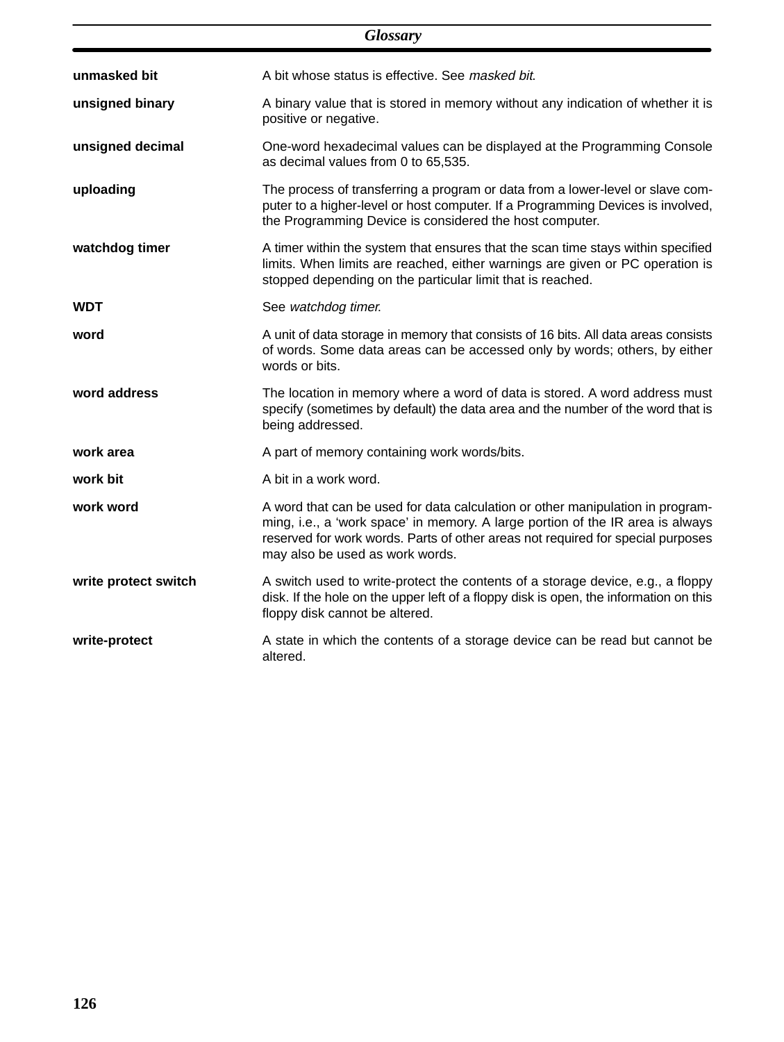**unmasked bit** A bit whose status is effective. See *masked bit*.

**unsigned binary** A binary value that is stored in memory without any indication of whether it is positive or negative.

**unsigned decimal** One-word hexadecimal values can be displayed at the Programming Console as decimal values from 0 to 65,535.

**uploading** The process of transferring a program or data from a lower-level or slave computer to a higher-level or host computer. If a Programming Devices is involved, the Programming Device is considered the host computer.

**watchdog timer** A timer within the system that ensures that the scan time stays within specified limits. When limits are reached, either warnings are given or PC operation is stopped depending on the particular limit that is reached.

**WDT** See *watchdog timer*.

**word** A unit of data storage in memory that consists of 16 bits. All data areas consists of words. Some data areas can be accessed only by words; others, by either words or bits.

**word address** The location in memory where a word of data is stored. A word address must specify (sometimes by default) the data area and the number of the word that is being addressed.

**work area** A part of memory containing work words/bits.

**work bit** A bit in a work word.

**work word** A word that can be used for data calculation or other manipulation in programming, i.e., a 'work space' in memory. A large portion of the IR area is always reserved for work words. Parts of other areas not required for special purposes may also be used as work words.

**write protect switch** A switch used to write-protect the contents of a storage device, e.g., a floppy disk. If the hole on the upper left of a floppy disk is open, the information on this floppy disk cannot be altered.

**write-protect** A state in which the contents of a storage device can be read but cannot be altered.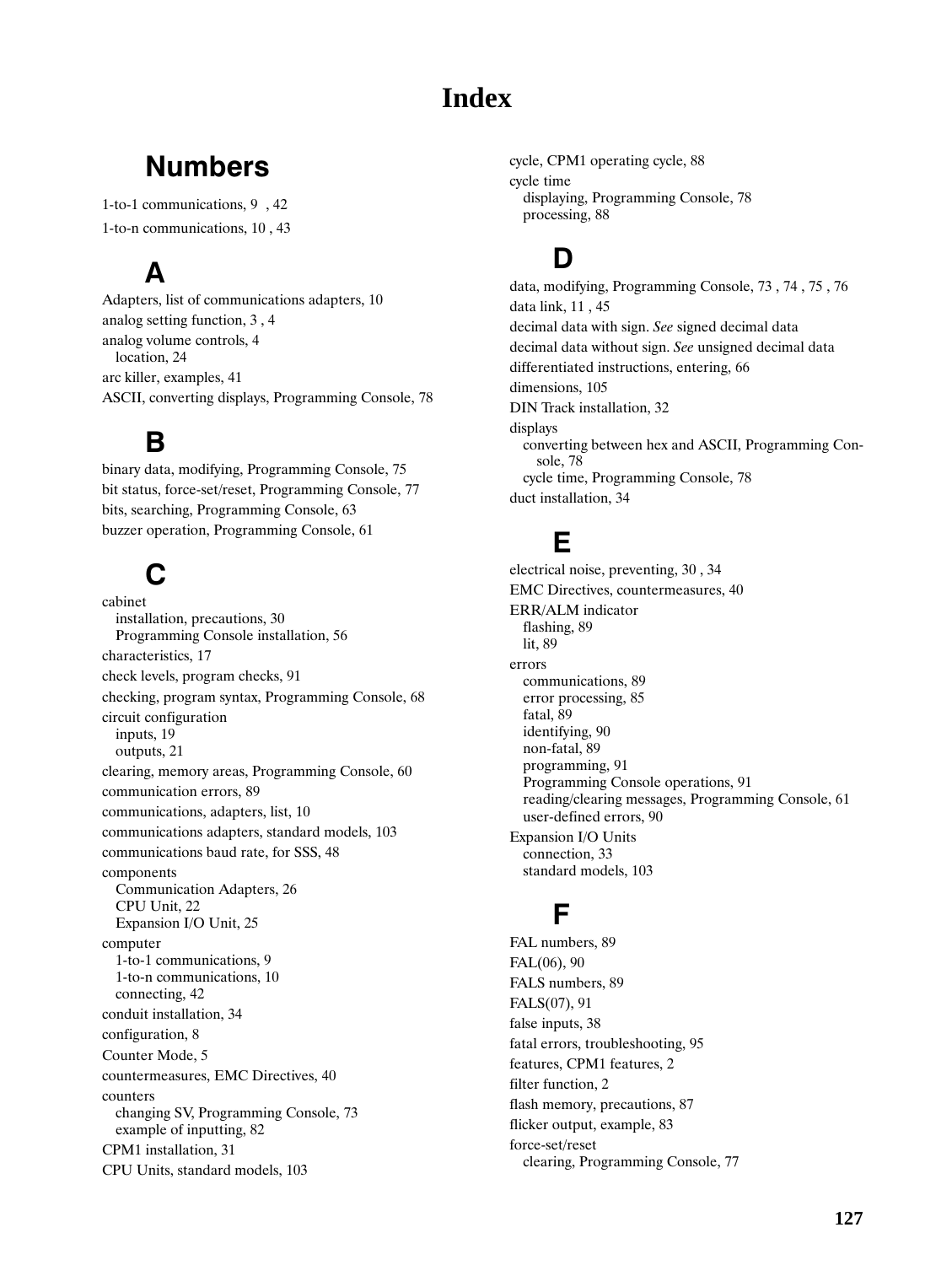# Index

## Numbers

1-to-1 communications, 9 , 42

1-to-n communications, 10 , 43

## A

Adapters, list of communications adapters, 10

analog setting function, 3 , 4

analog volume controls, 4
- location, 24

arc killer, examples, 41

ASCII, converting displays, Programming Console, 78

## B

binary data, modifying, Programming Console, 75

bit status, force-set/reset, Programming Console, 77

bits, searching, Programming Console, 63

buzzer operation, Programming Console, 61

## C

cabinet
- installation, precautions, 30
- Programming Console installation, 56

characteristics, 17

check levels, program checks, 91

checking, program syntax, Programming Console, 68

circuit configuration
- inputs, 19
- outputs, 21

clearing, memory areas, Programming Console, 60

communication errors, 89

communications, adapters, list, 10

communications adapters, standard models, 103

communications baud rate, for SSS, 48

components
- Communication Adapters, 26
- CPU Unit, 22
- Expansion I/O Unit, 25

computer
- 1-to-1 communications, 9
- 1-to-n communications, 10
- connecting, 42

conduit installation, 34

configuration, 8

Counter Mode, 5

countermeasures, EMC Directives, 40

counters
- changing SV, Programming Console, 73
- example of inputting, 82

CPM1 installation, 31

CPU Units, standard models, 103

cycle, CPM1 operating cycle, 88

cycle time
- displaying, Programming Console, 78
- processing, 88

## D

data, modifying, Programming Console, 73 , 74 , 75 , 76

data link, 11 , 45

decimal data with sign. *See* signed decimal data

decimal data without sign. *See* unsigned decimal data

differentiated instructions, entering, 66

dimensions, 105

DIN Track installation, 32

displays
- converting between hex and ASCII, Programming Console, 78
- cycle time, Programming Console, 78

duct installation, 34

## E

electrical noise, preventing, 30 , 34

EMC Directives, countermeasures, 40

ERR/ALM indicator
- flashing, 89
- lit, 89

errors
- communications, 89
- error processing, 85
- fatal, 89
- identifying, 90
- non-fatal, 89
- programming, 91
- Programming Console operations, 91
- reading/clearing messages, Programming Console, 61
- user-defined errors, 90

Expansion I/O Units
- connection, 33
- standard models, 103

## F

FAL numbers, 89

FAL(06), 90

FALS numbers, 89

FALS(07), 91

false inputs, 38

fatal errors, troubleshooting, 95

features, CPM1 features, 2

filter function, 2

flash memory, precautions, 87

flicker output, example, 83

force-set/reset
- clearing, Programming Console, 77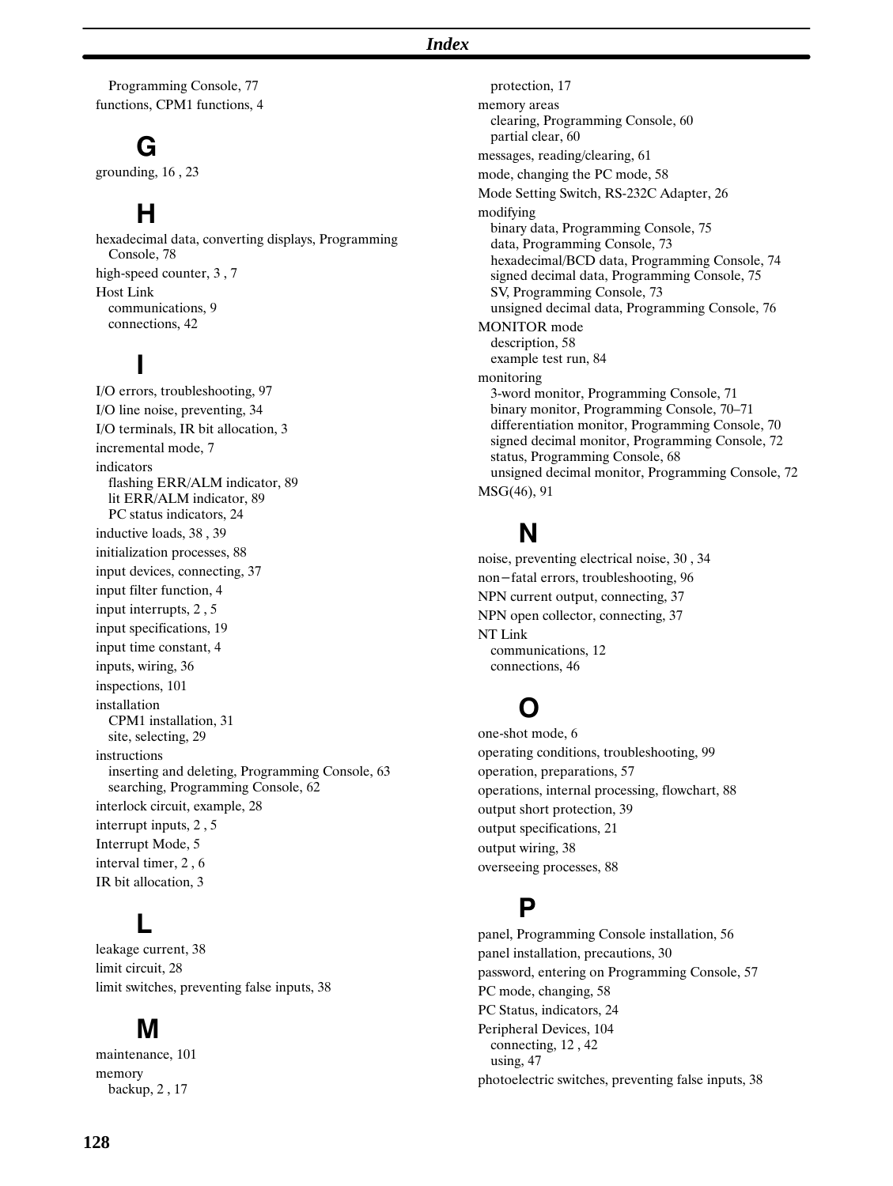Programming Console, 77
functions, CPM1 functions, 4

## G

grounding, 16 , 23

## H

hexadecimal data, converting displays, Programming Console, 78
high-speed counter, 3 , 7
Host Link
  communications, 9
  connections, 42

## I

I/O errors, troubleshooting, 97
I/O line noise, preventing, 34
I/O terminals, IR bit allocation, 3
incremental mode, 7
indicators
  flashing ERR/ALM indicator, 89
  lit ERR/ALM indicator, 89
  PC status indicators, 24
inductive loads, 38 , 39
initialization processes, 88
input devices, connecting, 37
input filter function, 4
input interrupts, 2 , 5
input specifications, 19
input time constant, 4
inputs, wiring, 36
inspections, 101
installation
  CPM1 installation, 31
  site, selecting, 29
instructions
  inserting and deleting, Programming Console, 63
  searching, Programming Console, 62
interlock circuit, example, 28
interrupt inputs, 2 , 5
Interrupt Mode, 5
interval timer, 2 , 6
IR bit allocation, 3

## L

leakage current, 38
limit circuit, 28
limit switches, preventing false inputs, 38

## M

maintenance, 101
memory
  backup, 2 , 17
  protection, 17
memory areas
  clearing, Programming Console, 60
  partial clear, 60
messages, reading/clearing, 61
mode, changing the PC mode, 58
Mode Setting Switch, RS-232C Adapter, 26
modifying
  binary data, Programming Console, 75
  data, Programming Console, 73
  hexadecimal/BCD data, Programming Console, 74
  signed decimal data, Programming Console, 75
  SV, Programming Console, 73
  unsigned decimal data, Programming Console, 76
MONITOR mode
  description, 58
  example test run, 84
monitoring
  3-word monitor, Programming Console, 71
  binary monitor, Programming Console, 70–71
  differentiation monitor, Programming Console, 70
  signed decimal monitor, Programming Console, 72
  status, Programming Console, 68
  unsigned decimal monitor, Programming Console, 72
MSG(46), 91

## N

noise, preventing electrical noise, 30 , 34
non−fatal errors, troubleshooting, 96
NPN current output, connecting, 37
NPN open collector, connecting, 37
NT Link
  communications, 12
  connections, 46

## O

one-shot mode, 6
operating conditions, troubleshooting, 99
operation, preparations, 57
operations, internal processing, flowchart, 88
output short protection, 39
output specifications, 21
output wiring, 38
overseeing processes, 88

## P

panel, Programming Console installation, 56
panel installation, precautions, 30
password, entering on Programming Console, 57
PC mode, changing, 58
PC Status, indicators, 24
Peripheral Devices, 104
  connecting, 12 , 42
  using, 47
photoelectric switches, preventing false inputs, 38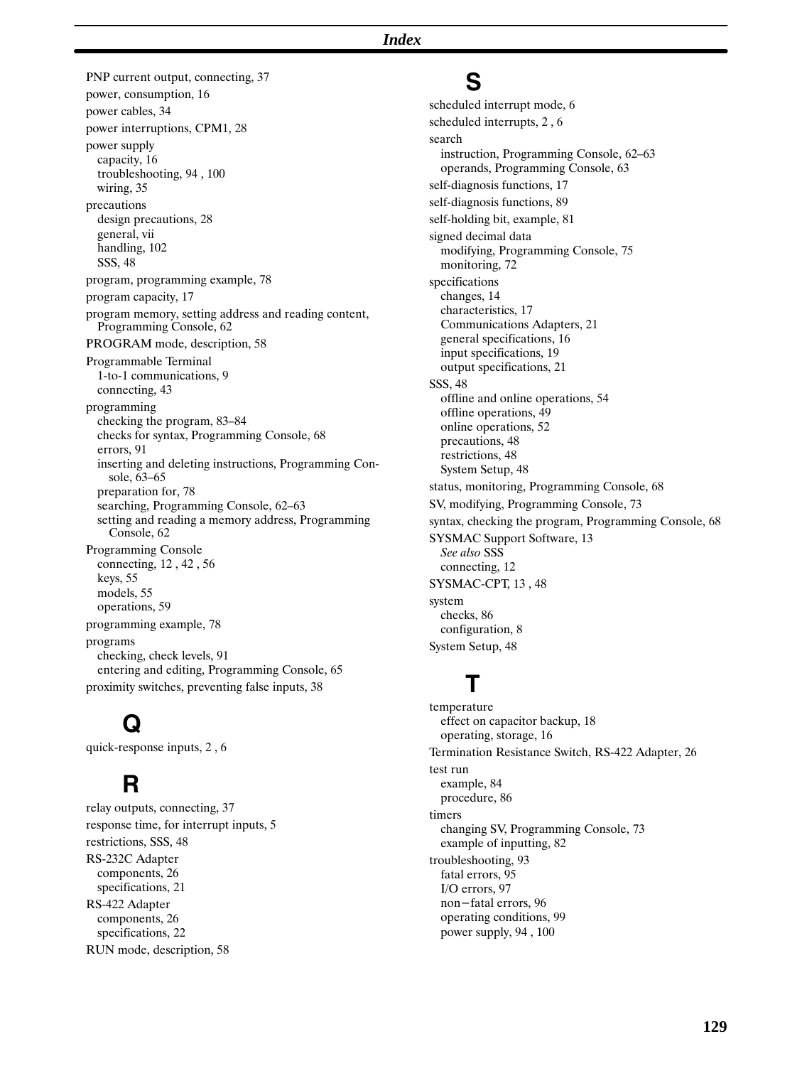PNP current output, connecting, 37
power, consumption, 16
power cables, 34
power interruptions, CPM1, 28
power supply
  capacity, 16
  troubleshooting, 94 , 100
  wiring, 35
precautions
  design precautions, 28
  general, vii
  handling, 102
  SSS, 48
program, programming example, 78
program capacity, 17
program memory, setting address and reading content, Programming Console, 62
PROGRAM mode, description, 58
Programmable Terminal
  1-to-1 communications, 9
  connecting, 43
programming
  checking the program, 83–84
  checks for syntax, Programming Console, 68
  errors, 91
  inserting and deleting instructions, Programming Console, 63–65
  preparation for, 78
  searching, Programming Console, 62–63
  setting and reading a memory address, Programming Console, 62
Programming Console
  connecting, 12 , 42 , 56
  keys, 55
  models, 55
  operations, 59
programming example, 78
programs
  checking, check levels, 91
  entering and editing, Programming Console, 65
proximity switches, preventing false inputs, 38

## Q

quick-response inputs, 2 , 6

## R

relay outputs, connecting, 37
response time, for interrupt inputs, 5
restrictions, SSS, 48
RS-232C Adapter
  components, 26
  specifications, 21
RS-422 Adapter
  components, 26
  specifications, 22
RUN mode, description, 58

## S

scheduled interrupt mode, 6
scheduled interrupts, 2 , 6
search
  instruction, Programming Console, 62–63
  operands, Programming Console, 63
self-diagnosis functions, 17
self-diagnosis functions, 89
self-holding bit, example, 81
signed decimal data
  modifying, Programming Console, 75
  monitoring, 72
specifications
  changes, 14
  characteristics, 17
  Communications Adapters, 21
  general specifications, 16
  input specifications, 19
  output specifications, 21
SSS, 48
  offline and online operations, 54
  offline operations, 49
  online operations, 52
  precautions, 48
  restrictions, 48
  System Setup, 48
status, monitoring, Programming Console, 68
SV, modifying, Programming Console, 73
syntax, checking the program, Programming Console, 68
SYSMAC Support Software, 13
  *See also* SSS
  connecting, 12
SYSMAC-CPT, 13 , 48
system
  checks, 86
  configuration, 8
System Setup, 48

## T

temperature
  effect on capacitor backup, 18
  operating, storage, 16
Termination Resistance Switch, RS-422 Adapter, 26
test run
  example, 84
  procedure, 86
timers
  changing SV, Programming Console, 73
  example of inputting, 82
troubleshooting, 93
  fatal errors, 95
  I/O errors, 97
  non−fatal errors, 96
  operating conditions, 99
  power supply, 94 , 100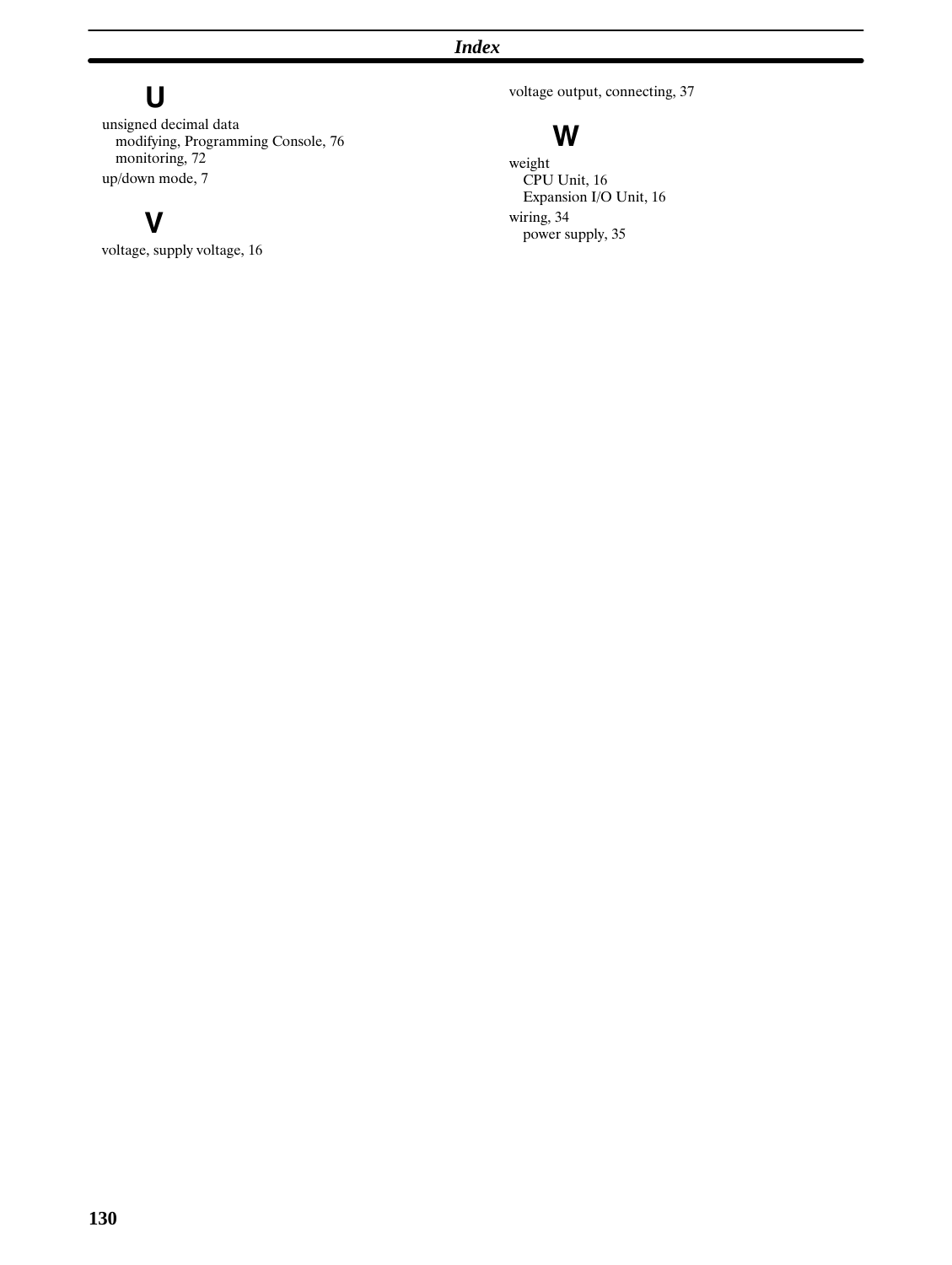## U

unsigned decimal data
  modifying, Programming Console, 76
  monitoring, 72

up/down mode, 7

## V

voltage, supply voltage, 16

voltage output, connecting, 37

## W

weight
  CPU Unit, 16
  Expansion I/O Unit, 16

wiring, 34
  power supply, 35